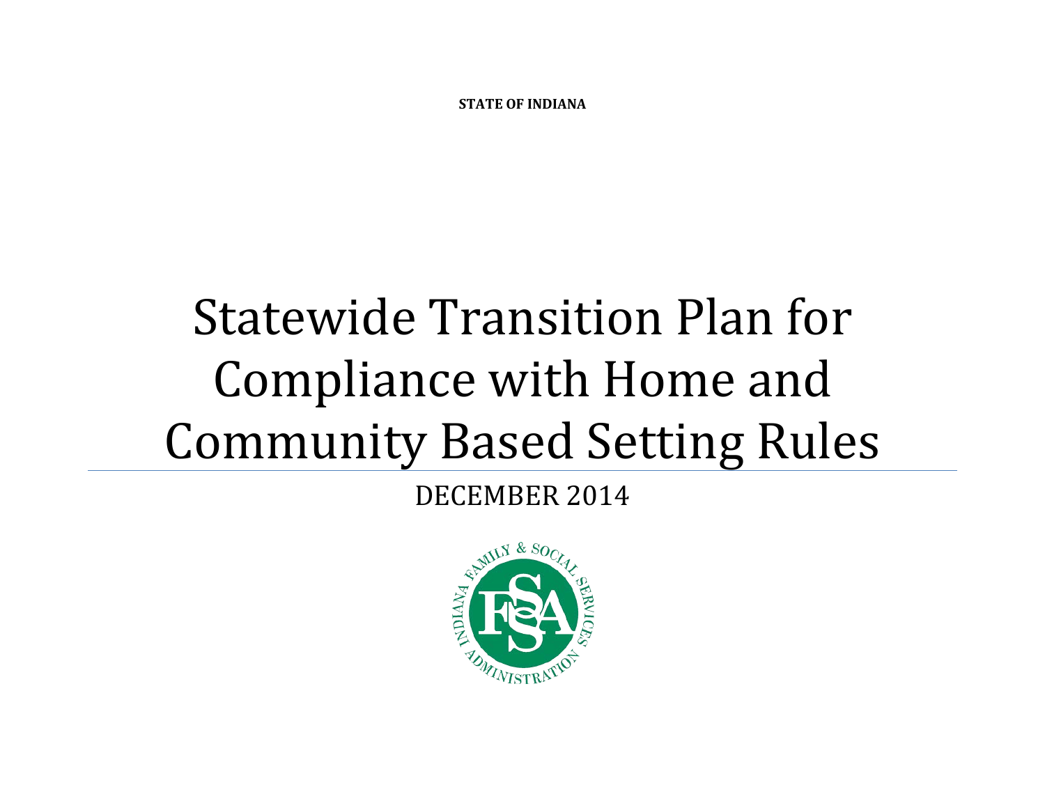**STATE OF INDIANA**

# Statewide Transition Plan for Compliance with Home and Community Based Setting Rules

DECEMBER 2014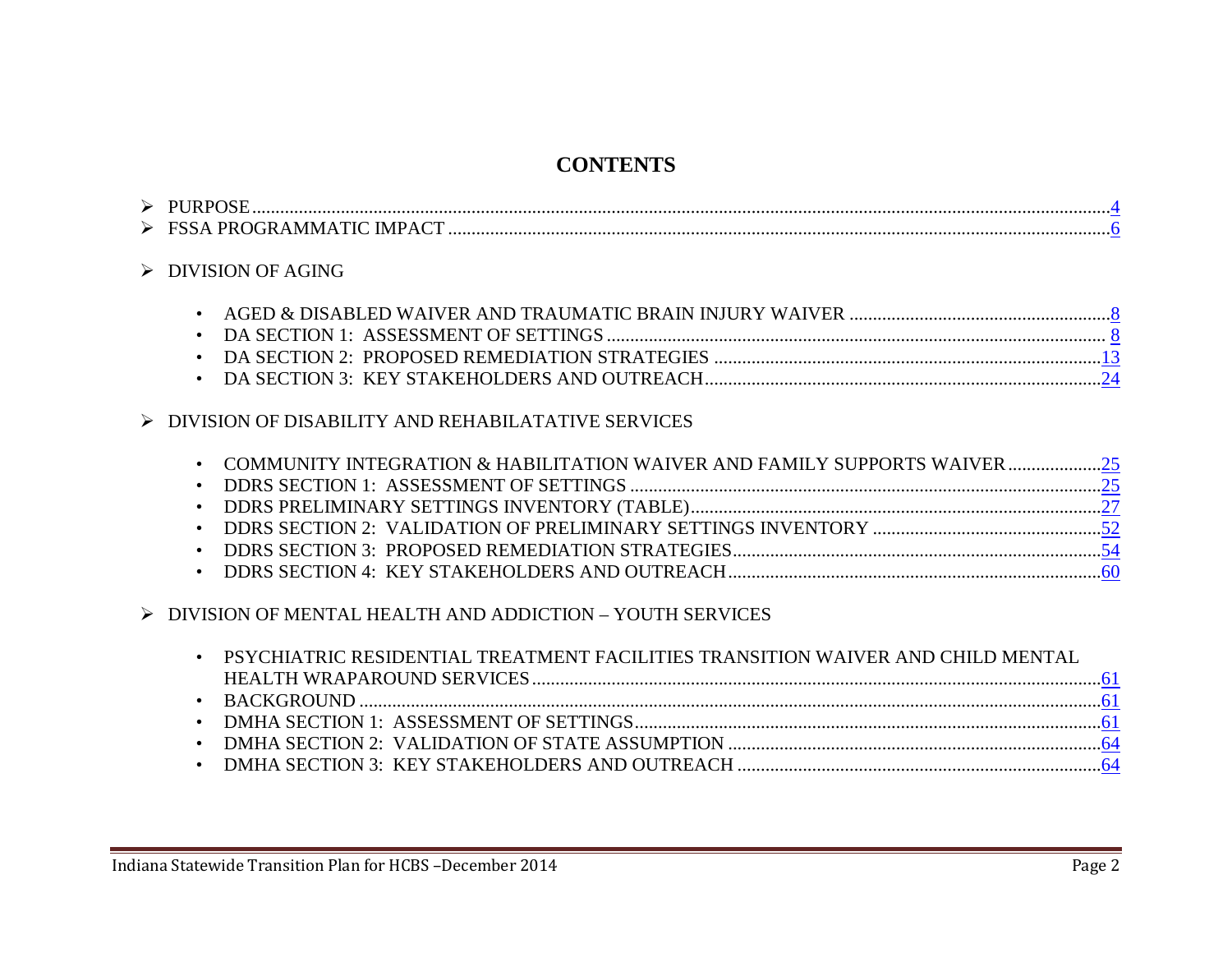# CONTENTS

- PURPOSE .... 4
- FSSA PROGRAMMATIC IMPACT .... 6

- DIVISION OF AGING

  - AGED & DISABLED WAIVER AND TRAUMATIC BRAIN INJURY WAIVER .... 8
  - DA SECTION 1: ASSESSMENT OF SETTINGS .... 8
  - DA SECTION 2: PROPOSED REMEDIATION STRATEGIES .... 13
  - DA SECTION 3: KEY STAKEHOLDERS AND OUTREACH .... 24

- DIVISION OF DISABILITY AND REHABILATATIVE SERVICES

  - COMMUNITY INTEGRATION & HABILITATION WAIVER AND FAMILY SUPPORTS WAIVER .... 25
  - DDRS SECTION 1: ASSESSMENT OF SETTINGS .... 25
  - DDRS PRELIMINARY SETTINGS INVENTORY (TABLE) .... 27
  - DDRS SECTION 2: VALIDATION OF PRELIMINARY SETTINGS INVENTORY .... 52
  - DDRS SECTION 3: PROPOSED REMEDIATION STRATEGIES .... 54
  - DDRS SECTION 4: KEY STAKEHOLDERS AND OUTREACH .... 60

- DIVISION OF MENTAL HEALTH AND ADDICTION – YOUTH SERVICES

  - PSYCHIATRIC RESIDENTIAL TREATMENT FACILITIES TRANSITION WAIVER AND CHILD MENTAL HEALTH WRAPAROUND SERVICES .... 61
  - BACKGROUND .... 61
  - DMHA SECTION 1: ASSESSMENT OF SETTINGS .... 61
  - DMHA SECTION 2: VALIDATION OF STATE ASSUMPTION .... 64
  - DMHA SECTION 3: KEY STAKEHOLDERS AND OUTREACH .... 64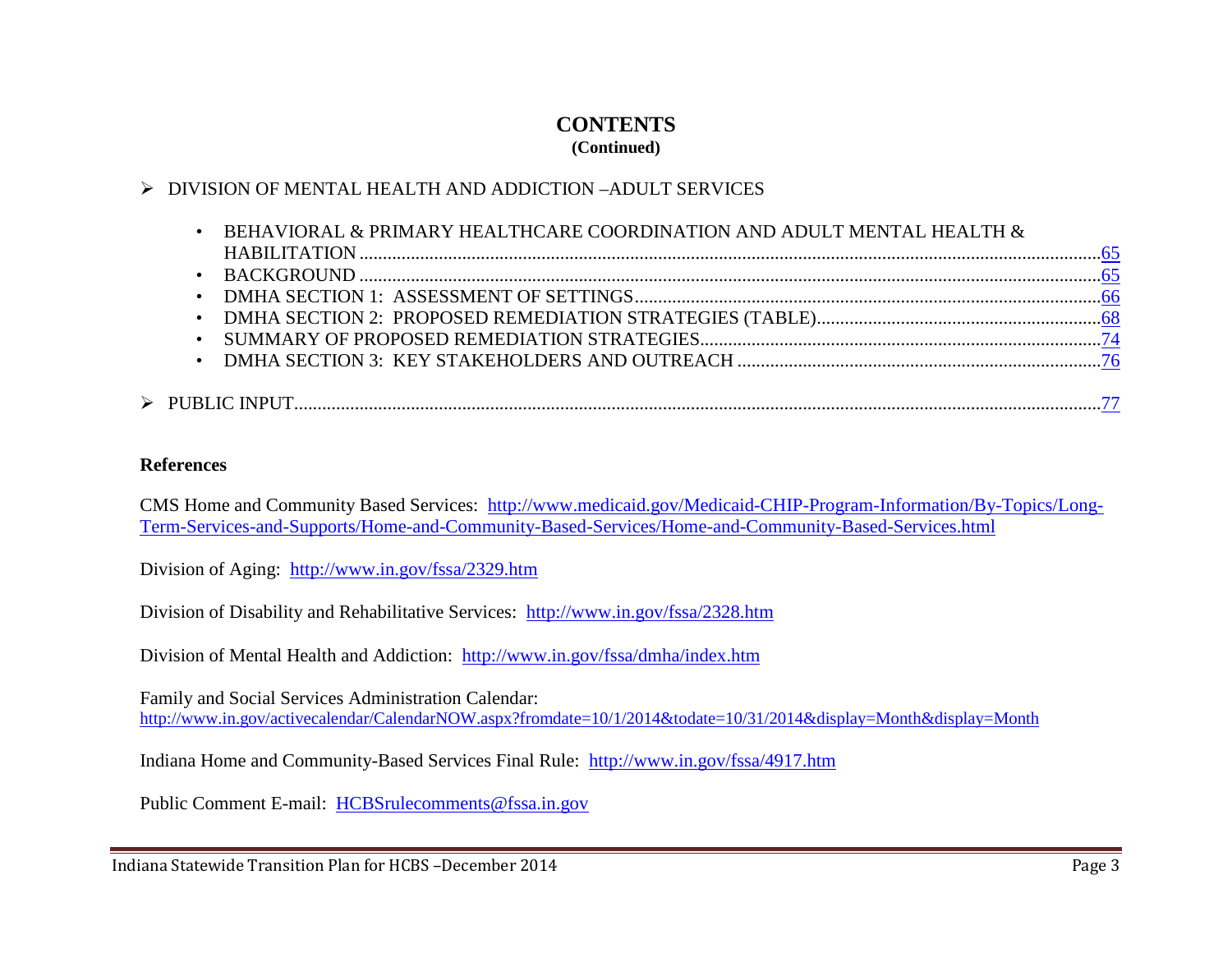# CONTENTS
**(Continued)**

- DIVISION OF MENTAL HEALTH AND ADDICTION –ADULT SERVICES
  - BEHAVIORAL & PRIMARY HEALTHCARE COORDINATION AND ADULT MENTAL HEALTH & HABILITATION ........ 65
  - BACKGROUND ........ 65
  - DMHA SECTION 1: ASSESSMENT OF SETTINGS ........ 66
  - DMHA SECTION 2: PROPOSED REMEDIATION STRATEGIES (TABLE) ........ 68
  - SUMMARY OF PROPOSED REMEDIATION STRATEGIES ........ 74
  - DMHA SECTION 3: KEY STAKEHOLDERS AND OUTREACH ........ 76
- PUBLIC INPUT ........ 77

**References**

CMS Home and Community Based Services: http://www.medicaid.gov/Medicaid-CHIP-Program-Information/By-Topics/Long-Term-Services-and-Supports/Home-and-Community-Based-Services/Home-and-Community-Based-Services.html

Division of Aging: http://www.in.gov/fssa/2329.htm

Division of Disability and Rehabilitative Services: http://www.in.gov/fssa/2328.htm

Division of Mental Health and Addiction: http://www.in.gov/fssa/dmha/index.htm

Family and Social Services Administration Calendar:
http://www.in.gov/activecalendar/CalendarNOW.aspx?fromdate=10/1/2014&todate=10/31/2014&display=Month&display=Month

Indiana Home and Community-Based Services Final Rule: http://www.in.gov/fssa/4917.htm

Public Comment E-mail: HCBSrulecomments@fssa.in.gov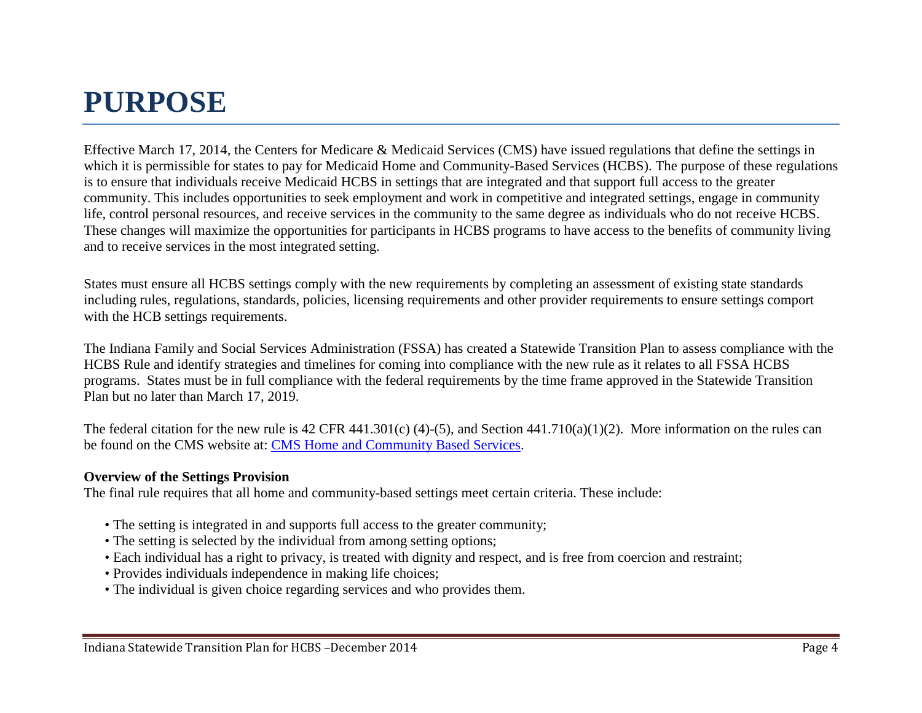# PURPOSE

Effective March 17, 2014, the Centers for Medicare & Medicaid Services (CMS) have issued regulations that define the settings in which it is permissible for states to pay for Medicaid Home and Community-Based Services (HCBS). The purpose of these regulations is to ensure that individuals receive Medicaid HCBS in settings that are integrated and that support full access to the greater community. This includes opportunities to seek employment and work in competitive and integrated settings, engage in community life, control personal resources, and receive services in the community to the same degree as individuals who do not receive HCBS. These changes will maximize the opportunities for participants in HCBS programs to have access to the benefits of community living and to receive services in the most integrated setting.

States must ensure all HCBS settings comply with the new requirements by completing an assessment of existing state standards including rules, regulations, standards, policies, licensing requirements and other provider requirements to ensure settings comport with the HCB settings requirements.

The Indiana Family and Social Services Administration (FSSA) has created a Statewide Transition Plan to assess compliance with the HCBS Rule and identify strategies and timelines for coming into compliance with the new rule as it relates to all FSSA HCBS programs. States must be in full compliance with the federal requirements by the time frame approved in the Statewide Transition Plan but no later than March 17, 2019.

The federal citation for the new rule is 42 CFR 441.301(c) (4)-(5), and Section 441.710(a)(1)(2). More information on the rules can be found on the CMS website at: [CMS Home and Community Based Services](#).

**Overview of the Settings Provision**

The final rule requires that all home and community-based settings meet certain criteria. These include:

- The setting is integrated in and supports full access to the greater community;
- The setting is selected by the individual from among setting options;
- Each individual has a right to privacy, is treated with dignity and respect, and is free from coercion and restraint;
- Provides individuals independence in making life choices;
- The individual is given choice regarding services and who provides them.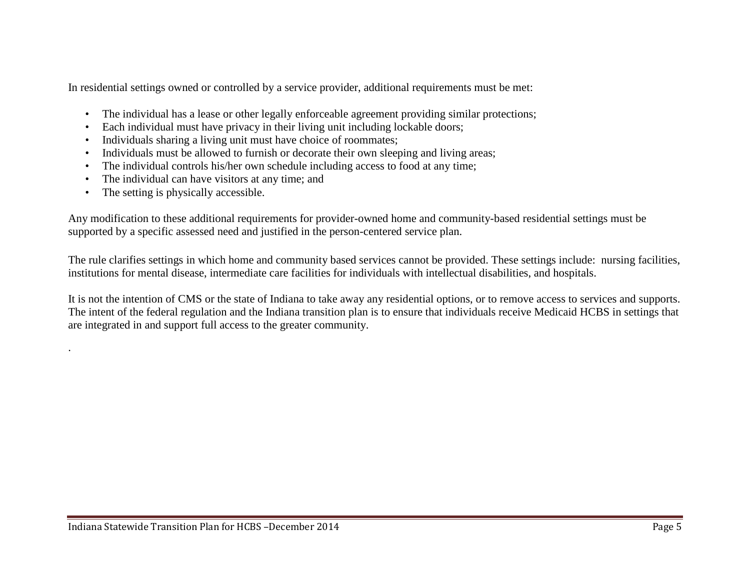In residential settings owned or controlled by a service provider, additional requirements must be met:

- The individual has a lease or other legally enforceable agreement providing similar protections;
- Each individual must have privacy in their living unit including lockable doors;
- Individuals sharing a living unit must have choice of roommates;
- Individuals must be allowed to furnish or decorate their own sleeping and living areas;
- The individual controls his/her own schedule including access to food at any time;
- The individual can have visitors at any time; and
- The setting is physically accessible.

Any modification to these additional requirements for provider-owned home and community-based residential settings must be supported by a specific assessed need and justified in the person-centered service plan.

The rule clarifies settings in which home and community based services cannot be provided. These settings include: nursing facilities, institutions for mental disease, intermediate care facilities for individuals with intellectual disabilities, and hospitals.

It is not the intention of CMS or the state of Indiana to take away any residential options, or to remove access to services and supports. The intent of the federal regulation and the Indiana transition plan is to ensure that individuals receive Medicaid HCBS in settings that are integrated in and support full access to the greater community.

.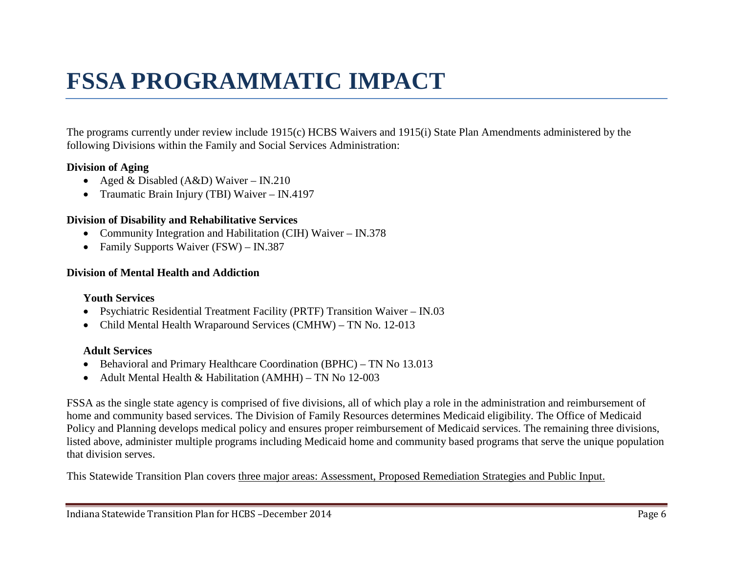# FSSA PROGRAMMATIC IMPACT

The programs currently under review include 1915(c) HCBS Waivers and 1915(i) State Plan Amendments administered by the following Divisions within the Family and Social Services Administration:

**Division of Aging**

- Aged & Disabled (A&D) Waiver – IN.210
- Traumatic Brain Injury (TBI) Waiver – IN.4197

**Division of Disability and Rehabilitative Services**

- Community Integration and Habilitation (CIH) Waiver – IN.378
- Family Supports Waiver (FSW) – IN.387

**Division of Mental Health and Addiction**

**Youth Services**

- Psychiatric Residential Treatment Facility (PRTF) Transition Waiver – IN.03
- Child Mental Health Wraparound Services (CMHW) – TN No. 12-013

**Adult Services**

- Behavioral and Primary Healthcare Coordination (BPHC) – TN No 13.013
- Adult Mental Health & Habilitation (AMHH) – TN No 12-003

FSSA as the single state agency is comprised of five divisions, all of which play a role in the administration and reimbursement of home and community based services. The Division of Family Resources determines Medicaid eligibility. The Office of Medicaid Policy and Planning develops medical policy and ensures proper reimbursement of Medicaid services. The remaining three divisions, listed above, administer multiple programs including Medicaid home and community based programs that serve the unique population that division serves.

This Statewide Transition Plan covers three major areas: Assessment, Proposed Remediation Strategies and Public Input.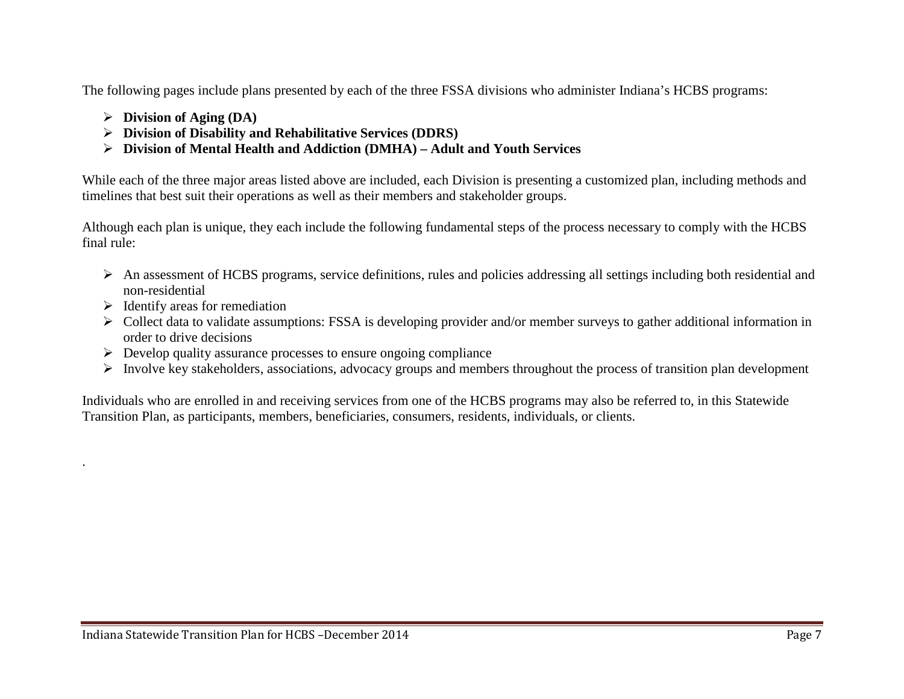The following pages include plans presented by each of the three FSSA divisions who administer Indiana's HCBS programs:

- **Division of Aging (DA)**
- **Division of Disability and Rehabilitative Services (DDRS)**
- **Division of Mental Health and Addiction (DMHA) – Adult and Youth Services**

While each of the three major areas listed above are included, each Division is presenting a customized plan, including methods and timelines that best suit their operations as well as their members and stakeholder groups.

Although each plan is unique, they each include the following fundamental steps of the process necessary to comply with the HCBS final rule:

- An assessment of HCBS programs, service definitions, rules and policies addressing all settings including both residential and non-residential
- Identify areas for remediation
- Collect data to validate assumptions: FSSA is developing provider and/or member surveys to gather additional information in order to drive decisions
- Develop quality assurance processes to ensure ongoing compliance
- Involve key stakeholders, associations, advocacy groups and members throughout the process of transition plan development

Individuals who are enrolled in and receiving services from one of the HCBS programs may also be referred to, in this Statewide Transition Plan, as participants, members, beneficiaries, consumers, residents, individuals, or clients.

.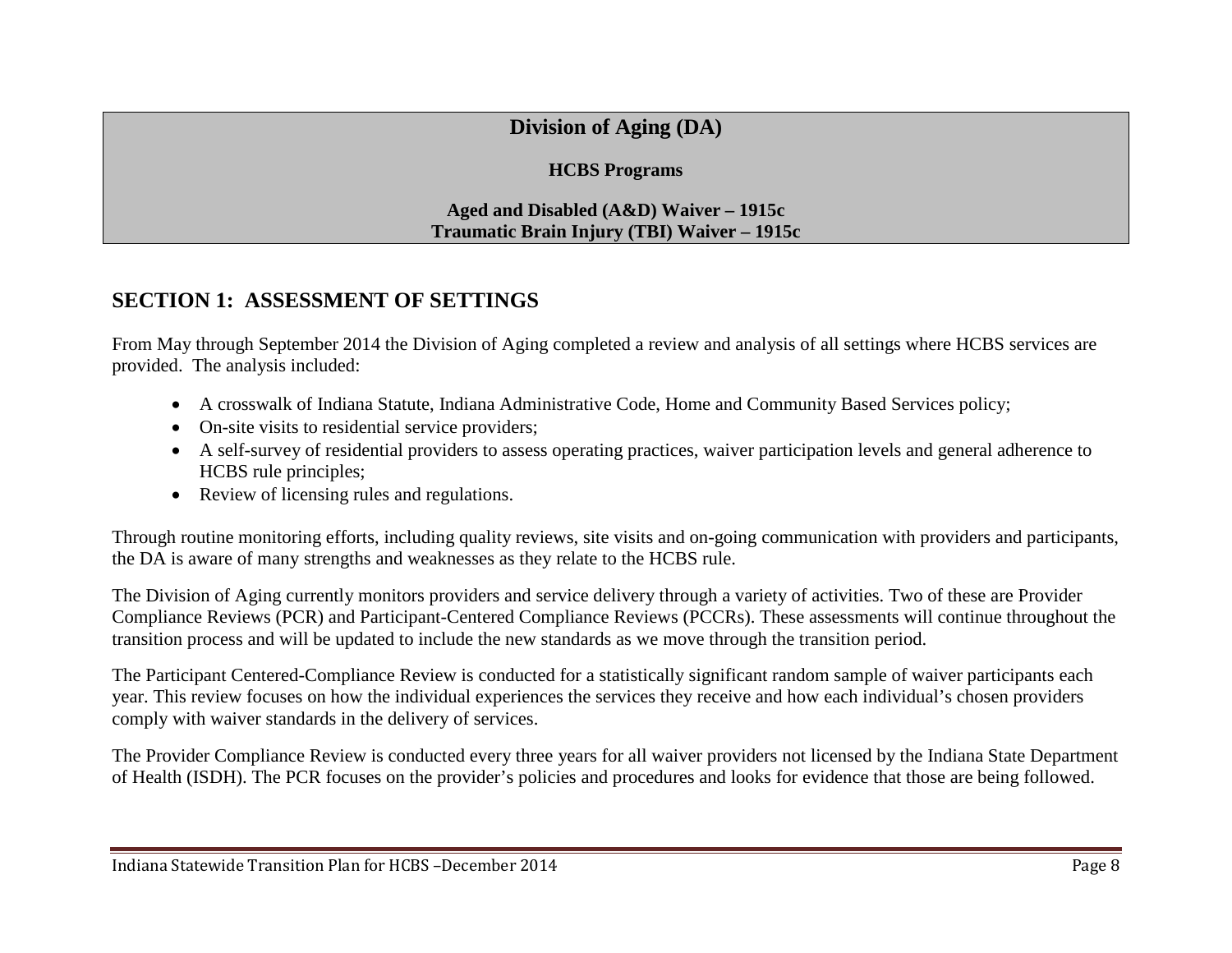# Division of Aging (DA)

**HCBS Programs**

**Aged and Disabled (A&D) Waiver – 1915c**
**Traumatic Brain Injury (TBI) Waiver – 1915c**

## SECTION 1: ASSESSMENT OF SETTINGS

From May through September 2014 the Division of Aging completed a review and analysis of all settings where HCBS services are provided. The analysis included:

- A crosswalk of Indiana Statute, Indiana Administrative Code, Home and Community Based Services policy;
- On-site visits to residential service providers;
- A self-survey of residential providers to assess operating practices, waiver participation levels and general adherence to HCBS rule principles;
- Review of licensing rules and regulations.

Through routine monitoring efforts, including quality reviews, site visits and on-going communication with providers and participants, the DA is aware of many strengths and weaknesses as they relate to the HCBS rule.

The Division of Aging currently monitors providers and service delivery through a variety of activities. Two of these are Provider Compliance Reviews (PCR) and Participant-Centered Compliance Reviews (PCCRs). These assessments will continue throughout the transition process and will be updated to include the new standards as we move through the transition period.

The Participant Centered-Compliance Review is conducted for a statistically significant random sample of waiver participants each year. This review focuses on how the individual experiences the services they receive and how each individual's chosen providers comply with waiver standards in the delivery of services.

The Provider Compliance Review is conducted every three years for all waiver providers not licensed by the Indiana State Department of Health (ISDH). The PCR focuses on the provider's policies and procedures and looks for evidence that those are being followed.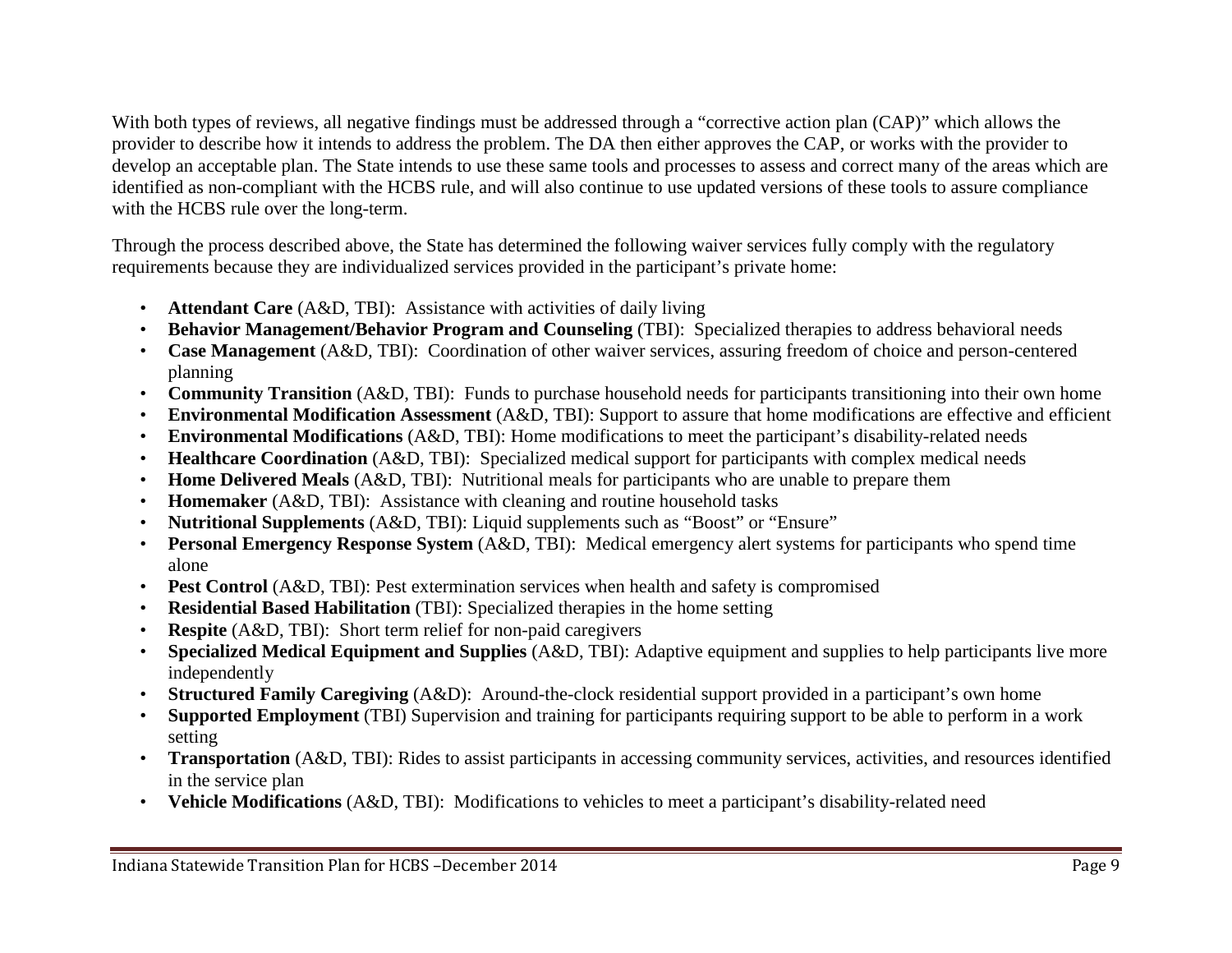With both types of reviews, all negative findings must be addressed through a "corrective action plan (CAP)" which allows the provider to describe how it intends to address the problem. The DA then either approves the CAP, or works with the provider to develop an acceptable plan. The State intends to use these same tools and processes to assess and correct many of the areas which are identified as non-compliant with the HCBS rule, and will also continue to use updated versions of these tools to assure compliance with the HCBS rule over the long-term.

Through the process described above, the State has determined the following waiver services fully comply with the regulatory requirements because they are individualized services provided in the participant's private home:

- **Attendant Care** (A&D, TBI): Assistance with activities of daily living
- **Behavior Management/Behavior Program and Counseling** (TBI): Specialized therapies to address behavioral needs
- **Case Management** (A&D, TBI): Coordination of other waiver services, assuring freedom of choice and person-centered planning
- **Community Transition** (A&D, TBI): Funds to purchase household needs for participants transitioning into their own home
- **Environmental Modification Assessment** (A&D, TBI): Support to assure that home modifications are effective and efficient
- **Environmental Modifications** (A&D, TBI): Home modifications to meet the participant's disability-related needs
- **Healthcare Coordination** (A&D, TBI): Specialized medical support for participants with complex medical needs
- **Home Delivered Meals** (A&D, TBI): Nutritional meals for participants who are unable to prepare them
- **Homemaker** (A&D, TBI): Assistance with cleaning and routine household tasks
- **Nutritional Supplements** (A&D, TBI): Liquid supplements such as "Boost" or "Ensure"
- **Personal Emergency Response System** (A&D, TBI): Medical emergency alert systems for participants who spend time alone
- **Pest Control** (A&D, TBI): Pest extermination services when health and safety is compromised
- **Residential Based Habilitation** (TBI): Specialized therapies in the home setting
- **Respite** (A&D, TBI): Short term relief for non-paid caregivers
- **Specialized Medical Equipment and Supplies** (A&D, TBI): Adaptive equipment and supplies to help participants live more independently
- **Structured Family Caregiving** (A&D): Around-the-clock residential support provided in a participant's own home
- **Supported Employment** (TBI) Supervision and training for participants requiring support to be able to perform in a work setting
- **Transportation** (A&D, TBI): Rides to assist participants in accessing community services, activities, and resources identified in the service plan
- **Vehicle Modifications** (A&D, TBI): Modifications to vehicles to meet a participant's disability-related need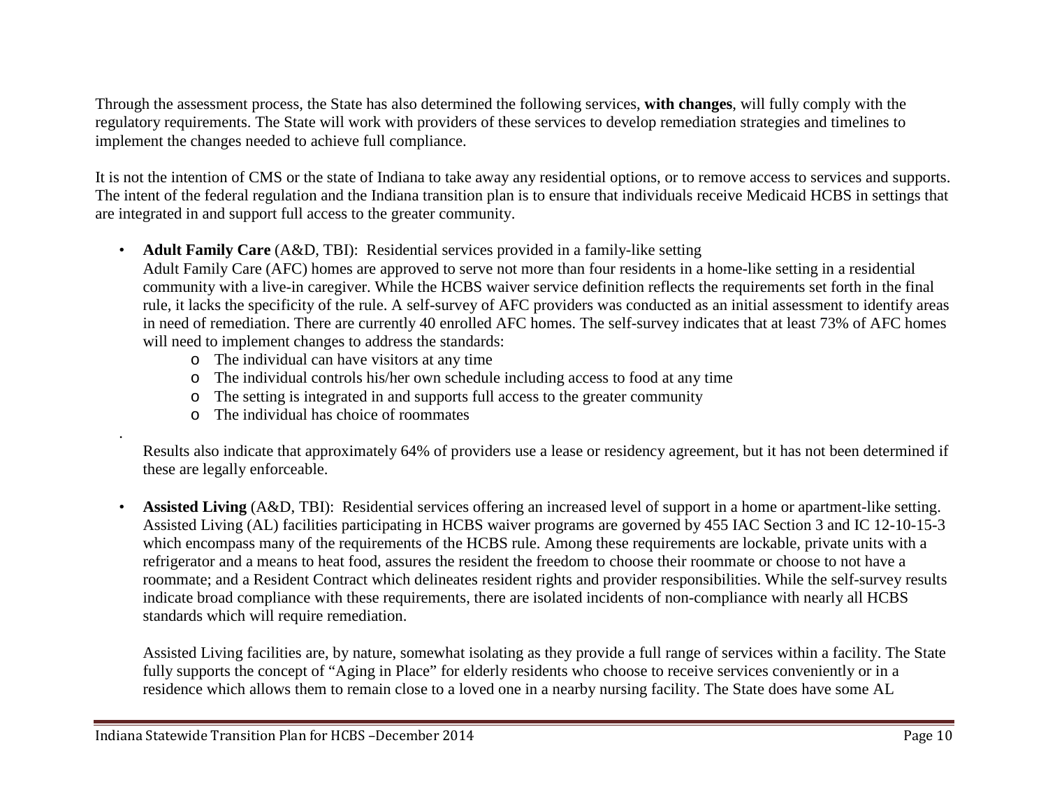Through the assessment process, the State has also determined the following services, **with changes**, will fully comply with the regulatory requirements. The State will work with providers of these services to develop remediation strategies and timelines to implement the changes needed to achieve full compliance.

It is not the intention of CMS or the state of Indiana to take away any residential options, or to remove access to services and supports. The intent of the federal regulation and the Indiana transition plan is to ensure that individuals receive Medicaid HCBS in settings that are integrated in and support full access to the greater community.

- **Adult Family Care** (A&D, TBI): Residential services provided in a family-like setting
  Adult Family Care (AFC) homes are approved to serve not more than four residents in a home-like setting in a residential community with a live-in caregiver. While the HCBS waiver service definition reflects the requirements set forth in the final rule, it lacks the specificity of the rule. A self-survey of AFC providers was conducted as an initial assessment to identify areas in need of remediation. There are currently 40 enrolled AFC homes. The self-survey indicates that at least 73% of AFC homes will need to implement changes to address the standards:
    - The individual can have visitors at any time
    - The individual controls his/her own schedule including access to food at any time
    - The setting is integrated in and supports full access to the greater community
    - The individual has choice of roommates

  Results also indicate that approximately 64% of providers use a lease or residency agreement, but it has not been determined if these are legally enforceable.

- **Assisted Living** (A&D, TBI): Residential services offering an increased level of support in a home or apartment-like setting. Assisted Living (AL) facilities participating in HCBS waiver programs are governed by 455 IAC Section 3 and IC 12-10-15-3 which encompass many of the requirements of the HCBS rule. Among these requirements are lockable, private units with a refrigerator and a means to heat food, assures the resident the freedom to choose their roommate or choose to not have a roommate; and a Resident Contract which delineates resident rights and provider responsibilities. While the self-survey results indicate broad compliance with these requirements, there are isolated incidents of non-compliance with nearly all HCBS standards which will require remediation.

  Assisted Living facilities are, by nature, somewhat isolating as they provide a full range of services within a facility. The State fully supports the concept of "Aging in Place" for elderly residents who choose to receive services conveniently or in a residence which allows them to remain close to a loved one in a nearby nursing facility. The State does have some AL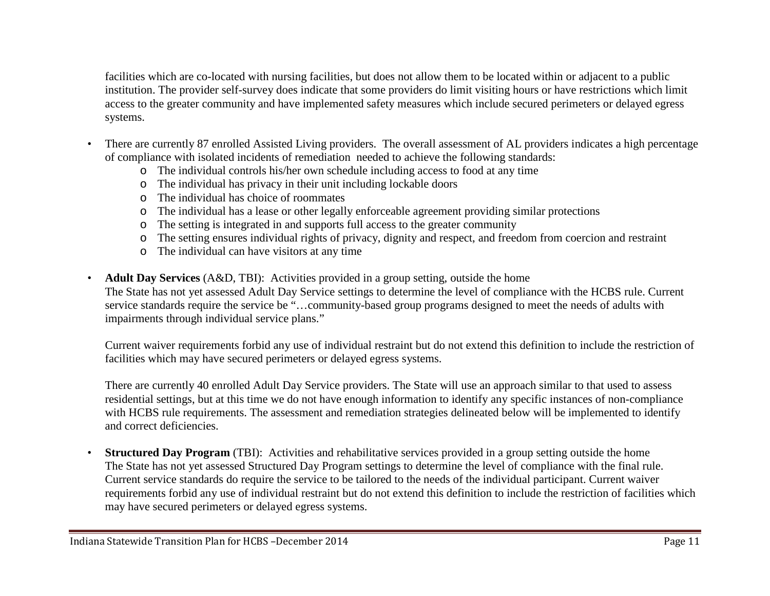facilities which are co-located with nursing facilities, but does not allow them to be located within or adjacent to a public institution. The provider self-survey does indicate that some providers do limit visiting hours or have restrictions which limit access to the greater community and have implemented safety measures which include secured perimeters or delayed egress systems.

- There are currently 87 enrolled Assisted Living providers. The overall assessment of AL providers indicates a high percentage of compliance with isolated incidents of remediation needed to achieve the following standards:
  - The individual controls his/her own schedule including access to food at any time
  - The individual has privacy in their unit including lockable doors
  - The individual has choice of roommates
  - The individual has a lease or other legally enforceable agreement providing similar protections
  - The setting is integrated in and supports full access to the greater community
  - The setting ensures individual rights of privacy, dignity and respect, and freedom from coercion and restraint
  - The individual can have visitors at any time

- **Adult Day Services** (A&D, TBI): Activities provided in a group setting, outside the home
  The State has not yet assessed Adult Day Service settings to determine the level of compliance with the HCBS rule. Current service standards require the service be "…community-based group programs designed to meet the needs of adults with impairments through individual service plans."

  Current waiver requirements forbid any use of individual restraint but do not extend this definition to include the restriction of facilities which may have secured perimeters or delayed egress systems.

  There are currently 40 enrolled Adult Day Service providers. The State will use an approach similar to that used to assess residential settings, but at this time we do not have enough information to identify any specific instances of non-compliance with HCBS rule requirements. The assessment and remediation strategies delineated below will be implemented to identify and correct deficiencies.

- **Structured Day Program** (TBI): Activities and rehabilitative services provided in a group setting outside the home
  The State has not yet assessed Structured Day Program settings to determine the level of compliance with the final rule. Current service standards do require the service to be tailored to the needs of the individual participant. Current waiver requirements forbid any use of individual restraint but do not extend this definition to include the restriction of facilities which may have secured perimeters or delayed egress systems.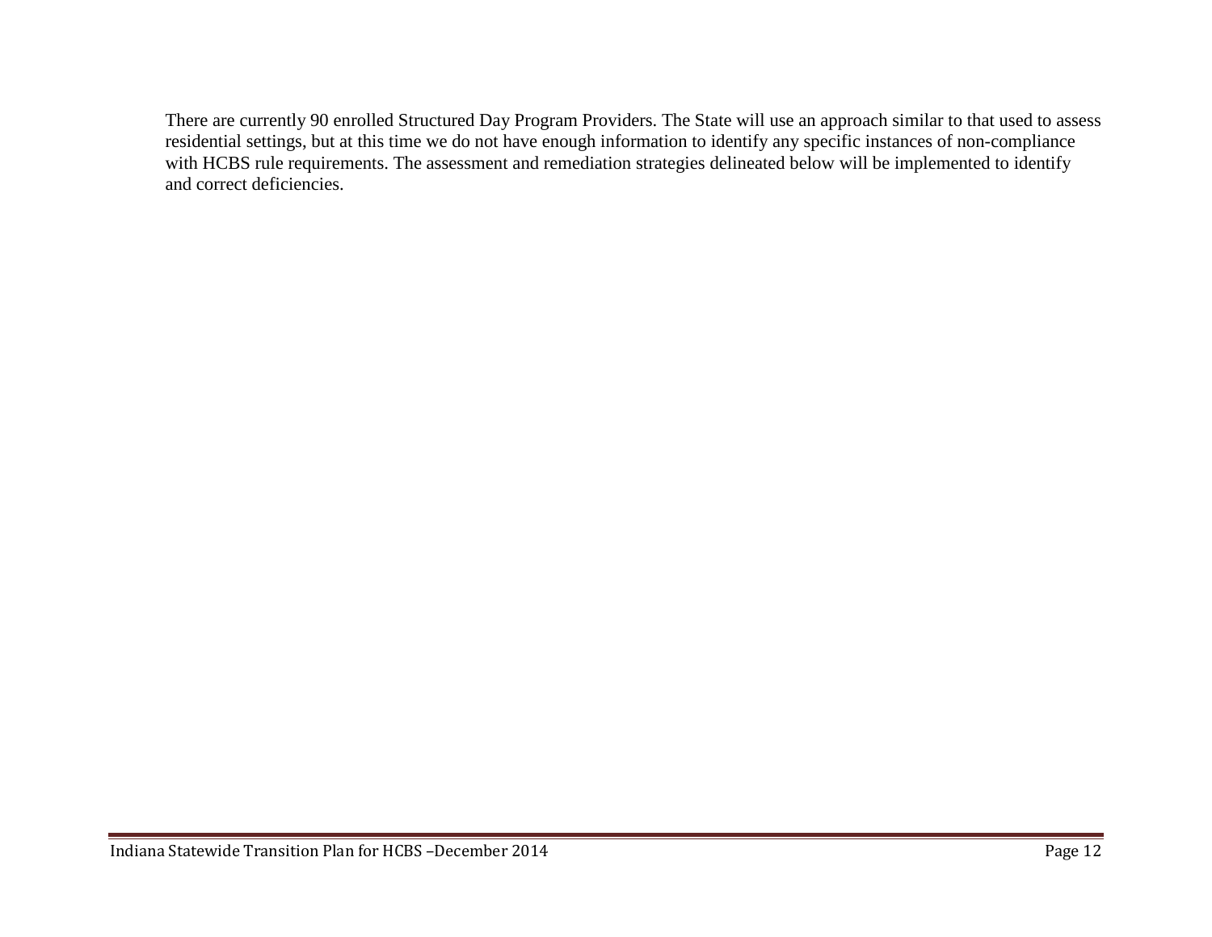There are currently 90 enrolled Structured Day Program Providers. The State will use an approach similar to that used to assess residential settings, but at this time we do not have enough information to identify any specific instances of non-compliance with HCBS rule requirements. The assessment and remediation strategies delineated below will be implemented to identify and correct deficiencies.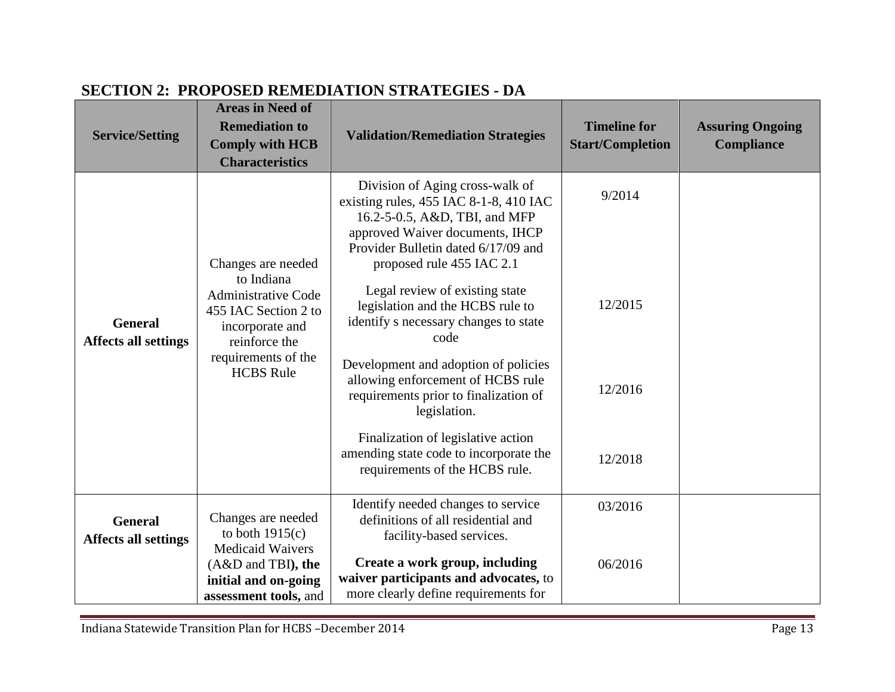## SECTION 2: PROPOSED REMEDIATION STRATEGIES - DA

| Service/Setting | Areas in Need of Remediation to Comply with HCB Characteristics | Validation/Remediation Strategies | Timeline for Start/Completion | Assuring Ongoing Compliance |
|---|---|---|---|---|
| **General Affects all settings** | Changes are needed to Indiana Administrative Code 455 IAC Section 2 to incorporate and reinforce the requirements of the HCBS Rule | Division of Aging cross-walk of existing rules, 455 IAC 8-1-8, 410 IAC 16.2-5-0.5, A&D, TBI, and MFP approved Waiver documents, IHCP Provider Bulletin dated 6/17/09 and proposed rule 455 IAC 2.1 | 9/2014 | |
| | | Legal review of existing state legislation and the HCBS rule to identify s necessary changes to state code | 12/2015 | |
| | | Development and adoption of policies allowing enforcement of HCBS rule requirements prior to finalization of legislation. | 12/2016 | |
| | | Finalization of legislative action amending state code to incorporate the requirements of the HCBS rule. | 12/2018 | |
| **General Affects all settings** | Changes are needed to both 1915(c) Medicaid Waivers (A&D and TBI**), the initial and on-going assessment tools,** and | Identify needed changes to service definitions of all residential and facility-based services. | 03/2016 | |
| | | **Create a work group, including waiver participants and advocates,** to more clearly define requirements for | 06/2016 | |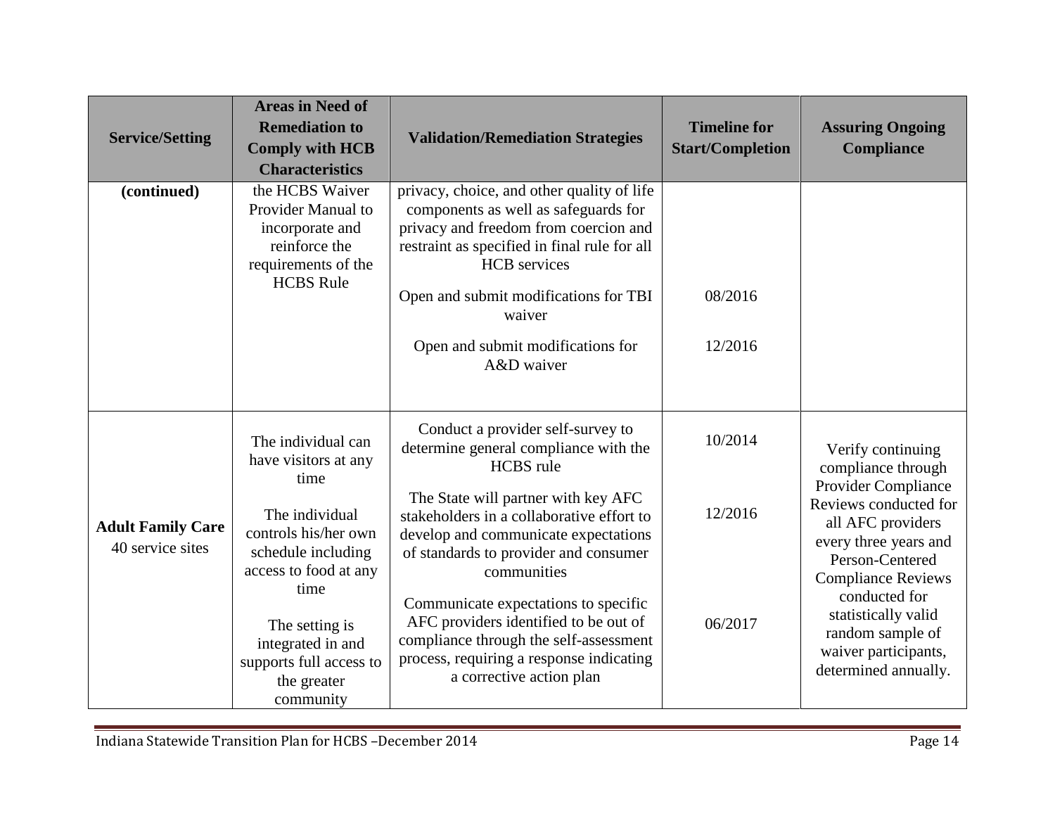| Service/Setting | Areas in Need of Remediation to Comply with HCB Characteristics | Validation/Remediation Strategies | Timeline for Start/Completion | Assuring Ongoing Compliance |
|---|---|---|---|---|
| **(continued)** | the HCBS Waiver Provider Manual to incorporate and reinforce the requirements of the HCBS Rule | privacy, choice, and other quality of life components as well as safeguards for privacy and freedom from coercion and restraint as specified in final rule for all HCB services | | |
| | | Open and submit modifications for TBI waiver | 08/2016 | |
| | | Open and submit modifications for A&D waiver | 12/2016 | |
| **Adult Family Care** 40 service sites | The individual can have visitors at any time | Conduct a provider self-survey to determine general compliance with the HCBS rule | 10/2014 | Verify continuing compliance through Provider Compliance Reviews conducted for all AFC providers every three years and Person-Centered Compliance Reviews conducted for statistically valid random sample of waiver participants, determined annually. |
| | The individual controls his/her own schedule including access to food at any time | The State will partner with key AFC stakeholders in a collaborative effort to develop and communicate expectations of standards to provider and consumer communities | 12/2016 | |
| | The setting is integrated in and supports full access to the greater community | Communicate expectations to specific AFC providers identified to be out of compliance through the self-assessment process, requiring a response indicating a corrective action plan | 06/2017 | |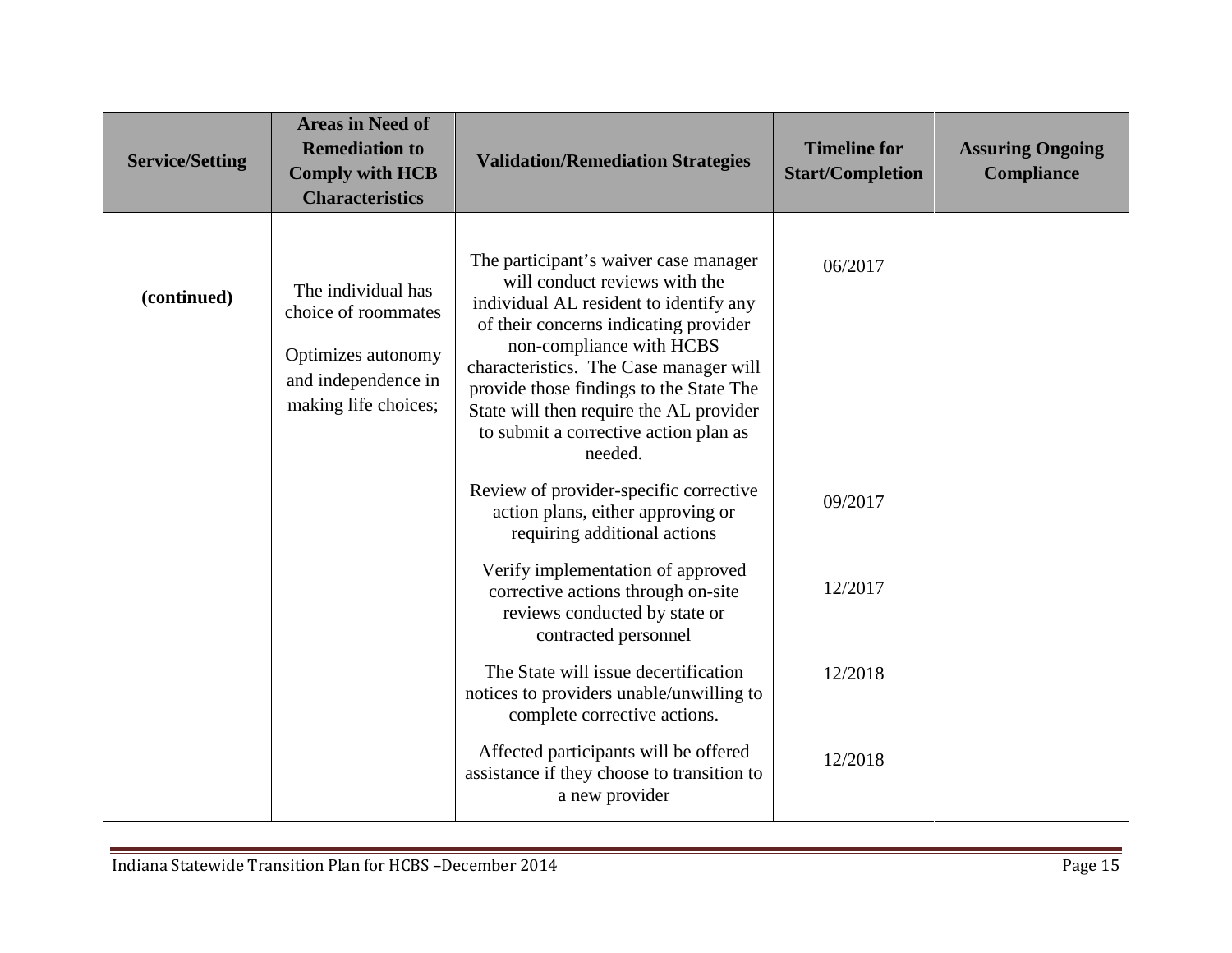| Service/Setting | Areas in Need of Remediation to Comply with HCB Characteristics | Validation/Remediation Strategies | Timeline for Start/Completion | Assuring Ongoing Compliance |
|---|---|---|---|---|
| **(continued)** | The individual has choice of roommates<br><br>Optimizes autonomy and independence in making life choices; | The participant's waiver case manager will conduct reviews with the individual AL resident to identify any of their concerns indicating provider non-compliance with HCBS characteristics. The Case manager will provide those findings to the State The State will then require the AL provider to submit a corrective action plan as needed. | 06/2017 | |
| | | Review of provider-specific corrective action plans, either approving or requiring additional actions | 09/2017 | |
| | | Verify implementation of approved corrective actions through on-site reviews conducted by state or contracted personnel | 12/2017 | |
| | | The State will issue decertification notices to providers unable/unwilling to complete corrective actions. | 12/2018 | |
| | | Affected participants will be offered assistance if they choose to transition to a new provider | 12/2018 | |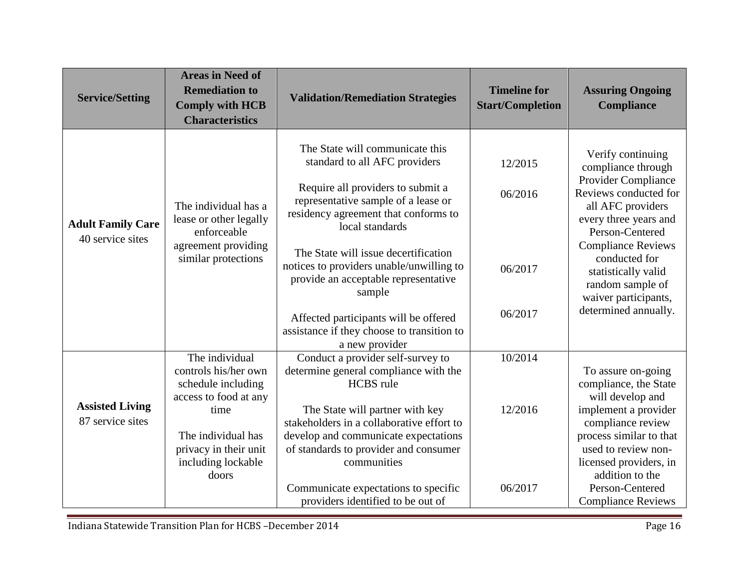| Service/Setting | Areas in Need of Remediation to Comply with HCB Characteristics | Validation/Remediation Strategies | Timeline for Start/Completion | Assuring Ongoing Compliance |
|---|---|---|---|---|
| **Adult Family Care** 40 service sites | The individual has a lease or other legally enforceable agreement providing similar protections | The State will communicate this standard to all AFC providers<br><br>Require all providers to submit a representative sample of a lease or residency agreement that conforms to local standards<br><br>The State will issue decertification notices to providers unable/unwilling to provide an acceptable representative sample<br><br>Affected participants will be offered assistance if they choose to transition to a new provider | 12/2015<br><br>06/2016<br><br>06/2017<br><br>06/2017 | Verify continuing compliance through Provider Compliance Reviews conducted for all AFC providers every three years and Person-Centered Compliance Reviews conducted for statistically valid random sample of waiver participants, determined annually. |
| **Assisted Living** 87 service sites | The individual controls his/her own schedule including access to food at any time<br><br>The individual has privacy in their unit including lockable doors | Conduct a provider self-survey to determine general compliance with the HCBS rule<br><br>The State will partner with key stakeholders in a collaborative effort to develop and communicate expectations of standards to provider and consumer communities<br><br>Communicate expectations to specific providers identified to be out of | 10/2014<br><br>12/2016<br><br>06/2017 | To assure on-going compliance, the State will develop and implement a provider compliance review process similar to that used to review non-licensed providers, in addition to the Person-Centered Compliance Reviews |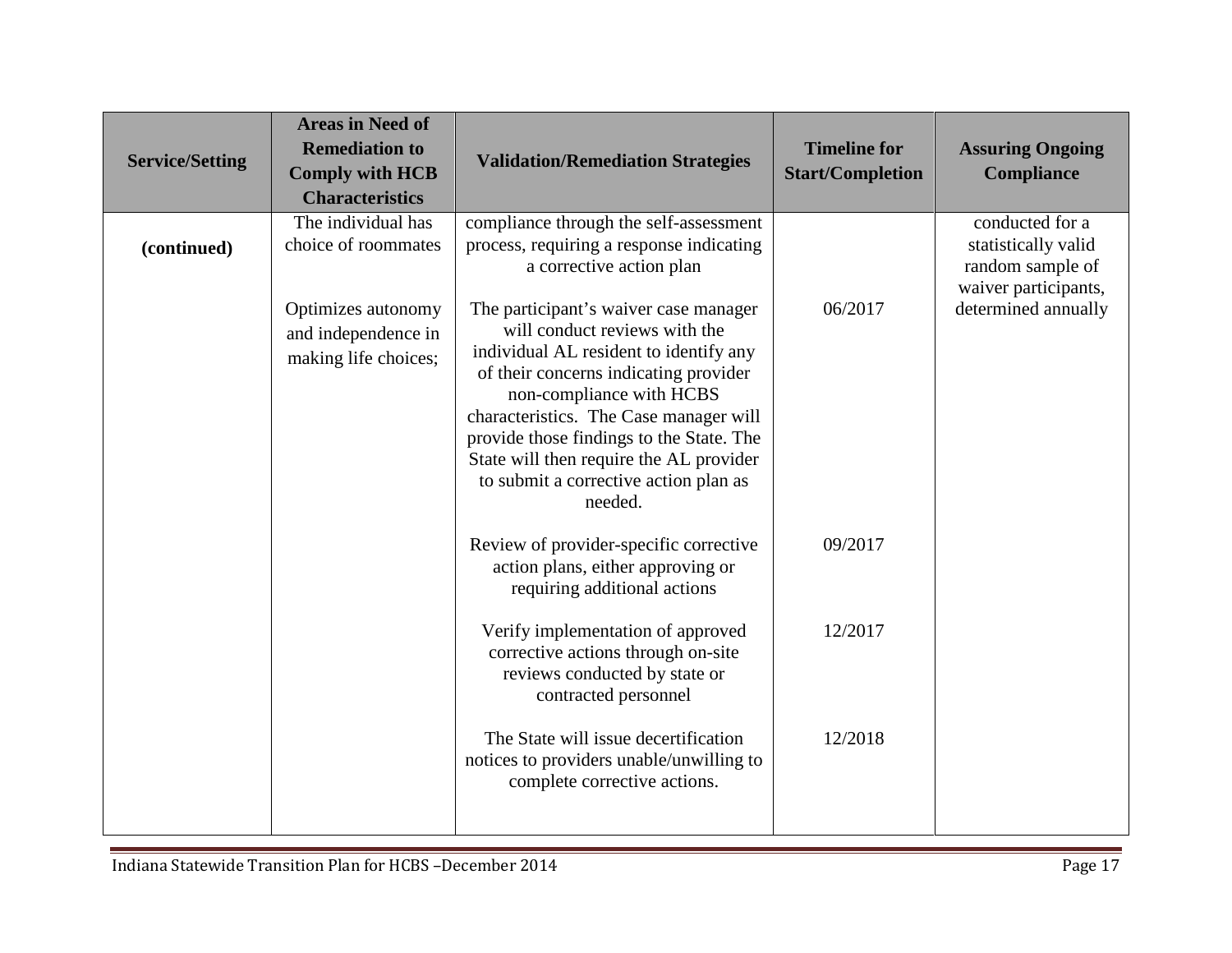| Service/Setting | Areas in Need of Remediation to Comply with HCB Characteristics | Validation/Remediation Strategies | Timeline for Start/Completion | Assuring Ongoing Compliance |
|---|---|---|---|---|
| **(continued)** | The individual has choice of roommates | compliance through the self-assessment process, requiring a response indicating a corrective action plan | | conducted for a statistically valid random sample of waiver participants, determined annually |
| | Optimizes autonomy and independence in making life choices; | The participant's waiver case manager will conduct reviews with the individual AL resident to identify any of their concerns indicating provider non-compliance with HCBS characteristics. The Case manager will provide those findings to the State. The State will then require the AL provider to submit a corrective action plan as needed. | 06/2017 | |
| | | Review of provider-specific corrective action plans, either approving or requiring additional actions | 09/2017 | |
| | | Verify implementation of approved corrective actions through on-site reviews conducted by state or contracted personnel | 12/2017 | |
| | | The State will issue decertification notices to providers unable/unwilling to complete corrective actions. | 12/2018 | |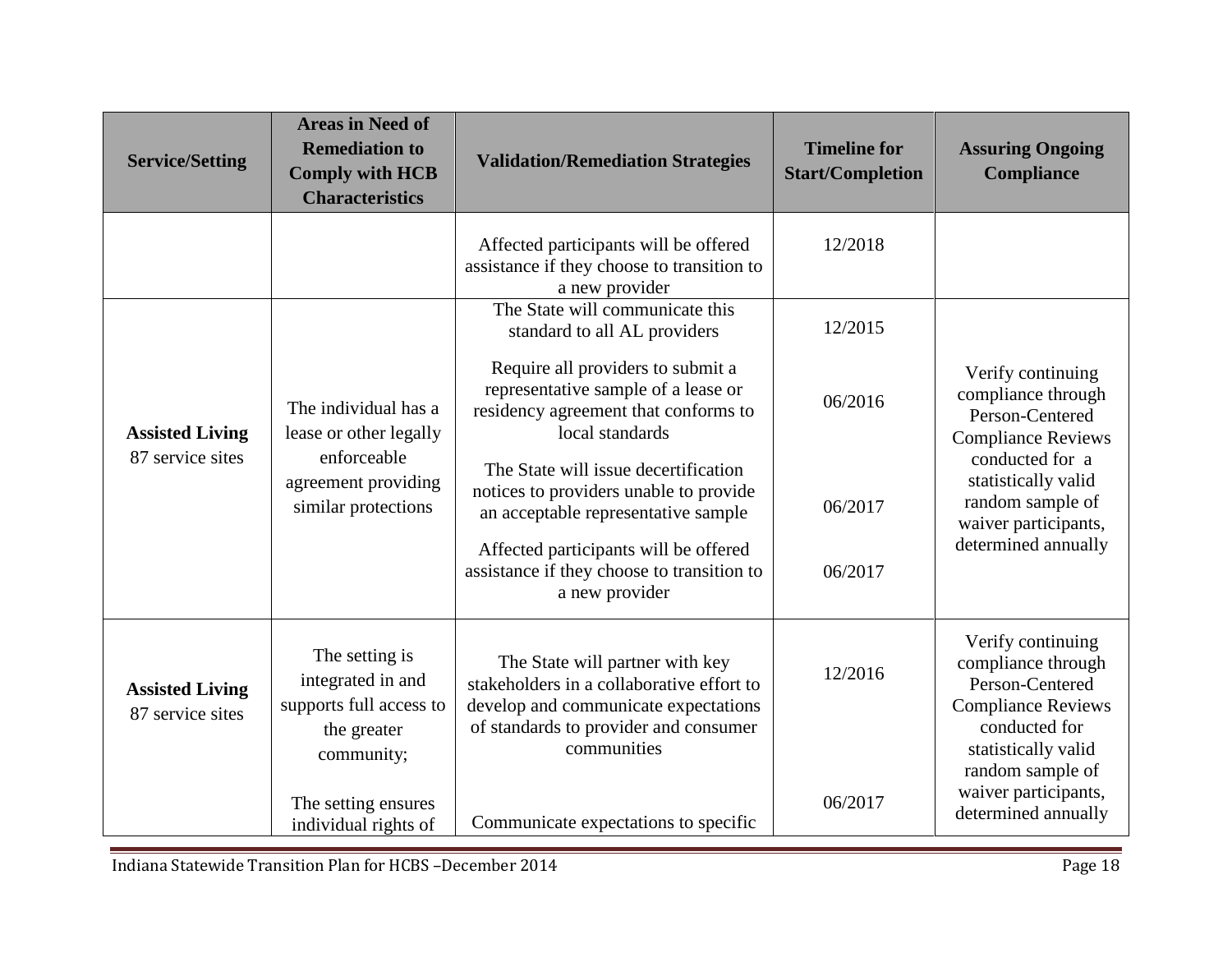| Service/Setting | Areas in Need of Remediation to Comply with HCB Characteristics | Validation/Remediation Strategies | Timeline for Start/Completion | Assuring Ongoing Compliance |
|---|---|---|---|---|
| | | Affected participants will be offered assistance if they choose to transition to a new provider | 12/2018 | |
| **Assisted Living** 87 service sites | The individual has a lease or other legally enforceable agreement providing similar protections | The State will communicate this standard to all AL providers<br><br>Require all providers to submit a representative sample of a lease or residency agreement that conforms to local standards<br><br>The State will issue decertification notices to providers unable to provide an acceptable representative sample<br><br>Affected participants will be offered assistance if they choose to transition to a new provider | 12/2015<br><br>06/2016<br><br>06/2017<br><br>06/2017 | Verify continuing compliance through Person-Centered Compliance Reviews conducted for a statistically valid random sample of waiver participants, determined annually |
| **Assisted Living** 87 service sites | The setting is integrated in and supports full access to the greater community;<br><br>The setting ensures individual rights of | The State will partner with key stakeholders in a collaborative effort to develop and communicate expectations of standards to provider and consumer communities<br><br>Communicate expectations to specific | 12/2016<br><br>06/2017 | Verify continuing compliance through Person-Centered Compliance Reviews conducted for statistically valid random sample of waiver participants, determined annually |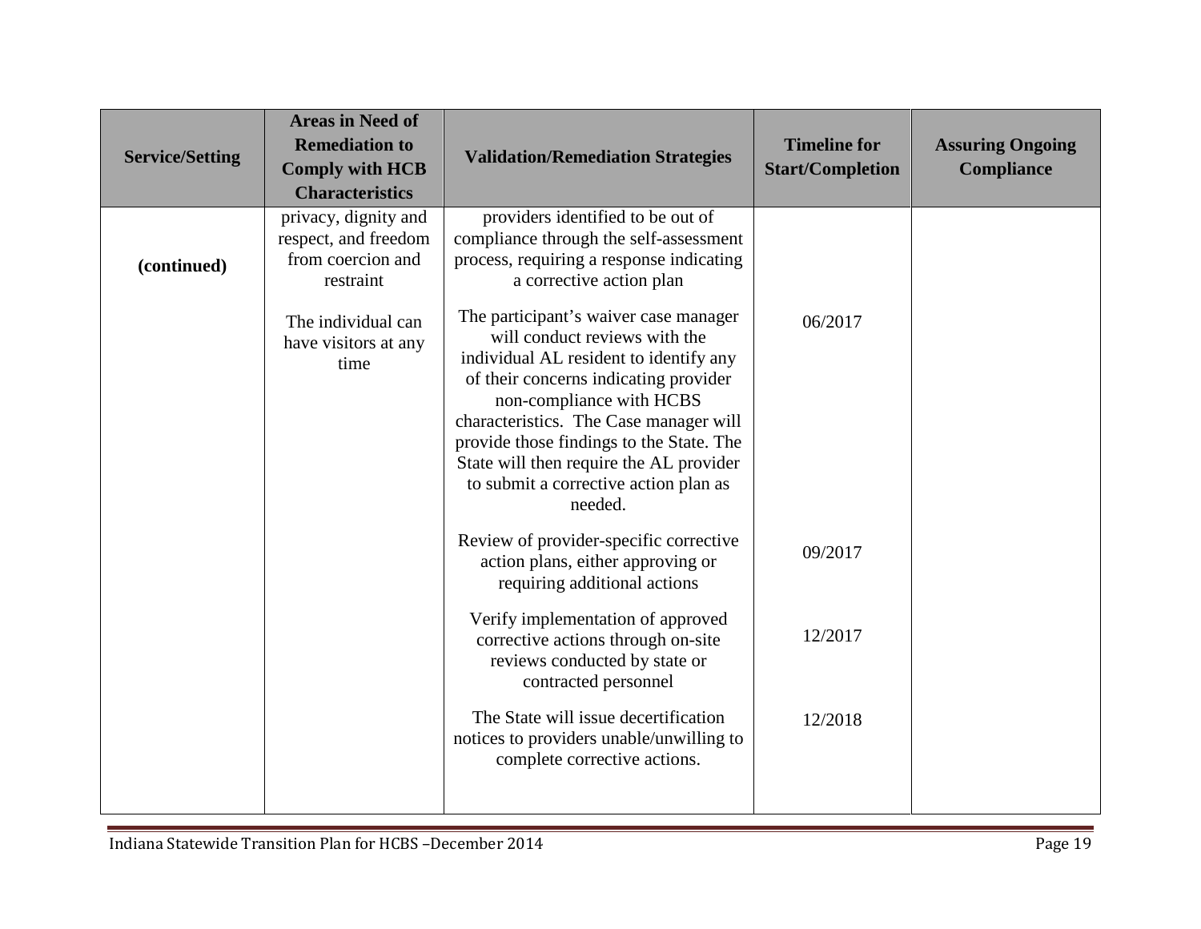| Service/Setting | Areas in Need of Remediation to Comply with HCB Characteristics | Validation/Remediation Strategies | Timeline for Start/Completion | Assuring Ongoing Compliance |
|---|---|---|---|---|
| **(continued)** | privacy, dignity and respect, and freedom from coercion and restraint<br><br>The individual can have visitors at any time | providers identified to be out of compliance through the self-assessment process, requiring a response indicating a corrective action plan | | |
| | | The participant's waiver case manager will conduct reviews with the individual AL resident to identify any of their concerns indicating provider non-compliance with HCBS characteristics. The Case manager will provide those findings to the State. The State will then require the AL provider to submit a corrective action plan as needed. | 06/2017 | |
| | | Review of provider-specific corrective action plans, either approving or requiring additional actions | 09/2017 | |
| | | Verify implementation of approved corrective actions through on-site reviews conducted by state or contracted personnel | 12/2017 | |
| | | The State will issue decertification notices to providers unable/unwilling to complete corrective actions. | 12/2018 | |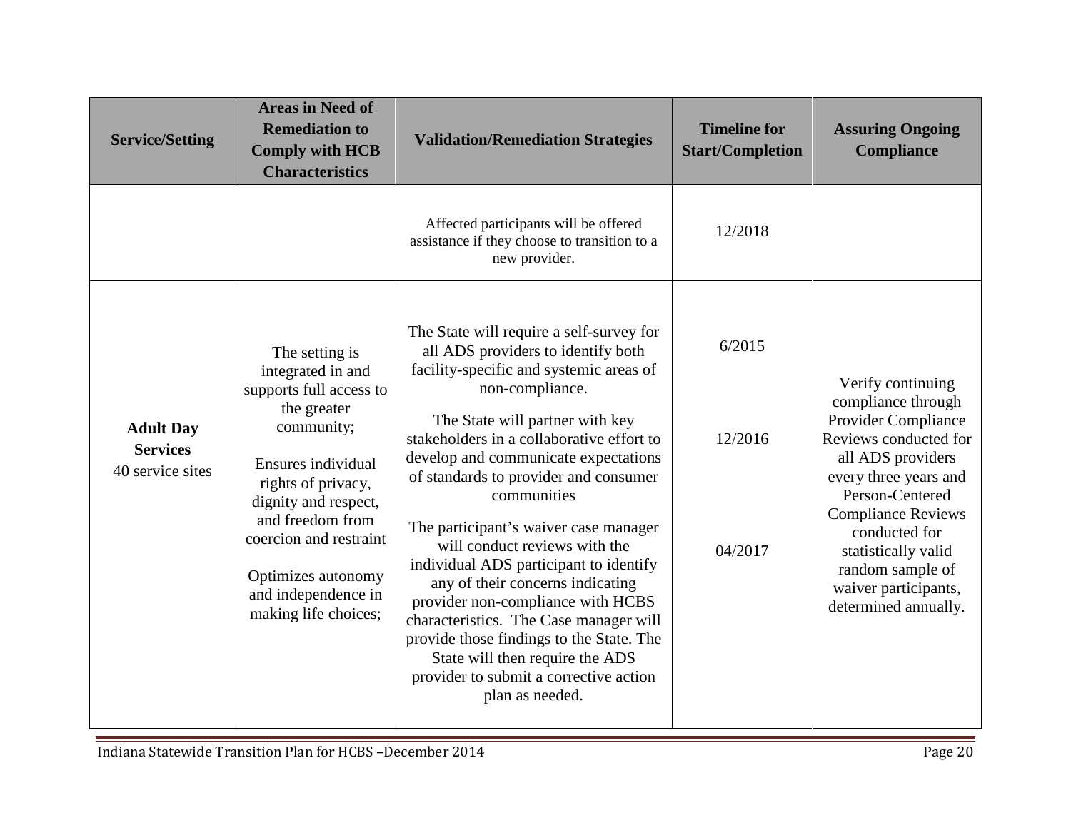| Service/Setting | Areas in Need of Remediation to Comply with HCB Characteristics | Validation/Remediation Strategies | Timeline for Start/Completion | Assuring Ongoing Compliance |
|---|---|---|---|---|
| | | Affected participants will be offered assistance if they choose to transition to a new provider. | 12/2018 | |
| **Adult Day Services** 40 service sites | The setting is integrated in and supports full access to the greater community;<br><br>Ensures individual rights of privacy, dignity and respect, and freedom from coercion and restraint<br><br>Optimizes autonomy and independence in making life choices; | The State will require a self-survey for all ADS providers to identify both facility-specific and systemic areas of non-compliance.<br><br>The State will partner with key stakeholders in a collaborative effort to develop and communicate expectations of standards to provider and consumer communities<br><br>The participant's waiver case manager will conduct reviews with the individual ADS participant to identify any of their concerns indicating provider non-compliance with HCBS characteristics. The Case manager will provide those findings to the State. The State will then require the ADS provider to submit a corrective action plan as needed. | 6/2015<br><br>12/2016<br><br>04/2017 | Verify continuing compliance through Provider Compliance Reviews conducted for all ADS providers every three years and Person-Centered Compliance Reviews conducted for statistically valid random sample of waiver participants, determined annually. |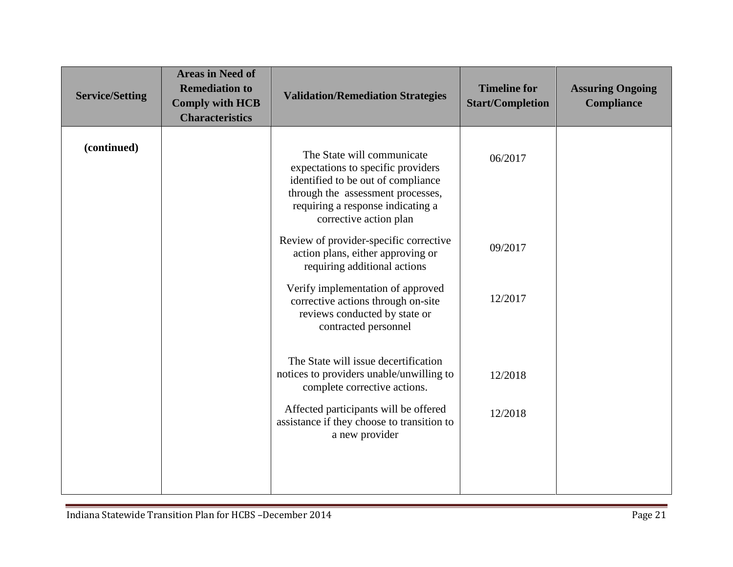| Service/Setting | Areas in Need of Remediation to Comply with HCB Characteristics | Validation/Remediation Strategies | Timeline for Start/Completion | Assuring Ongoing Compliance |
|---|---|---|---|---|
| **(continued)** | | The State will communicate expectations to specific providers identified to be out of compliance through the assessment processes, requiring a response indicating a corrective action plan | 06/2017 | |
| | | Review of provider-specific corrective action plans, either approving or requiring additional actions | 09/2017 | |
| | | Verify implementation of approved corrective actions through on-site reviews conducted by state or contracted personnel | 12/2017 | |
| | | The State will issue decertification notices to providers unable/unwilling to complete corrective actions. | 12/2018 | |
| | | Affected participants will be offered assistance if they choose to transition to a new provider | 12/2018 | |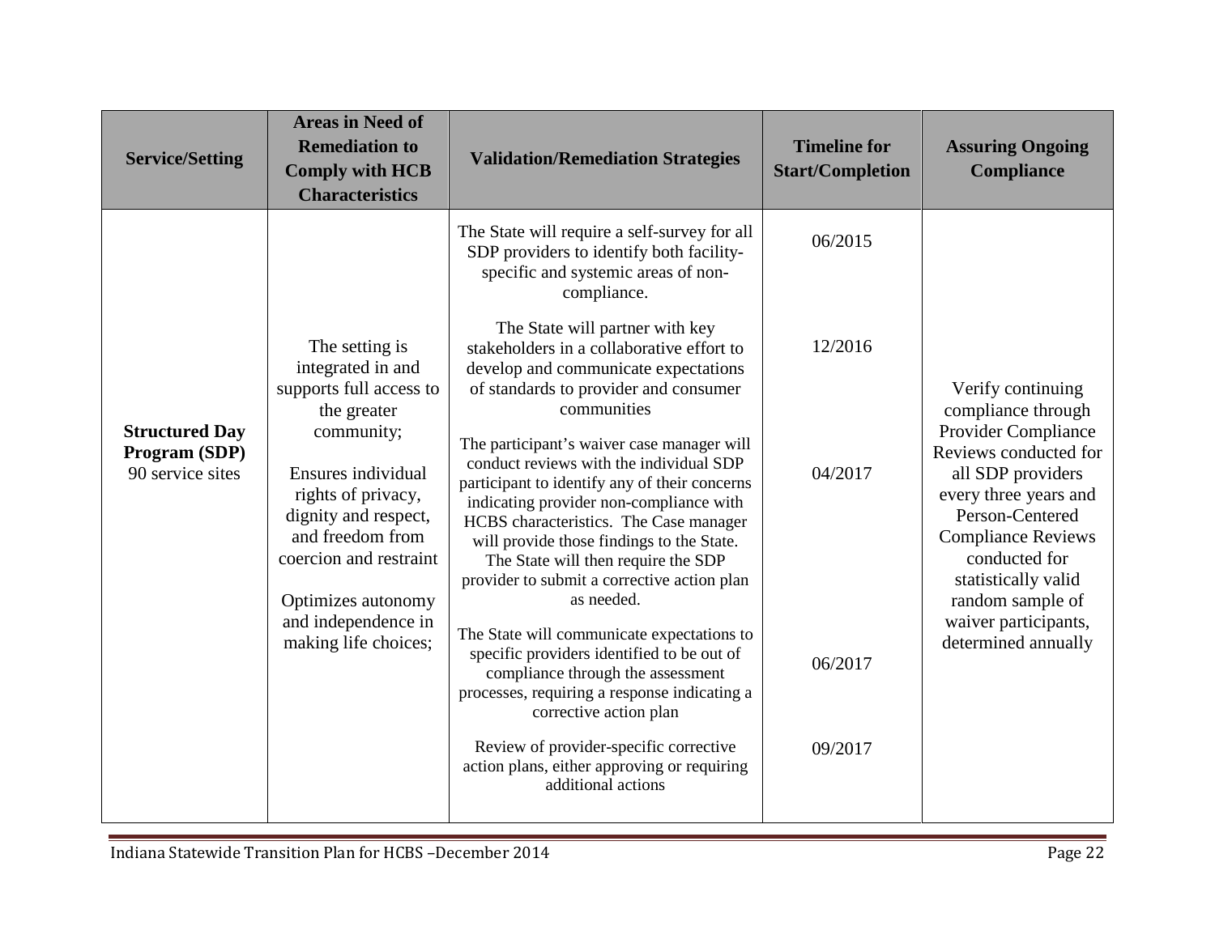| Service/Setting | Areas in Need of Remediation to Comply with HCB Characteristics | Validation/Remediation Strategies | Timeline for Start/Completion | Assuring Ongoing Compliance |
|---|---|---|---|---|
| **Structured Day Program (SDP)** 90 service sites | The setting is integrated in and supports full access to the greater community;<br><br>Ensures individual rights of privacy, dignity and respect, and freedom from coercion and restraint<br><br>Optimizes autonomy and independence in making life choices; | The State will require a self-survey for all SDP providers to identify both facility-specific and systemic areas of non-compliance. | 06/2015 | Verify continuing compliance through Provider Compliance Reviews conducted for all SDP providers every three years and Person-Centered Compliance Reviews conducted for statistically valid random sample of waiver participants, determined annually |
| | | The State will partner with key stakeholders in a collaborative effort to develop and communicate expectations of standards to provider and consumer communities | 12/2016 | |
| | | The participant's waiver case manager will conduct reviews with the individual SDP participant to identify any of their concerns indicating provider non-compliance with HCBS characteristics. The Case manager will provide those findings to the State. The State will then require the SDP provider to submit a corrective action plan as needed. | 04/2017 | |
| | | The State will communicate expectations to specific providers identified to be out of compliance through the assessment processes, requiring a response indicating a corrective action plan | 06/2017 | |
| | | Review of provider-specific corrective action plans, either approving or requiring additional actions | 09/2017 | |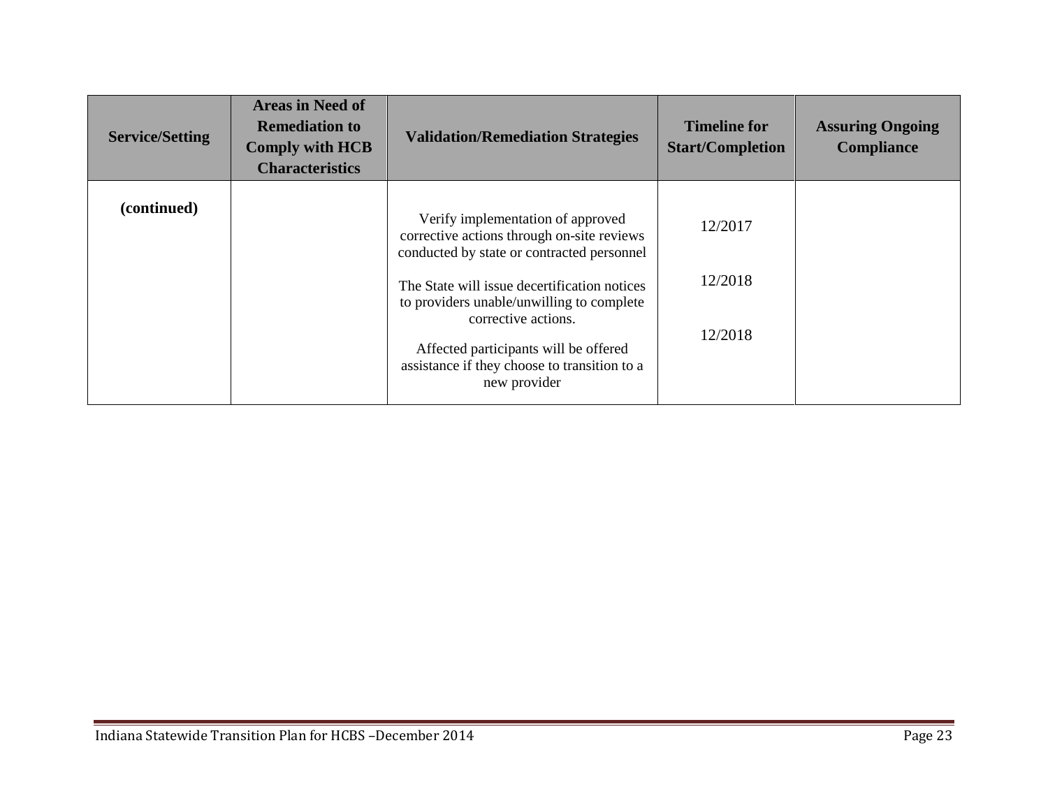| Service/Setting | Areas in Need of Remediation to Comply with HCB Characteristics | Validation/Remediation Strategies | Timeline for Start/Completion | Assuring Ongoing Compliance |
|---|---|---|---|---|
| **(continued)** | | Verify implementation of approved corrective actions through on-site reviews conducted by state or contracted personnel<br><br>The State will issue decertification notices to providers unable/unwilling to complete corrective actions.<br><br>Affected participants will be offered assistance if they choose to transition to a new provider | 12/2017<br><br>12/2018<br><br>12/2018 | |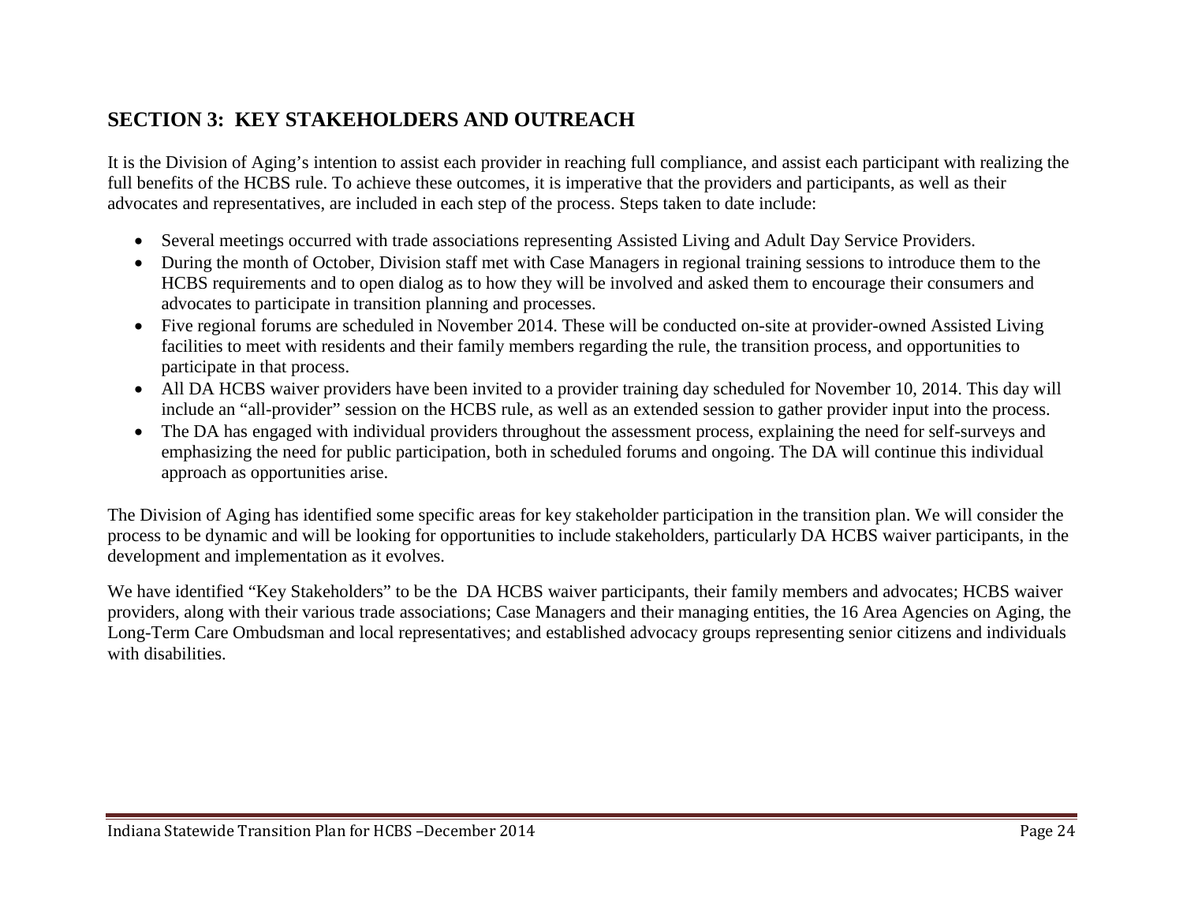## SECTION 3: KEY STAKEHOLDERS AND OUTREACH

It is the Division of Aging's intention to assist each provider in reaching full compliance, and assist each participant with realizing the full benefits of the HCBS rule. To achieve these outcomes, it is imperative that the providers and participants, as well as their advocates and representatives, are included in each step of the process. Steps taken to date include:

- Several meetings occurred with trade associations representing Assisted Living and Adult Day Service Providers.
- During the month of October, Division staff met with Case Managers in regional training sessions to introduce them to the HCBS requirements and to open dialog as to how they will be involved and asked them to encourage their consumers and advocates to participate in transition planning and processes.
- Five regional forums are scheduled in November 2014. These will be conducted on-site at provider-owned Assisted Living facilities to meet with residents and their family members regarding the rule, the transition process, and opportunities to participate in that process.
- All DA HCBS waiver providers have been invited to a provider training day scheduled for November 10, 2014. This day will include an "all-provider" session on the HCBS rule, as well as an extended session to gather provider input into the process.
- The DA has engaged with individual providers throughout the assessment process, explaining the need for self-surveys and emphasizing the need for public participation, both in scheduled forums and ongoing. The DA will continue this individual approach as opportunities arise.

The Division of Aging has identified some specific areas for key stakeholder participation in the transition plan. We will consider the process to be dynamic and will be looking for opportunities to include stakeholders, particularly DA HCBS waiver participants, in the development and implementation as it evolves.

We have identified "Key Stakeholders" to be the DA HCBS waiver participants, their family members and advocates; HCBS waiver providers, along with their various trade associations; Case Managers and their managing entities, the 16 Area Agencies on Aging, the Long-Term Care Ombudsman and local representatives; and established advocacy groups representing senior citizens and individuals with disabilities.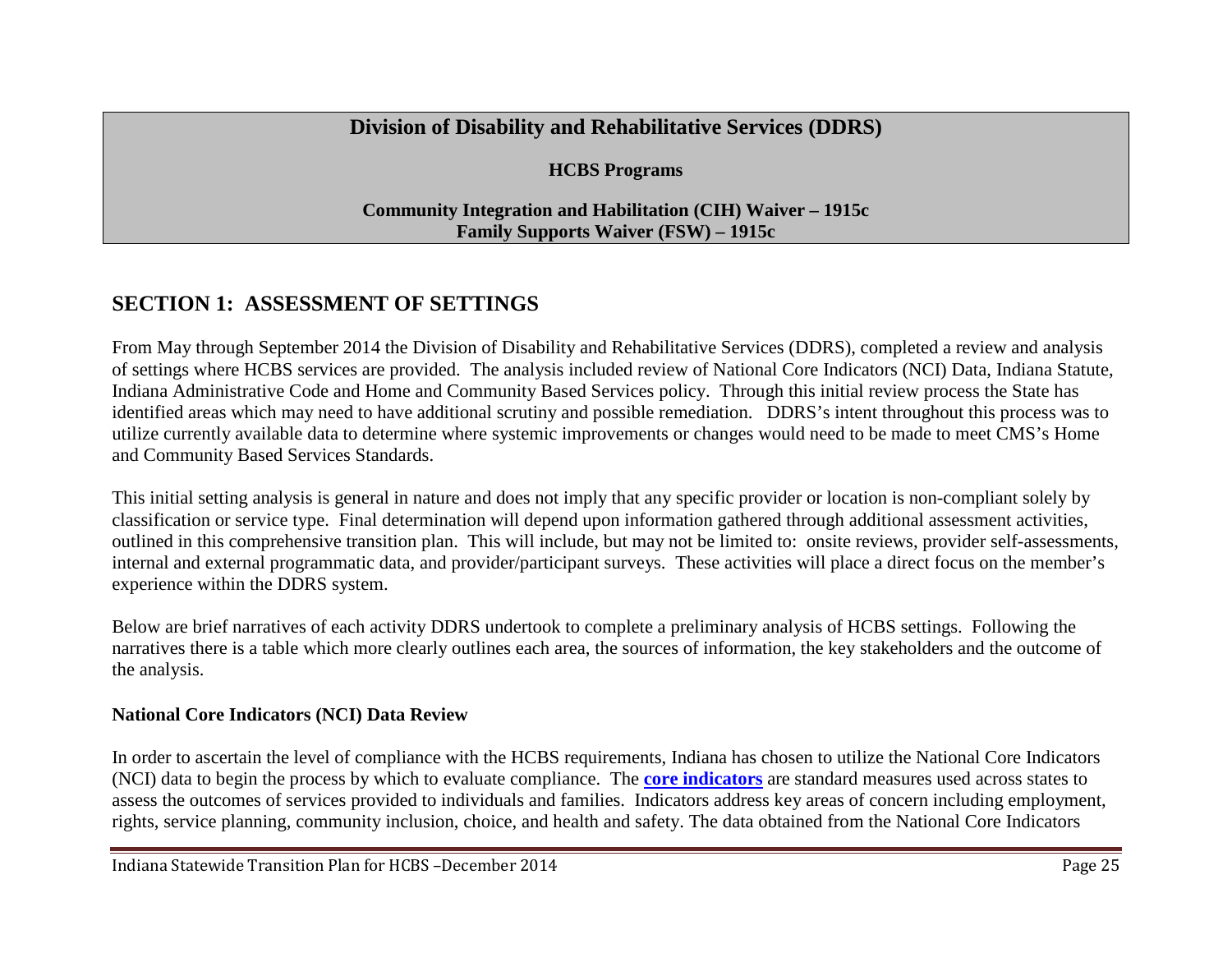**Division of Disability and Rehabilitative Services (DDRS)**

**HCBS Programs**

**Community Integration and Habilitation (CIH) Waiver – 1915c**
**Family Supports Waiver (FSW) – 1915c**

## SECTION 1: ASSESSMENT OF SETTINGS

From May through September 2014 the Division of Disability and Rehabilitative Services (DDRS), completed a review and analysis of settings where HCBS services are provided. The analysis included review of National Core Indicators (NCI) Data, Indiana Statute, Indiana Administrative Code and Home and Community Based Services policy. Through this initial review process the State has identified areas which may need to have additional scrutiny and possible remediation. DDRS's intent throughout this process was to utilize currently available data to determine where systemic improvements or changes would need to be made to meet CMS's Home and Community Based Services Standards.

This initial setting analysis is general in nature and does not imply that any specific provider or location is non-compliant solely by classification or service type. Final determination will depend upon information gathered through additional assessment activities, outlined in this comprehensive transition plan. This will include, but may not be limited to: onsite reviews, provider self-assessments, internal and external programmatic data, and provider/participant surveys. These activities will place a direct focus on the member's experience within the DDRS system.

Below are brief narratives of each activity DDRS undertook to complete a preliminary analysis of HCBS settings. Following the narratives there is a table which more clearly outlines each area, the sources of information, the key stakeholders and the outcome of the analysis.

**National Core Indicators (NCI) Data Review**

In order to ascertain the level of compliance with the HCBS requirements, Indiana has chosen to utilize the National Core Indicators (NCI) data to begin the process by which to evaluate compliance. The **core indicators** are standard measures used across states to assess the outcomes of services provided to individuals and families. Indicators address key areas of concern including employment, rights, service planning, community inclusion, choice, and health and safety. The data obtained from the National Core Indicators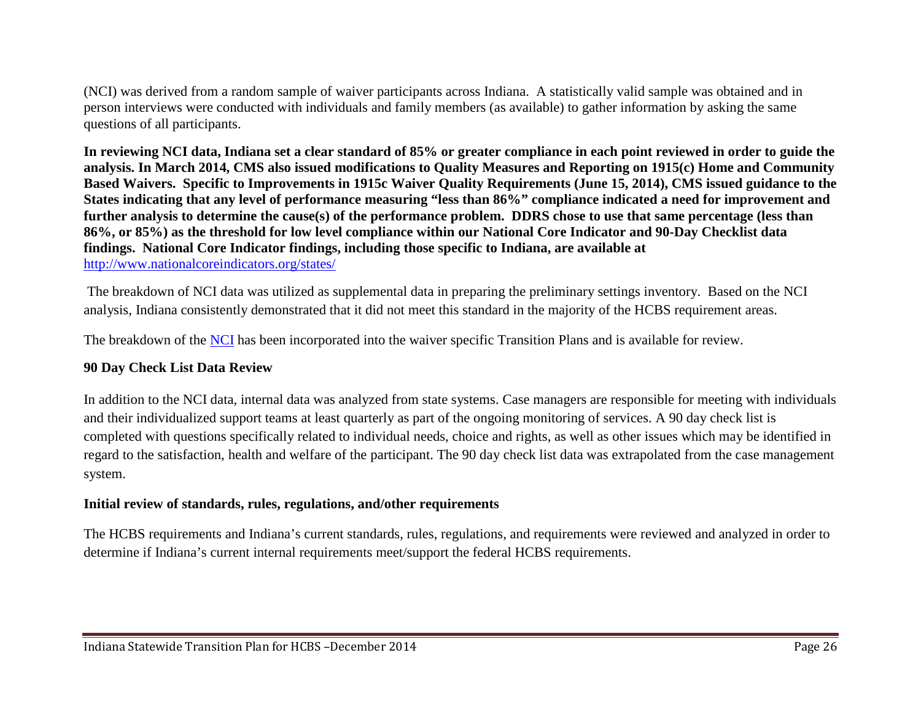(NCI) was derived from a random sample of waiver participants across Indiana. A statistically valid sample was obtained and in person interviews were conducted with individuals and family members (as available) to gather information by asking the same questions of all participants.

**In reviewing NCI data, Indiana set a clear standard of 85% or greater compliance in each point reviewed in order to guide the analysis. In March 2014, CMS also issued modifications to Quality Measures and Reporting on 1915(c) Home and Community Based Waivers. Specific to Improvements in 1915c Waiver Quality Requirements (June 15, 2014), CMS issued guidance to the States indicating that any level of performance measuring "less than 86%" compliance indicated a need for improvement and further analysis to determine the cause(s) of the performance problem. DDRS chose to use that same percentage (less than 86%, or 85%) as the threshold for low level compliance within our National Core Indicator and 90-Day Checklist data findings. National Core Indicator findings, including those specific to Indiana, are available at** [http://www.nationalcoreindicators.org/states/](http://www.nationalcoreindicators.org/states/)

The breakdown of NCI data was utilized as supplemental data in preparing the preliminary settings inventory. Based on the NCI analysis, Indiana consistently demonstrated that it did not meet this standard in the majority of the HCBS requirement areas.

The breakdown of the NCI has been incorporated into the waiver specific Transition Plans and is available for review.

**90 Day Check List Data Review**

In addition to the NCI data, internal data was analyzed from state systems. Case managers are responsible for meeting with individuals and their individualized support teams at least quarterly as part of the ongoing monitoring of services. A 90 day check list is completed with questions specifically related to individual needs, choice and rights, as well as other issues which may be identified in regard to the satisfaction, health and welfare of the participant. The 90 day check list data was extrapolated from the case management system.

**Initial review of standards, rules, regulations, and/other requirements**

The HCBS requirements and Indiana's current standards, rules, regulations, and requirements were reviewed and analyzed in order to determine if Indiana's current internal requirements meet/support the federal HCBS requirements.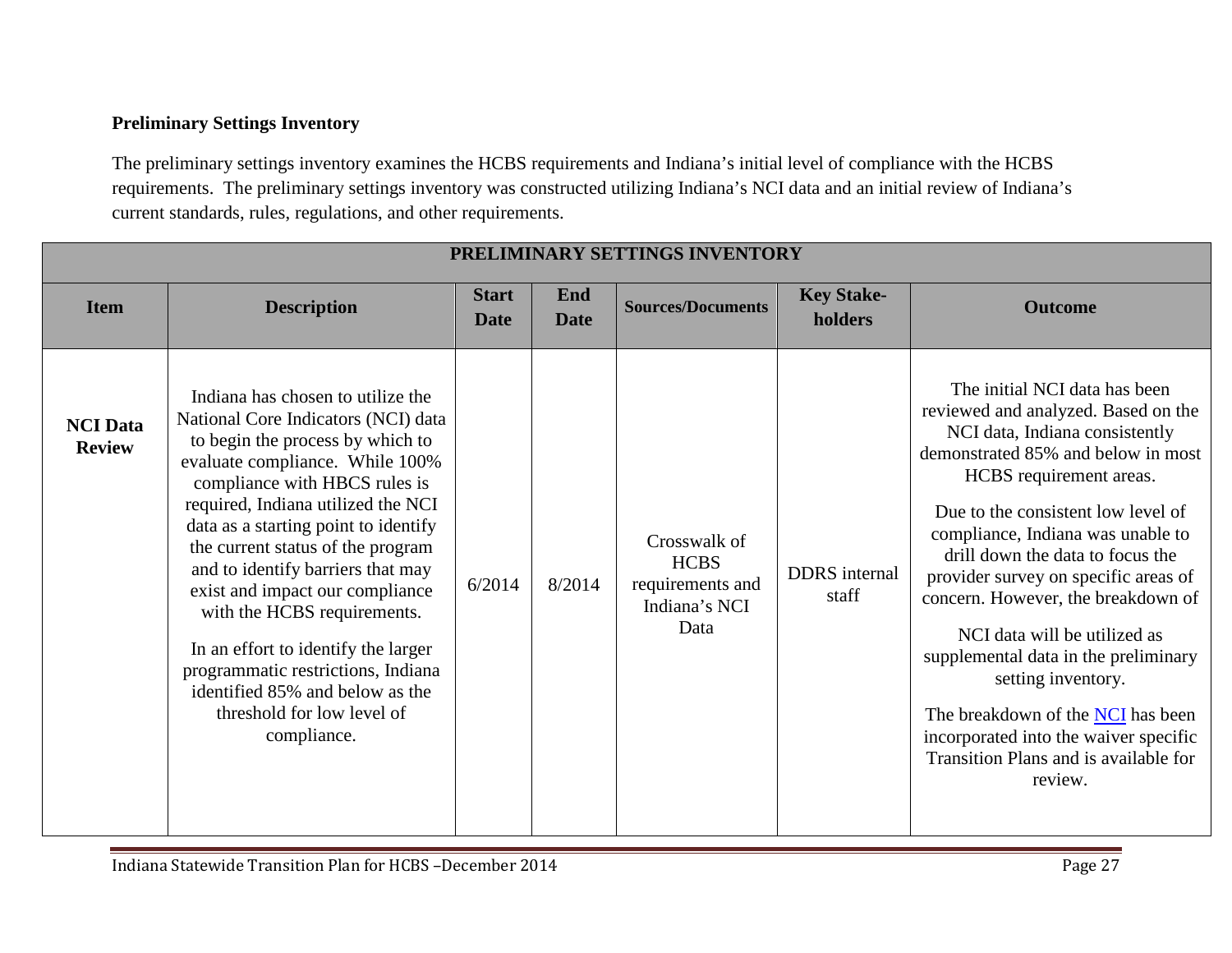**Preliminary Settings Inventory**

The preliminary settings inventory examines the HCBS requirements and Indiana's initial level of compliance with the HCBS requirements. The preliminary settings inventory was constructed utilizing Indiana's NCI data and an initial review of Indiana's current standards, rules, regulations, and other requirements.

| PRELIMINARY SETTINGS INVENTORY | | | | | | |
|---|---|---|---|---|---|---|
| **Item** | **Description** | **Start Date** | **End Date** | **Sources/Documents** | **Key Stake-holders** | **Outcome** |
| **NCI Data Review** | Indiana has chosen to utilize the National Core Indicators (NCI) data to begin the process by which to evaluate compliance. While 100% compliance with HBCS rules is required, Indiana utilized the NCI data as a starting point to identify the current status of the program and to identify barriers that may exist and impact our compliance with the HCBS requirements.<br><br>In an effort to identify the larger programmatic restrictions, Indiana identified 85% and below as the threshold for low level of compliance. | 6/2014 | 8/2014 | Crosswalk of HCBS requirements and Indiana's NCI Data | DDRS internal staff | The initial NCI data has been reviewed and analyzed. Based on the NCI data, Indiana consistently demonstrated 85% and below in most HCBS requirement areas.<br><br>Due to the consistent low level of compliance, Indiana was unable to drill down the data to focus the provider survey on specific areas of concern. However, the breakdown of<br><br>NCI data will be utilized as supplemental data in the preliminary setting inventory.<br><br>The breakdown of the NCI has been incorporated into the waiver specific Transition Plans and is available for review. |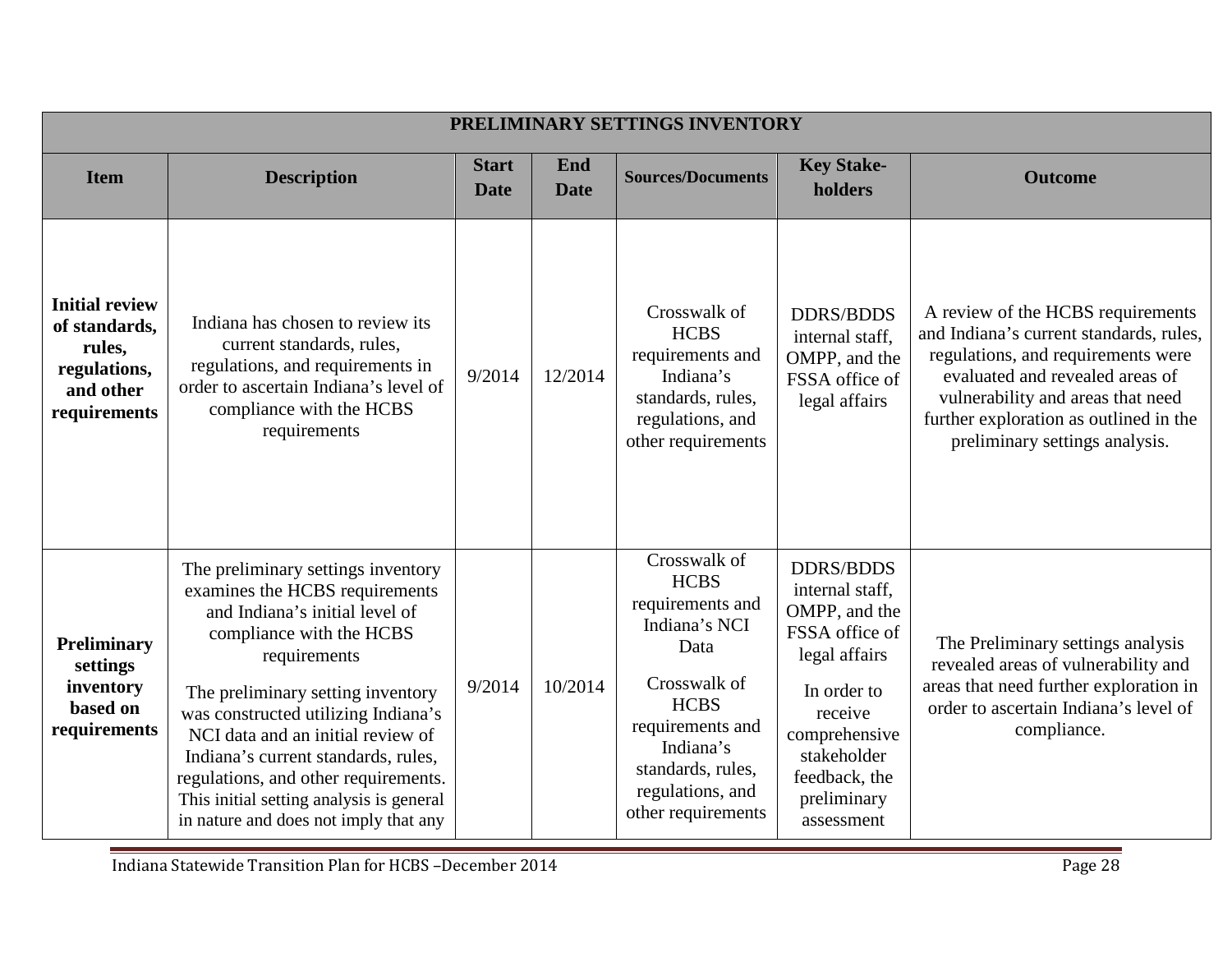| PRELIMINARY SETTINGS INVENTORY | | | | | | |
|---|---|---|---|---|---|---|
| **Item** | **Description** | **Start Date** | **End Date** | **Sources/Documents** | **Key Stake-holders** | **Outcome** |
| **Initial review of standards, rules, regulations, and other requirements** | Indiana has chosen to review its current standards, rules, regulations, and requirements in order to ascertain Indiana's level of compliance with the HCBS requirements | 9/2014 | 12/2014 | Crosswalk of HCBS requirements and Indiana's standards, rules, regulations, and other requirements | DDRS/BDDS internal staff, OMPP, and the FSSA office of legal affairs | A review of the HCBS requirements and Indiana's current standards, rules, regulations, and requirements were evaluated and revealed areas of vulnerability and areas that need further exploration as outlined in the preliminary settings analysis. |
| **Preliminary settings inventory based on requirements** | The preliminary settings inventory examines the HCBS requirements and Indiana's initial level of compliance with the HCBS requirements<br><br>The preliminary setting inventory was constructed utilizing Indiana's NCI data and an initial review of Indiana's current standards, rules, regulations, and other requirements. This initial setting analysis is general in nature and does not imply that any | 9/2014 | 10/2014 | Crosswalk of HCBS requirements and Indiana's NCI Data<br><br>Crosswalk of HCBS requirements and Indiana's standards, rules, regulations, and other requirements | DDRS/BDDS internal staff, OMPP, and the FSSA office of legal affairs<br><br>In order to receive comprehensive stakeholder feedback, the preliminary assessment | The Preliminary settings analysis revealed areas of vulnerability and areas that need further exploration in order to ascertain Indiana's level of compliance. |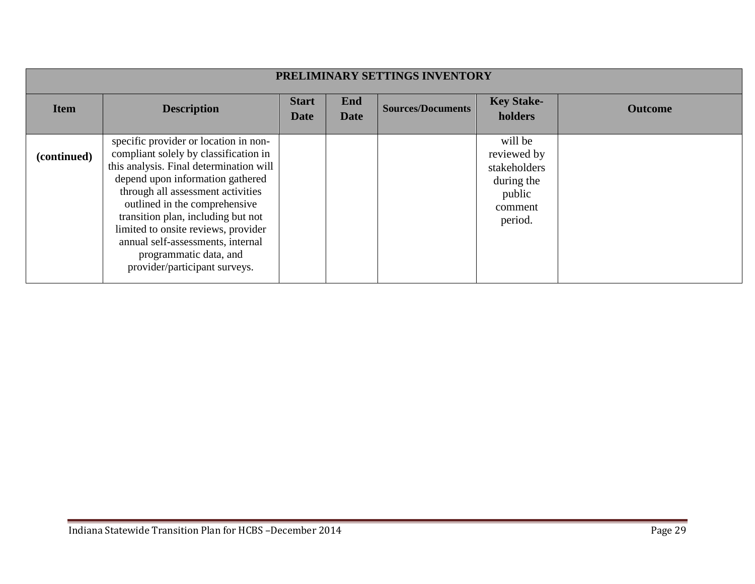| PRELIMINARY SETTINGS INVENTORY | | | | | | |
|---|---|---|---|---|---|---|
| **Item** | **Description** | **Start Date** | **End Date** | **Sources/Documents** | **Key Stake-holders** | **Outcome** |
| **(continued)** | specific provider or location in non-compliant solely by classification in this analysis. Final determination will depend upon information gathered through all assessment activities outlined in the comprehensive transition plan, including but not limited to onsite reviews, provider annual self-assessments, internal programmatic data, and provider/participant surveys. | | | | will be reviewed by stakeholders during the public comment period. | |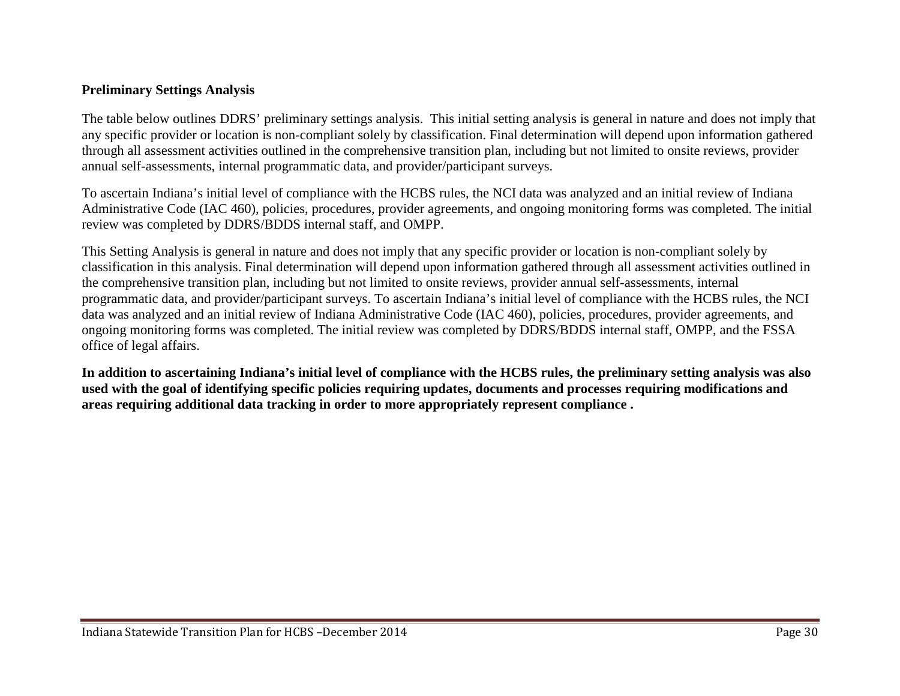**Preliminary Settings Analysis**

The table below outlines DDRS' preliminary settings analysis. This initial setting analysis is general in nature and does not imply that any specific provider or location is non-compliant solely by classification. Final determination will depend upon information gathered through all assessment activities outlined in the comprehensive transition plan, including but not limited to onsite reviews, provider annual self-assessments, internal programmatic data, and provider/participant surveys.

To ascertain Indiana's initial level of compliance with the HCBS rules, the NCI data was analyzed and an initial review of Indiana Administrative Code (IAC 460), policies, procedures, provider agreements, and ongoing monitoring forms was completed. The initial review was completed by DDRS/BDDS internal staff, and OMPP.

This Setting Analysis is general in nature and does not imply that any specific provider or location is non-compliant solely by classification in this analysis. Final determination will depend upon information gathered through all assessment activities outlined in the comprehensive transition plan, including but not limited to onsite reviews, provider annual self-assessments, internal programmatic data, and provider/participant surveys. To ascertain Indiana's initial level of compliance with the HCBS rules, the NCI data was analyzed and an initial review of Indiana Administrative Code (IAC 460), policies, procedures, provider agreements, and ongoing monitoring forms was completed. The initial review was completed by DDRS/BDDS internal staff, OMPP, and the FSSA office of legal affairs.

**In addition to ascertaining Indiana's initial level of compliance with the HCBS rules, the preliminary setting analysis was also used with the goal of identifying specific policies requiring updates, documents and processes requiring modifications and areas requiring additional data tracking in order to more appropriately represent compliance .**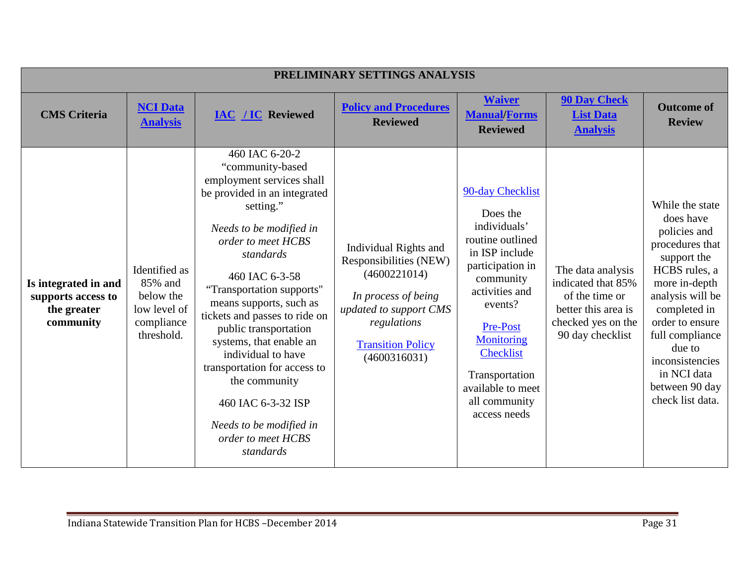| PRELIMINARY SETTINGS ANALYSIS | | | | | | |
|---|---|---|---|---|---|---|
| **CMS Criteria** | **NCI Data Analysis** | **IAC / IC Reviewed** | **Policy and Procedures Reviewed** | **Waiver Manual/Forms Reviewed** | **90 Day Check List Data Analysis** | **Outcome of Review** |
| **Is integrated in and supports access to the greater community** | Identified as 85% and below the low level of compliance threshold. | 460 IAC 6-20-2 "community-based employment services shall be provided in an integrated setting." *Needs to be modified in order to meet HCBS standards* 460 IAC 6-3-58 "Transportation supports" means supports, such as tickets and passes to ride on public transportation systems, that enable an individual to have transportation for access to the community 460 IAC 6-3-32 ISP *Needs to be modified in order to meet HCBS standards* | Individual Rights and Responsibilities (NEW) (4600221014) *In process of being updated to support CMS regulations* Transition Policy (4600316031) | 90-day Checklist Does the individuals' routine outlined in ISP include participation in community activities and events? Pre-Post Monitoring Checklist Transportation available to meet all community access needs | The data analysis indicated that 85% of the time or better this area is checked yes on the 90 day checklist | While the state does have policies and procedures that support the HCBS rules, a more in-depth analysis will be completed in order to ensure full compliance due to inconsistencies in NCI data between 90 day check list data. |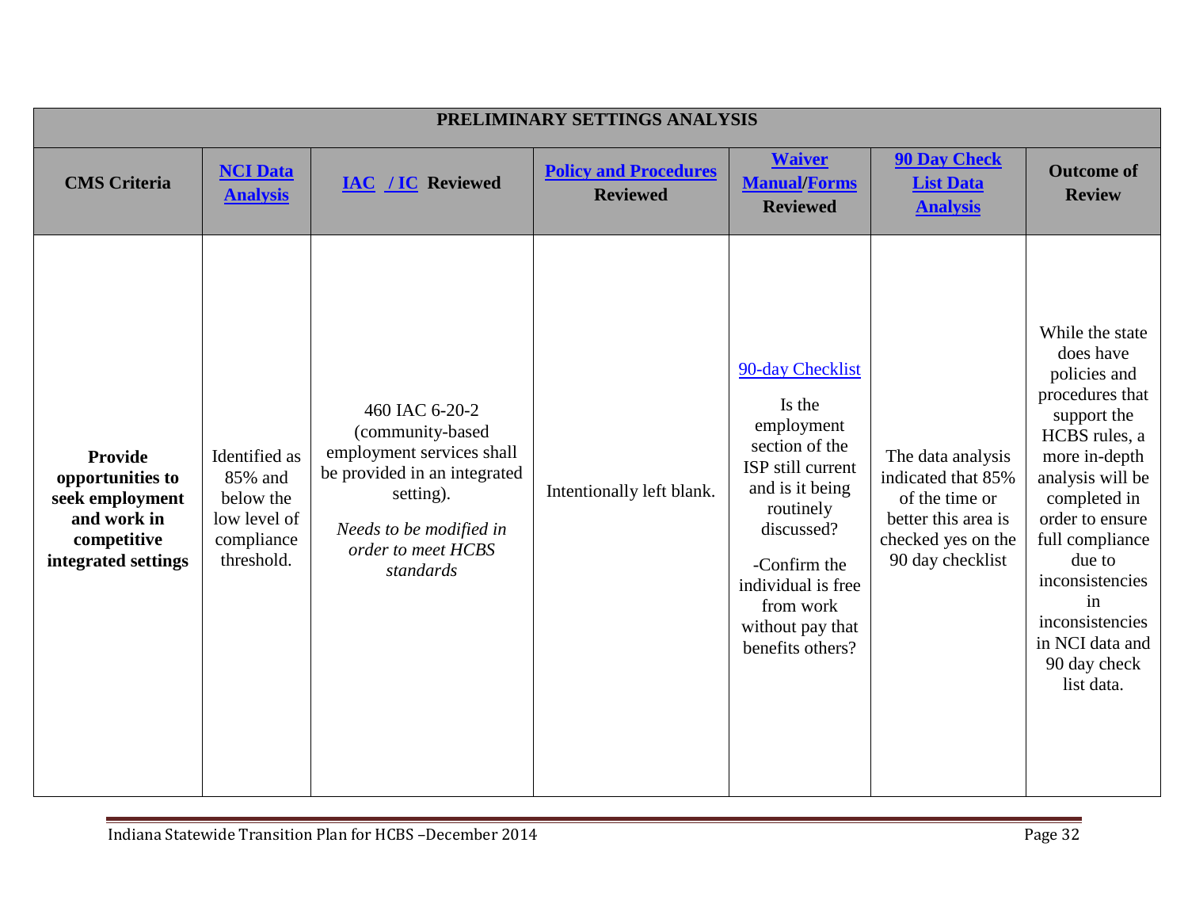| PRELIMINARY SETTINGS ANALYSIS | | | | | | |
|---|---|---|---|---|---|---|
| **CMS Criteria** | **NCI Data Analysis** | **IAC / IC Reviewed** | **Policy and Procedures Reviewed** | **Waiver Manual/Forms Reviewed** | **90 Day Check List Data Analysis** | **Outcome of Review** |
| **Provide opportunities to seek employment and work in competitive integrated settings** | Identified as 85% and below the low level of compliance threshold. | 460 IAC 6-20-2 (community-based employment services shall be provided in an integrated setting). *Needs to be modified in order to meet HCBS standards* | Intentionally left blank. | 90-day Checklist Is the employment section of the ISP still current and is it being routinely discussed? -Confirm the individual is free from work without pay that benefits others? | The data analysis indicated that 85% of the time or better this area is checked yes on the 90 day checklist | While the state does have policies and procedures that support the HCBS rules, a more in-depth analysis will be completed in order to ensure full compliance due to inconsistencies in inconsistencies in NCI data and 90 day check list data. |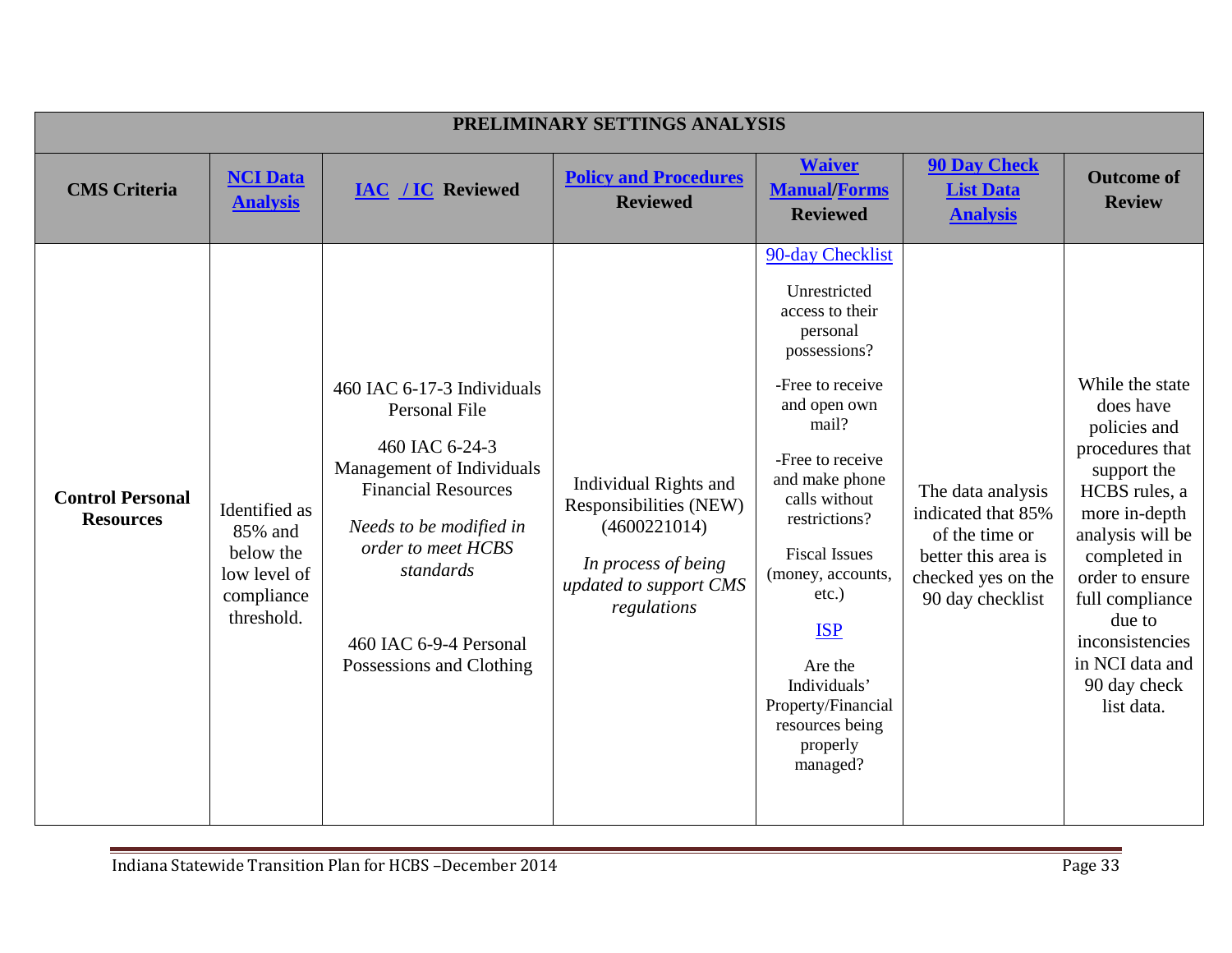| PRELIMINARY SETTINGS ANALYSIS | | | | | | |
|---|---|---|---|---|---|---|
| **CMS Criteria** | **NCI Data Analysis** | **IAC / IC Reviewed** | **Policy and Procedures Reviewed** | **Waiver Manual/Forms Reviewed** | **90 Day Check List Data Analysis** | **Outcome of Review** |
| **Control Personal Resources** | Identified as 85% and below the low level of compliance threshold. | 460 IAC 6-17-3 Individuals Personal File<br><br>460 IAC 6-24-3 Management of Individuals Financial Resources<br><br>*Needs to be modified in order to meet HCBS standards*<br><br>460 IAC 6-9-4 Personal Possessions and Clothing | Individual Rights and Responsibilities (NEW) (4600221014)<br><br>*In process of being updated to support CMS regulations* | 90-day Checklist<br><br>Unrestricted access to their personal possessions?<br><br>-Free to receive and open own mail?<br><br>-Free to receive and make phone calls without restrictions?<br><br>Fiscal Issues (money, accounts, etc.)<br><br>ISP<br><br>Are the Individuals' Property/Financial resources being properly managed? | The data analysis indicated that 85% of the time or better this area is checked yes on the 90 day checklist | While the state does have policies and procedures that support the HCBS rules, a more in-depth analysis will be completed in order to ensure full compliance due to inconsistencies in NCI data and 90 day check list data. |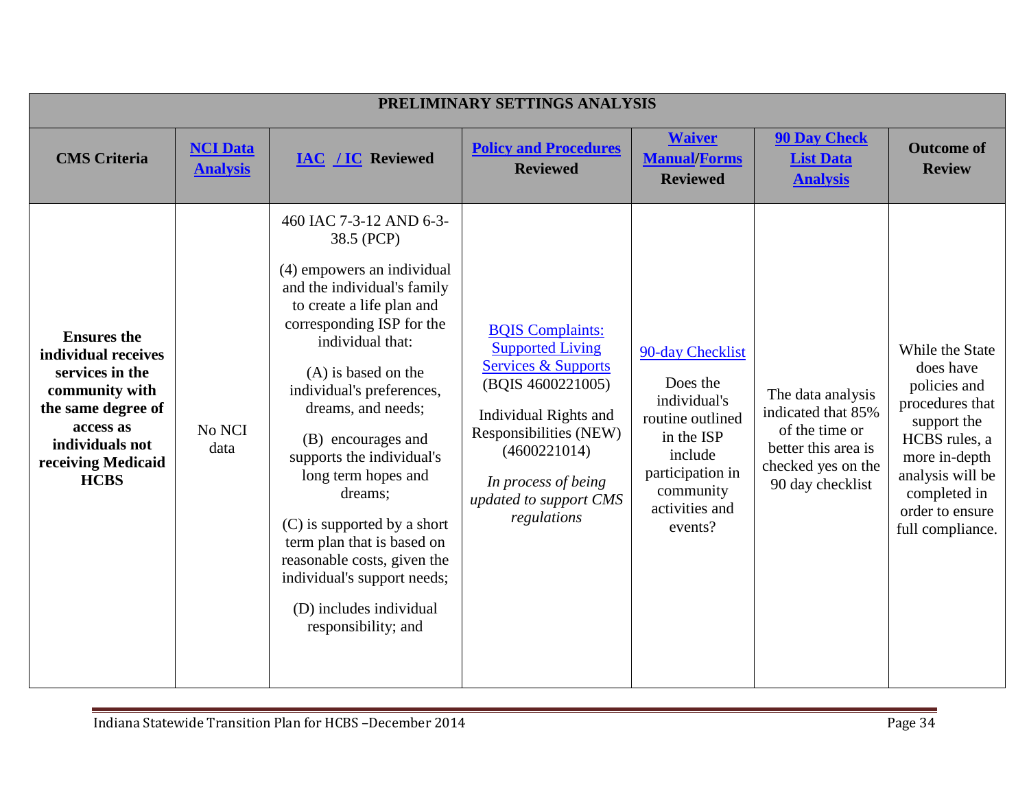| PRELIMINARY SETTINGS ANALYSIS | | | | | | |
|---|---|---|---|---|---|---|
| **CMS Criteria** | **NCI Data Analysis** | **IAC / IC Reviewed** | **Policy and Procedures Reviewed** | **Waiver Manual/Forms Reviewed** | **90 Day Check List Data Analysis** | **Outcome of Review** |
| **Ensures the individual receives services in the community with the same degree of access as individuals not receiving Medicaid HCBS** | No NCI data | 460 IAC 7-3-12 AND 6-3-38.5 (PCP)<br><br>(4) empowers an individual and the individual's family to create a life plan and corresponding ISP for the individual that:<br><br>(A) is based on the individual's preferences, dreams, and needs;<br><br>(B) encourages and supports the individual's long term hopes and dreams;<br><br>(C) is supported by a short term plan that is based on reasonable costs, given the individual's support needs;<br><br>(D) includes individual responsibility; and | BQIS Complaints: Supported Living Services & Supports (BQIS 4600221005)<br><br>Individual Rights and Responsibilities (NEW) (4600221014)<br><br>*In process of being updated to support CMS regulations* | 90-day Checklist<br><br>Does the individual's routine outlined in the ISP include participation in community activities and events? | The data analysis indicated that 85% of the time or better this area is checked yes on the 90 day checklist | While the State does have policies and procedures that support the HCBS rules, a more in-depth analysis will be completed in order to ensure full compliance. |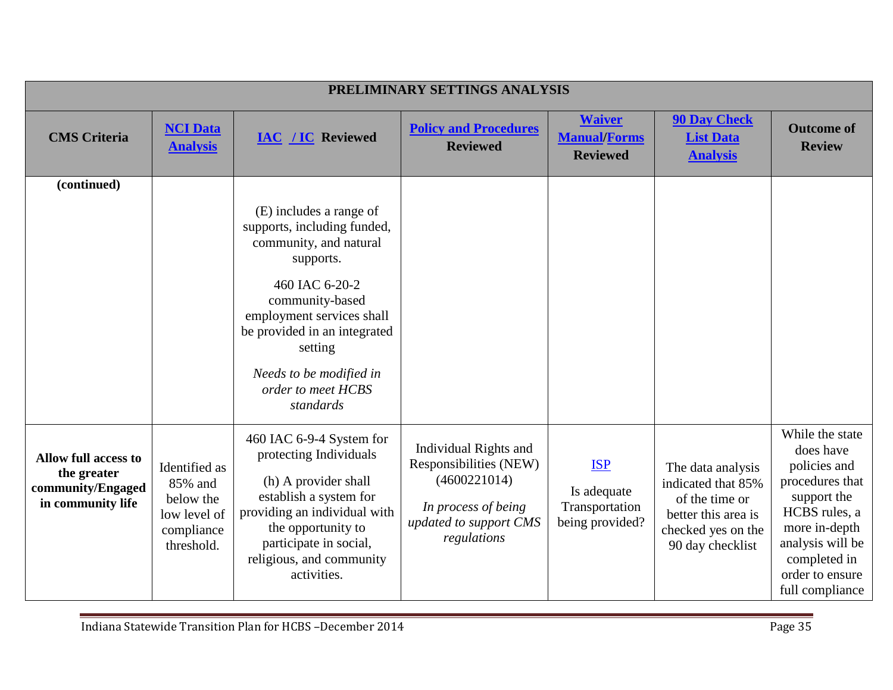| PRELIMINARY SETTINGS ANALYSIS | | | | | | |
|---|---|---|---|---|---|---|
| **CMS Criteria** | **NCI Data Analysis** | **IAC / IC Reviewed** | **Policy and Procedures Reviewed** | **Waiver Manual/Forms Reviewed** | **90 Day Check List Data Analysis** | **Outcome of Review** |
| **(continued)** | | (E) includes a range of supports, including funded, community, and natural supports.<br><br>460 IAC 6-20-2 community-based employment services shall be provided in an integrated setting<br><br>*Needs to be modified in order to meet HCBS standards* | | | | |
| **Allow full access to the greater community/Engaged in community life** | Identified as 85% and below the low level of compliance threshold. | 460 IAC 6-9-4 System for protecting Individuals<br><br>(h) A provider shall establish a system for providing an individual with the opportunity to participate in social, religious, and community activities. | Individual Rights and Responsibilities (NEW) (4600221014)<br><br>*In process of being updated to support CMS regulations* | ISP<br><br>Is adequate Transportation being provided? | The data analysis indicated that 85% of the time or better this area is checked yes on the 90 day checklist | While the state does have policies and procedures that support the HCBS rules, a more in-depth analysis will be completed in order to ensure full compliance |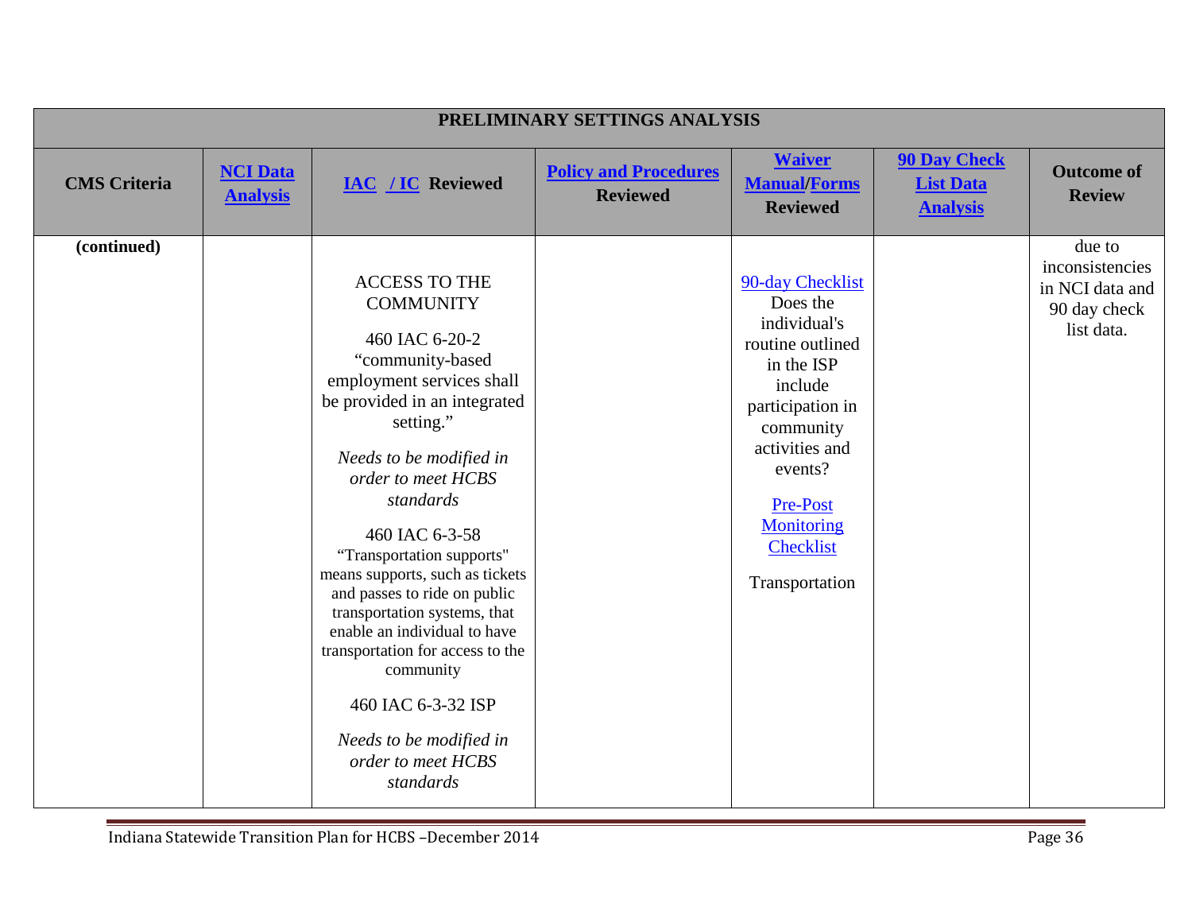| PRELIMINARY SETTINGS ANALYSIS | | | | | | |
|---|---|---|---|---|---|---|
| **CMS Criteria** | **NCI Data Analysis** | **IAC / IC Reviewed** | **Policy and Procedures Reviewed** | **Waiver Manual/Forms Reviewed** | **90 Day Check List Data Analysis** | **Outcome of Review** |
| **(continued)** | | ACCESS TO THE COMMUNITY<br><br>460 IAC 6-20-2 "community-based employment services shall be provided in an integrated setting."<br><br>*Needs to be modified in order to meet HCBS standards*<br><br>460 IAC 6-3-58 "Transportation supports" means supports, such as tickets and passes to ride on public transportation systems, that enable an individual to have transportation for access to the community<br><br>460 IAC 6-3-32 ISP<br><br>*Needs to be modified in order to meet HCBS standards* | | 90-day Checklist Does the individual's routine outlined in the ISP include participation in community activities and events?<br><br>Pre-Post Monitoring Checklist<br><br>Transportation | | due to inconsistencies in NCI data and 90 day check list data. |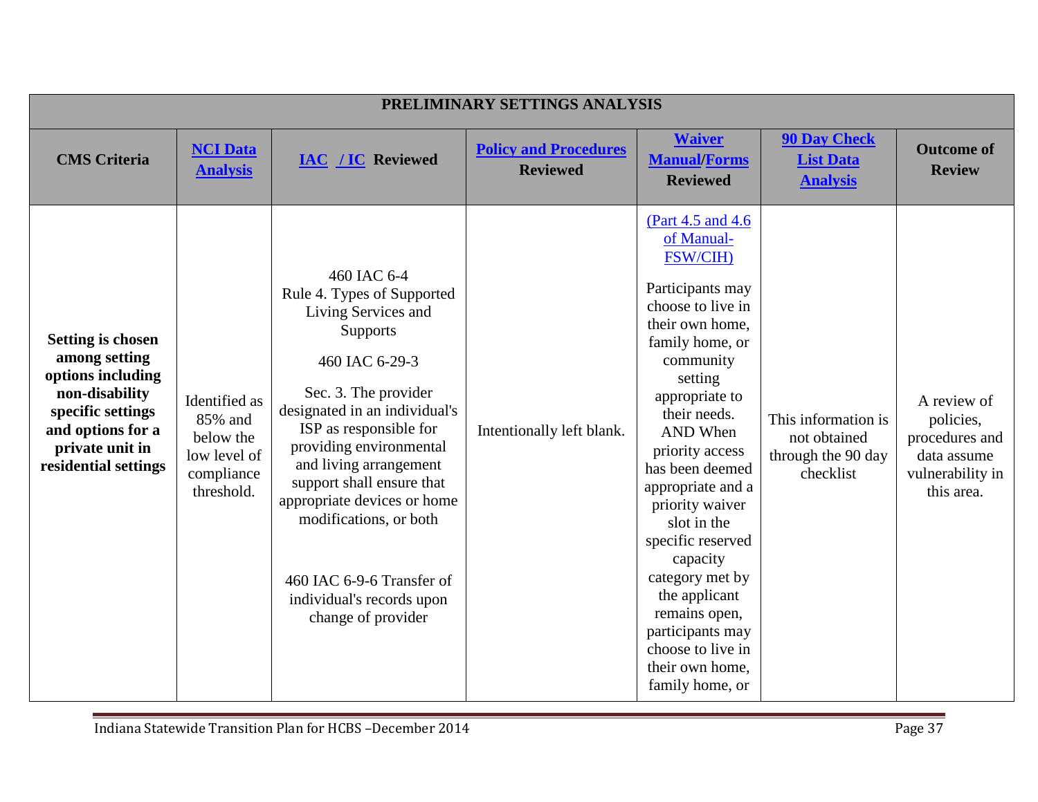| PRELIMINARY SETTINGS ANALYSIS | | | | | | |
|---|---|---|---|---|---|---|
| **CMS Criteria** | **NCI Data Analysis** | **IAC / IC Reviewed** | **Policy and Procedures Reviewed** | **Waiver Manual/Forms Reviewed** | **90 Day Check List Data Analysis** | **Outcome of Review** |
| **Setting is chosen among setting options including non-disability specific settings and options for a private unit in residential settings** | Identified as 85% and below the low level of compliance threshold. | 460 IAC 6-4 Rule 4. Types of Supported Living Services and Supports<br><br>460 IAC 6-29-3<br><br>Sec. 3. The provider designated in an individual's ISP as responsible for providing environmental and living arrangement support shall ensure that appropriate devices or home modifications, or both<br><br>460 IAC 6-9-6 Transfer of individual's records upon change of provider | Intentionally left blank. | (Part 4.5 and 4.6 of Manual-FSW/CIH)<br><br>Participants may choose to live in their own home, family home, or community setting appropriate to their needs. AND When priority access has been deemed appropriate and a priority waiver slot in the specific reserved capacity category met by the applicant remains open, participants may choose to live in their own home, family home, or | This information is not obtained through the 90 day checklist | A review of policies, procedures and data assume vulnerability in this area. |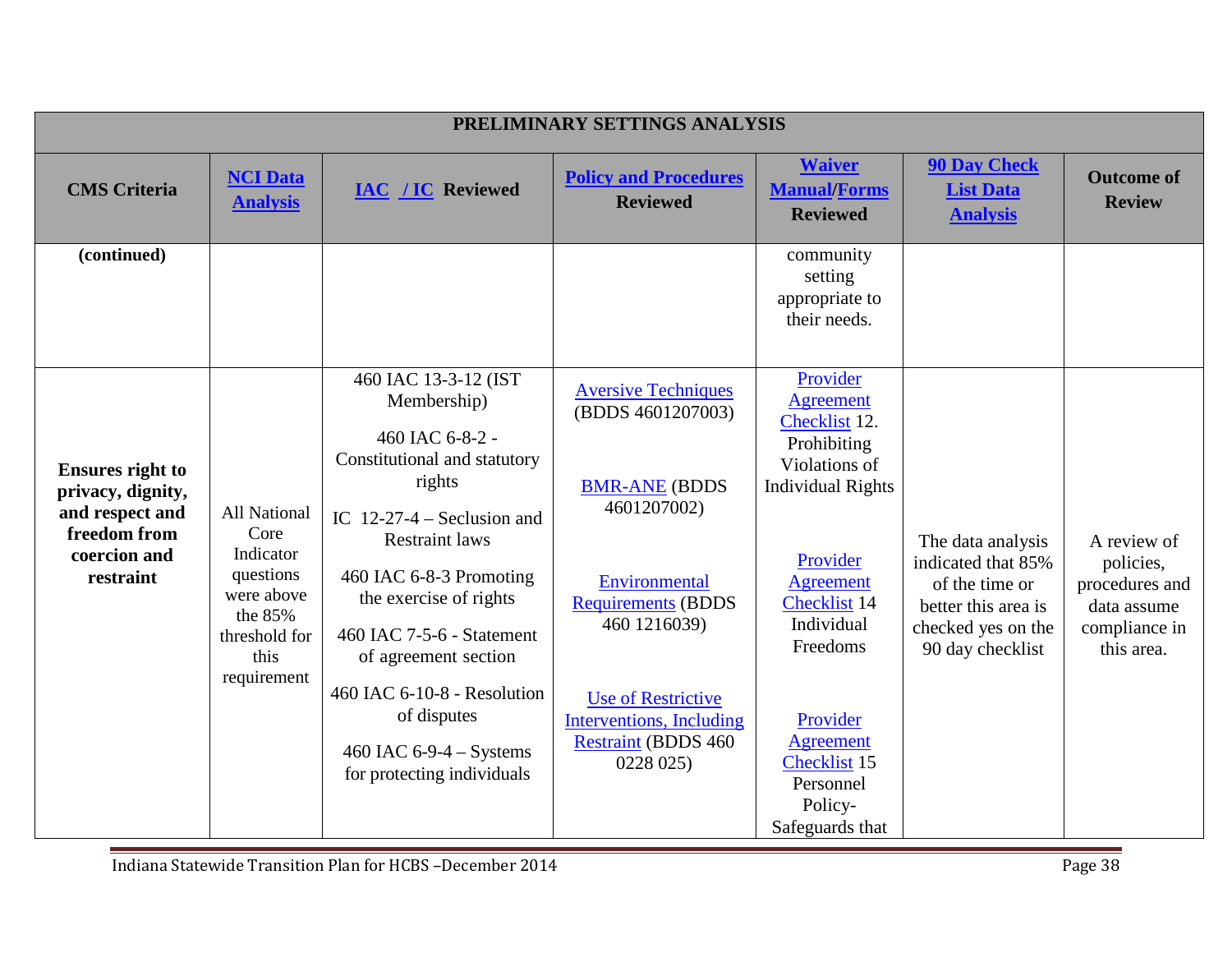| PRELIMINARY SETTINGS ANALYSIS | | | | | | |
|---|---|---|---|---|---|---|
| **CMS Criteria** | **NCI Data Analysis** | **IAC / IC Reviewed** | **Policy and Procedures Reviewed** | **Waiver Manual/Forms Reviewed** | **90 Day Check List Data Analysis** | **Outcome of Review** |
| **(continued)** | | | | community setting appropriate to their needs. | | |
| **Ensures right to privacy, dignity, and respect and freedom from coercion and restraint** | All National Core Indicator questions were above the 85% threshold for this requirement | 460 IAC 13-3-12 (IST Membership)<br><br>460 IAC 6-8-2 - Constitutional and statutory rights<br><br>IC 12-27-4 – Seclusion and Restraint laws<br><br>460 IAC 6-8-3 Promoting the exercise of rights<br><br>460 IAC 7-5-6 - Statement of agreement section<br><br>460 IAC 6-10-8 - Resolution of disputes<br><br>460 IAC 6-9-4 – Systems for protecting individuals | Aversive Techniques (BDDS 4601207003)<br><br>BMR-ANE (BDDS 4601207002)<br><br>Environmental Requirements (BDDS 460 1216039)<br><br>Use of Restrictive Interventions, Including Restraint (BDDS 460 0228 025) | Provider Agreement Checklist 12. Prohibiting Violations of Individual Rights<br><br>Provider Agreement Checklist 14 Individual Freedoms<br><br>Provider Agreement Checklist 15 Personnel Policy-Safeguards that | The data analysis indicated that 85% of the time or better this area is checked yes on the 90 day checklist | A review of policies, procedures and data assume compliance in this area. |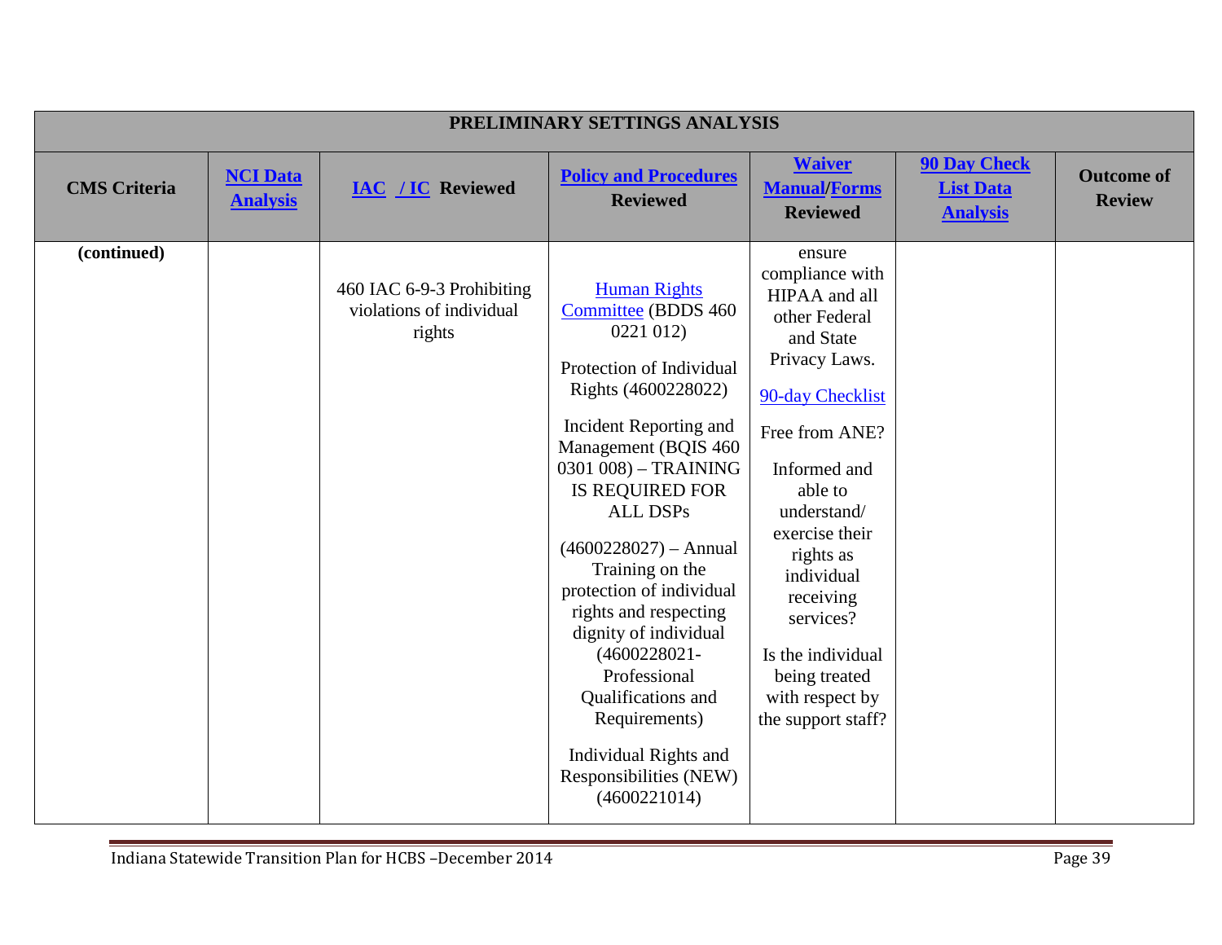| PRELIMINARY SETTINGS ANALYSIS | | | | | | |
|---|---|---|---|---|---|---|
| **CMS Criteria** | **NCI Data Analysis** | **IAC / IC Reviewed** | **Policy and Procedures Reviewed** | **Waiver Manual/Forms Reviewed** | **90 Day Check List Data Analysis** | **Outcome of Review** |
| **(continued)** | | 460 IAC 6-9-3 Prohibiting violations of individual rights | Human Rights Committee (BDDS 460 0221 012)<br><br>Protection of Individual Rights (4600228022)<br><br>Incident Reporting and Management (BQIS 460 0301 008) – TRAINING IS REQUIRED FOR ALL DSPs<br><br>(4600228027) – Annual Training on the protection of individual rights and respecting dignity of individual (4600228021- Professional Qualifications and Requirements)<br><br>Individual Rights and Responsibilities (NEW) (4600221014) | ensure compliance with HIPAA and all other Federal and State Privacy Laws.<br><br>90-day Checklist<br><br>Free from ANE?<br><br>Informed and able to understand/ exercise their rights as individual receiving services?<br><br>Is the individual being treated with respect by the support staff? | | |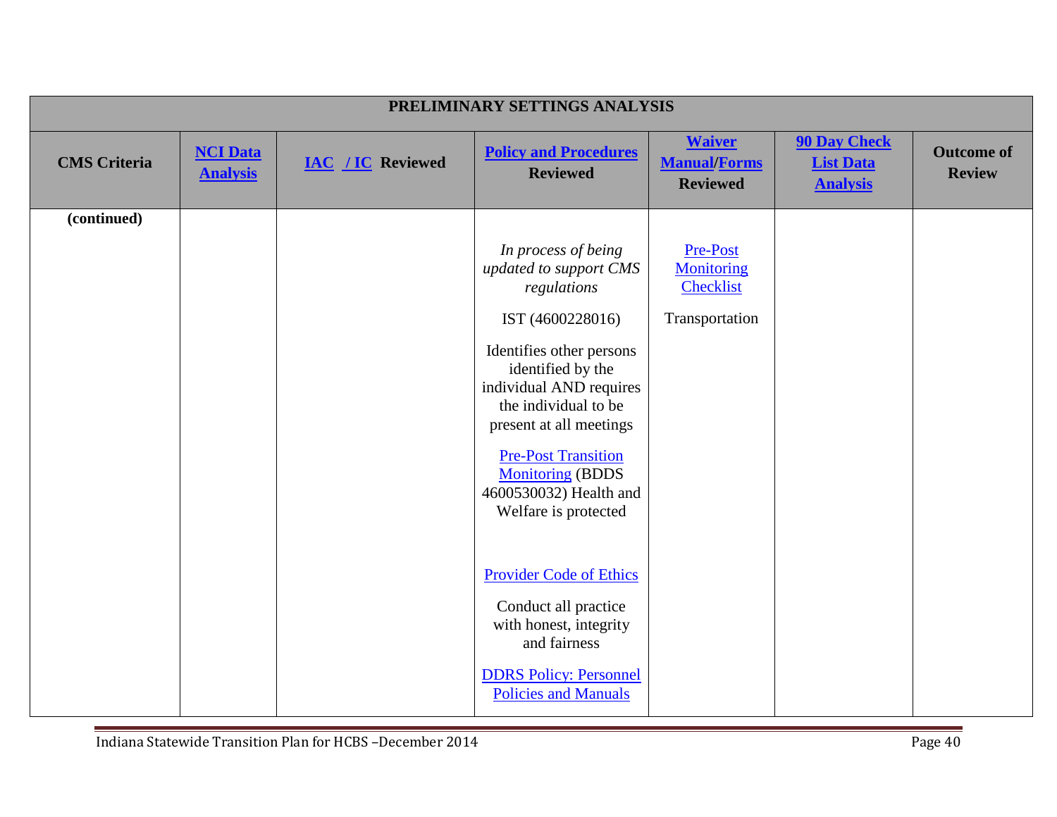| PRELIMINARY SETTINGS ANALYSIS | | | | | | |
|---|---|---|---|---|---|---|
| **CMS Criteria** | **NCI Data Analysis** | **IAC / IC Reviewed** | **Policy and Procedures Reviewed** | **Waiver Manual/Forms Reviewed** | **90 Day Check List Data Analysis** | **Outcome of Review** |
| **(continued)** | | | *In process of being updated to support CMS regulations*<br><br>IST (4600228016)<br><br>Identifies other persons identified by the individual AND requires the individual to be present at all meetings<br><br>Pre-Post Transition Monitoring (BDDS 4600530032) Health and Welfare is protected<br><br>Provider Code of Ethics<br><br>Conduct all practice with honest, integrity and fairness<br><br>DDRS Policy: Personnel Policies and Manuals | Pre-Post Monitoring Checklist<br><br>Transportation | | |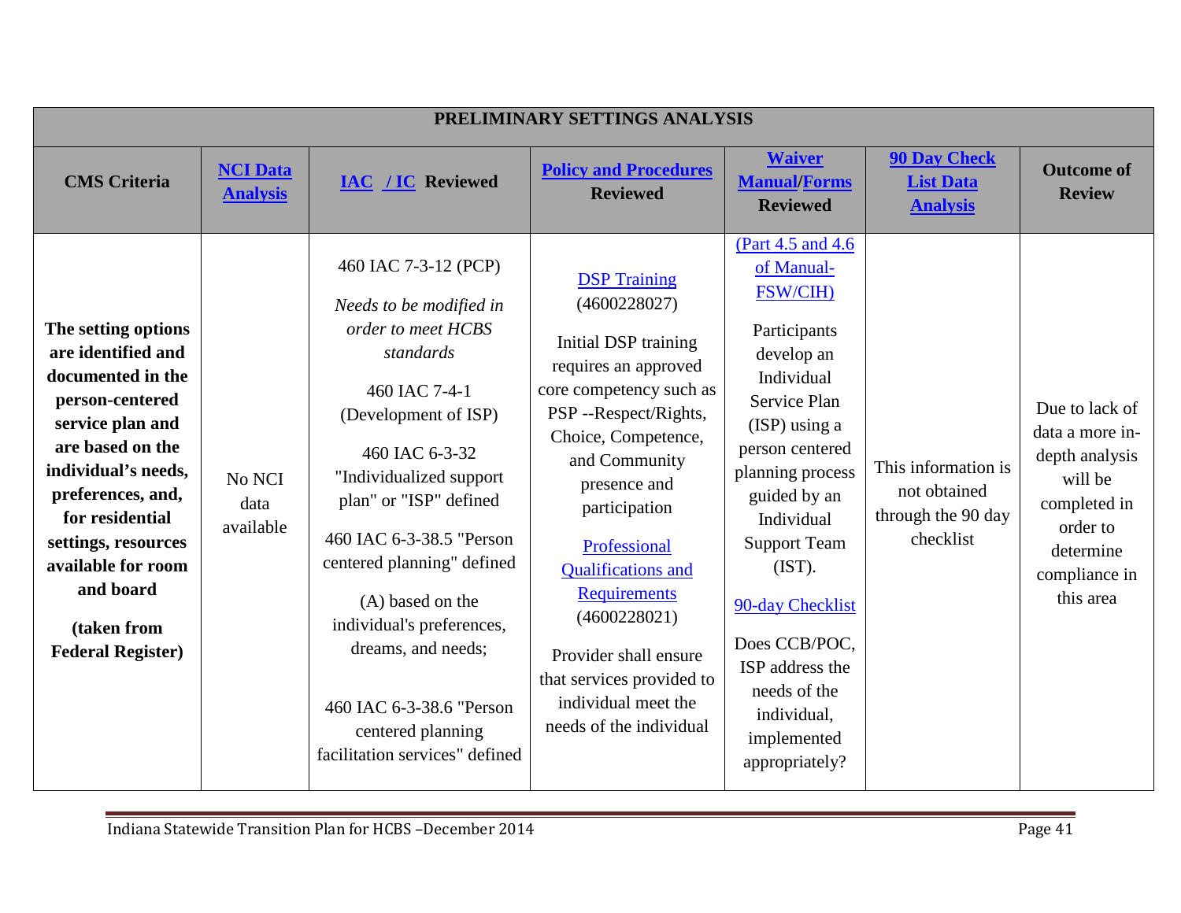| PRELIMINARY SETTINGS ANALYSIS | | | | | | |
|---|---|---|---|---|---|---|
| **CMS Criteria** | **NCI Data Analysis** | **IAC / IC Reviewed** | **Policy and Procedures Reviewed** | **Waiver Manual/Forms Reviewed** | **90 Day Check List Data Analysis** | **Outcome of Review** |
| **The setting options are identified and documented in the person-centered service plan and are based on the individual's needs, preferences, and, for residential settings, resources available for room and board** <br><br> **(taken from Federal Register)** | No NCI data available | 460 IAC 7-3-12 (PCP) <br><br> *Needs to be modified in order to meet HCBS standards* <br><br> 460 IAC 7-4-1 (Development of ISP) <br><br> 460 IAC 6-3-32 "Individualized support plan" or "ISP" defined <br><br> 460 IAC 6-3-38.5 "Person centered planning" defined <br><br> (A) based on the individual's preferences, dreams, and needs; <br><br> 460 IAC 6-3-38.6 "Person centered planning facilitation services" defined | DSP Training (4600228027) <br><br> Initial DSP training requires an approved core competency such as PSP --Respect/Rights, Choice, Competence, and Community presence and participation <br><br> Professional Qualifications and Requirements (4600228021) <br><br> Provider shall ensure that services provided to individual meet the needs of the individual | (Part 4.5 and 4.6 of Manual-FSW/CIH) <br><br> Participants develop an Individual Service Plan (ISP) using a person centered planning process guided by an Individual Support Team (IST). <br><br> 90-day Checklist <br><br> Does CCB/POC, ISP address the needs of the individual, implemented appropriately? | This information is not obtained through the 90 day checklist | Due to lack of data a more in-depth analysis will be completed in order to determine compliance in this area |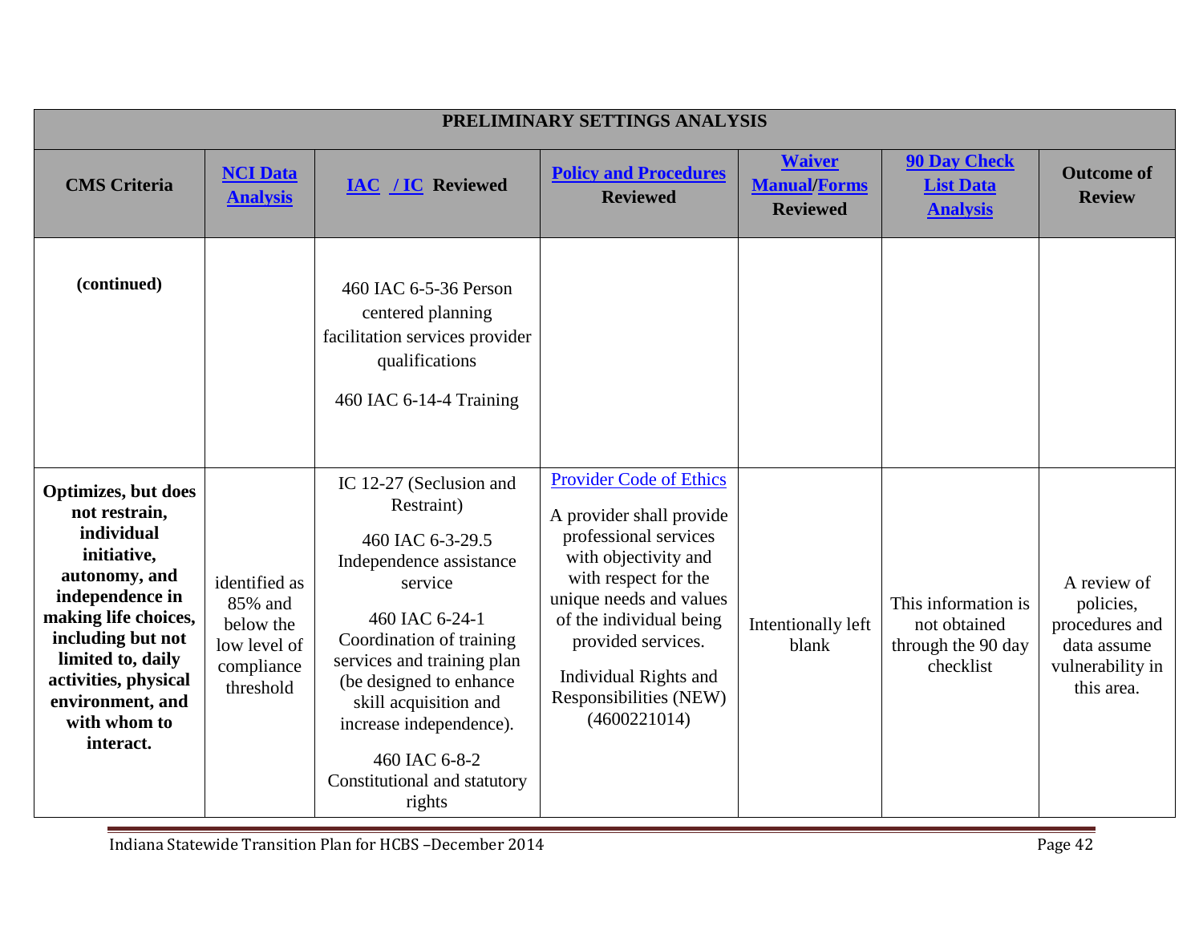| PRELIMINARY SETTINGS ANALYSIS | | | | | | |
|---|---|---|---|---|---|---|
| **CMS Criteria** | **NCI Data Analysis** | **IAC / IC Reviewed** | **Policy and Procedures Reviewed** | **Waiver Manual/Forms Reviewed** | **90 Day Check List Data Analysis** | **Outcome of Review** |
| **(continued)** | | 460 IAC 6-5-36 Person centered planning facilitation services provider qualifications<br><br>460 IAC 6-14-4 Training | | | | |
| **Optimizes, but does not restrain, individual initiative, autonomy, and independence in making life choices, including but not limited to, daily activities, physical environment, and with whom to interact.** | identified as 85% and below the low level of compliance threshold | IC 12-27 (Seclusion and Restraint)<br><br>460 IAC 6-3-29.5 Independence assistance service<br><br>460 IAC 6-24-1 Coordination of training services and training plan (be designed to enhance skill acquisition and increase independence).<br><br>460 IAC 6-8-2 Constitutional and statutory rights | Provider Code of Ethics<br><br>A provider shall provide professional services with objectivity and with respect for the unique needs and values of the individual being provided services.<br><br>Individual Rights and Responsibilities (NEW) (4600221014) | Intentionally left blank | This information is not obtained through the 90 day checklist | A review of policies, procedures and data assume vulnerability in this area. |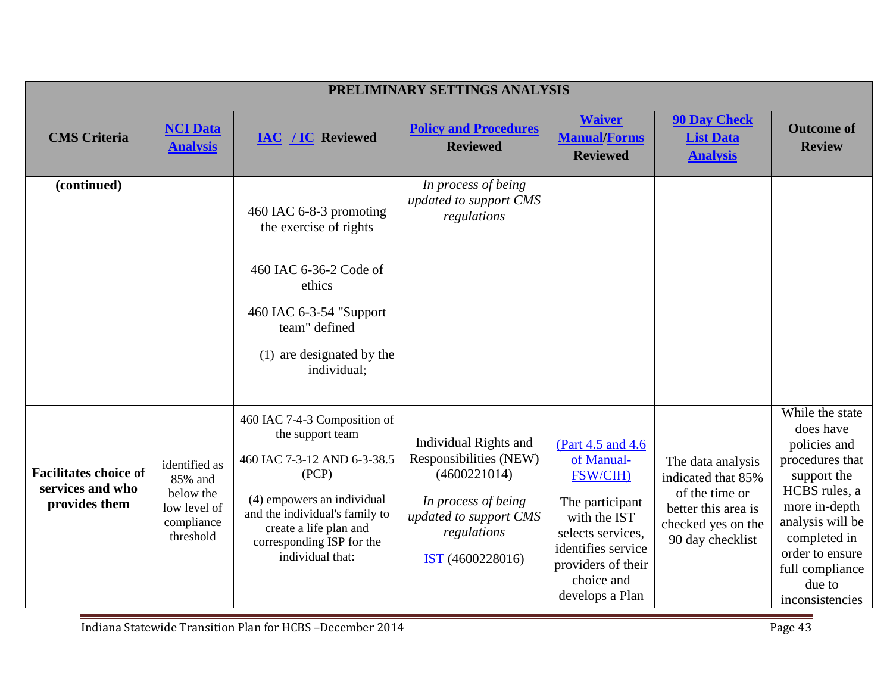| PRELIMINARY SETTINGS ANALYSIS | | | | | | |
|---|---|---|---|---|---|---|
| **CMS Criteria** | **NCI Data Analysis** | **IAC / IC Reviewed** | **Policy and Procedures Reviewed** | **Waiver Manual/Forms Reviewed** | **90 Day Check List Data Analysis** | **Outcome of Review** |
| **(continued)** | | 460 IAC 6-8-3 promoting the exercise of rights<br><br>460 IAC 6-36-2 Code of ethics<br><br>460 IAC 6-3-54 "Support team" defined<br><br>(1) are designated by the individual; | *In process of being updated to support CMS regulations* | | | |
| **Facilitates choice of services and who provides them** | identified as 85% and below the low level of compliance threshold | 460 IAC 7-4-3 Composition of the support team<br><br>460 IAC 7-3-12 AND 6-3-38.5 (PCP)<br><br>(4) empowers an individual and the individual's family to create a life plan and corresponding ISP for the individual that: | Individual Rights and Responsibilities (NEW) (4600221014)<br><br>*In process of being updated to support CMS regulations*<br><br>IST (4600228016) | (Part 4.5 and 4.6 of Manual-FSW/CIH)<br><br>The participant with the IST selects services, identifies service providers of their choice and develops a Plan | The data analysis indicated that 85% of the time or better this area is checked yes on the 90 day checklist | While the state does have policies and procedures that support the HCBS rules, a more in-depth analysis will be completed in order to ensure full compliance due to inconsistencies |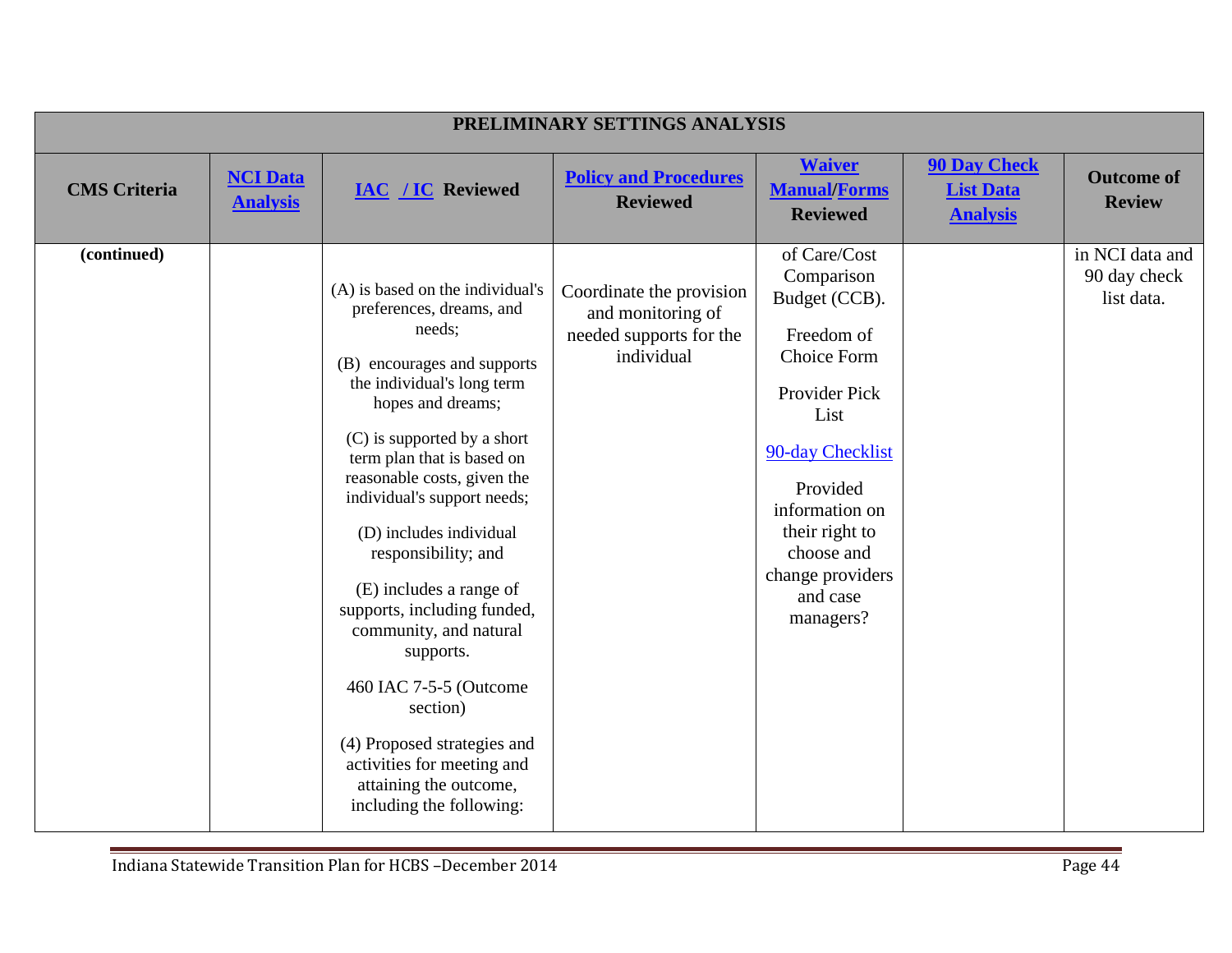| PRELIMINARY SETTINGS ANALYSIS | | | | | | |
|---|---|---|---|---|---|---|
| **CMS Criteria** | **NCI Data Analysis** | **IAC / IC Reviewed** | **Policy and Procedures Reviewed** | **Waiver Manual/Forms Reviewed** | **90 Day Check List Data Analysis** | **Outcome of Review** |
| **(continued)** | | (A) is based on the individual's preferences, dreams, and needs;<br><br>(B) encourages and supports the individual's long term hopes and dreams;<br><br>(C) is supported by a short term plan that is based on reasonable costs, given the individual's support needs;<br><br>(D) includes individual responsibility; and<br><br>(E) includes a range of supports, including funded, community, and natural supports.<br><br>460 IAC 7-5-5 (Outcome section)<br><br>(4) Proposed strategies and activities for meeting and attaining the outcome, including the following: | Coordinate the provision and monitoring of needed supports for the individual | of Care/Cost Comparison Budget (CCB).<br><br>Freedom of Choice Form<br><br>Provider Pick List<br><br>90-day Checklist<br><br>Provided information on their right to choose and change providers and case managers? | | in NCI data and 90 day check list data. |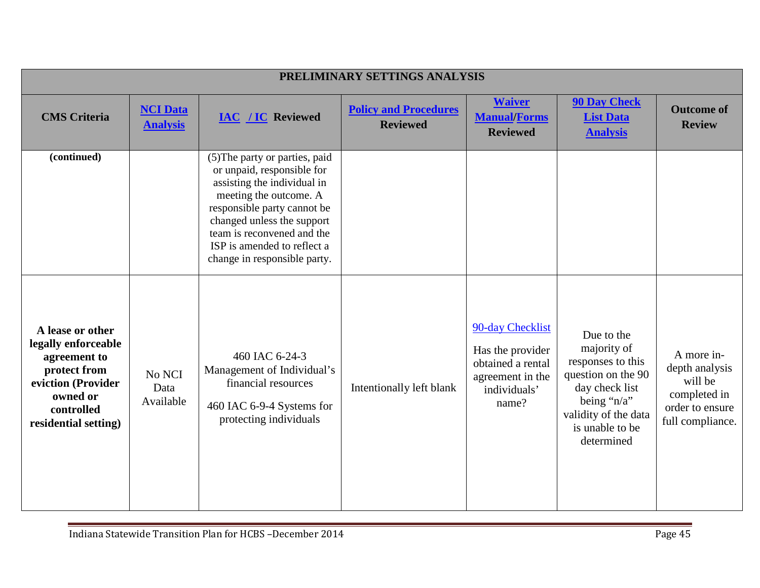| PRELIMINARY SETTINGS ANALYSIS | | | | | | |
|---|---|---|---|---|---|---|
| **CMS Criteria** | **NCI Data Analysis** | **IAC / IC Reviewed** | **Policy and Procedures Reviewed** | **Waiver Manual/Forms Reviewed** | **90 Day Check List Data Analysis** | **Outcome of Review** |
| **(continued)** | | (5)The party or parties, paid or unpaid, responsible for assisting the individual in meeting the outcome. A responsible party cannot be changed unless the support team is reconvened and the ISP is amended to reflect a change in responsible party. | | | | |
| **A lease or other legally enforceable agreement to protect from eviction (Provider owned or controlled residential setting)** | No NCI Data Available | 460 IAC 6-24-3 Management of Individual's financial resources<br><br>460 IAC 6-9-4 Systems for protecting individuals | Intentionally left blank | 90-day Checklist<br><br>Has the provider obtained a rental agreement in the individuals' name? | Due to the majority of responses to this question on the 90 day check list being "n/a" validity of the data is unable to be determined | A more in-depth analysis will be completed in order to ensure full compliance. |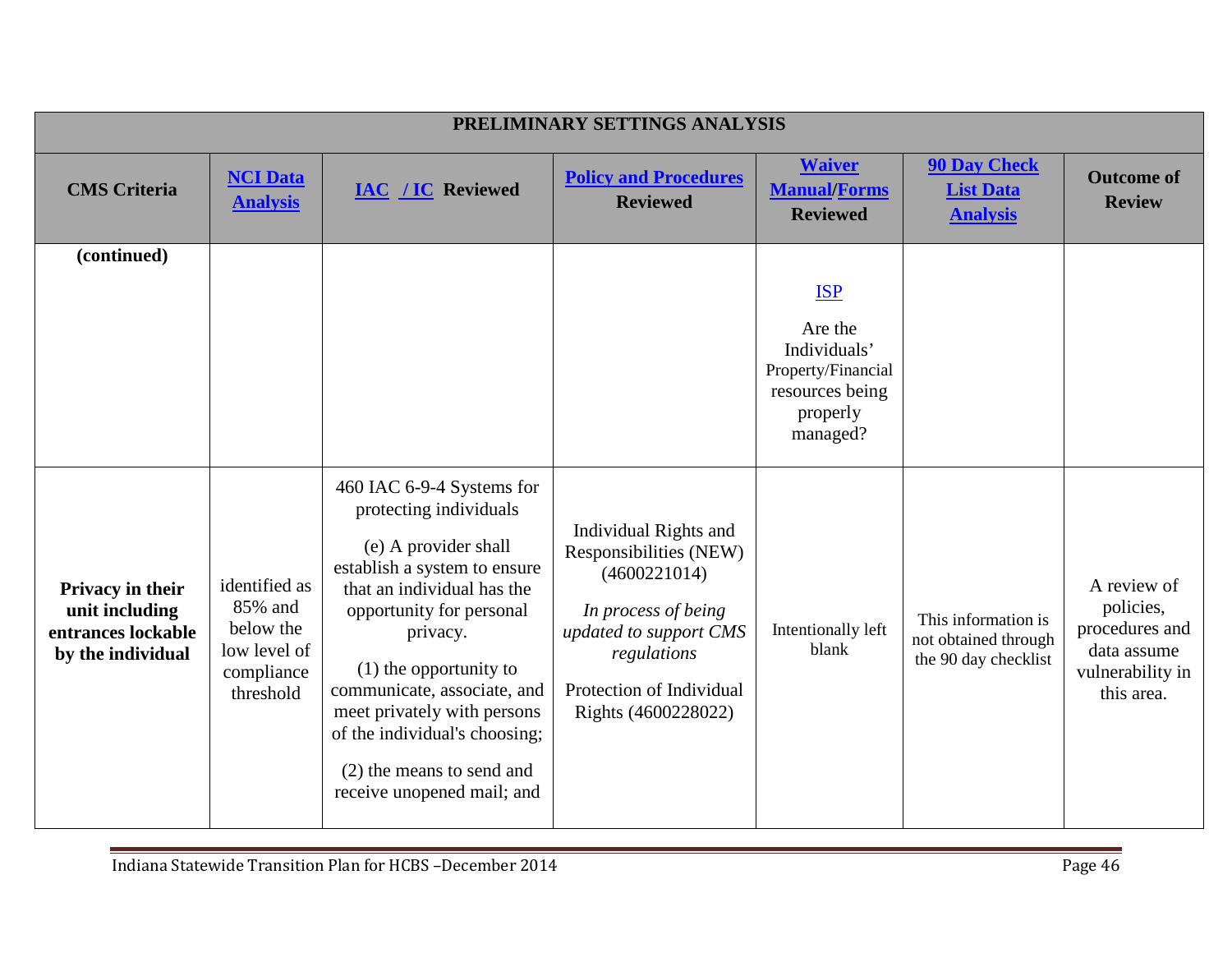| PRELIMINARY SETTINGS ANALYSIS | | | | | | |
|---|---|---|---|---|---|---|
| **CMS Criteria** | **NCI Data Analysis** | **IAC / IC Reviewed** | **Policy and Procedures Reviewed** | **Waiver Manual/Forms Reviewed** | **90 Day Check List Data Analysis** | **Outcome of Review** |
| **(continued)** | | | | ISP<br><br>Are the Individuals' Property/Financial resources being properly managed? | | |
| **Privacy in their unit including entrances lockable by the individual** | identified as 85% and below the low level of compliance threshold | 460 IAC 6-9-4 Systems for protecting individuals<br><br>(e) A provider shall establish a system to ensure that an individual has the opportunity for personal privacy.<br><br>(1) the opportunity to communicate, associate, and meet privately with persons of the individual's choosing;<br><br>(2) the means to send and receive unopened mail; and | Individual Rights and Responsibilities (NEW) (4600221014)<br><br>*In process of being updated to support CMS regulations*<br><br>Protection of Individual Rights (4600228022) | Intentionally left blank | This information is not obtained through the 90 day checklist | A review of policies, procedures and data assume vulnerability in this area. |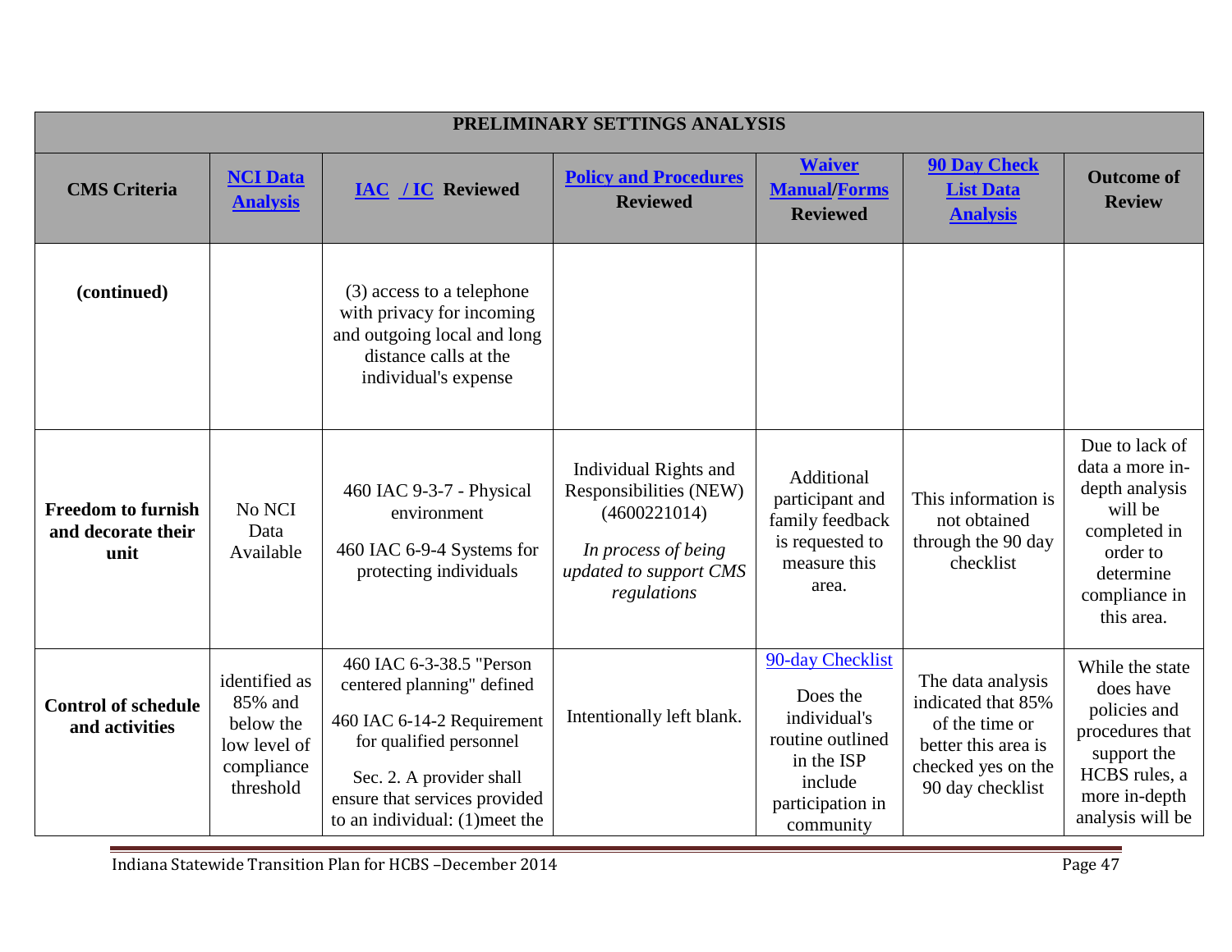| PRELIMINARY SETTINGS ANALYSIS | | | | | | |
|---|---|---|---|---|---|---|
| **CMS Criteria** | **NCI Data Analysis** | **IAC / IC Reviewed** | **Policy and Procedures Reviewed** | **Waiver Manual/Forms Reviewed** | **90 Day Check List Data Analysis** | **Outcome of Review** |
| **(continued)** | | (3) access to a telephone with privacy for incoming and outgoing local and long distance calls at the individual's expense | | | | |
| **Freedom to furnish and decorate their unit** | No NCI Data Available | 460 IAC 9-3-7 - Physical environment<br><br>460 IAC 6-9-4 Systems for protecting individuals | Individual Rights and Responsibilities (NEW) (4600221014)<br><br>*In process of being updated to support CMS regulations* | Additional participant and family feedback is requested to measure this area. | This information is not obtained through the 90 day checklist | Due to lack of data a more in-depth analysis will be completed in order to determine compliance in this area. |
| **Control of schedule and activities** | identified as 85% and below the low level of compliance threshold | 460 IAC 6-3-38.5 "Person centered planning" defined<br><br>460 IAC 6-14-2 Requirement for qualified personnel<br><br>Sec. 2. A provider shall ensure that services provided to an individual: (1)meet the | Intentionally left blank. | 90-day Checklist<br><br>Does the individual's routine outlined in the ISP include participation in community | The data analysis indicated that 85% of the time or better this area is checked yes on the 90 day checklist | While the state does have policies and procedures that support the HCBS rules, a more in-depth analysis will be |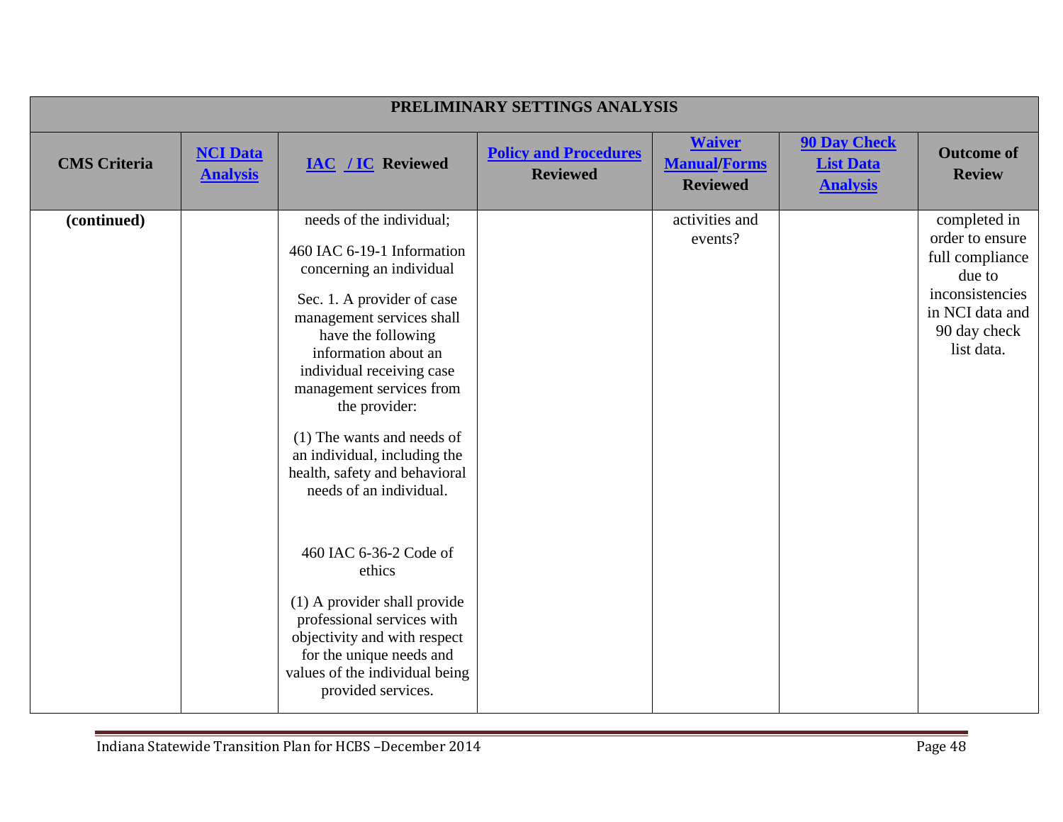| PRELIMINARY SETTINGS ANALYSIS | | | | | | |
|---|---|---|---|---|---|---|
| **CMS Criteria** | **NCI Data Analysis** | **IAC / IC Reviewed** | **Policy and Procedures Reviewed** | **Waiver Manual/Forms Reviewed** | **90 Day Check List Data Analysis** | **Outcome of Review** |
| **(continued)** | | needs of the individual;<br><br>460 IAC 6-19-1 Information concerning an individual<br><br>Sec. 1. A provider of case management services shall have the following information about an individual receiving case management services from the provider:<br><br>(1) The wants and needs of an individual, including the health, safety and behavioral needs of an individual.<br><br>460 IAC 6-36-2 Code of ethics<br><br>(1) A provider shall provide professional services with objectivity and with respect for the unique needs and values of the individual being provided services. | | activities and events? | | completed in order to ensure full compliance due to inconsistencies in NCI data and 90 day check list data. |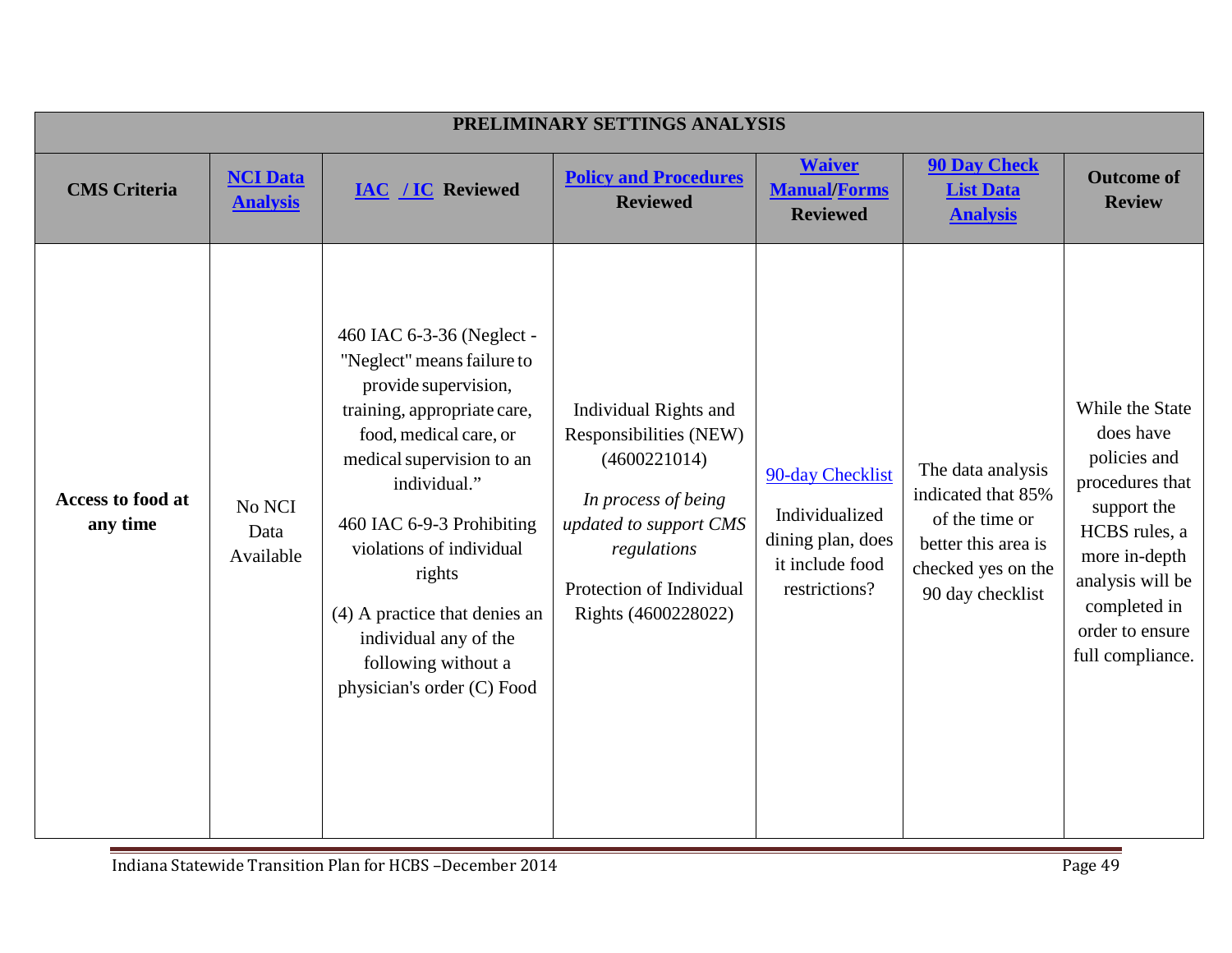| PRELIMINARY SETTINGS ANALYSIS | | | | | | |
|---|---|---|---|---|---|---|
| **CMS Criteria** | **NCI Data Analysis** | **IAC / IC Reviewed** | **Policy and Procedures Reviewed** | **Waiver Manual/Forms Reviewed** | **90 Day Check List Data Analysis** | **Outcome of Review** |
| **Access to food at any time** | No NCI Data Available | 460 IAC 6-3-36 (Neglect - "Neglect" means failure to provide supervision, training, appropriate care, food, medical care, or medical supervision to an individual."<br><br>460 IAC 6-9-3 Prohibiting violations of individual rights<br><br>(4) A practice that denies an individual any of the following without a physician's order (C) Food | Individual Rights and Responsibilities (NEW) (4600221014)<br><br>*In process of being updated to support CMS regulations*<br><br>Protection of Individual Rights (4600228022) | 90-day Checklist<br><br>Individualized dining plan, does it include food restrictions? | The data analysis indicated that 85% of the time or better this area is checked yes on the 90 day checklist | While the State does have policies and procedures that support the HCBS rules, a more in-depth analysis will be completed in order to ensure full compliance. |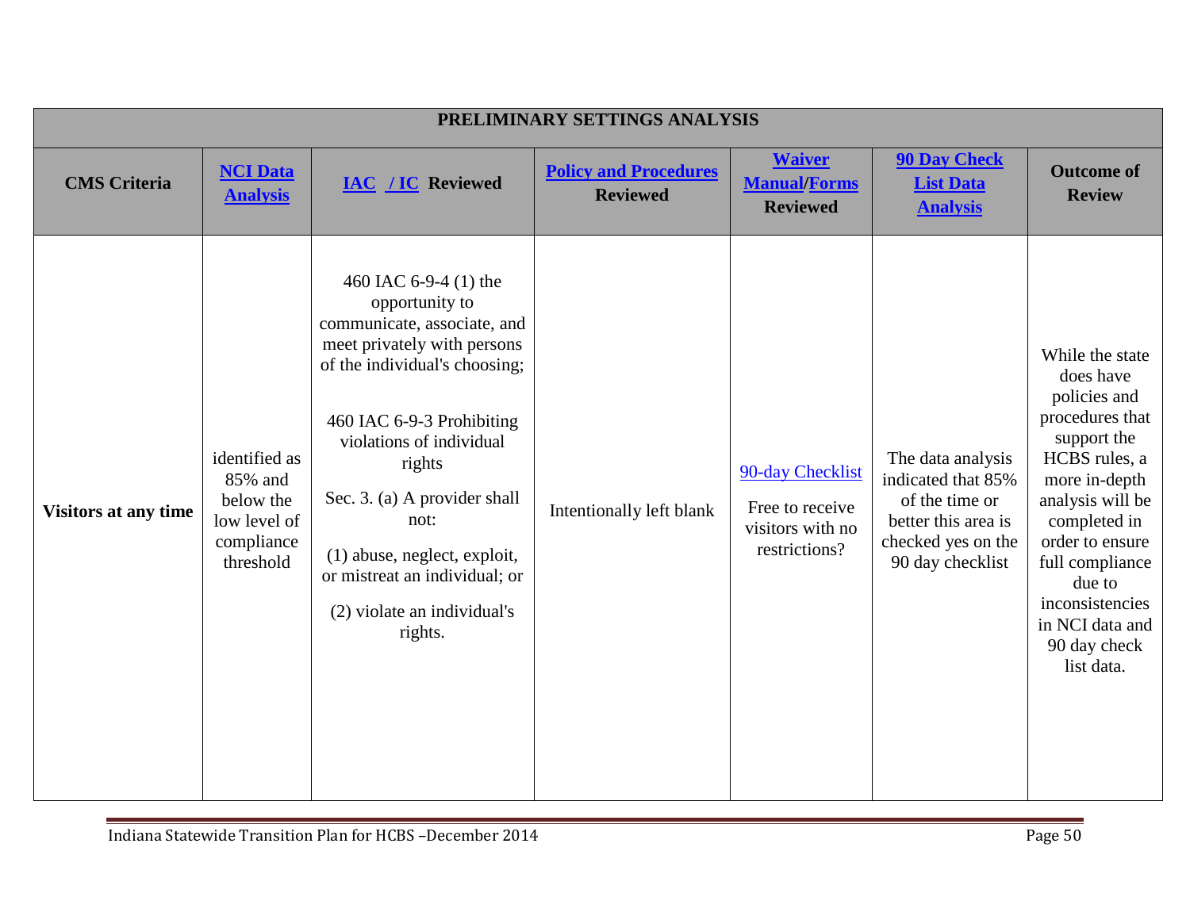| PRELIMINARY SETTINGS ANALYSIS | | | | | | |
|---|---|---|---|---|---|---|
| **CMS Criteria** | **NCI Data Analysis** | **IAC / IC Reviewed** | **Policy and Procedures Reviewed** | **Waiver Manual/Forms Reviewed** | **90 Day Check List Data Analysis** | **Outcome of Review** |
| **Visitors at any time** | identified as 85% and below the low level of compliance threshold | 460 IAC 6-9-4 (1) the opportunity to communicate, associate, and meet privately with persons of the individual's choosing;<br><br>460 IAC 6-9-3 Prohibiting violations of individual rights<br><br>Sec. 3. (a) A provider shall not:<br><br>(1) abuse, neglect, exploit, or mistreat an individual; or<br><br>(2) violate an individual's rights. | Intentionally left blank | 90-day Checklist<br><br>Free to receive visitors with no restrictions? | The data analysis indicated that 85% of the time or better this area is checked yes on the 90 day checklist | While the state does have policies and procedures that support the HCBS rules, a more in-depth analysis will be completed in order to ensure full compliance due to inconsistencies in NCI data and 90 day check list data. |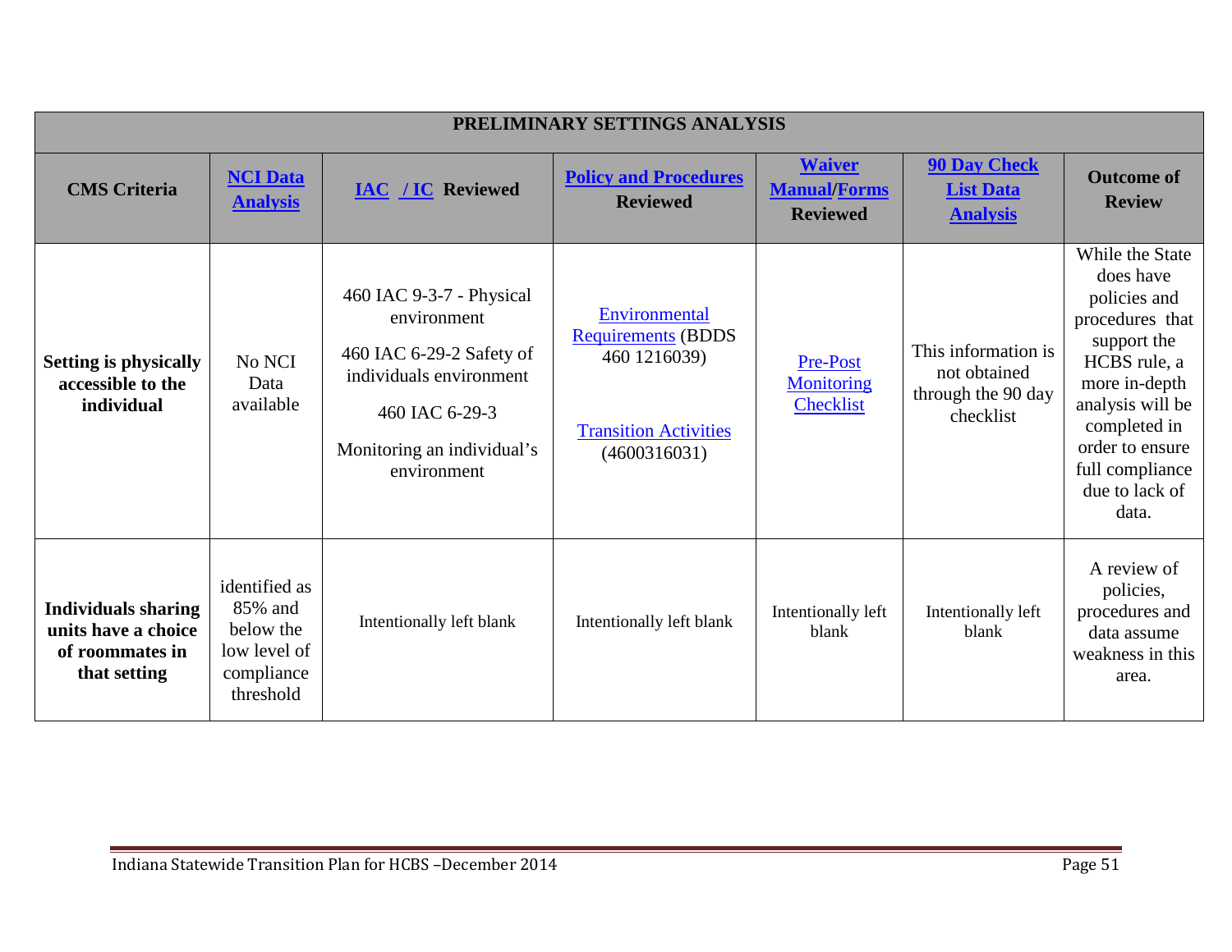| PRELIMINARY SETTINGS ANALYSIS | | | | | | |
|---|---|---|---|---|---|---|
| **CMS Criteria** | **NCI Data Analysis** | **IAC / IC Reviewed** | **Policy and Procedures Reviewed** | **Waiver Manual/Forms Reviewed** | **90 Day Check List Data Analysis** | **Outcome of Review** |
| **Setting is physically accessible to the individual** | No NCI Data available | 460 IAC 9-3-7 - Physical environment<br>460 IAC 6-29-2 Safety of individuals environment<br>460 IAC 6-29-3<br>Monitoring an individual's environment | Environmental Requirements (BDDS 460 1216039)<br>Transition Activities (4600316031) | Pre-Post Monitoring Checklist | This information is not obtained through the 90 day checklist | While the State does have policies and procedures that support the HCBS rule, a more in-depth analysis will be completed in order to ensure full compliance due to lack of data. |
| **Individuals sharing units have a choice of roommates in that setting** | identified as 85% and below the low level of compliance threshold | Intentionally left blank | Intentionally left blank | Intentionally left blank | Intentionally left blank | A review of policies, procedures and data assume weakness in this area. |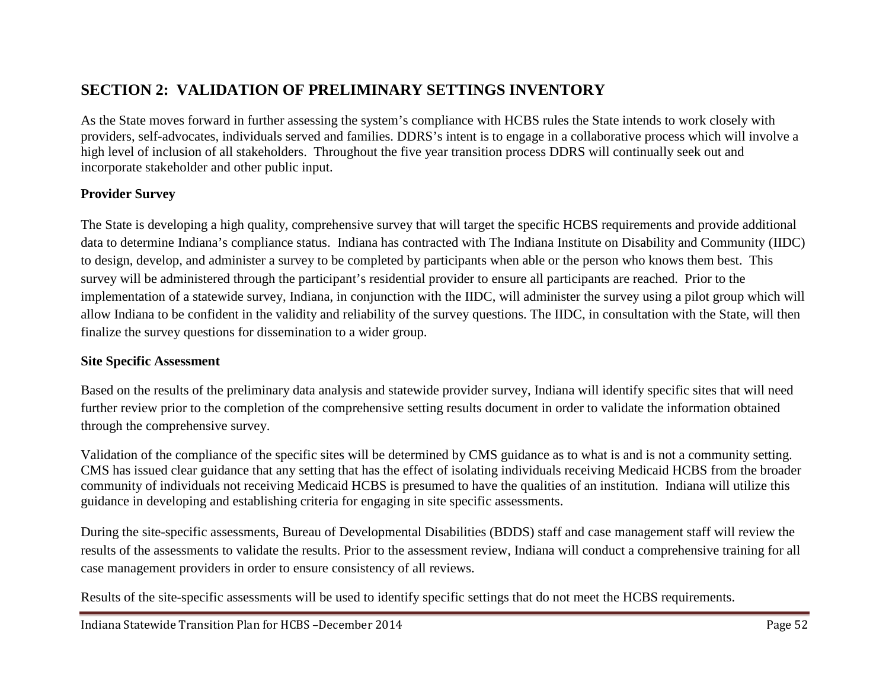## SECTION 2: VALIDATION OF PRELIMINARY SETTINGS INVENTORY

As the State moves forward in further assessing the system's compliance with HCBS rules the State intends to work closely with providers, self-advocates, individuals served and families. DDRS's intent is to engage in a collaborative process which will involve a high level of inclusion of all stakeholders. Throughout the five year transition process DDRS will continually seek out and incorporate stakeholder and other public input.

### Provider Survey

The State is developing a high quality, comprehensive survey that will target the specific HCBS requirements and provide additional data to determine Indiana's compliance status. Indiana has contracted with The Indiana Institute on Disability and Community (IIDC) to design, develop, and administer a survey to be completed by participants when able or the person who knows them best. This survey will be administered through the participant's residential provider to ensure all participants are reached. Prior to the implementation of a statewide survey, Indiana, in conjunction with the IIDC, will administer the survey using a pilot group which will allow Indiana to be confident in the validity and reliability of the survey questions. The IIDC, in consultation with the State, will then finalize the survey questions for dissemination to a wider group.

### Site Specific Assessment

Based on the results of the preliminary data analysis and statewide provider survey, Indiana will identify specific sites that will need further review prior to the completion of the comprehensive setting results document in order to validate the information obtained through the comprehensive survey.

Validation of the compliance of the specific sites will be determined by CMS guidance as to what is and is not a community setting. CMS has issued clear guidance that any setting that has the effect of isolating individuals receiving Medicaid HCBS from the broader community of individuals not receiving Medicaid HCBS is presumed to have the qualities of an institution. Indiana will utilize this guidance in developing and establishing criteria for engaging in site specific assessments.

During the site-specific assessments, Bureau of Developmental Disabilities (BDDS) staff and case management staff will review the results of the assessments to validate the results. Prior to the assessment review, Indiana will conduct a comprehensive training for all case management providers in order to ensure consistency of all reviews.

Results of the site-specific assessments will be used to identify specific settings that do not meet the HCBS requirements.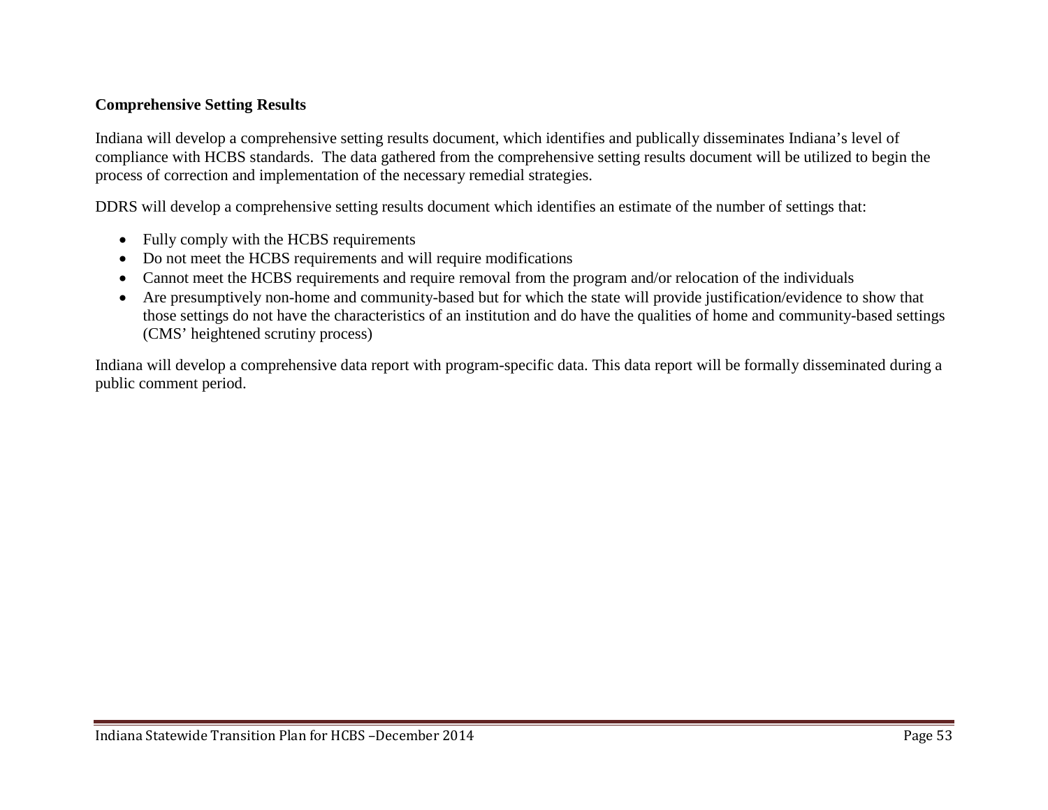**Comprehensive Setting Results**

Indiana will develop a comprehensive setting results document, which identifies and publically disseminates Indiana's level of compliance with HCBS standards. The data gathered from the comprehensive setting results document will be utilized to begin the process of correction and implementation of the necessary remedial strategies.

DDRS will develop a comprehensive setting results document which identifies an estimate of the number of settings that:

- Fully comply with the HCBS requirements
- Do not meet the HCBS requirements and will require modifications
- Cannot meet the HCBS requirements and require removal from the program and/or relocation of the individuals
- Are presumptively non-home and community-based but for which the state will provide justification/evidence to show that those settings do not have the characteristics of an institution and do have the qualities of home and community-based settings (CMS' heightened scrutiny process)

Indiana will develop a comprehensive data report with program-specific data. This data report will be formally disseminated during a public comment period.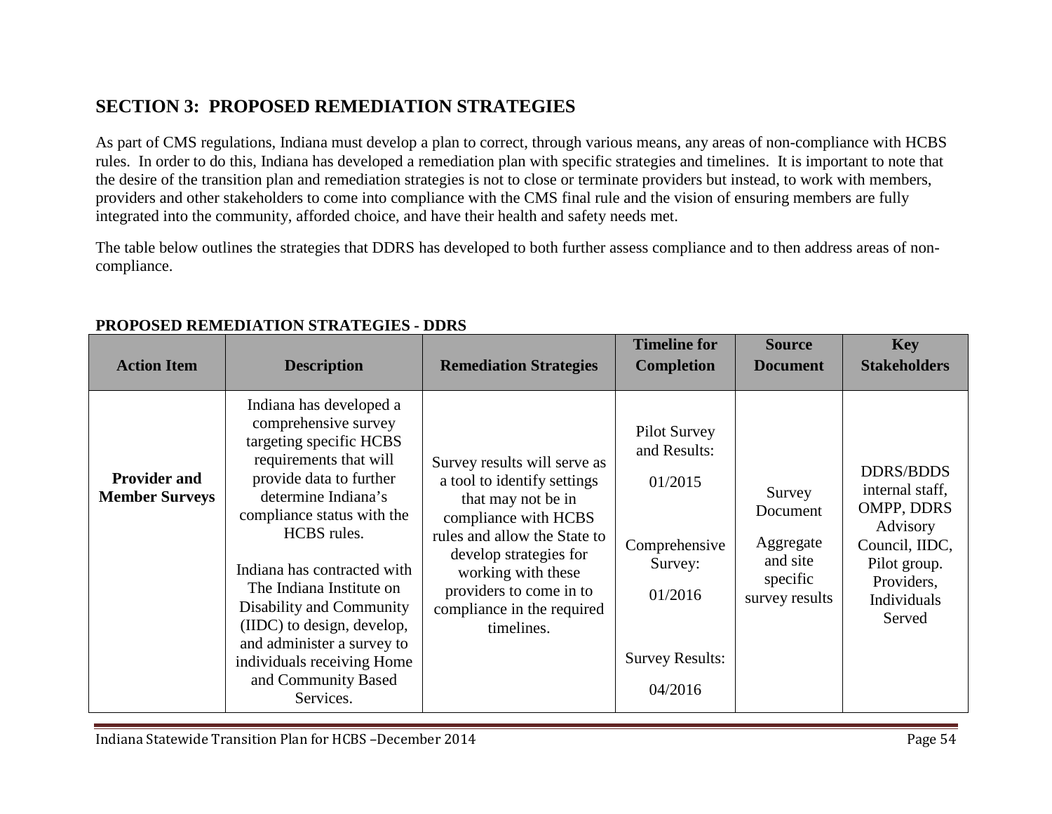## SECTION 3: PROPOSED REMEDIATION STRATEGIES

As part of CMS regulations, Indiana must develop a plan to correct, through various means, any areas of non-compliance with HCBS rules. In order to do this, Indiana has developed a remediation plan with specific strategies and timelines. It is important to note that the desire of the transition plan and remediation strategies is not to close or terminate providers but instead, to work with members, providers and other stakeholders to come into compliance with the CMS final rule and the vision of ensuring members are fully integrated into the community, afforded choice, and have their health and safety needs met.

The table below outlines the strategies that DDRS has developed to both further assess compliance and to then address areas of non-compliance.

**PROPOSED REMEDIATION STRATEGIES - DDRS**

| Action Item | Description | Remediation Strategies | Timeline for Completion | Source Document | Key Stakeholders |
|---|---|---|---|---|---|
| **Provider and Member Surveys** | Indiana has developed a comprehensive survey targeting specific HCBS requirements that will provide data to further determine Indiana's compliance status with the HCBS rules.<br><br>Indiana has contracted with The Indiana Institute on Disability and Community (IIDC) to design, develop, and administer a survey to individuals receiving Home and Community Based Services. | Survey results will serve as a tool to identify settings that may not be in compliance with HCBS rules and allow the State to develop strategies for working with these providers to come in to compliance in the required timelines. | Pilot Survey and Results:<br><br>01/2015<br><br>Comprehensive Survey:<br><br>01/2016<br><br>Survey Results:<br><br>04/2016 | Survey Document<br><br>Aggregate and site specific survey results | DDRS/BDDS internal staff, OMPP, DDRS Advisory Council, IIDC, Pilot group. Providers, Individuals Served |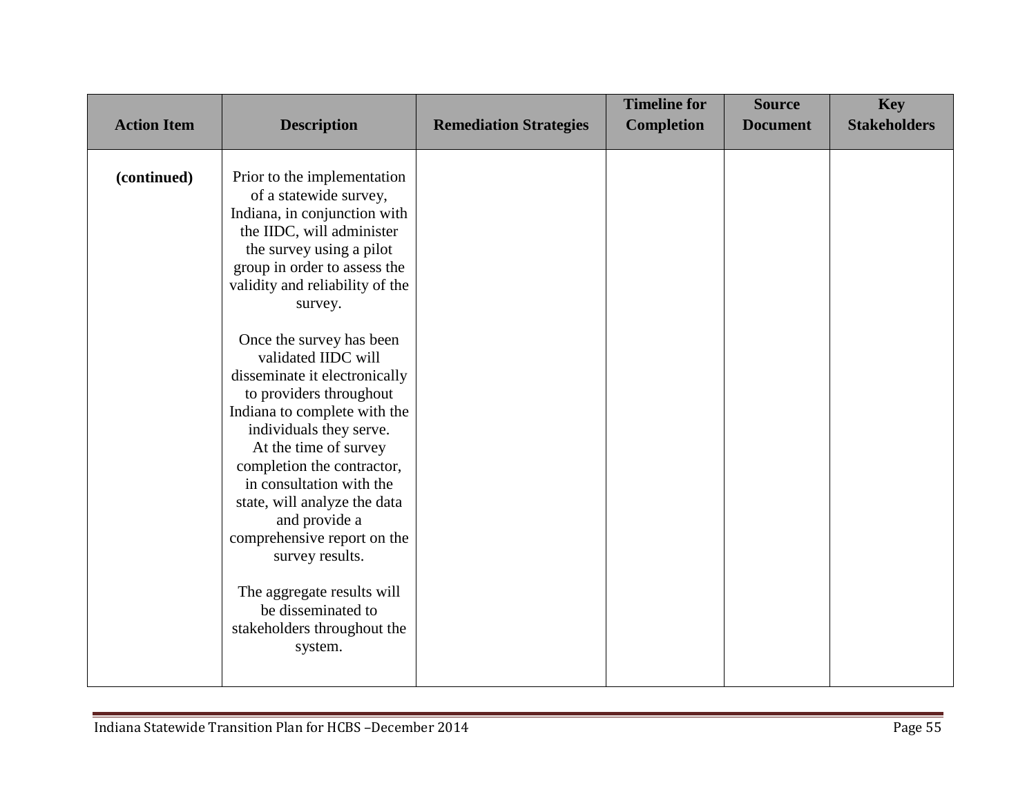| Action Item | Description | Remediation Strategies | Timeline for Completion | Source Document | Key Stakeholders |
|---|---|---|---|---|---|
| **(continued)** | Prior to the implementation of a statewide survey, Indiana, in conjunction with the IIDC, will administer the survey using a pilot group in order to assess the validity and reliability of the survey.<br><br>Once the survey has been validated IIDC will disseminate it electronically to providers throughout Indiana to complete with the individuals they serve. At the time of survey completion the contractor, in consultation with the state, will analyze the data and provide a comprehensive report on the survey results.<br><br>The aggregate results will be disseminated to stakeholders throughout the system. | | | | |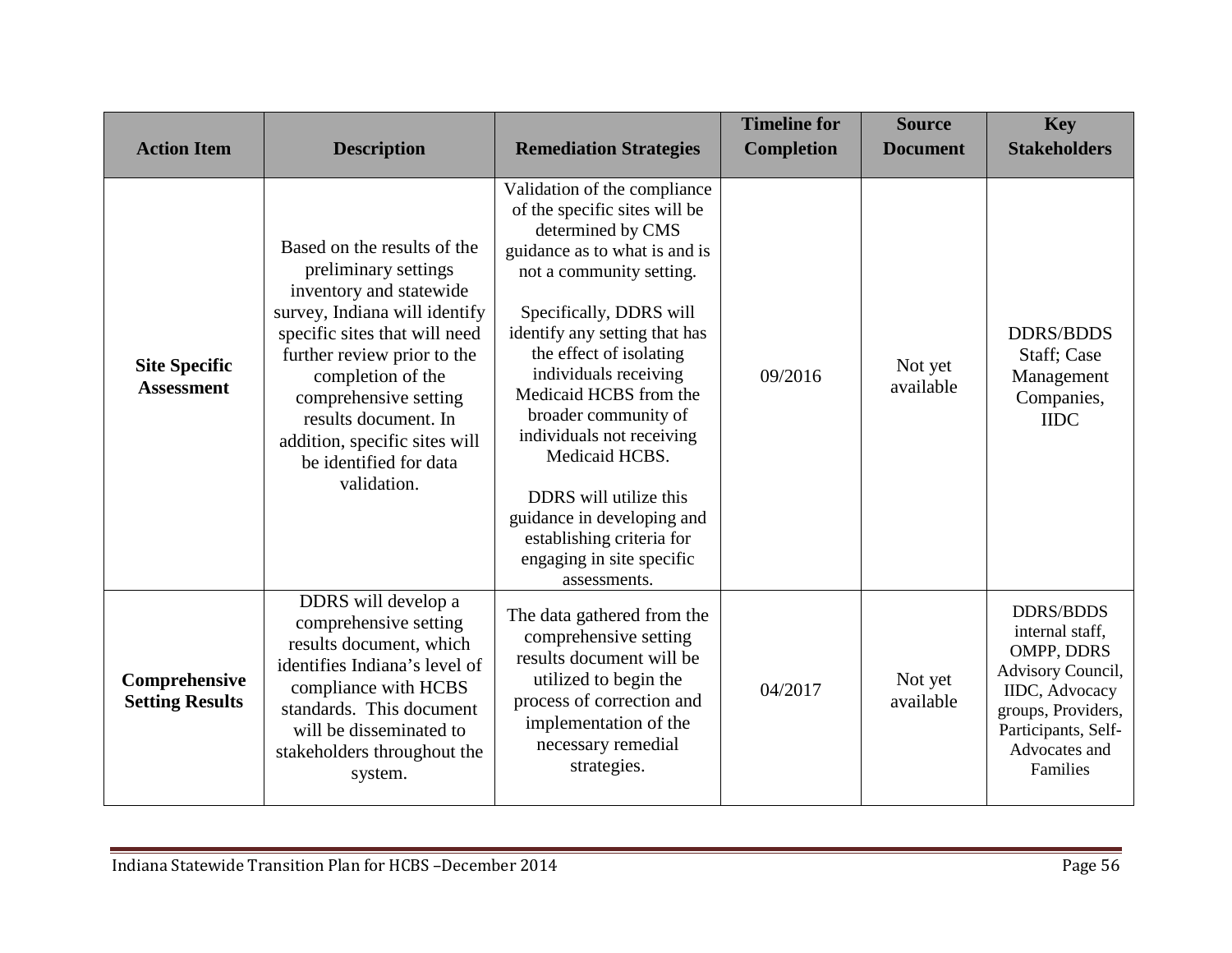| Action Item | Description | Remediation Strategies | Timeline for Completion | Source Document | Key Stakeholders |
|---|---|---|---|---|---|
| **Site Specific Assessment** | Based on the results of the preliminary settings inventory and statewide survey, Indiana will identify specific sites that will need further review prior to the completion of the comprehensive setting results document. In addition, specific sites will be identified for data validation. | Validation of the compliance of the specific sites will be determined by CMS guidance as to what is and is not a community setting.<br><br>Specifically, DDRS will identify any setting that has the effect of isolating individuals receiving Medicaid HCBS from the broader community of individuals not receiving Medicaid HCBS.<br><br>DDRS will utilize this guidance in developing and establishing criteria for engaging in site specific assessments. | 09/2016 | Not yet available | DDRS/BDDS Staff; Case Management Companies, IIDC |
| **Comprehensive Setting Results** | DDRS will develop a comprehensive setting results document, which identifies Indiana's level of compliance with HCBS standards. This document will be disseminated to stakeholders throughout the system. | The data gathered from the comprehensive setting results document will be utilized to begin the process of correction and implementation of the necessary remedial strategies. | 04/2017 | Not yet available | DDRS/BDDS internal staff, OMPP, DDRS Advisory Council, IIDC, Advocacy groups, Providers, Participants, Self-Advocates and Families |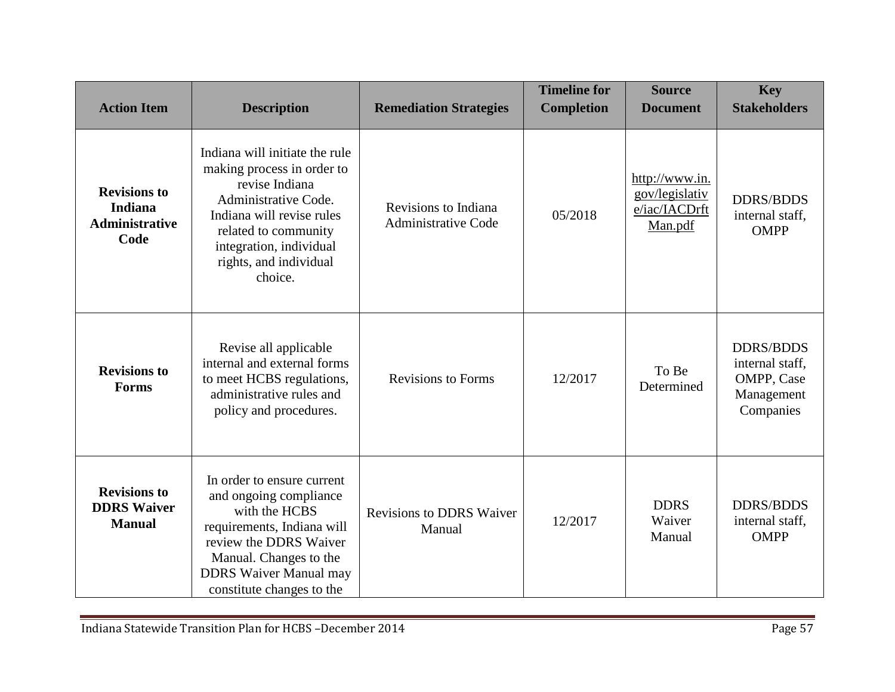| Action Item | Description | Remediation Strategies | Timeline for Completion | Source Document | Key Stakeholders |
|---|---|---|---|---|---|
| **Revisions to Indiana Administrative Code** | Indiana will initiate the rule making process in order to revise Indiana Administrative Code. Indiana will revise rules related to community integration, individual rights, and individual choice. | Revisions to Indiana Administrative Code | 05/2018 | http://www.in.gov/legislative/iac/IACDrftMan.pdf | DDRS/BDDS internal staff, OMPP |
| **Revisions to Forms** | Revise all applicable internal and external forms to meet HCBS regulations, administrative rules and policy and procedures. | Revisions to Forms | 12/2017 | To Be Determined | DDRS/BDDS internal staff, OMPP, Case Management Companies |
| **Revisions to DDRS Waiver Manual** | In order to ensure current and ongoing compliance with the HCBS requirements, Indiana will review the DDRS Waiver Manual. Changes to the DDRS Waiver Manual may constitute changes to the | Revisions to DDRS Waiver Manual | 12/2017 | DDRS Waiver Manual | DDRS/BDDS internal staff, OMPP |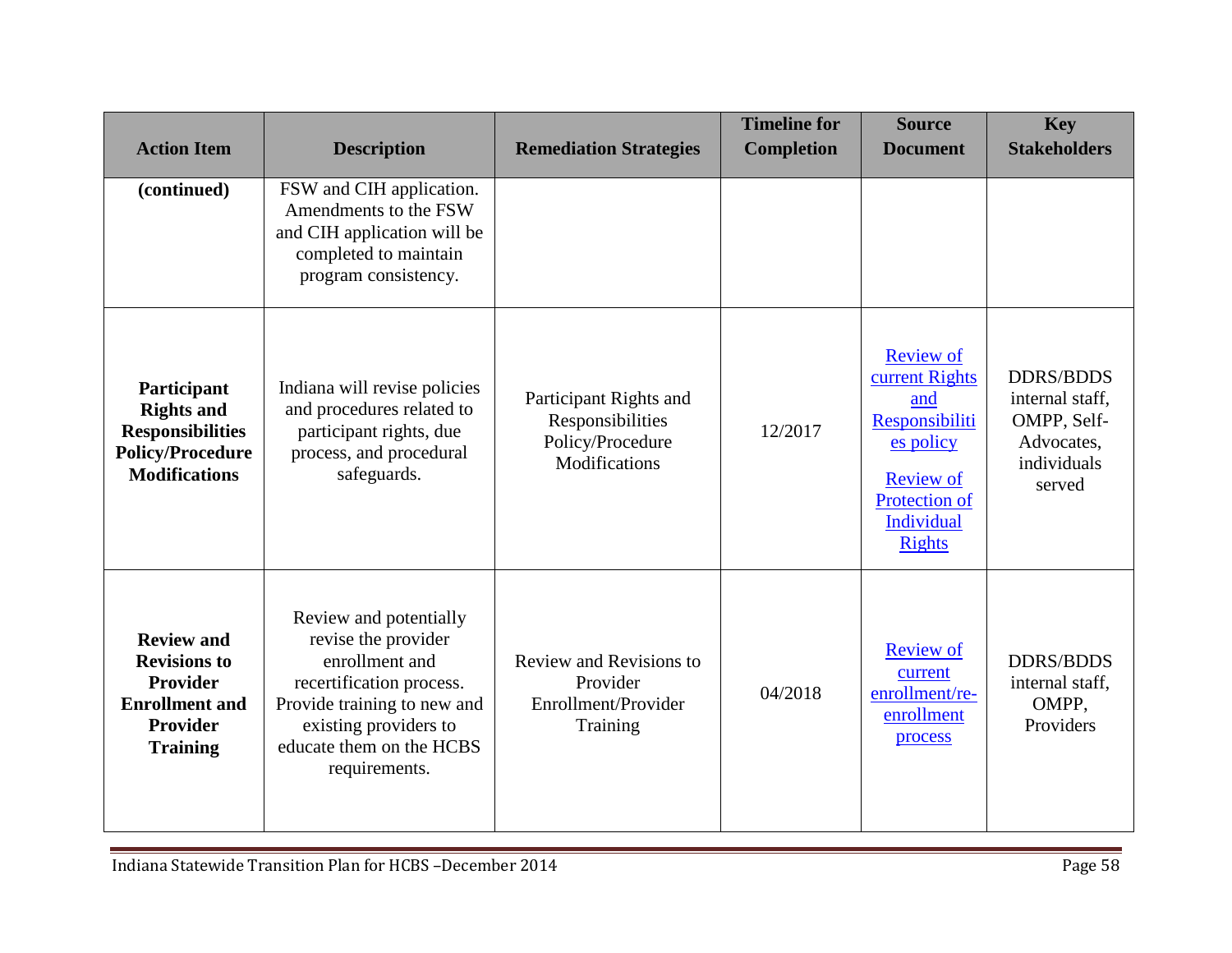| Action Item | Description | Remediation Strategies | Timeline for Completion | Source Document | Key Stakeholders |
|---|---|---|---|---|---|
| **(continued)** | FSW and CIH application. Amendments to the FSW and CIH application will be completed to maintain program consistency. | | | | |
| **Participant Rights and Responsibilities Policy/Procedure Modifications** | Indiana will revise policies and procedures related to participant rights, due process, and procedural safeguards. | Participant Rights and Responsibilities Policy/Procedure Modifications | 12/2017 | Review of current Rights and Responsibilities policy<br><br>Review of Protection of Individual Rights | DDRS/BDDS internal staff, OMPP, Self-Advocates, individuals served |
| **Review and Revisions to Provider Enrollment and Provider Training** | Review and potentially revise the provider enrollment and recertification process. Provide training to new and existing providers to educate them on the HCBS requirements. | Review and Revisions to Provider Enrollment/Provider Training | 04/2018 | Review of current enrollment/re-enrollment process | DDRS/BDDS internal staff, OMPP, Providers |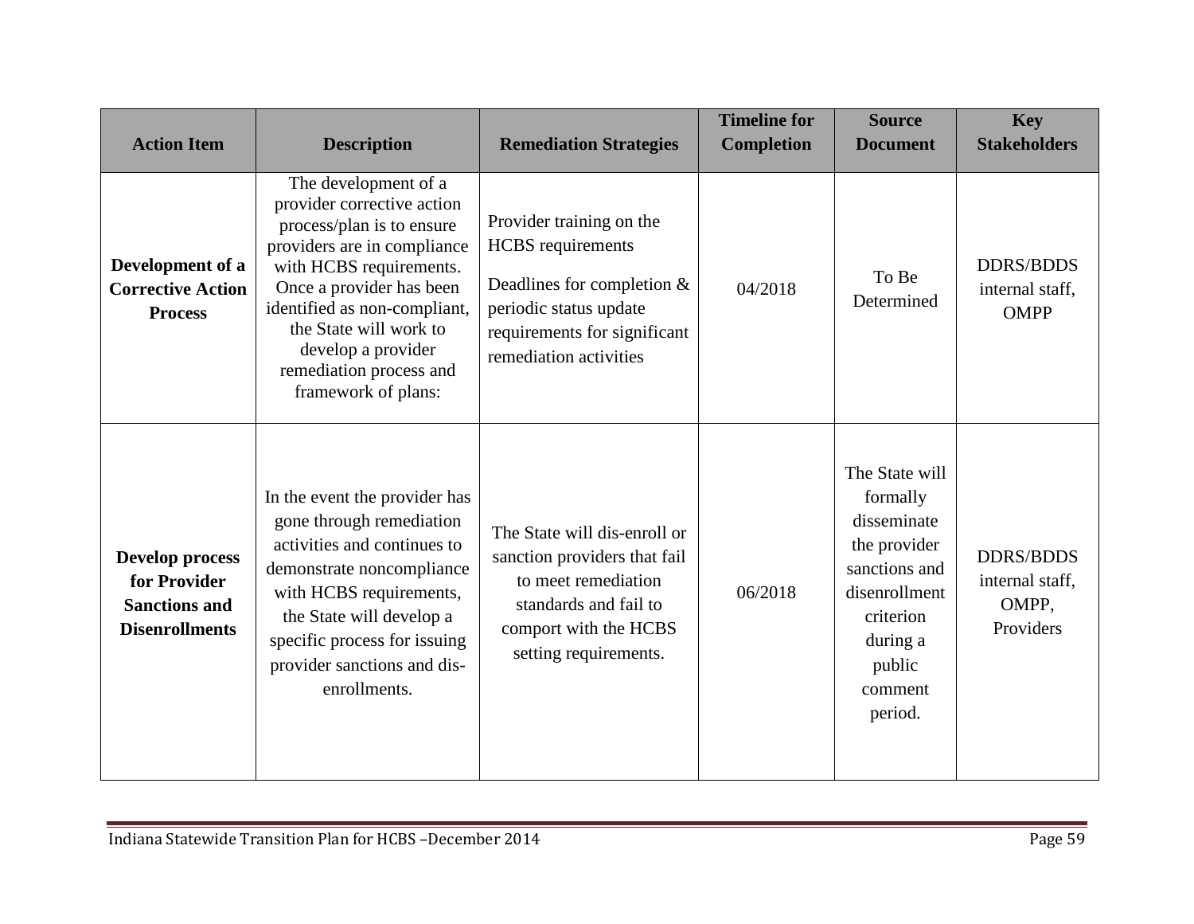| Action Item | Description | Remediation Strategies | Timeline for Completion | Source Document | Key Stakeholders |
| --- | --- | --- | --- | --- | --- |
| **Development of a Corrective Action Process** | The development of a provider corrective action process/plan is to ensure providers are in compliance with HCBS requirements. Once a provider has been identified as non-compliant, the State will work to develop a provider remediation process and framework of plans: | Provider training on the HCBS requirements<br><br>Deadlines for completion & periodic status update requirements for significant remediation activities | 04/2018 | To Be Determined | DDRS/BDDS internal staff, OMPP |
| **Develop process for Provider Sanctions and Disenrollments** | In the event the provider has gone through remediation activities and continues to demonstrate noncompliance with HCBS requirements, the State will develop a specific process for issuing provider sanctions and dis-enrollments. | The State will dis-enroll or sanction providers that fail to meet remediation standards and fail to comport with the HCBS setting requirements. | 06/2018 | The State will formally disseminate the provider sanctions and disenrollment criterion during a public comment period. | DDRS/BDDS internal staff, OMPP, Providers |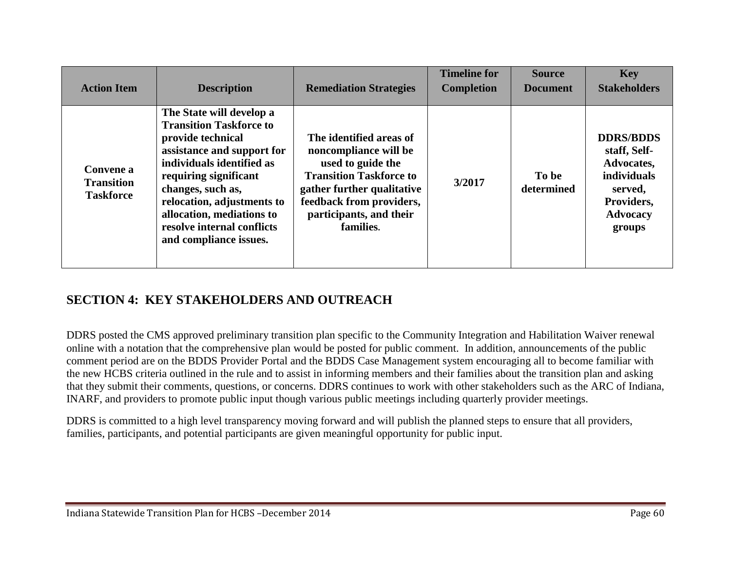| Action Item | Description | Remediation Strategies | Timeline for Completion | Source Document | Key Stakeholders |
|---|---|---|---|---|---|
| **Convene a Transition Taskforce** | **The State will develop a Transition Taskforce to provide technical assistance and support for individuals identified as requiring significant changes, such as, relocation, adjustments to allocation, mediations to resolve internal conflicts and compliance issues.** | **The identified areas of noncompliance will be used to guide the Transition Taskforce to gather further qualitative feedback from providers, participants, and their families.** | **3/2017** | **To be determined** | **DDRS/BDDS staff, Self-Advocates, individuals served, Providers, Advocacy groups** |

## SECTION 4: KEY STAKEHOLDERS AND OUTREACH

DDRS posted the CMS approved preliminary transition plan specific to the Community Integration and Habilitation Waiver renewal online with a notation that the comprehensive plan would be posted for public comment. In addition, announcements of the public comment period are on the BDDS Provider Portal and the BDDS Case Management system encouraging all to become familiar with the new HCBS criteria outlined in the rule and to assist in informing members and their families about the transition plan and asking that they submit their comments, questions, or concerns. DDRS continues to work with other stakeholders such as the ARC of Indiana, INARF, and providers to promote public input though various public meetings including quarterly provider meetings.

DDRS is committed to a high level transparency moving forward and will publish the planned steps to ensure that all providers, families, participants, and potential participants are given meaningful opportunity for public input.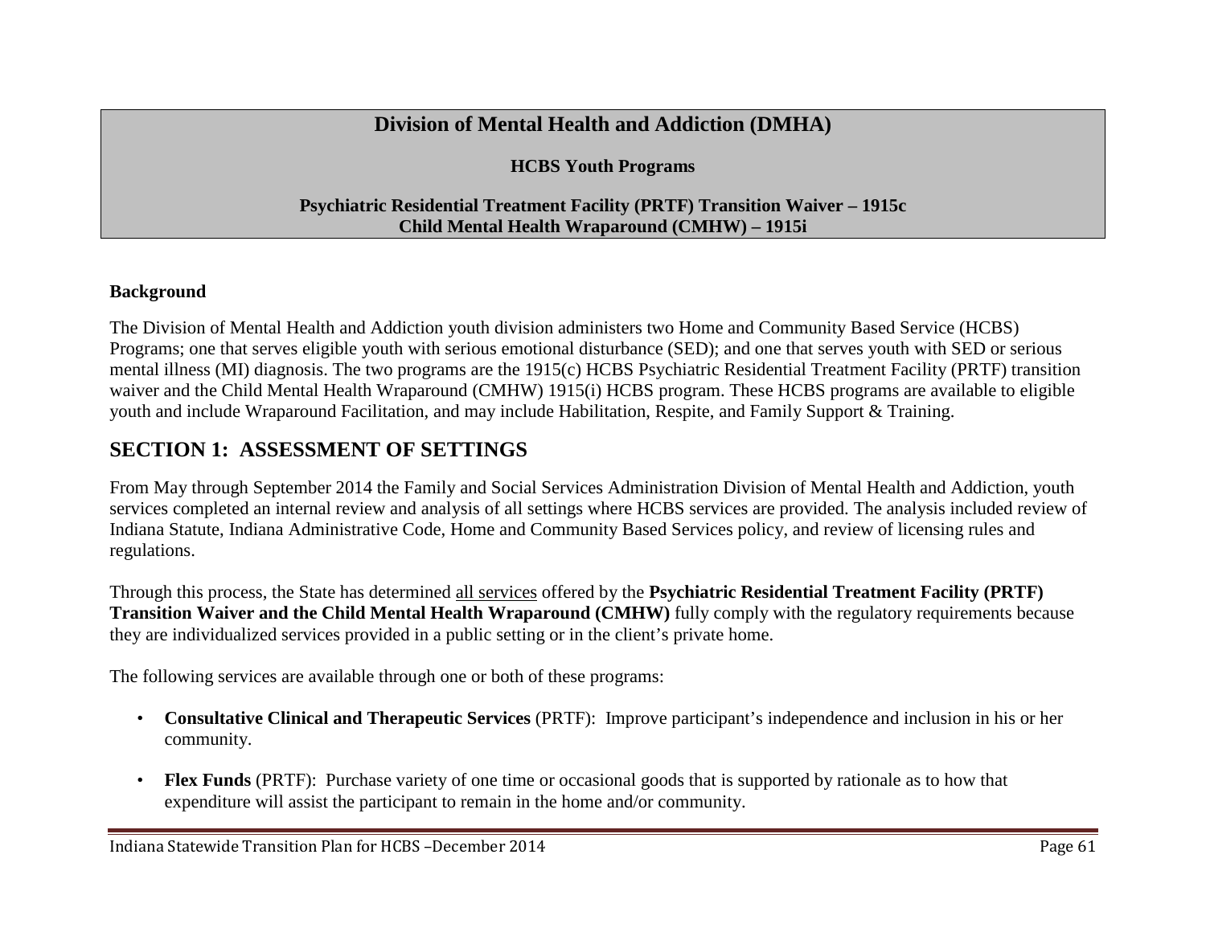# Division of Mental Health and Addiction (DMHA)

**HCBS Youth Programs**

**Psychiatric Residential Treatment Facility (PRTF) Transition Waiver – 1915c**
**Child Mental Health Wraparound (CMHW) – 1915i**

**Background**

The Division of Mental Health and Addiction youth division administers two Home and Community Based Service (HCBS) Programs; one that serves eligible youth with serious emotional disturbance (SED); and one that serves youth with SED or serious mental illness (MI) diagnosis. The two programs are the 1915(c) HCBS Psychiatric Residential Treatment Facility (PRTF) transition waiver and the Child Mental Health Wraparound (CMHW) 1915(i) HCBS program. These HCBS programs are available to eligible youth and include Wraparound Facilitation, and may include Habilitation, Respite, and Family Support & Training.

## SECTION 1: ASSESSMENT OF SETTINGS

From May through September 2014 the Family and Social Services Administration Division of Mental Health and Addiction, youth services completed an internal review and analysis of all settings where HCBS services are provided. The analysis included review of Indiana Statute, Indiana Administrative Code, Home and Community Based Services policy, and review of licensing rules and regulations.

Through this process, the State has determined all services offered by the **Psychiatric Residential Treatment Facility (PRTF) Transition Waiver and the Child Mental Health Wraparound (CMHW)** fully comply with the regulatory requirements because they are individualized services provided in a public setting or in the client's private home.

The following services are available through one or both of these programs:

- **Consultative Clinical and Therapeutic Services** (PRTF): Improve participant's independence and inclusion in his or her community.
- **Flex Funds** (PRTF): Purchase variety of one time or occasional goods that is supported by rationale as to how that expenditure will assist the participant to remain in the home and/or community.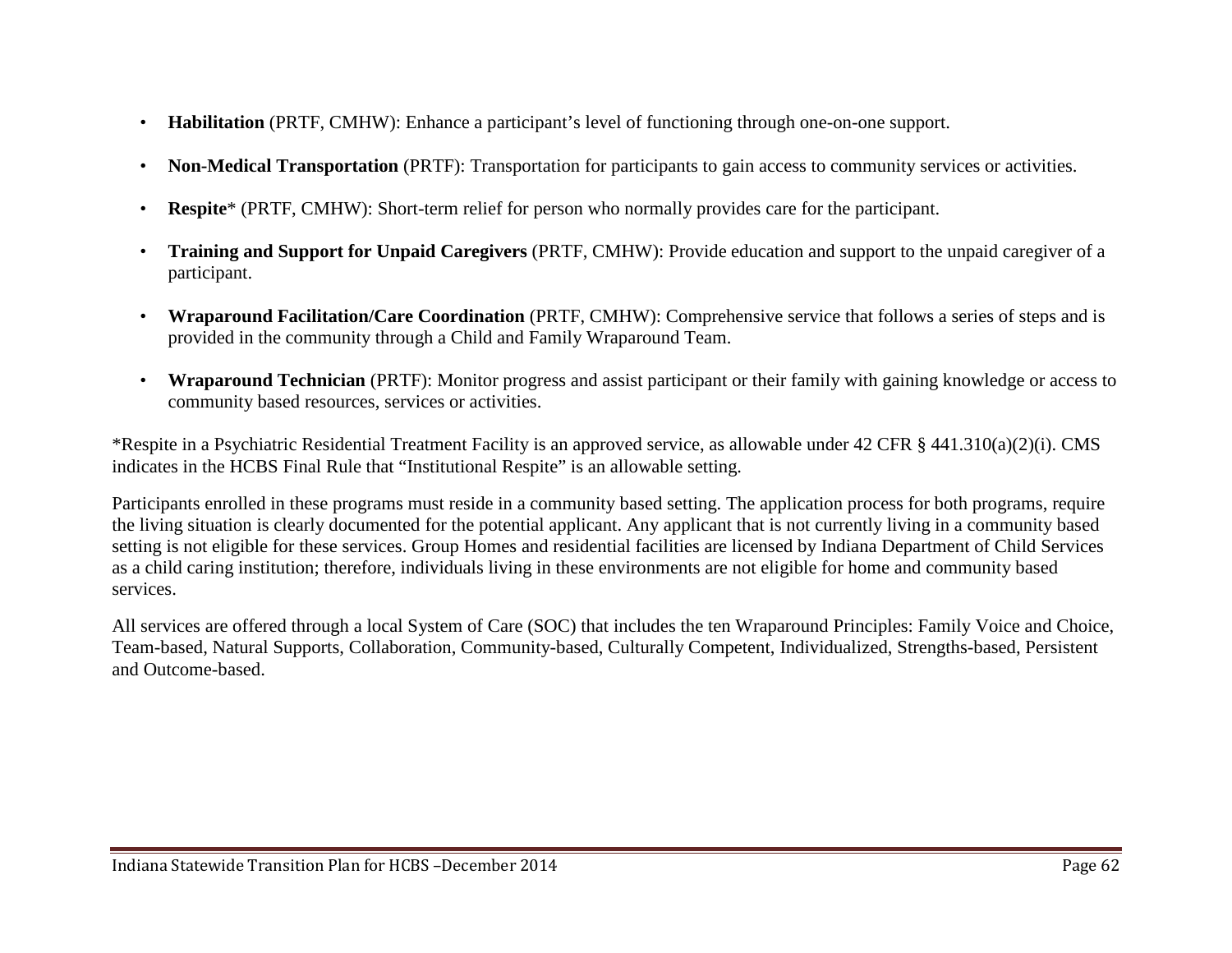- **Habilitation** (PRTF, CMHW): Enhance a participant's level of functioning through one-on-one support.
- **Non-Medical Transportation** (PRTF): Transportation for participants to gain access to community services or activities.
- **Respite*** (PRTF, CMHW): Short-term relief for person who normally provides care for the participant.
- **Training and Support for Unpaid Caregivers** (PRTF, CMHW): Provide education and support to the unpaid caregiver of a participant.
- **Wraparound Facilitation/Care Coordination** (PRTF, CMHW): Comprehensive service that follows a series of steps and is provided in the community through a Child and Family Wraparound Team.
- **Wraparound Technician** (PRTF): Monitor progress and assist participant or their family with gaining knowledge or access to community based resources, services or activities.

*Respite in a Psychiatric Residential Treatment Facility is an approved service, as allowable under 42 CFR § 441.310(a)(2)(i). CMS indicates in the HCBS Final Rule that "Institutional Respite" is an allowable setting.

Participants enrolled in these programs must reside in a community based setting. The application process for both programs, require the living situation is clearly documented for the potential applicant. Any applicant that is not currently living in a community based setting is not eligible for these services. Group Homes and residential facilities are licensed by Indiana Department of Child Services as a child caring institution; therefore, individuals living in these environments are not eligible for home and community based services.

All services are offered through a local System of Care (SOC) that includes the ten Wraparound Principles: Family Voice and Choice, Team-based, Natural Supports, Collaboration, Community-based, Culturally Competent, Individualized, Strengths-based, Persistent and Outcome-based.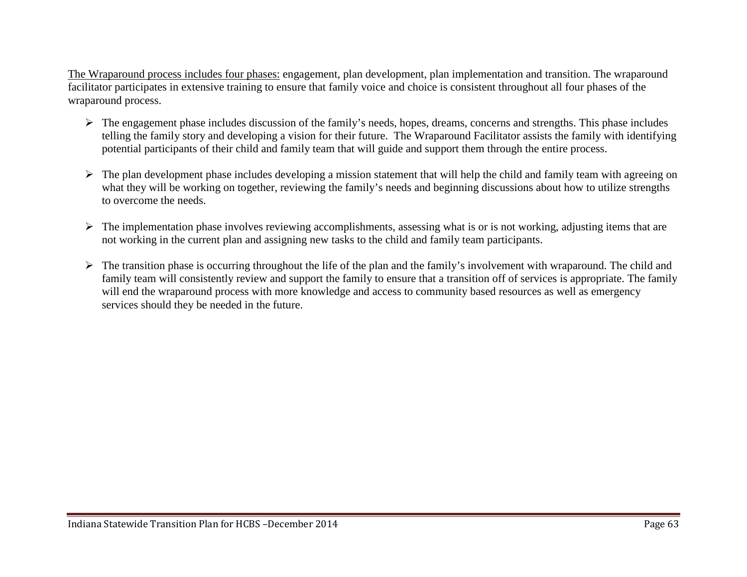<u>The Wraparound process includes four phases:</u> engagement, plan development, plan implementation and transition. The wraparound facilitator participates in extensive training to ensure that family voice and choice is consistent throughout all four phases of the wraparound process.

- The engagement phase includes discussion of the family's needs, hopes, dreams, concerns and strengths. This phase includes telling the family story and developing a vision for their future. The Wraparound Facilitator assists the family with identifying potential participants of their child and family team that will guide and support them through the entire process.

- The plan development phase includes developing a mission statement that will help the child and family team with agreeing on what they will be working on together, reviewing the family's needs and beginning discussions about how to utilize strengths to overcome the needs.

- The implementation phase involves reviewing accomplishments, assessing what is or is not working, adjusting items that are not working in the current plan and assigning new tasks to the child and family team participants.

- The transition phase is occurring throughout the life of the plan and the family's involvement with wraparound. The child and family team will consistently review and support the family to ensure that a transition off of services is appropriate. The family will end the wraparound process with more knowledge and access to community based resources as well as emergency services should they be needed in the future.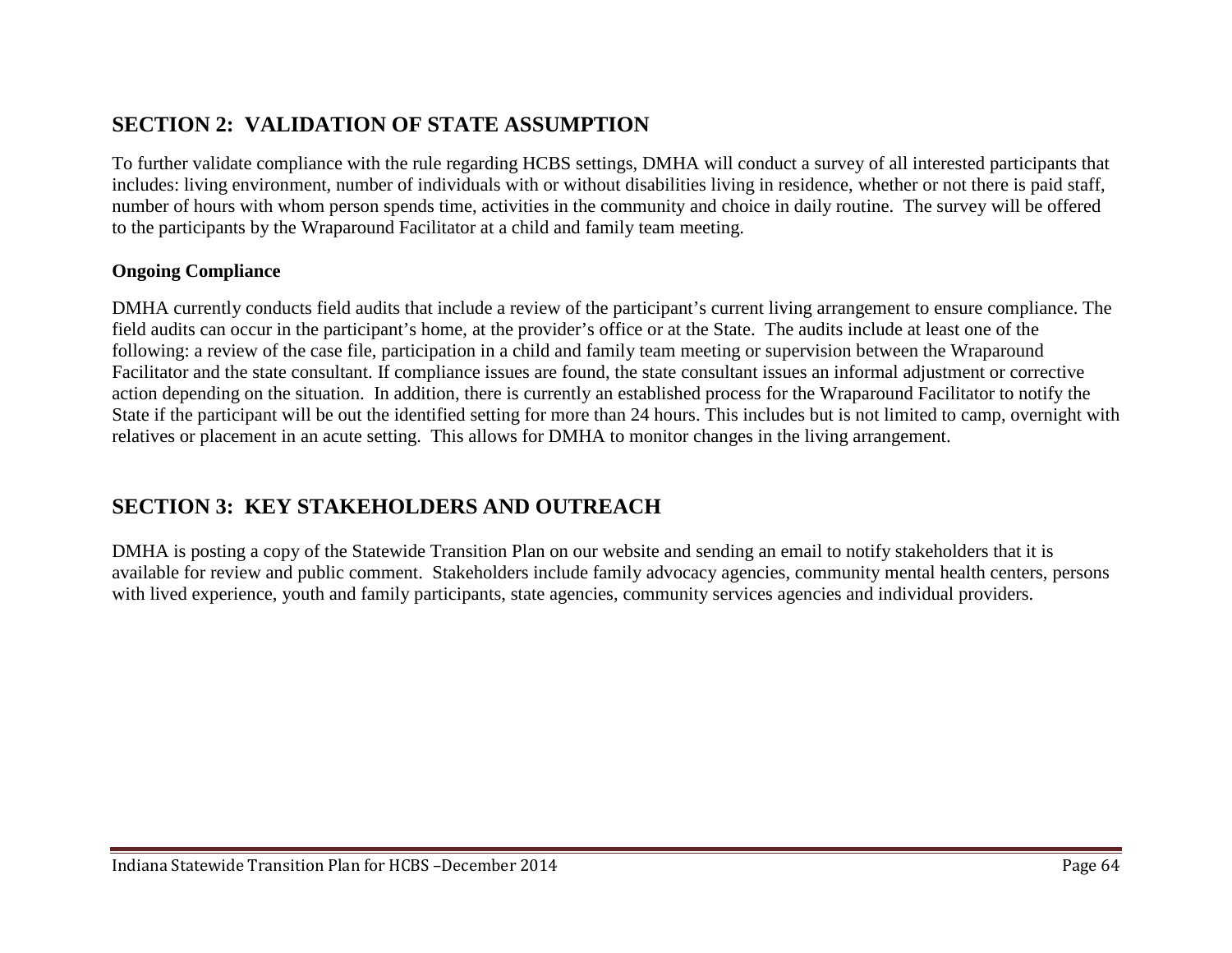## SECTION 2: VALIDATION OF STATE ASSUMPTION

To further validate compliance with the rule regarding HCBS settings, DMHA will conduct a survey of all interested participants that includes: living environment, number of individuals with or without disabilities living in residence, whether or not there is paid staff, number of hours with whom person spends time, activities in the community and choice in daily routine. The survey will be offered to the participants by the Wraparound Facilitator at a child and family team meeting.

**Ongoing Compliance**

DMHA currently conducts field audits that include a review of the participant's current living arrangement to ensure compliance. The field audits can occur in the participant's home, at the provider's office or at the State. The audits include at least one of the following: a review of the case file, participation in a child and family team meeting or supervision between the Wraparound Facilitator and the state consultant. If compliance issues are found, the state consultant issues an informal adjustment or corrective action depending on the situation. In addition, there is currently an established process for the Wraparound Facilitator to notify the State if the participant will be out the identified setting for more than 24 hours. This includes but is not limited to camp, overnight with relatives or placement in an acute setting. This allows for DMHA to monitor changes in the living arrangement.

## SECTION 3: KEY STAKEHOLDERS AND OUTREACH

DMHA is posting a copy of the Statewide Transition Plan on our website and sending an email to notify stakeholders that it is available for review and public comment. Stakeholders include family advocacy agencies, community mental health centers, persons with lived experience, youth and family participants, state agencies, community services agencies and individual providers.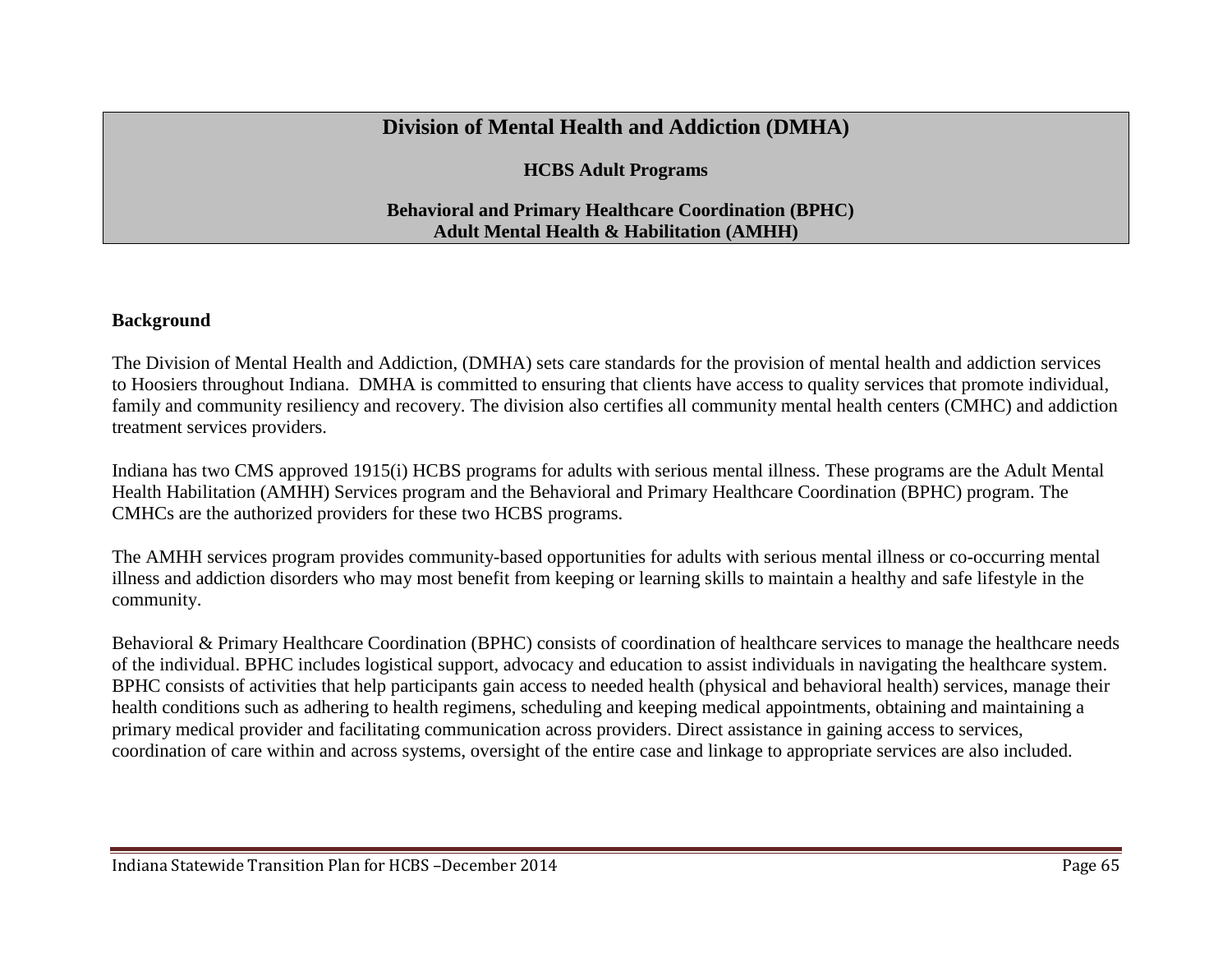# Division of Mental Health and Addiction (DMHA)

## HCBS Adult Programs

### Behavioral and Primary Healthcare Coordination (BPHC)
### Adult Mental Health & Habilitation (AMHH)

**Background**

The Division of Mental Health and Addiction, (DMHA) sets care standards for the provision of mental health and addiction services to Hoosiers throughout Indiana. DMHA is committed to ensuring that clients have access to quality services that promote individual, family and community resiliency and recovery. The division also certifies all community mental health centers (CMHC) and addiction treatment services providers.

Indiana has two CMS approved 1915(i) HCBS programs for adults with serious mental illness. These programs are the Adult Mental Health Habilitation (AMHH) Services program and the Behavioral and Primary Healthcare Coordination (BPHC) program. The CMHCs are the authorized providers for these two HCBS programs.

The AMHH services program provides community-based opportunities for adults with serious mental illness or co-occurring mental illness and addiction disorders who may most benefit from keeping or learning skills to maintain a healthy and safe lifestyle in the community.

Behavioral & Primary Healthcare Coordination (BPHC) consists of coordination of healthcare services to manage the healthcare needs of the individual. BPHC includes logistical support, advocacy and education to assist individuals in navigating the healthcare system. BPHC consists of activities that help participants gain access to needed health (physical and behavioral health) services, manage their health conditions such as adhering to health regimens, scheduling and keeping medical appointments, obtaining and maintaining a primary medical provider and facilitating communication across providers. Direct assistance in gaining access to services, coordination of care within and across systems, oversight of the entire case and linkage to appropriate services are also included.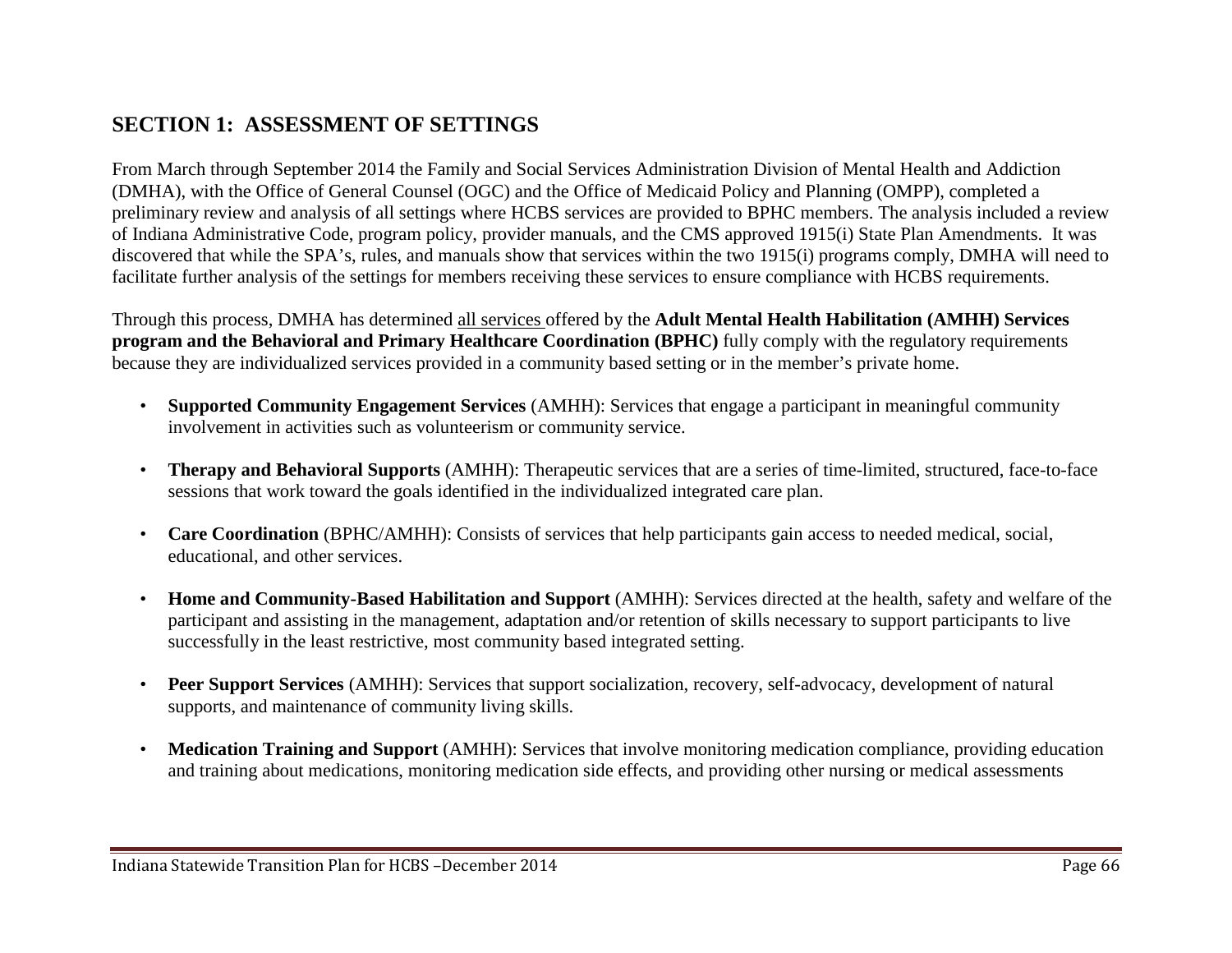## SECTION 1: ASSESSMENT OF SETTINGS

From March through September 2014 the Family and Social Services Administration Division of Mental Health and Addiction (DMHA), with the Office of General Counsel (OGC) and the Office of Medicaid Policy and Planning (OMPP), completed a preliminary review and analysis of all settings where HCBS services are provided to BPHC members. The analysis included a review of Indiana Administrative Code, program policy, provider manuals, and the CMS approved 1915(i) State Plan Amendments. It was discovered that while the SPA's, rules, and manuals show that services within the two 1915(i) programs comply, DMHA will need to facilitate further analysis of the settings for members receiving these services to ensure compliance with HCBS requirements.

Through this process, DMHA has determined all services offered by the **Adult Mental Health Habilitation (AMHH) Services program and the Behavioral and Primary Healthcare Coordination (BPHC)** fully comply with the regulatory requirements because they are individualized services provided in a community based setting or in the member's private home.

- **Supported Community Engagement Services** (AMHH): Services that engage a participant in meaningful community involvement in activities such as volunteerism or community service.
- **Therapy and Behavioral Supports** (AMHH): Therapeutic services that are a series of time-limited, structured, face-to-face sessions that work toward the goals identified in the individualized integrated care plan.
- **Care Coordination** (BPHC/AMHH): Consists of services that help participants gain access to needed medical, social, educational, and other services.
- **Home and Community-Based Habilitation and Support** (AMHH): Services directed at the health, safety and welfare of the participant and assisting in the management, adaptation and/or retention of skills necessary to support participants to live successfully in the least restrictive, most community based integrated setting.
- **Peer Support Services** (AMHH): Services that support socialization, recovery, self-advocacy, development of natural supports, and maintenance of community living skills.
- **Medication Training and Support** (AMHH): Services that involve monitoring medication compliance, providing education and training about medications, monitoring medication side effects, and providing other nursing or medical assessments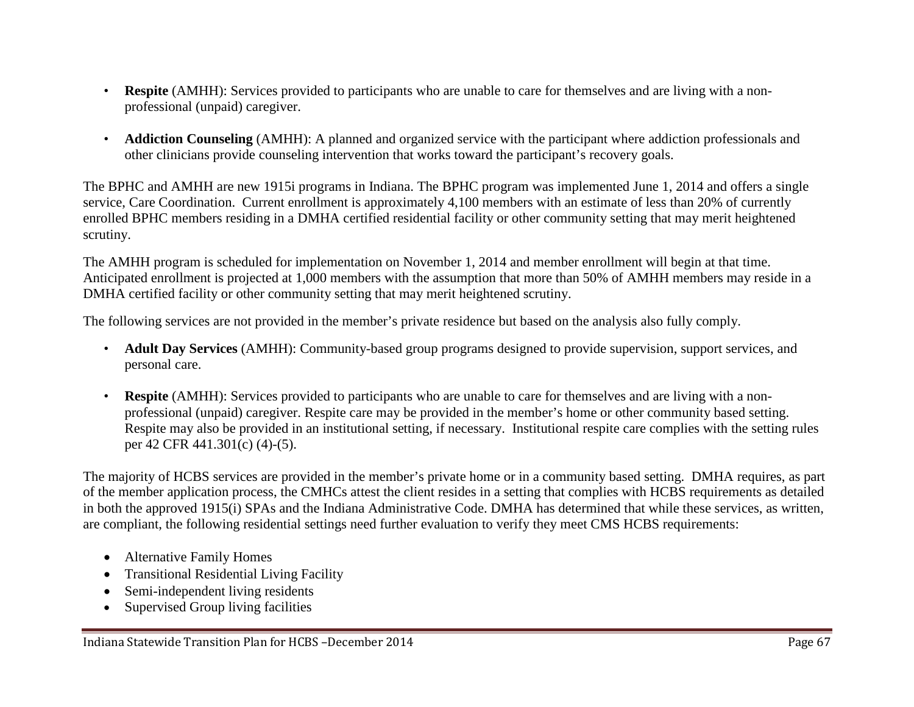- **Respite** (AMHH): Services provided to participants who are unable to care for themselves and are living with a non-professional (unpaid) caregiver.

- **Addiction Counseling** (AMHH): A planned and organized service with the participant where addiction professionals and other clinicians provide counseling intervention that works toward the participant's recovery goals.

The BPHC and AMHH are new 1915i programs in Indiana. The BPHC program was implemented June 1, 2014 and offers a single service, Care Coordination. Current enrollment is approximately 4,100 members with an estimate of less than 20% of currently enrolled BPHC members residing in a DMHA certified residential facility or other community setting that may merit heightened scrutiny.

The AMHH program is scheduled for implementation on November 1, 2014 and member enrollment will begin at that time. Anticipated enrollment is projected at 1,000 members with the assumption that more than 50% of AMHH members may reside in a DMHA certified facility or other community setting that may merit heightened scrutiny.

The following services are not provided in the member's private residence but based on the analysis also fully comply.

- **Adult Day Services** (AMHH): Community-based group programs designed to provide supervision, support services, and personal care.

- **Respite** (AMHH): Services provided to participants who are unable to care for themselves and are living with a non-professional (unpaid) caregiver. Respite care may be provided in the member's home or other community based setting. Respite may also be provided in an institutional setting, if necessary. Institutional respite care complies with the setting rules per 42 CFR 441.301(c) (4)-(5).

The majority of HCBS services are provided in the member's private home or in a community based setting. DMHA requires, as part of the member application process, the CMHCs attest the client resides in a setting that complies with HCBS requirements as detailed in both the approved 1915(i) SPAs and the Indiana Administrative Code. DMHA has determined that while these services, as written, are compliant, the following residential settings need further evaluation to verify they meet CMS HCBS requirements:

- Alternative Family Homes
- Transitional Residential Living Facility
- Semi-independent living residents
- Supervised Group living facilities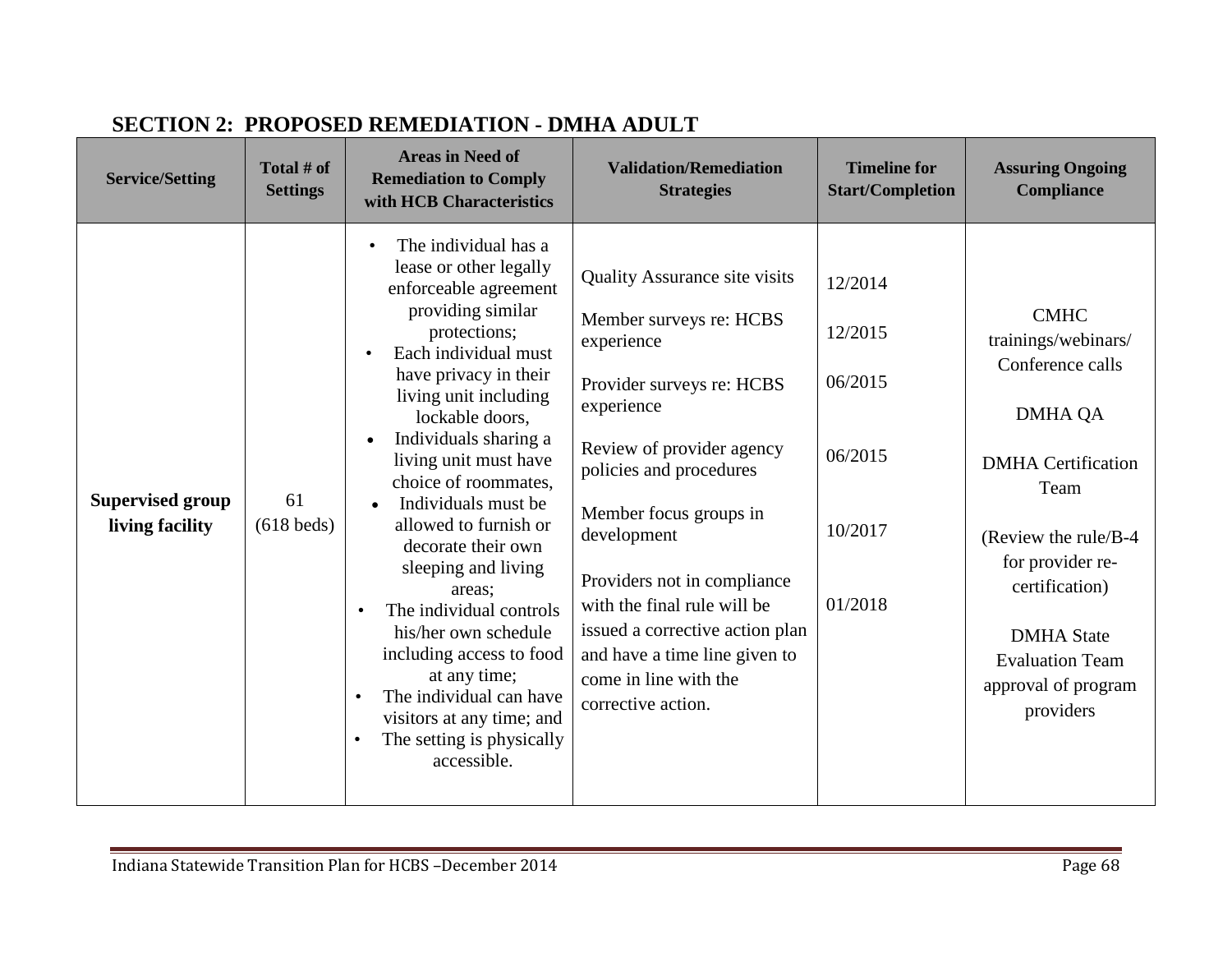## SECTION 2: PROPOSED REMEDIATION - DMHA ADULT

| Service/Setting | Total # of Settings | Areas in Need of Remediation to Comply with HCB Characteristics | Validation/Remediation Strategies | Timeline for Start/Completion | Assuring Ongoing Compliance |
|---|---|---|---|---|---|
| **Supervised group living facility** | 61 (618 beds) | • The individual has a lease or other legally enforceable agreement providing similar protections;<br>• Each individual must have privacy in their living unit including lockable doors,<br>• Individuals sharing a living unit must have choice of roommates,<br>• Individuals must be allowed to furnish or decorate their own sleeping and living areas;<br>• The individual controls his/her own schedule including access to food at any time;<br>• The individual can have visitors at any time; and<br>• The setting is physically accessible. | Quality Assurance site visits<br><br>Member surveys re: HCBS experience<br><br>Provider surveys re: HCBS experience<br><br>Review of provider agency policies and procedures<br><br>Member focus groups in development<br><br>Providers not in compliance with the final rule will be issued a corrective action plan and have a time line given to come in line with the corrective action. | 12/2014<br><br>12/2015<br><br>06/2015<br><br>06/2015<br><br>10/2017<br><br>01/2018 | CMHC trainings/webinars/ Conference calls<br><br>DMHA QA<br><br>DMHA Certification Team<br><br>(Review the rule/B-4 for provider re-certification)<br><br>DMHA State Evaluation Team approval of program providers |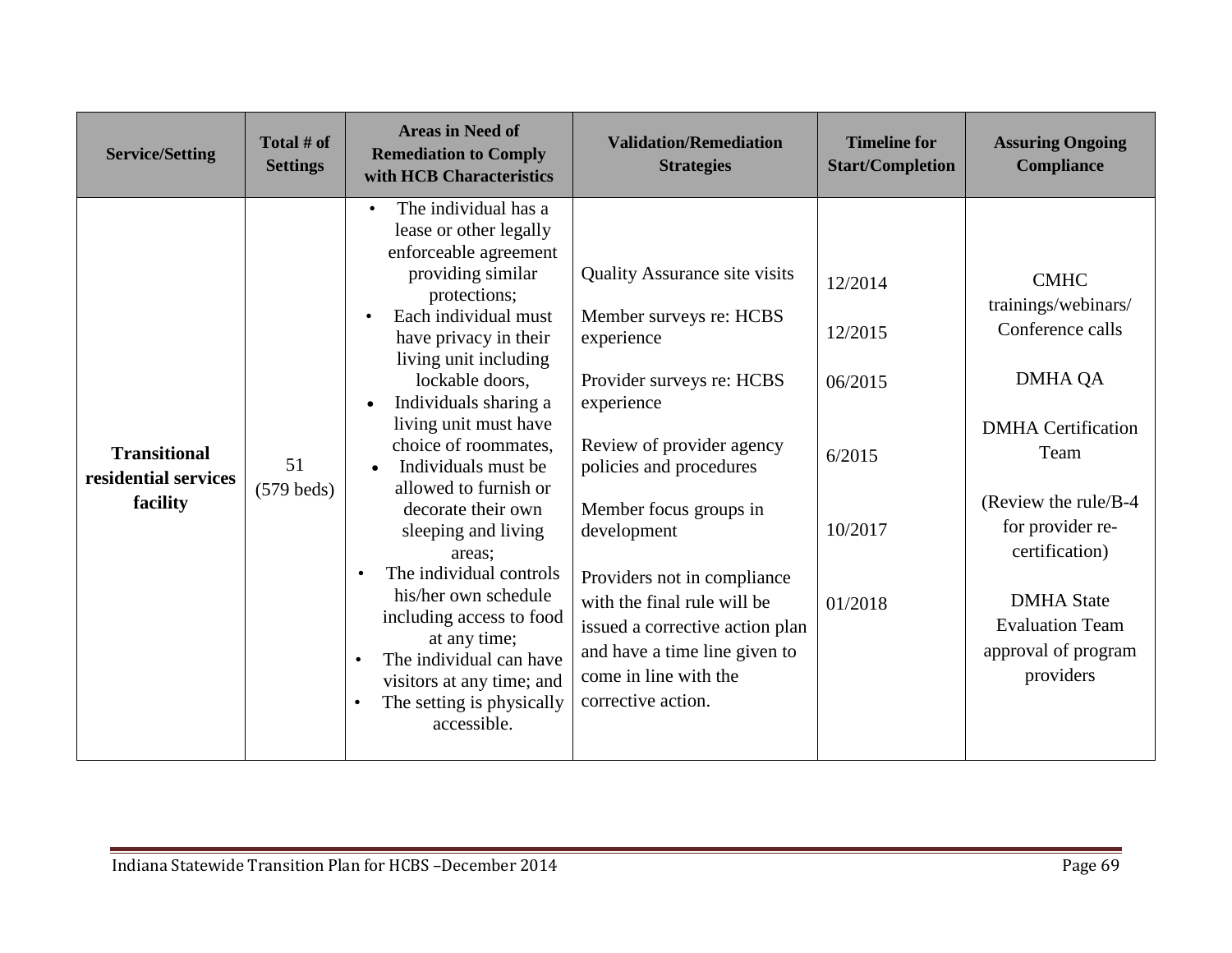| Service/Setting | Total # of Settings | Areas in Need of Remediation to Comply with HCB Characteristics | Validation/Remediation Strategies | Timeline for Start/Completion | Assuring Ongoing Compliance |
|---|---|---|---|---|---|
| **Transitional residential services facility** | 51 (579 beds) | • The individual has a lease or other legally enforceable agreement providing similar protections;<br>• Each individual must have privacy in their living unit including lockable doors,<br>• Individuals sharing a living unit must have choice of roommates,<br>• Individuals must be allowed to furnish or decorate their own sleeping and living areas;<br>• The individual controls his/her own schedule including access to food at any time;<br>• The individual can have visitors at any time; and<br>• The setting is physically accessible. | Quality Assurance site visits<br><br>Member surveys re: HCBS experience<br><br>Provider surveys re: HCBS experience<br><br>Review of provider agency policies and procedures<br><br>Member focus groups in development<br><br>Providers not in compliance with the final rule will be issued a corrective action plan and have a time line given to come in line with the corrective action. | 12/2014<br><br>12/2015<br><br>06/2015<br><br>6/2015<br><br>10/2017<br><br>01/2018 | CMHC trainings/webinars/ Conference calls<br><br>DMHA QA<br><br>DMHA Certification Team<br><br>(Review the rule/B-4 for provider re-certification)<br><br>DMHA State Evaluation Team approval of program providers |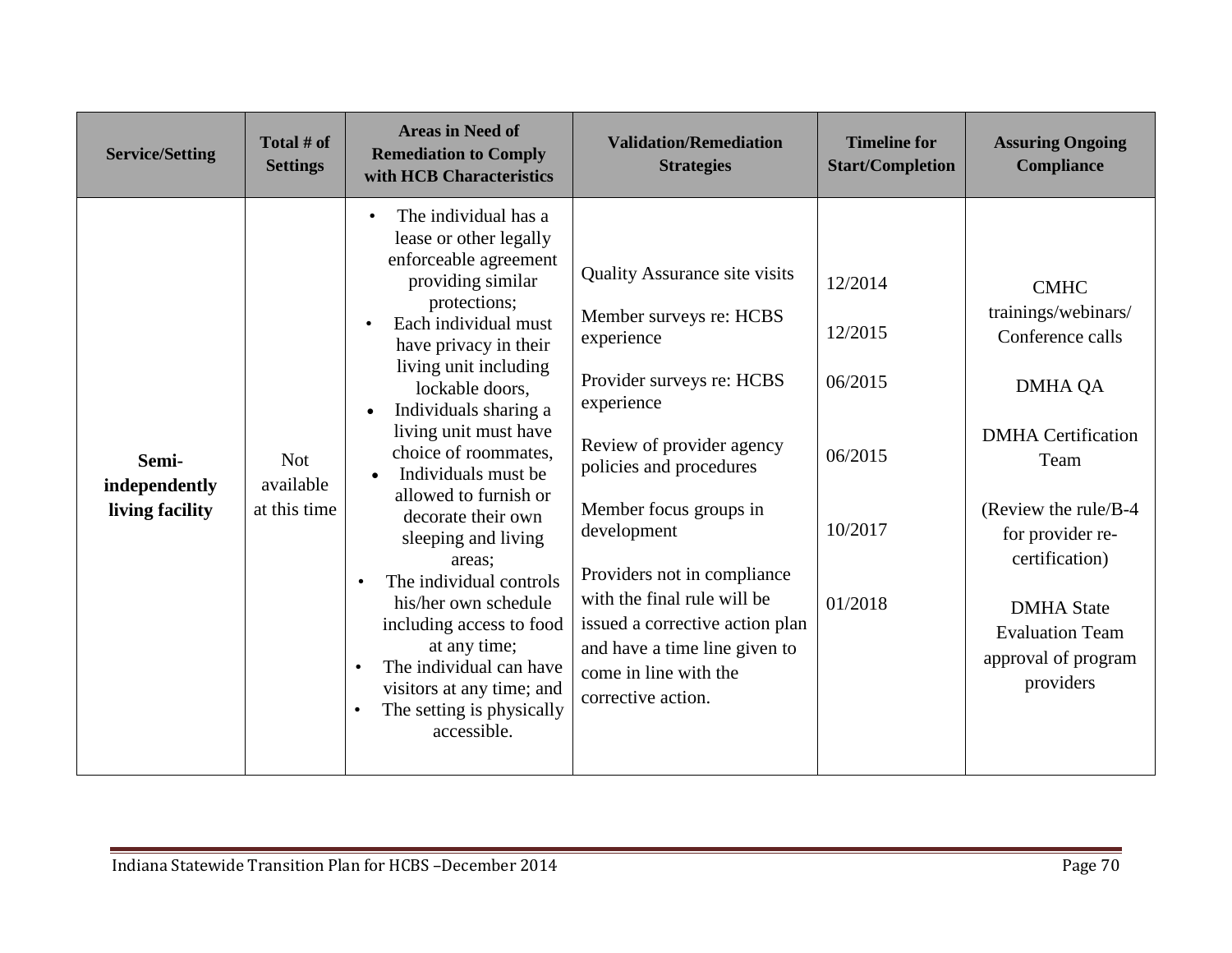| Service/Setting | Total # of Settings | Areas in Need of Remediation to Comply with HCB Characteristics | Validation/Remediation Strategies | Timeline for Start/Completion | Assuring Ongoing Compliance |
|---|---|---|---|---|---|
| **Semi-independently living facility** | Not available at this time | • The individual has a lease or other legally enforceable agreement providing similar protections;<br>• Each individual must have privacy in their living unit including lockable doors,<br>• Individuals sharing a living unit must have choice of roommates,<br>• Individuals must be allowed to furnish or decorate their own sleeping and living areas;<br>• The individual controls his/her own schedule including access to food at any time;<br>• The individual can have visitors at any time; and<br>• The setting is physically accessible. | Quality Assurance site visits<br><br>Member surveys re: HCBS experience<br><br>Provider surveys re: HCBS experience<br><br>Review of provider agency policies and procedures<br><br>Member focus groups in development<br><br>Providers not in compliance with the final rule will be issued a corrective action plan and have a time line given to come in line with the corrective action. | 12/2014<br><br>12/2015<br><br>06/2015<br><br>06/2015<br><br>10/2017<br><br>01/2018 | CMHC trainings/webinars/ Conference calls<br><br>DMHA QA<br><br>DMHA Certification Team<br><br>(Review the rule/B-4 for provider re-certification)<br><br>DMHA State Evaluation Team approval of program providers |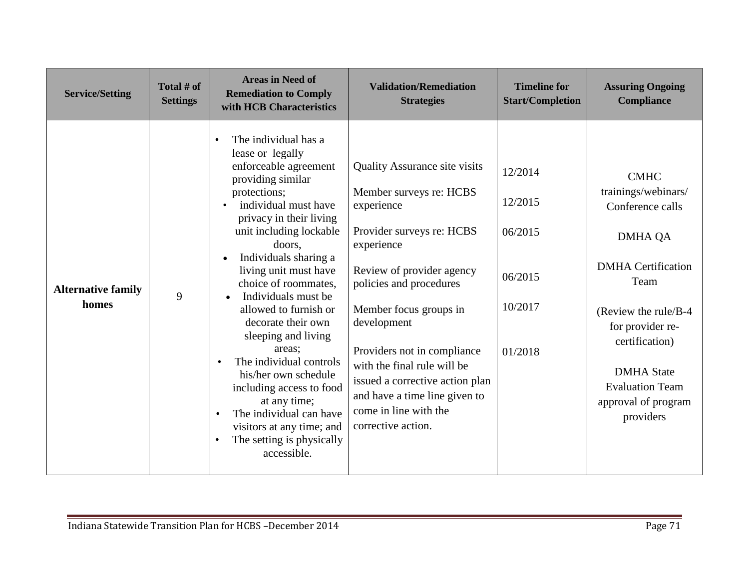| Service/Setting | Total # of Settings | Areas in Need of Remediation to Comply with HCB Characteristics | Validation/Remediation Strategies | Timeline for Start/Completion | Assuring Ongoing Compliance |
|---|---|---|---|---|---|
| **Alternative family homes** | 9 | • The individual has a lease or legally enforceable agreement providing similar protections;<br>• individual must have privacy in their living unit including lockable doors,<br>• Individuals sharing a living unit must have choice of roommates,<br>• Individuals must be allowed to furnish or decorate their own sleeping and living areas;<br>• The individual controls his/her own schedule including access to food at any time;<br>• The individual can have visitors at any time; and<br>• The setting is physically accessible. | Quality Assurance site visits<br><br>Member surveys re: HCBS experience<br><br>Provider surveys re: HCBS experience<br><br>Review of provider agency policies and procedures<br><br>Member focus groups in development<br><br>Providers not in compliance with the final rule will be issued a corrective action plan and have a time line given to come in line with the corrective action. | 12/2014<br><br>12/2015<br><br>06/2015<br><br>06/2015<br><br>10/2017<br><br>01/2018 | CMHC trainings/webinars/ Conference calls<br><br>DMHA QA<br><br>DMHA Certification Team<br><br>(Review the rule/B-4 for provider re-certification)<br><br>DMHA State Evaluation Team approval of program providers |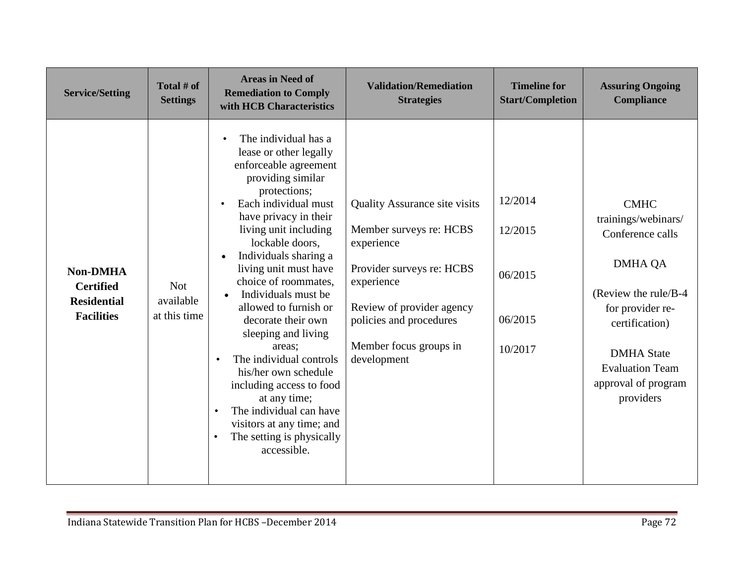| Service/Setting | Total # of Settings | Areas in Need of Remediation to Comply with HCB Characteristics | Validation/Remediation Strategies | Timeline for Start/Completion | Assuring Ongoing Compliance |
|---|---|---|---|---|---|
| **Non-DMHA Certified Residential Facilities** | Not available at this time | • The individual has a lease or other legally enforceable agreement providing similar protections;<br>• Each individual must have privacy in their living unit including lockable doors,<br>• Individuals sharing a living unit must have choice of roommates,<br>• Individuals must be allowed to furnish or decorate their own sleeping and living areas;<br>• The individual controls his/her own schedule including access to food at any time;<br>• The individual can have visitors at any time; and<br>• The setting is physically accessible. | Quality Assurance site visits<br><br>Member surveys re: HCBS experience<br><br>Provider surveys re: HCBS experience<br><br>Review of provider agency policies and procedures<br><br>Member focus groups in development | 12/2014<br><br>12/2015<br><br>06/2015<br><br>06/2015<br><br>10/2017 | CMHC trainings/webinars/ Conference calls<br><br>DMHA QA<br><br>(Review the rule/B-4 for provider re-certification)<br><br>DMHA State Evaluation Team approval of program providers |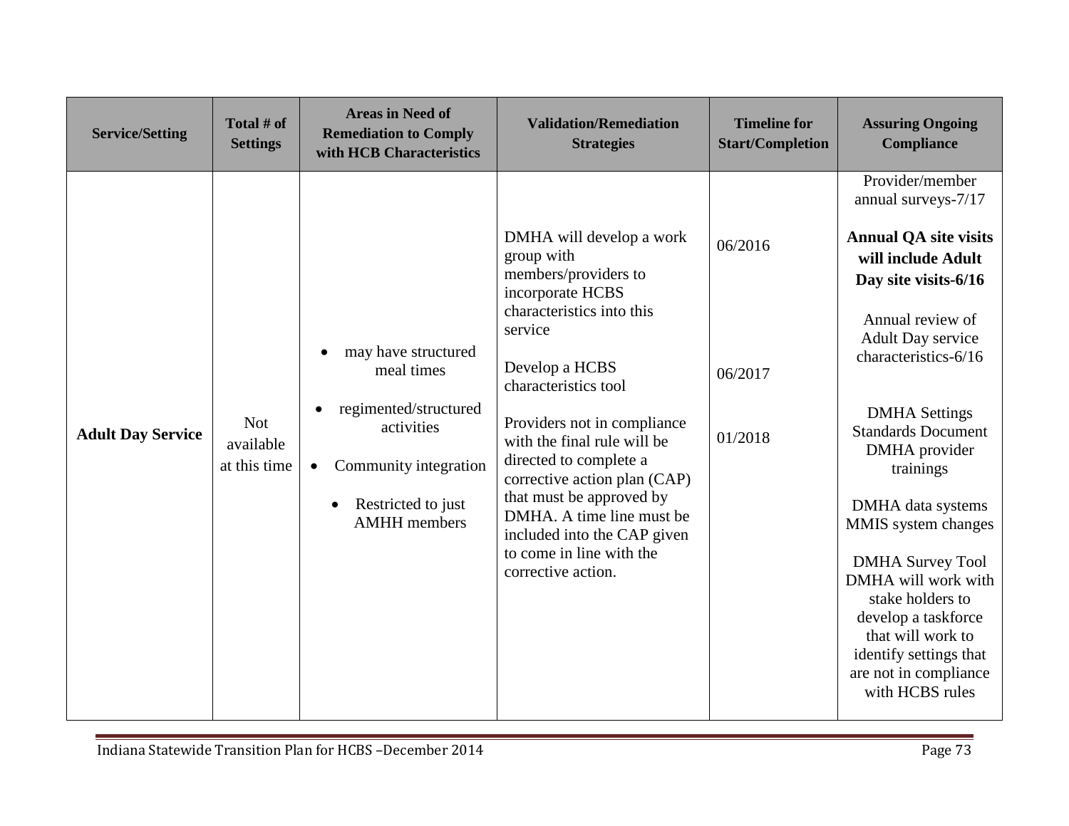| Service/Setting | Total # of Settings | Areas in Need of Remediation to Comply with HCB Characteristics | Validation/Remediation Strategies | Timeline for Start/Completion | Assuring Ongoing Compliance |
|---|---|---|---|---|---|
| **Adult Day Service** | Not available at this time | • may have structured meal times<br>• regimented/structured activities<br>• Community integration<br>• Restricted to just AMHH members | DMHA will develop a work group with members/providers to incorporate HCBS characteristics into this service<br><br>Develop a HCBS characteristics tool<br><br>Providers not in compliance with the final rule will be directed to complete a corrective action plan (CAP) that must be approved by DMHA. A time line must be included into the CAP given to come in line with the corrective action. | 06/2016<br><br>06/2017<br><br>01/2018 | Provider/member annual surveys-7/17<br><br>**Annual QA site visits will include Adult Day site visits-6/16**<br><br>Annual review of Adult Day service characteristics-6/16<br><br>DMHA Settings Standards Document DMHA provider trainings<br><br>DMHA data systems MMIS system changes<br><br>DMHA Survey Tool DMHA will work with stake holders to develop a taskforce that will work to identify settings that are not in compliance with HCBS rules |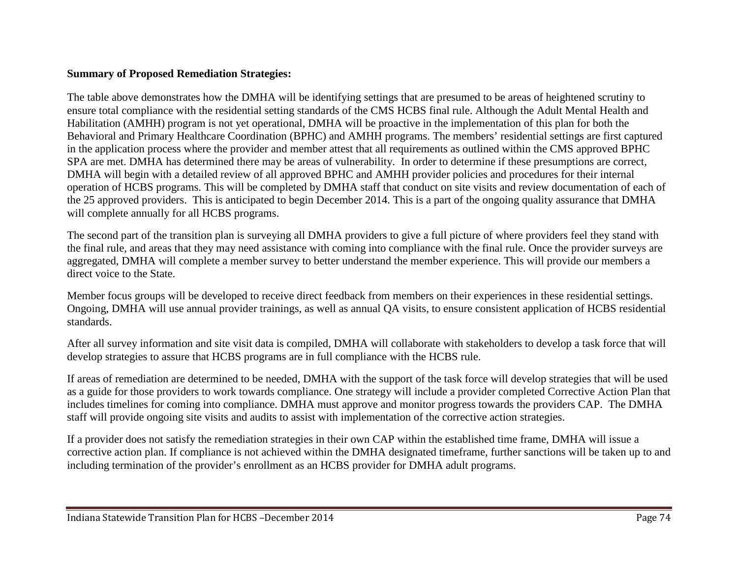**Summary of Proposed Remediation Strategies:**

The table above demonstrates how the DMHA will be identifying settings that are presumed to be areas of heightened scrutiny to ensure total compliance with the residential setting standards of the CMS HCBS final rule. Although the Adult Mental Health and Habilitation (AMHH) program is not yet operational, DMHA will be proactive in the implementation of this plan for both the Behavioral and Primary Healthcare Coordination (BPHC) and AMHH programs. The members' residential settings are first captured in the application process where the provider and member attest that all requirements as outlined within the CMS approved BPHC SPA are met. DMHA has determined there may be areas of vulnerability. In order to determine if these presumptions are correct, DMHA will begin with a detailed review of all approved BPHC and AMHH provider policies and procedures for their internal operation of HCBS programs. This will be completed by DMHA staff that conduct on site visits and review documentation of each of the 25 approved providers. This is anticipated to begin December 2014. This is a part of the ongoing quality assurance that DMHA will complete annually for all HCBS programs.

The second part of the transition plan is surveying all DMHA providers to give a full picture of where providers feel they stand with the final rule, and areas that they may need assistance with coming into compliance with the final rule. Once the provider surveys are aggregated, DMHA will complete a member survey to better understand the member experience. This will provide our members a direct voice to the State.

Member focus groups will be developed to receive direct feedback from members on their experiences in these residential settings. Ongoing, DMHA will use annual provider trainings, as well as annual QA visits, to ensure consistent application of HCBS residential standards.

After all survey information and site visit data is compiled, DMHA will collaborate with stakeholders to develop a task force that will develop strategies to assure that HCBS programs are in full compliance with the HCBS rule.

If areas of remediation are determined to be needed, DMHA with the support of the task force will develop strategies that will be used as a guide for those providers to work towards compliance. One strategy will include a provider completed Corrective Action Plan that includes timelines for coming into compliance. DMHA must approve and monitor progress towards the providers CAP. The DMHA staff will provide ongoing site visits and audits to assist with implementation of the corrective action strategies.

If a provider does not satisfy the remediation strategies in their own CAP within the established time frame, DMHA will issue a corrective action plan. If compliance is not achieved within the DMHA designated timeframe, further sanctions will be taken up to and including termination of the provider's enrollment as an HCBS provider for DMHA adult programs.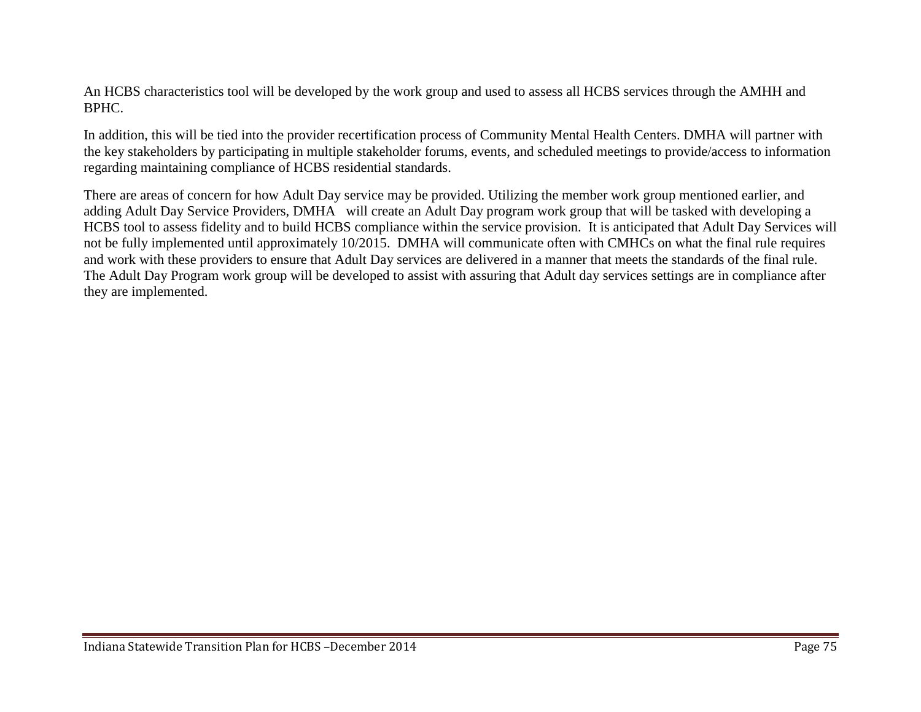An HCBS characteristics tool will be developed by the work group and used to assess all HCBS services through the AMHH and BPHC.

In addition, this will be tied into the provider recertification process of Community Mental Health Centers. DMHA will partner with the key stakeholders by participating in multiple stakeholder forums, events, and scheduled meetings to provide/access to information regarding maintaining compliance of HCBS residential standards.

There are areas of concern for how Adult Day service may be provided. Utilizing the member work group mentioned earlier, and adding Adult Day Service Providers, DMHA will create an Adult Day program work group that will be tasked with developing a HCBS tool to assess fidelity and to build HCBS compliance within the service provision. It is anticipated that Adult Day Services will not be fully implemented until approximately 10/2015. DMHA will communicate often with CMHCs on what the final rule requires and work with these providers to ensure that Adult Day services are delivered in a manner that meets the standards of the final rule. The Adult Day Program work group will be developed to assist with assuring that Adult day services settings are in compliance after they are implemented.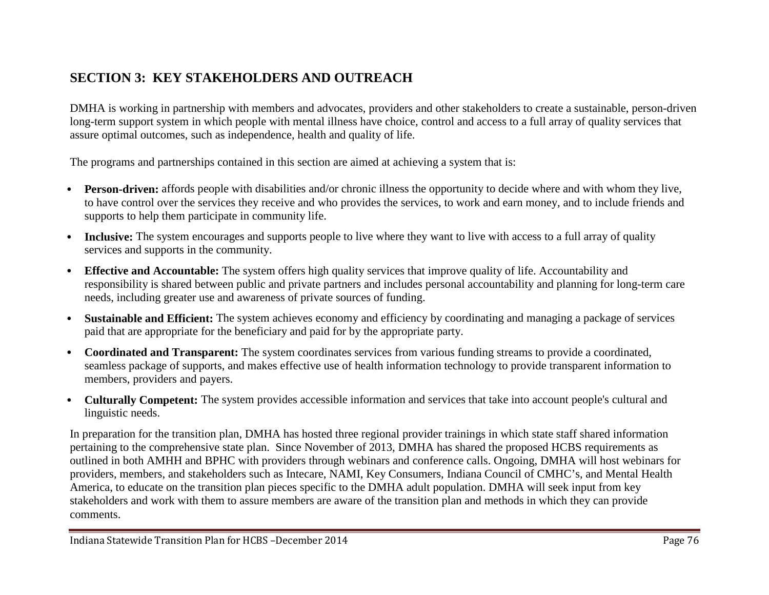## SECTION 3: KEY STAKEHOLDERS AND OUTREACH

DMHA is working in partnership with members and advocates, providers and other stakeholders to create a sustainable, person-driven long-term support system in which people with mental illness have choice, control and access to a full array of quality services that assure optimal outcomes, such as independence, health and quality of life.

The programs and partnerships contained in this section are aimed at achieving a system that is:

- **Person-driven:** affords people with disabilities and/or chronic illness the opportunity to decide where and with whom they live, to have control over the services they receive and who provides the services, to work and earn money, and to include friends and supports to help them participate in community life.
- **Inclusive:** The system encourages and supports people to live where they want to live with access to a full array of quality services and supports in the community.
- **Effective and Accountable:** The system offers high quality services that improve quality of life. Accountability and responsibility is shared between public and private partners and includes personal accountability and planning for long-term care needs, including greater use and awareness of private sources of funding.
- **Sustainable and Efficient:** The system achieves economy and efficiency by coordinating and managing a package of services paid that are appropriate for the beneficiary and paid for by the appropriate party.
- **Coordinated and Transparent:** The system coordinates services from various funding streams to provide a coordinated, seamless package of supports, and makes effective use of health information technology to provide transparent information to members, providers and payers.
- **Culturally Competent:** The system provides accessible information and services that take into account people's cultural and linguistic needs.

In preparation for the transition plan, DMHA has hosted three regional provider trainings in which state staff shared information pertaining to the comprehensive state plan. Since November of 2013, DMHA has shared the proposed HCBS requirements as outlined in both AMHH and BPHC with providers through webinars and conference calls. Ongoing, DMHA will host webinars for providers, members, and stakeholders such as Intecare, NAMI, Key Consumers, Indiana Council of CMHC's, and Mental Health America, to educate on the transition plan pieces specific to the DMHA adult population. DMHA will seek input from key stakeholders and work with them to assure members are aware of the transition plan and methods in which they can provide comments.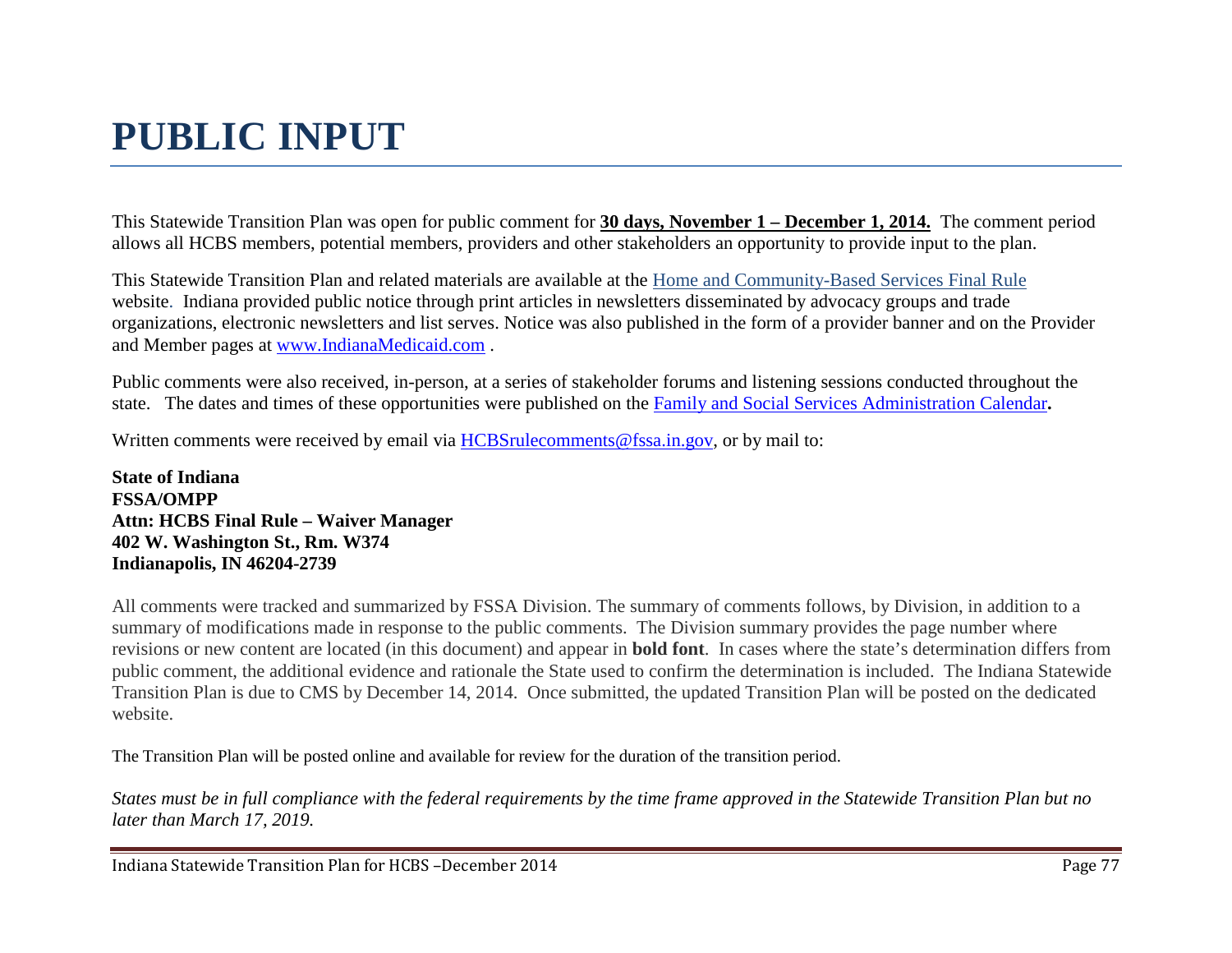# PUBLIC INPUT

This Statewide Transition Plan was open for public comment for **30 days, November 1 – December 1, 2014.** The comment period allows all HCBS members, potential members, providers and other stakeholders an opportunity to provide input to the plan.

This Statewide Transition Plan and related materials are available at the Home and Community-Based Services Final Rule website. Indiana provided public notice through print articles in newsletters disseminated by advocacy groups and trade organizations, electronic newsletters and list serves. Notice was also published in the form of a provider banner and on the Provider and Member pages at www.IndianaMedicaid.com .

Public comments were also received, in-person, at a series of stakeholder forums and listening sessions conducted throughout the state. The dates and times of these opportunities were published on the Family and Social Services Administration Calendar**.**

Written comments were received by email via HCBSrulecomments@fssa.in.gov, or by mail to:

**State of Indiana**
**FSSA/OMPP**
**Attn: HCBS Final Rule – Waiver Manager**
**402 W. Washington St., Rm. W374**
**Indianapolis, IN 46204-2739**

All comments were tracked and summarized by FSSA Division. The summary of comments follows, by Division, in addition to a summary of modifications made in response to the public comments. The Division summary provides the page number where revisions or new content are located (in this document) and appear in **bold font**. In cases where the state's determination differs from public comment, the additional evidence and rationale the State used to confirm the determination is included. The Indiana Statewide Transition Plan is due to CMS by December 14, 2014. Once submitted, the updated Transition Plan will be posted on the dedicated website.

The Transition Plan will be posted online and available for review for the duration of the transition period.

*States must be in full compliance with the federal requirements by the time frame approved in the Statewide Transition Plan but no later than March 17, 2019.*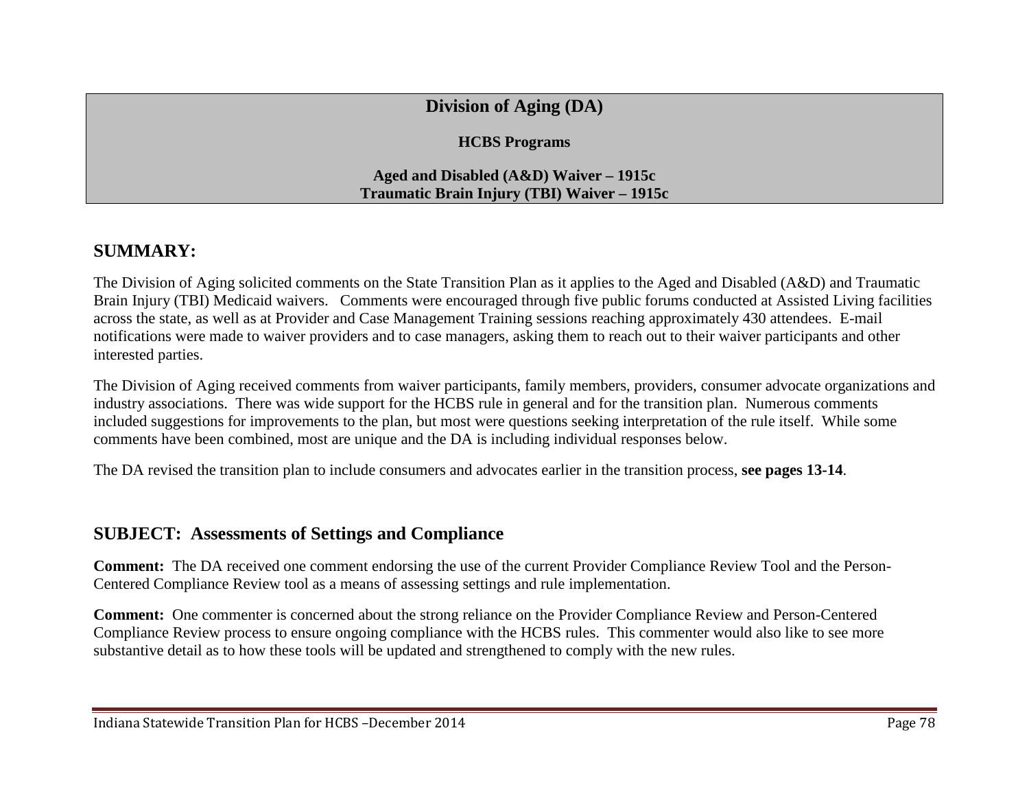# Division of Aging (DA)

**HCBS Programs**

**Aged and Disabled (A&D) Waiver – 1915c**
**Traumatic Brain Injury (TBI) Waiver – 1915c**

## SUMMARY:

The Division of Aging solicited comments on the State Transition Plan as it applies to the Aged and Disabled (A&D) and Traumatic Brain Injury (TBI) Medicaid waivers. Comments were encouraged through five public forums conducted at Assisted Living facilities across the state, as well as at Provider and Case Management Training sessions reaching approximately 430 attendees. E-mail notifications were made to waiver providers and to case managers, asking them to reach out to their waiver participants and other interested parties.

The Division of Aging received comments from waiver participants, family members, providers, consumer advocate organizations and industry associations. There was wide support for the HCBS rule in general and for the transition plan. Numerous comments included suggestions for improvements to the plan, but most were questions seeking interpretation of the rule itself. While some comments have been combined, most are unique and the DA is including individual responses below.

The DA revised the transition plan to include consumers and advocates earlier in the transition process, **see pages 13-14**.

## SUBJECT: Assessments of Settings and Compliance

**Comment:** The DA received one comment endorsing the use of the current Provider Compliance Review Tool and the Person-Centered Compliance Review tool as a means of assessing settings and rule implementation.

**Comment:** One commenter is concerned about the strong reliance on the Provider Compliance Review and Person-Centered Compliance Review process to ensure ongoing compliance with the HCBS rules. This commenter would also like to see more substantive detail as to how these tools will be updated and strengthened to comply with the new rules.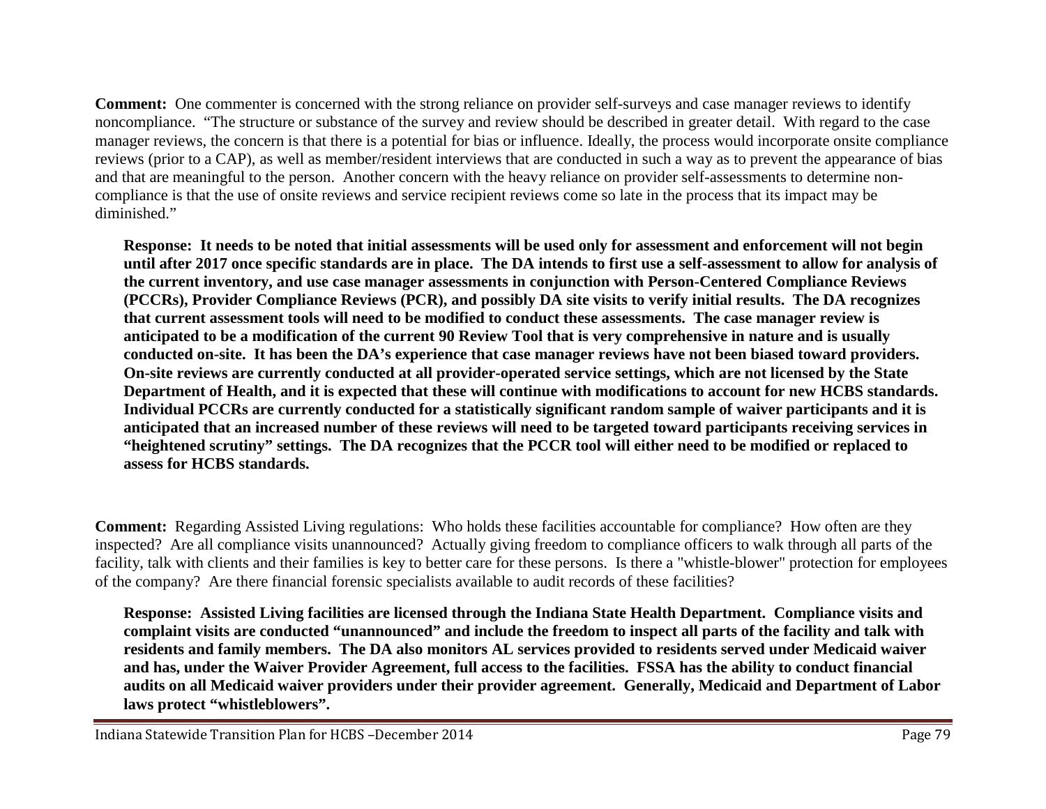**Comment:** One commenter is concerned with the strong reliance on provider self-surveys and case manager reviews to identify noncompliance. "The structure or substance of the survey and review should be described in greater detail. With regard to the case manager reviews, the concern is that there is a potential for bias or influence. Ideally, the process would incorporate onsite compliance reviews (prior to a CAP), as well as member/resident interviews that are conducted in such a way as to prevent the appearance of bias and that are meaningful to the person. Another concern with the heavy reliance on provider self-assessments to determine non-compliance is that the use of onsite reviews and service recipient reviews come so late in the process that its impact may be diminished."

**Response: It needs to be noted that initial assessments will be used only for assessment and enforcement will not begin until after 2017 once specific standards are in place. The DA intends to first use a self-assessment to allow for analysis of the current inventory, and use case manager assessments in conjunction with Person-Centered Compliance Reviews (PCCRs), Provider Compliance Reviews (PCR), and possibly DA site visits to verify initial results. The DA recognizes that current assessment tools will need to be modified to conduct these assessments. The case manager review is anticipated to be a modification of the current 90 Review Tool that is very comprehensive in nature and is usually conducted on-site. It has been the DA's experience that case manager reviews have not been biased toward providers. On-site reviews are currently conducted at all provider-operated service settings, which are not licensed by the State Department of Health, and it is expected that these will continue with modifications to account for new HCBS standards. Individual PCCRs are currently conducted for a statistically significant random sample of waiver participants and it is anticipated that an increased number of these reviews will need to be targeted toward participants receiving services in "heightened scrutiny" settings. The DA recognizes that the PCCR tool will either need to be modified or replaced to assess for HCBS standards.**

**Comment:** Regarding Assisted Living regulations: Who holds these facilities accountable for compliance? How often are they inspected? Are all compliance visits unannounced? Actually giving freedom to compliance officers to walk through all parts of the facility, talk with clients and their families is key to better care for these persons. Is there a "whistle-blower" protection for employees of the company? Are there financial forensic specialists available to audit records of these facilities?

**Response: Assisted Living facilities are licensed through the Indiana State Health Department. Compliance visits and complaint visits are conducted "unannounced" and include the freedom to inspect all parts of the facility and talk with residents and family members. The DA also monitors AL services provided to residents served under Medicaid waiver and has, under the Waiver Provider Agreement, full access to the facilities. FSSA has the ability to conduct financial audits on all Medicaid waiver providers under their provider agreement. Generally, Medicaid and Department of Labor laws protect "whistleblowers".**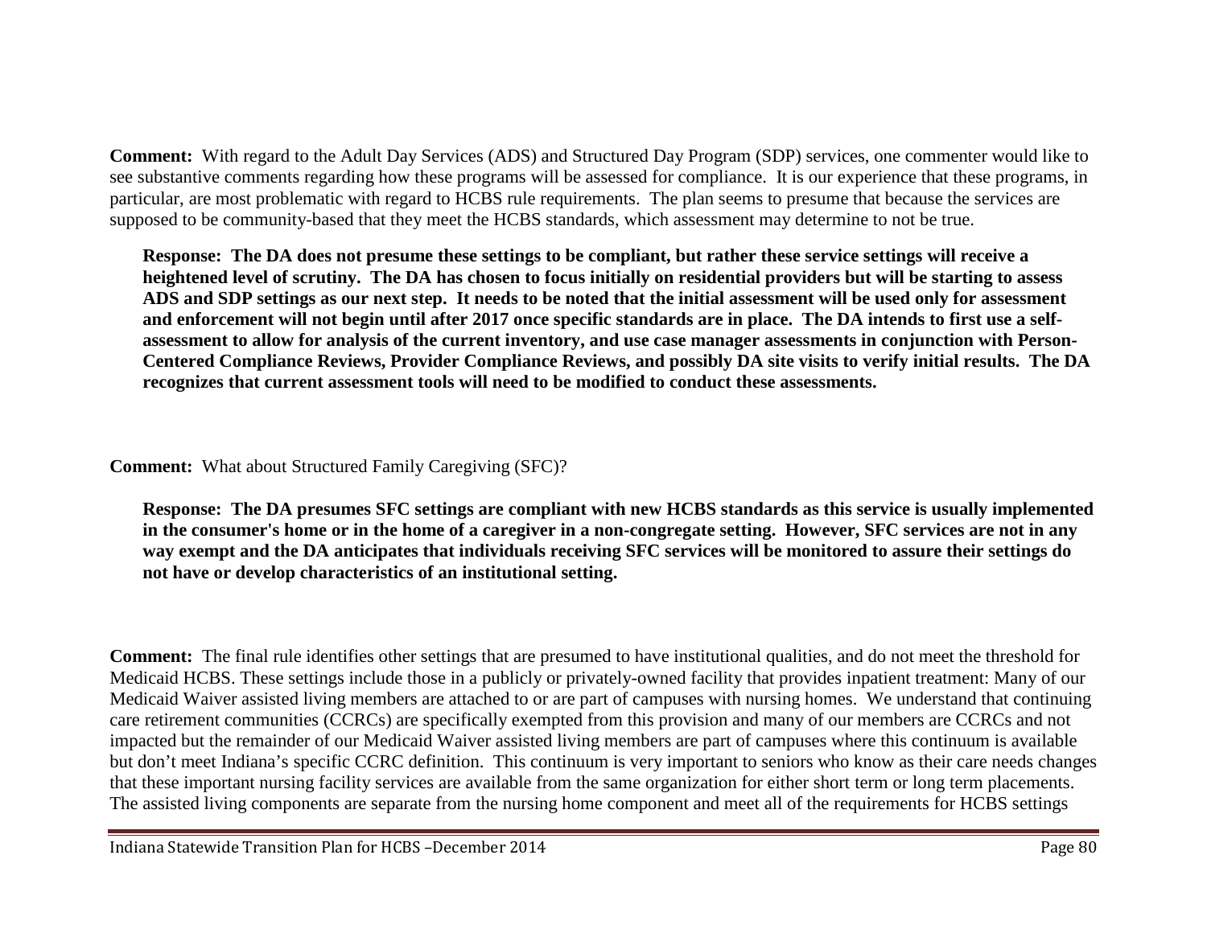**Comment:** With regard to the Adult Day Services (ADS) and Structured Day Program (SDP) services, one commenter would like to see substantive comments regarding how these programs will be assessed for compliance. It is our experience that these programs, in particular, are most problematic with regard to HCBS rule requirements. The plan seems to presume that because the services are supposed to be community-based that they meet the HCBS standards, which assessment may determine to not be true.

> **Response: The DA does not presume these settings to be compliant, but rather these service settings will receive a heightened level of scrutiny. The DA has chosen to focus initially on residential providers but will be starting to assess ADS and SDP settings as our next step. It needs to be noted that the initial assessment will be used only for assessment and enforcement will not begin until after 2017 once specific standards are in place. The DA intends to first use a self-assessment to allow for analysis of the current inventory, and use case manager assessments in conjunction with Person-Centered Compliance Reviews, Provider Compliance Reviews, and possibly DA site visits to verify initial results. The DA recognizes that current assessment tools will need to be modified to conduct these assessments.**

**Comment:** What about Structured Family Caregiving (SFC)?

> **Response: The DA presumes SFC settings are compliant with new HCBS standards as this service is usually implemented in the consumer's home or in the home of a caregiver in a non-congregate setting. However, SFC services are not in any way exempt and the DA anticipates that individuals receiving SFC services will be monitored to assure their settings do not have or develop characteristics of an institutional setting.**

**Comment:** The final rule identifies other settings that are presumed to have institutional qualities, and do not meet the threshold for Medicaid HCBS. These settings include those in a publicly or privately-owned facility that provides inpatient treatment: Many of our Medicaid Waiver assisted living members are attached to or are part of campuses with nursing homes. We understand that continuing care retirement communities (CCRCs) are specifically exempted from this provision and many of our members are CCRCs and not impacted but the remainder of our Medicaid Waiver assisted living members are part of campuses where this continuum is available but don't meet Indiana's specific CCRC definition. This continuum is very important to seniors who know as their care needs changes that these important nursing facility services are available from the same organization for either short term or long term placements. The assisted living components are separate from the nursing home component and meet all of the requirements for HCBS settings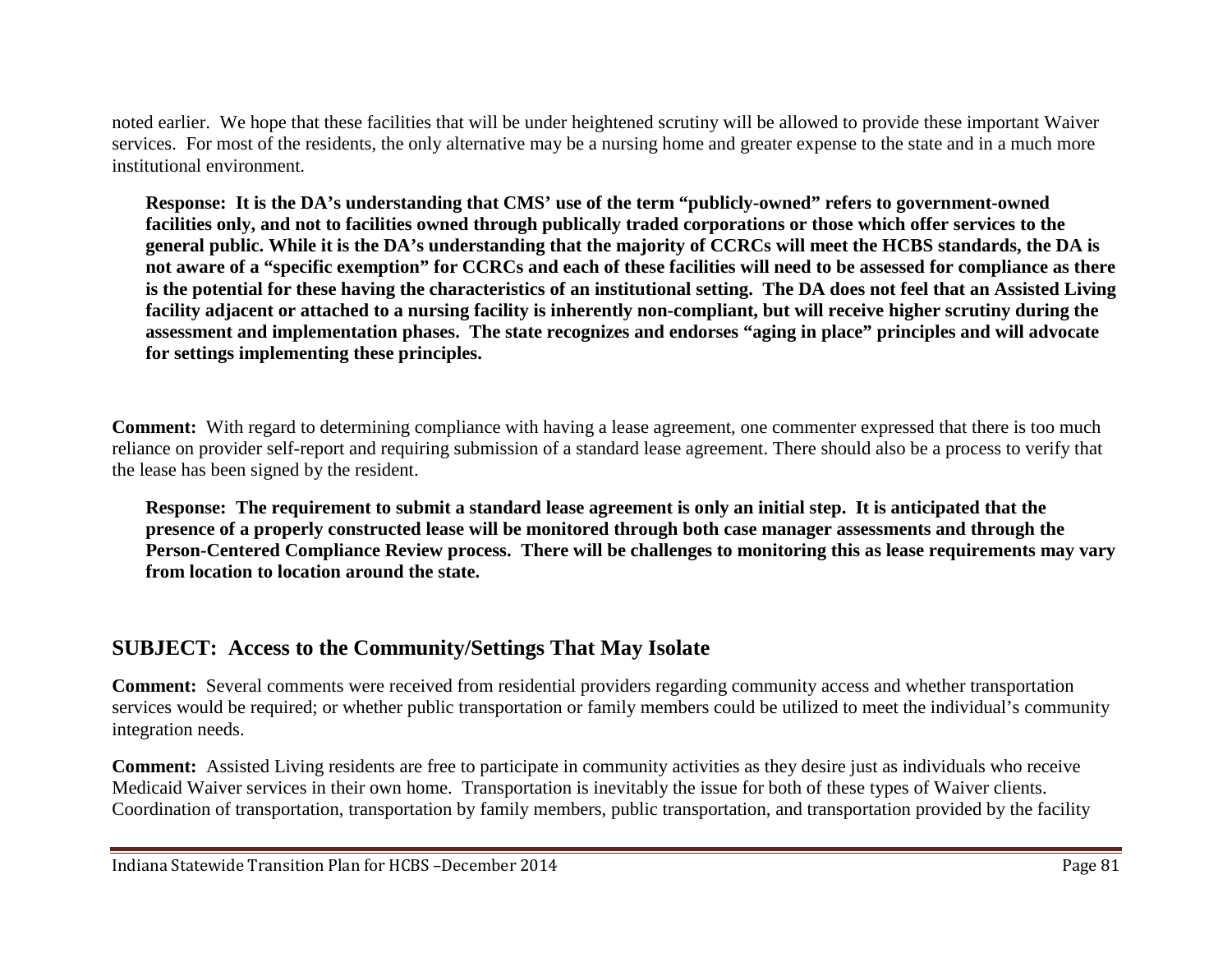noted earlier. We hope that these facilities that will be under heightened scrutiny will be allowed to provide these important Waiver services. For most of the residents, the only alternative may be a nursing home and greater expense to the state and in a much more institutional environment.

**Response: It is the DA's understanding that CMS' use of the term "publicly-owned" refers to government-owned facilities only, and not to facilities owned through publically traded corporations or those which offer services to the general public. While it is the DA's understanding that the majority of CCRCs will meet the HCBS standards, the DA is not aware of a "specific exemption" for CCRCs and each of these facilities will need to be assessed for compliance as there is the potential for these having the characteristics of an institutional setting. The DA does not feel that an Assisted Living facility adjacent or attached to a nursing facility is inherently non-compliant, but will receive higher scrutiny during the assessment and implementation phases. The state recognizes and endorses "aging in place" principles and will advocate for settings implementing these principles.**

**Comment:** With regard to determining compliance with having a lease agreement, one commenter expressed that there is too much reliance on provider self-report and requiring submission of a standard lease agreement. There should also be a process to verify that the lease has been signed by the resident.

**Response: The requirement to submit a standard lease agreement is only an initial step. It is anticipated that the presence of a properly constructed lease will be monitored through both case manager assessments and through the Person-Centered Compliance Review process. There will be challenges to monitoring this as lease requirements may vary from location to location around the state.**

## SUBJECT: Access to the Community/Settings That May Isolate

**Comment:** Several comments were received from residential providers regarding community access and whether transportation services would be required; or whether public transportation or family members could be utilized to meet the individual's community integration needs.

**Comment:** Assisted Living residents are free to participate in community activities as they desire just as individuals who receive Medicaid Waiver services in their own home. Transportation is inevitably the issue for both of these types of Waiver clients. Coordination of transportation, transportation by family members, public transportation, and transportation provided by the facility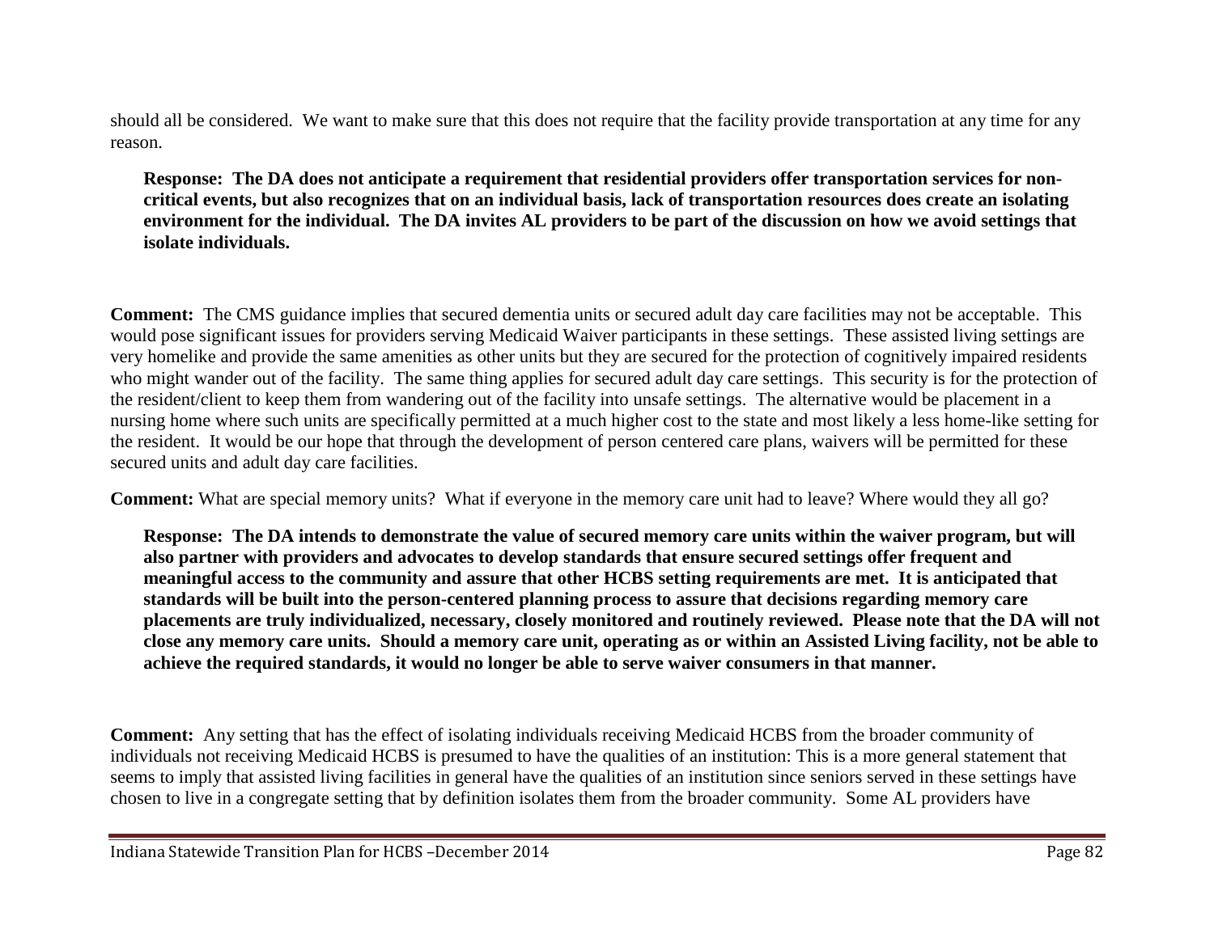should all be considered. We want to make sure that this does not require that the facility provide transportation at any time for any reason.

> **Response: The DA does not anticipate a requirement that residential providers offer transportation services for non-critical events, but also recognizes that on an individual basis, lack of transportation resources does create an isolating environment for the individual. The DA invites AL providers to be part of the discussion on how we avoid settings that isolate individuals.**

**Comment:** The CMS guidance implies that secured dementia units or secured adult day care facilities may not be acceptable. This would pose significant issues for providers serving Medicaid Waiver participants in these settings. These assisted living settings are very homelike and provide the same amenities as other units but they are secured for the protection of cognitively impaired residents who might wander out of the facility. The same thing applies for secured adult day care settings. This security is for the protection of the resident/client to keep them from wandering out of the facility into unsafe settings. The alternative would be placement in a nursing home where such units are specifically permitted at a much higher cost to the state and most likely a less home-like setting for the resident. It would be our hope that through the development of person centered care plans, waivers will be permitted for these secured units and adult day care facilities.

**Comment:** What are special memory units? What if everyone in the memory care unit had to leave? Where would they all go?

> **Response: The DA intends to demonstrate the value of secured memory care units within the waiver program, but will also partner with providers and advocates to develop standards that ensure secured settings offer frequent and meaningful access to the community and assure that other HCBS setting requirements are met. It is anticipated that standards will be built into the person-centered planning process to assure that decisions regarding memory care placements are truly individualized, necessary, closely monitored and routinely reviewed. Please note that the DA will not close any memory care units. Should a memory care unit, operating as or within an Assisted Living facility, not be able to achieve the required standards, it would no longer be able to serve waiver consumers in that manner.**

**Comment:** Any setting that has the effect of isolating individuals receiving Medicaid HCBS from the broader community of individuals not receiving Medicaid HCBS is presumed to have the qualities of an institution: This is a more general statement that seems to imply that assisted living facilities in general have the qualities of an institution since seniors served in these settings have chosen to live in a congregate setting that by definition isolates them from the broader community. Some AL providers have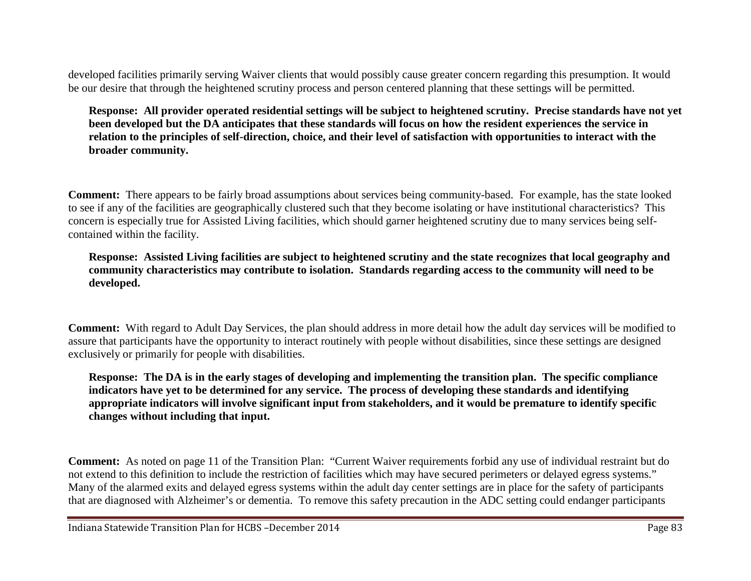developed facilities primarily serving Waiver clients that would possibly cause greater concern regarding this presumption. It would be our desire that through the heightened scrutiny process and person centered planning that these settings will be permitted.

**Response: All provider operated residential settings will be subject to heightened scrutiny. Precise standards have not yet been developed but the DA anticipates that these standards will focus on how the resident experiences the service in relation to the principles of self-direction, choice, and their level of satisfaction with opportunities to interact with the broader community.**

**Comment:** There appears to be fairly broad assumptions about services being community-based. For example, has the state looked to see if any of the facilities are geographically clustered such that they become isolating or have institutional characteristics? This concern is especially true for Assisted Living facilities, which should garner heightened scrutiny due to many services being self-contained within the facility.

**Response: Assisted Living facilities are subject to heightened scrutiny and the state recognizes that local geography and community characteristics may contribute to isolation. Standards regarding access to the community will need to be developed.**

**Comment:** With regard to Adult Day Services, the plan should address in more detail how the adult day services will be modified to assure that participants have the opportunity to interact routinely with people without disabilities, since these settings are designed exclusively or primarily for people with disabilities.

**Response: The DA is in the early stages of developing and implementing the transition plan. The specific compliance indicators have yet to be determined for any service. The process of developing these standards and identifying appropriate indicators will involve significant input from stakeholders, and it would be premature to identify specific changes without including that input.**

**Comment:** As noted on page 11 of the Transition Plan: "Current Waiver requirements forbid any use of individual restraint but do not extend to this definition to include the restriction of facilities which may have secured perimeters or delayed egress systems." Many of the alarmed exits and delayed egress systems within the adult day center settings are in place for the safety of participants that are diagnosed with Alzheimer's or dementia. To remove this safety precaution in the ADC setting could endanger participants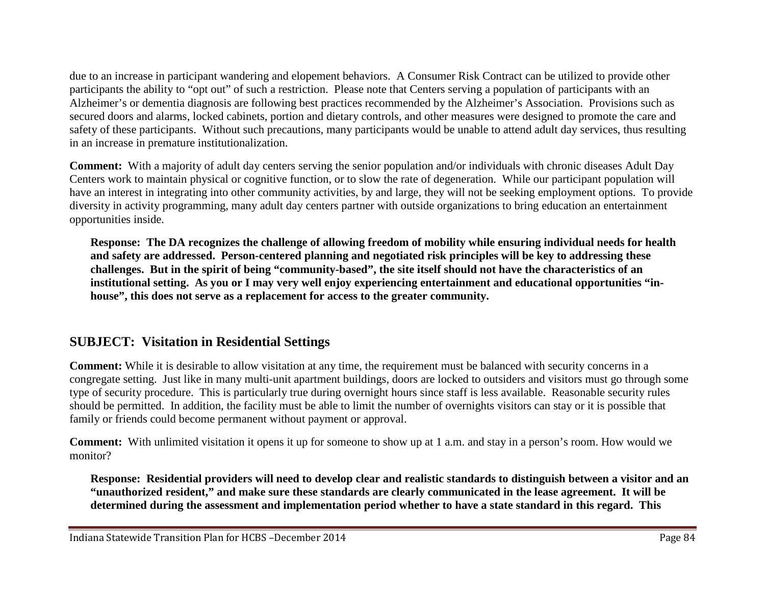due to an increase in participant wandering and elopement behaviors. A Consumer Risk Contract can be utilized to provide other participants the ability to "opt out" of such a restriction. Please note that Centers serving a population of participants with an Alzheimer's or dementia diagnosis are following best practices recommended by the Alzheimer's Association. Provisions such as secured doors and alarms, locked cabinets, portion and dietary controls, and other measures were designed to promote the care and safety of these participants. Without such precautions, many participants would be unable to attend adult day services, thus resulting in an increase in premature institutionalization.

**Comment:** With a majority of adult day centers serving the senior population and/or individuals with chronic diseases Adult Day Centers work to maintain physical or cognitive function, or to slow the rate of degeneration. While our participant population will have an interest in integrating into other community activities, by and large, they will not be seeking employment options. To provide diversity in activity programming, many adult day centers partner with outside organizations to bring education an entertainment opportunities inside.

> **Response: The DA recognizes the challenge of allowing freedom of mobility while ensuring individual needs for health and safety are addressed. Person-centered planning and negotiated risk principles will be key to addressing these challenges. But in the spirit of being "community-based", the site itself should not have the characteristics of an institutional setting. As you or I may very well enjoy experiencing entertainment and educational opportunities "in-house", this does not serve as a replacement for access to the greater community.**

## SUBJECT: Visitation in Residential Settings

**Comment:** While it is desirable to allow visitation at any time, the requirement must be balanced with security concerns in a congregate setting. Just like in many multi-unit apartment buildings, doors are locked to outsiders and visitors must go through some type of security procedure. This is particularly true during overnight hours since staff is less available. Reasonable security rules should be permitted. In addition, the facility must be able to limit the number of overnights visitors can stay or it is possible that family or friends could become permanent without payment or approval.

**Comment:** With unlimited visitation it opens it up for someone to show up at 1 a.m. and stay in a person's room. How would we monitor?

> **Response: Residential providers will need to develop clear and realistic standards to distinguish between a visitor and an "unauthorized resident," and make sure these standards are clearly communicated in the lease agreement. It will be determined during the assessment and implementation period whether to have a state standard in this regard. This**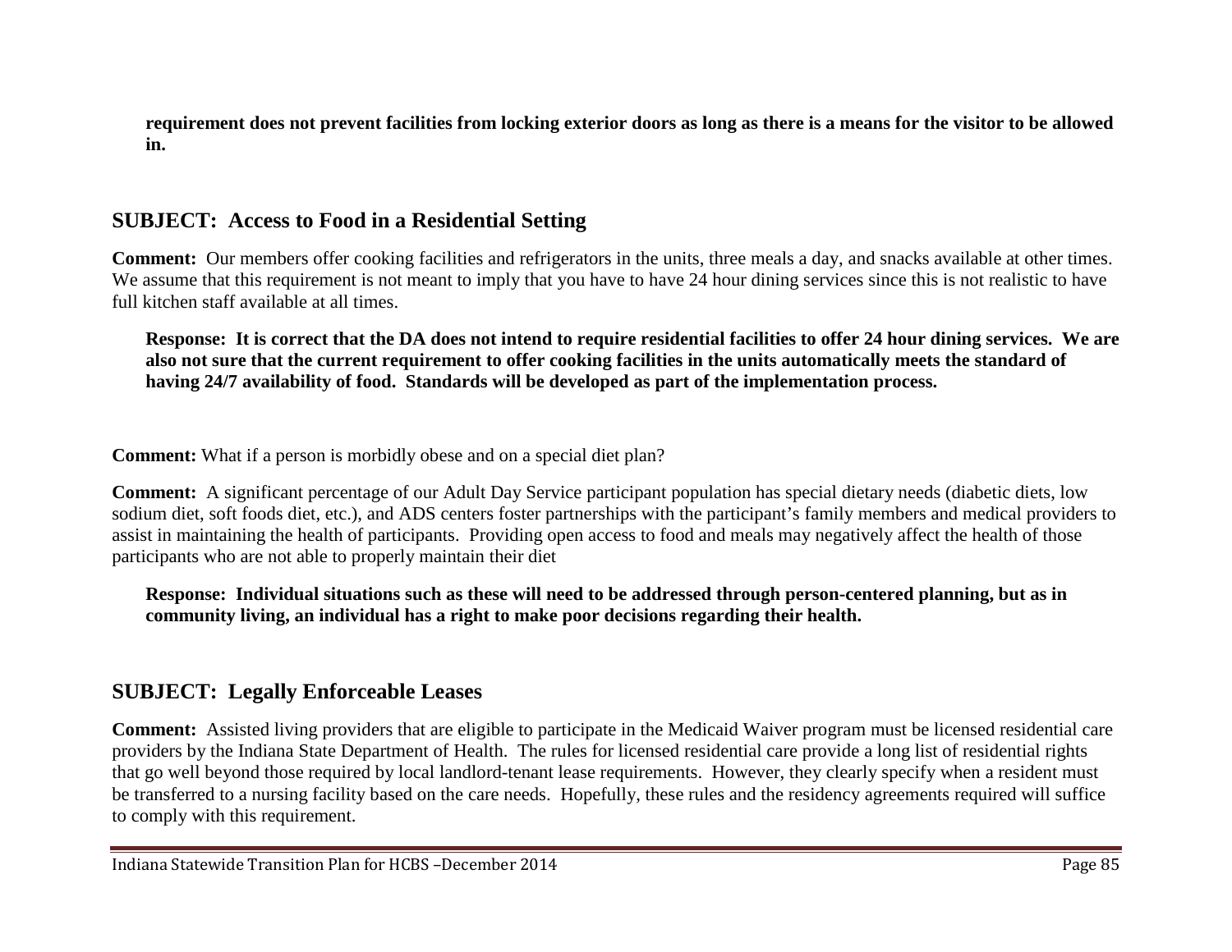**requirement does not prevent facilities from locking exterior doors as long as there is a means for the visitor to be allowed in.**

## SUBJECT: Access to Food in a Residential Setting

**Comment:** Our members offer cooking facilities and refrigerators in the units, three meals a day, and snacks available at other times. We assume that this requirement is not meant to imply that you have to have 24 hour dining services since this is not realistic to have full kitchen staff available at all times.

> **Response: It is correct that the DA does not intend to require residential facilities to offer 24 hour dining services. We are also not sure that the current requirement to offer cooking facilities in the units automatically meets the standard of having 24/7 availability of food. Standards will be developed as part of the implementation process.**

**Comment:** What if a person is morbidly obese and on a special diet plan?

**Comment:** A significant percentage of our Adult Day Service participant population has special dietary needs (diabetic diets, low sodium diet, soft foods diet, etc.), and ADS centers foster partnerships with the participant's family members and medical providers to assist in maintaining the health of participants. Providing open access to food and meals may negatively affect the health of those participants who are not able to properly maintain their diet

> **Response: Individual situations such as these will need to be addressed through person-centered planning, but as in community living, an individual has a right to make poor decisions regarding their health.**

## SUBJECT: Legally Enforceable Leases

**Comment:** Assisted living providers that are eligible to participate in the Medicaid Waiver program must be licensed residential care providers by the Indiana State Department of Health. The rules for licensed residential care provide a long list of residential rights that go well beyond those required by local landlord-tenant lease requirements. However, they clearly specify when a resident must be transferred to a nursing facility based on the care needs. Hopefully, these rules and the residency agreements required will suffice to comply with this requirement.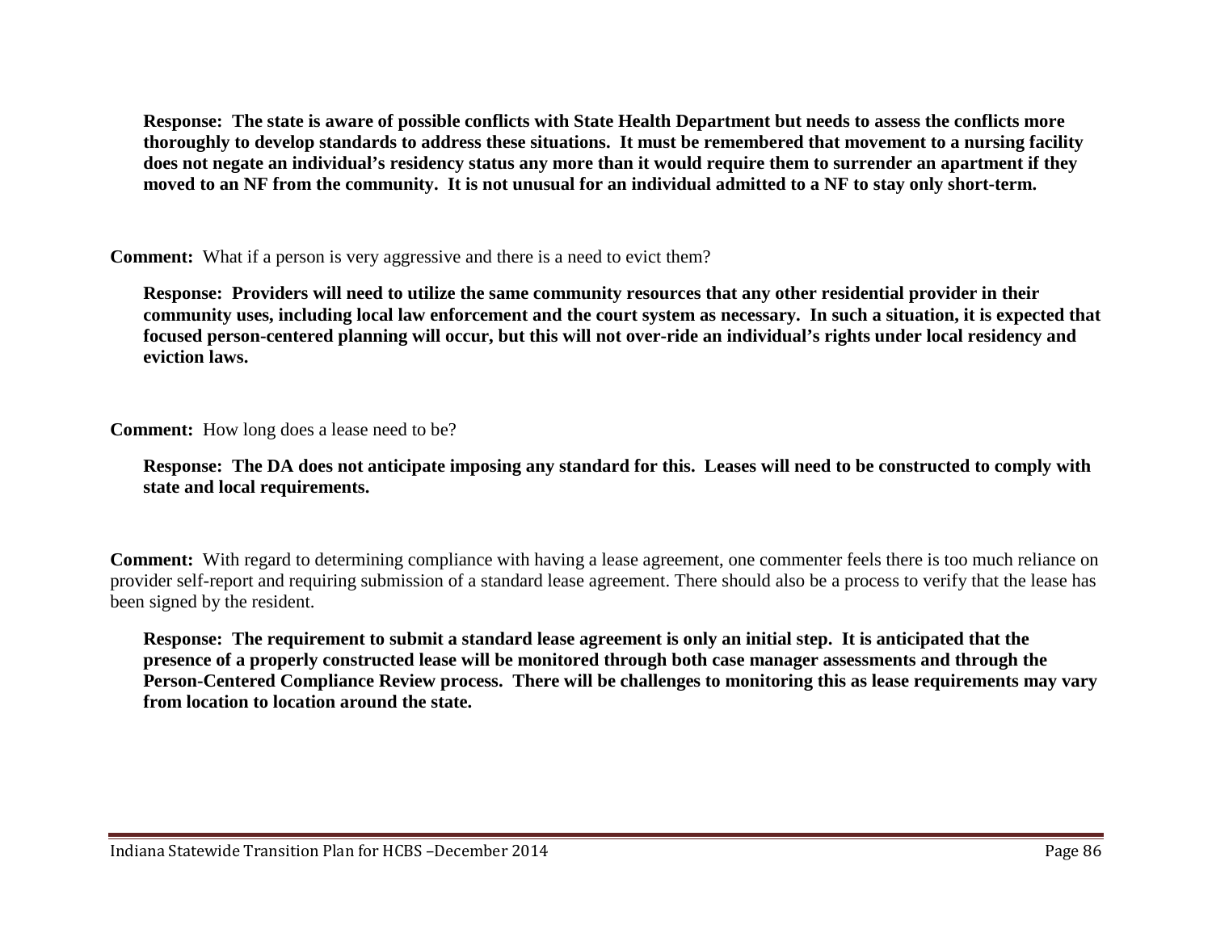**Response: The state is aware of possible conflicts with State Health Department but needs to assess the conflicts more thoroughly to develop standards to address these situations. It must be remembered that movement to a nursing facility does not negate an individual's residency status any more than it would require them to surrender an apartment if they moved to an NF from the community. It is not unusual for an individual admitted to a NF to stay only short-term.**

**Comment:** What if a person is very aggressive and there is a need to evict them?

**Response: Providers will need to utilize the same community resources that any other residential provider in their community uses, including local law enforcement and the court system as necessary. In such a situation, it is expected that focused person-centered planning will occur, but this will not over-ride an individual's rights under local residency and eviction laws.**

**Comment:** How long does a lease need to be?

**Response: The DA does not anticipate imposing any standard for this. Leases will need to be constructed to comply with state and local requirements.**

**Comment:** With regard to determining compliance with having a lease agreement, one commenter feels there is too much reliance on provider self-report and requiring submission of a standard lease agreement. There should also be a process to verify that the lease has been signed by the resident.

**Response: The requirement to submit a standard lease agreement is only an initial step. It is anticipated that the presence of a properly constructed lease will be monitored through both case manager assessments and through the Person-Centered Compliance Review process. There will be challenges to monitoring this as lease requirements may vary from location to location around the state.**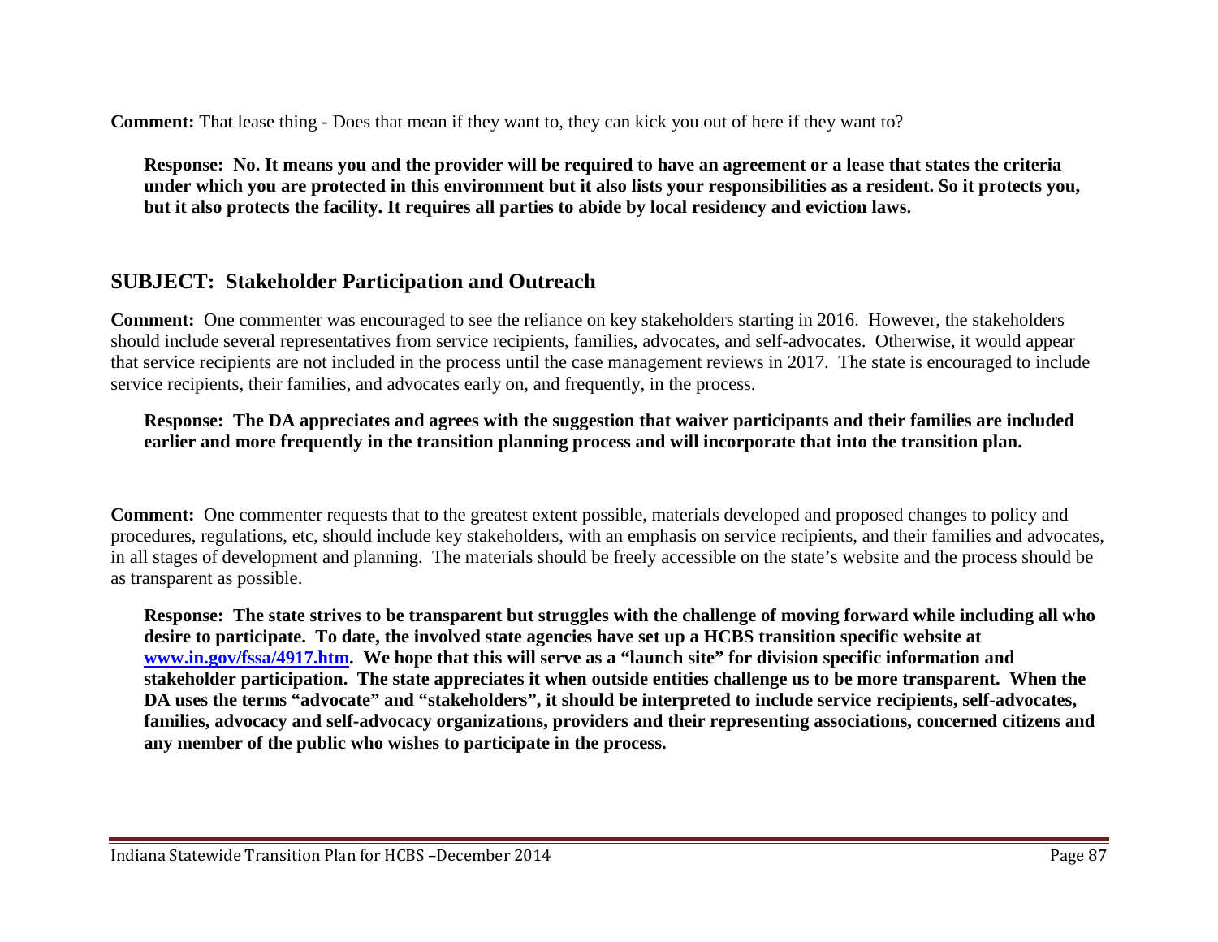**Comment:** That lease thing - Does that mean if they want to, they can kick you out of here if they want to?

**Response: No. It means you and the provider will be required to have an agreement or a lease that states the criteria under which you are protected in this environment but it also lists your responsibilities as a resident. So it protects you, but it also protects the facility. It requires all parties to abide by local residency and eviction laws.**

## SUBJECT: Stakeholder Participation and Outreach

**Comment:** One commenter was encouraged to see the reliance on key stakeholders starting in 2016. However, the stakeholders should include several representatives from service recipients, families, advocates, and self-advocates. Otherwise, it would appear that service recipients are not included in the process until the case management reviews in 2017. The state is encouraged to include service recipients, their families, and advocates early on, and frequently, in the process.

**Response: The DA appreciates and agrees with the suggestion that waiver participants and their families are included earlier and more frequently in the transition planning process and will incorporate that into the transition plan.**

**Comment:** One commenter requests that to the greatest extent possible, materials developed and proposed changes to policy and procedures, regulations, etc, should include key stakeholders, with an emphasis on service recipients, and their families and advocates, in all stages of development and planning. The materials should be freely accessible on the state's website and the process should be as transparent as possible.

**Response: The state strives to be transparent but struggles with the challenge of moving forward while including all who desire to participate. To date, the involved state agencies have set up a HCBS transition specific website at [www.in.gov/fssa/4917.htm](http://www.in.gov/fssa/4917.htm). We hope that this will serve as a "launch site" for division specific information and stakeholder participation. The state appreciates it when outside entities challenge us to be more transparent. When the DA uses the terms "advocate" and "stakeholders", it should be interpreted to include service recipients, self-advocates, families, advocacy and self-advocacy organizations, providers and their representing associations, concerned citizens and any member of the public who wishes to participate in the process.**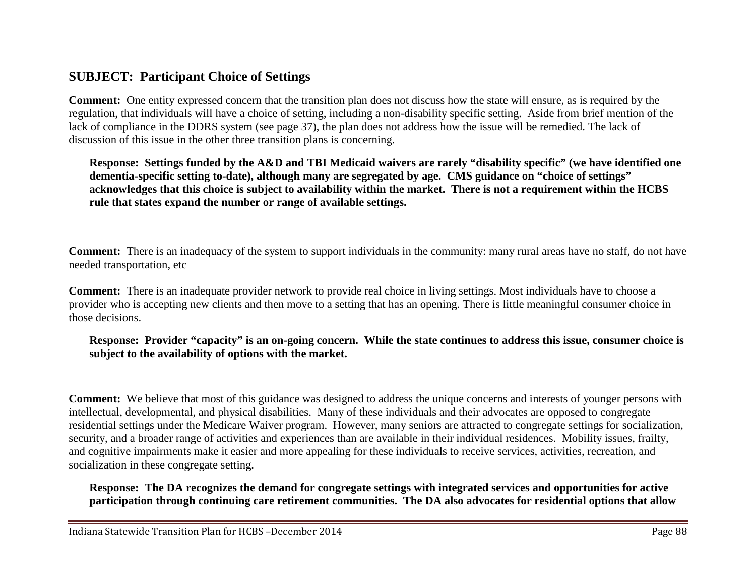## SUBJECT: Participant Choice of Settings

**Comment:** One entity expressed concern that the transition plan does not discuss how the state will ensure, as is required by the regulation, that individuals will have a choice of setting, including a non-disability specific setting. Aside from brief mention of the lack of compliance in the DDRS system (see page 37), the plan does not address how the issue will be remedied. The lack of discussion of this issue in the other three transition plans is concerning.

**Response: Settings funded by the A&D and TBI Medicaid waivers are rarely "disability specific" (we have identified one dementia-specific setting to-date), although many are segregated by age. CMS guidance on "choice of settings" acknowledges that this choice is subject to availability within the market. There is not a requirement within the HCBS rule that states expand the number or range of available settings.**

**Comment:** There is an inadequacy of the system to support individuals in the community: many rural areas have no staff, do not have needed transportation, etc

**Comment:** There is an inadequate provider network to provide real choice in living settings. Most individuals have to choose a provider who is accepting new clients and then move to a setting that has an opening. There is little meaningful consumer choice in those decisions.

**Response: Provider "capacity" is an on-going concern. While the state continues to address this issue, consumer choice is subject to the availability of options with the market.**

**Comment:** We believe that most of this guidance was designed to address the unique concerns and interests of younger persons with intellectual, developmental, and physical disabilities. Many of these individuals and their advocates are opposed to congregate residential settings under the Medicare Waiver program. However, many seniors are attracted to congregate settings for socialization, security, and a broader range of activities and experiences than are available in their individual residences. Mobility issues, frailty, and cognitive impairments make it easier and more appealing for these individuals to receive services, activities, recreation, and socialization in these congregate setting.

**Response: The DA recognizes the demand for congregate settings with integrated services and opportunities for active participation through continuing care retirement communities. The DA also advocates for residential options that allow**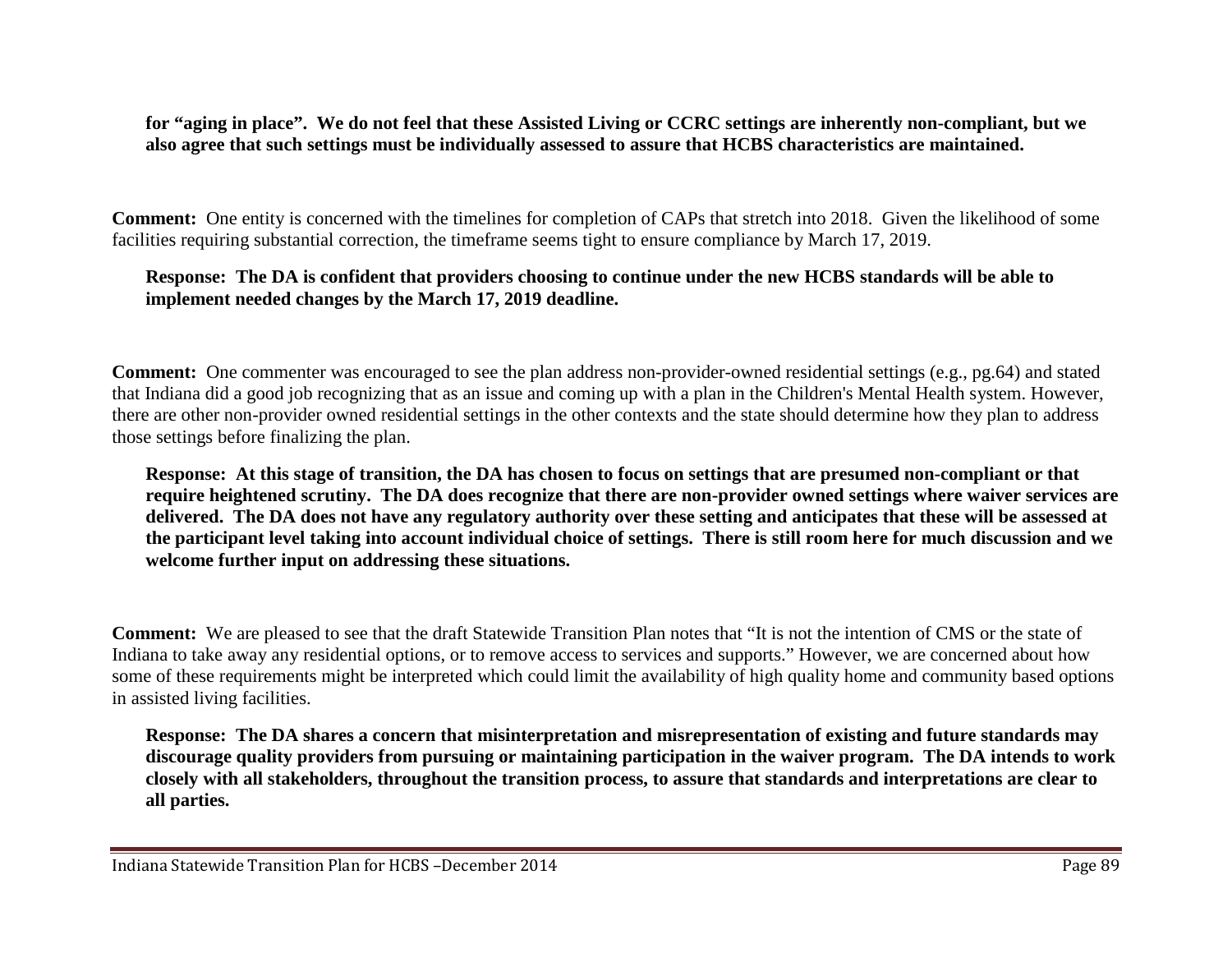**for "aging in place". We do not feel that these Assisted Living or CCRC settings are inherently non-compliant, but we also agree that such settings must be individually assessed to assure that HCBS characteristics are maintained.**

**Comment:** One entity is concerned with the timelines for completion of CAPs that stretch into 2018. Given the likelihood of some facilities requiring substantial correction, the timeframe seems tight to ensure compliance by March 17, 2019.

**Response: The DA is confident that providers choosing to continue under the new HCBS standards will be able to implement needed changes by the March 17, 2019 deadline.**

**Comment:** One commenter was encouraged to see the plan address non-provider-owned residential settings (e.g., pg.64) and stated that Indiana did a good job recognizing that as an issue and coming up with a plan in the Children's Mental Health system. However, there are other non-provider owned residential settings in the other contexts and the state should determine how they plan to address those settings before finalizing the plan.

**Response: At this stage of transition, the DA has chosen to focus on settings that are presumed non-compliant or that require heightened scrutiny. The DA does recognize that there are non-provider owned settings where waiver services are delivered. The DA does not have any regulatory authority over these setting and anticipates that these will be assessed at the participant level taking into account individual choice of settings. There is still room here for much discussion and we welcome further input on addressing these situations.**

**Comment:** We are pleased to see that the draft Statewide Transition Plan notes that "It is not the intention of CMS or the state of Indiana to take away any residential options, or to remove access to services and supports." However, we are concerned about how some of these requirements might be interpreted which could limit the availability of high quality home and community based options in assisted living facilities.

**Response: The DA shares a concern that misinterpretation and misrepresentation of existing and future standards may discourage quality providers from pursuing or maintaining participation in the waiver program. The DA intends to work closely with all stakeholders, throughout the transition process, to assure that standards and interpretations are clear to all parties.**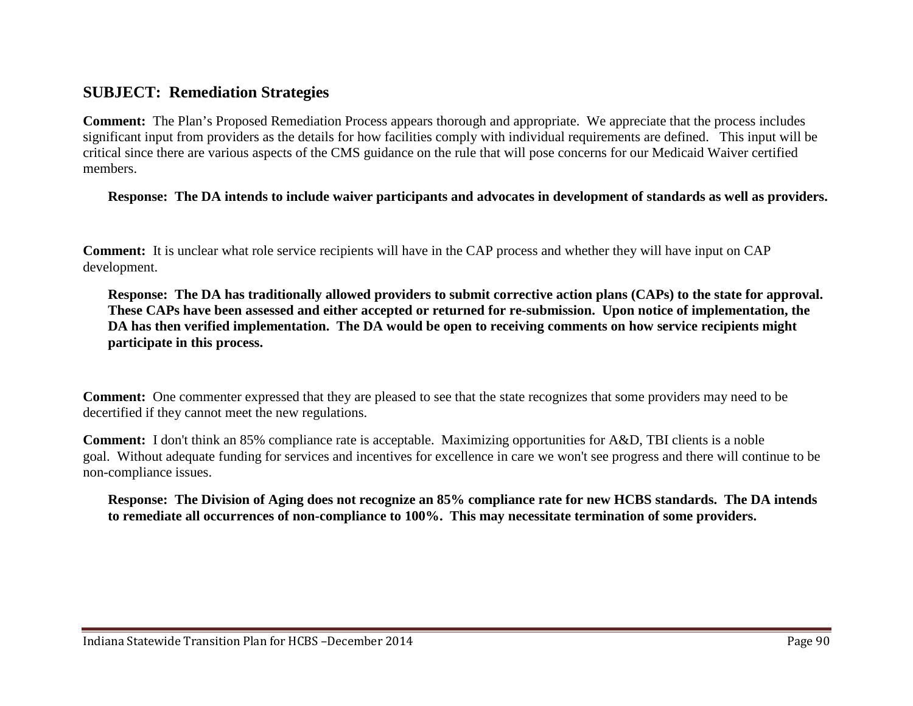## SUBJECT: Remediation Strategies

**Comment:** The Plan's Proposed Remediation Process appears thorough and appropriate. We appreciate that the process includes significant input from providers as the details for how facilities comply with individual requirements are defined. This input will be critical since there are various aspects of the CMS guidance on the rule that will pose concerns for our Medicaid Waiver certified members.

> **Response: The DA intends to include waiver participants and advocates in development of standards as well as providers.**

**Comment:** It is unclear what role service recipients will have in the CAP process and whether they will have input on CAP development.

> **Response: The DA has traditionally allowed providers to submit corrective action plans (CAPs) to the state for approval. These CAPs have been assessed and either accepted or returned for re-submission. Upon notice of implementation, the DA has then verified implementation. The DA would be open to receiving comments on how service recipients might participate in this process.**

**Comment:** One commenter expressed that they are pleased to see that the state recognizes that some providers may need to be decertified if they cannot meet the new regulations.

**Comment:** I don't think an 85% compliance rate is acceptable. Maximizing opportunities for A&D, TBI clients is a noble goal. Without adequate funding for services and incentives for excellence in care we won't see progress and there will continue to be non-compliance issues.

> **Response: The Division of Aging does not recognize an 85% compliance rate for new HCBS standards. The DA intends to remediate all occurrences of non-compliance to 100%. This may necessitate termination of some providers.**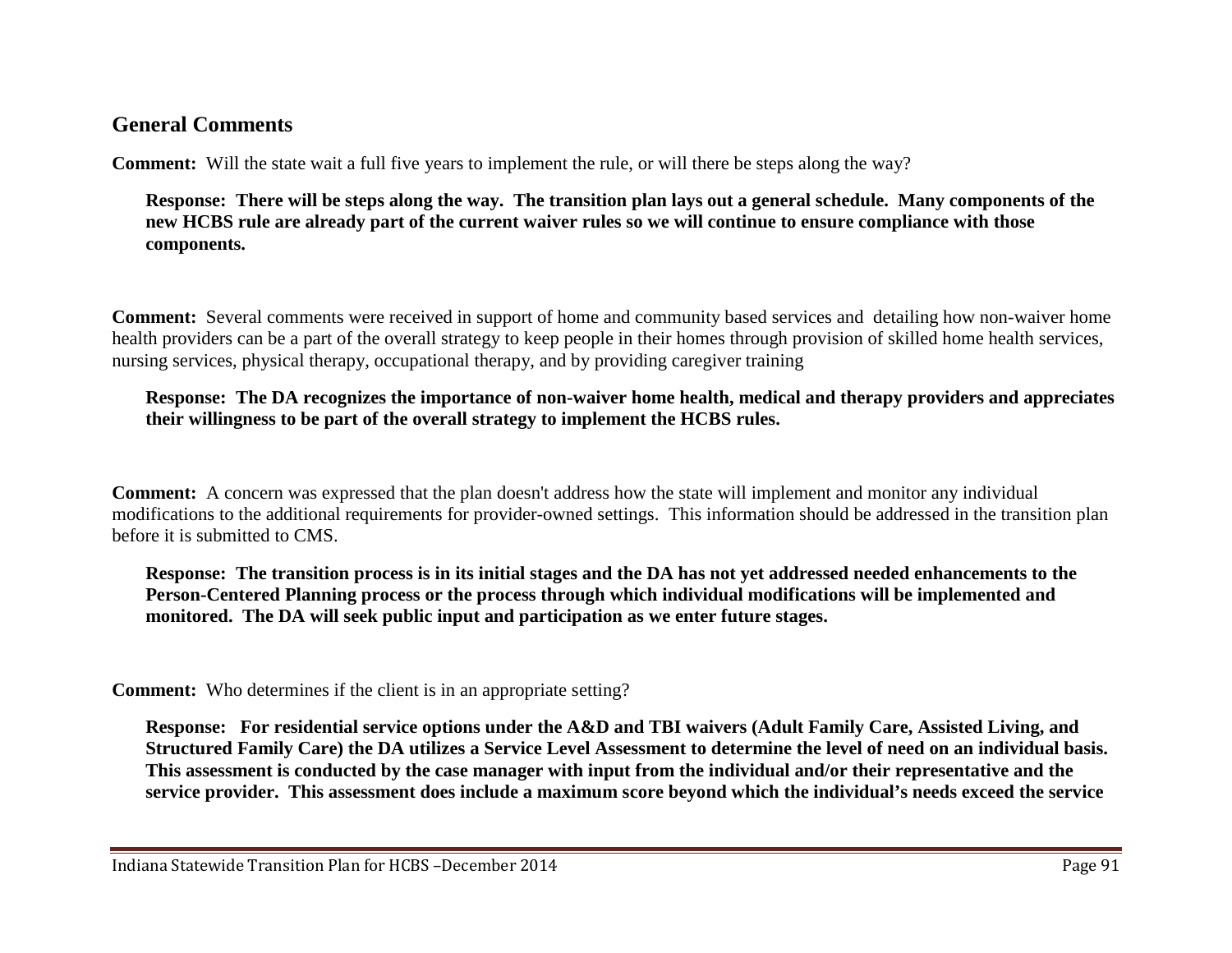## General Comments

**Comment:** Will the state wait a full five years to implement the rule, or will there be steps along the way?

**Response: There will be steps along the way. The transition plan lays out a general schedule. Many components of the new HCBS rule are already part of the current waiver rules so we will continue to ensure compliance with those components.**

**Comment:** Several comments were received in support of home and community based services and detailing how non-waiver home health providers can be a part of the overall strategy to keep people in their homes through provision of skilled home health services, nursing services, physical therapy, occupational therapy, and by providing caregiver training

**Response: The DA recognizes the importance of non-waiver home health, medical and therapy providers and appreciates their willingness to be part of the overall strategy to implement the HCBS rules.**

**Comment:** A concern was expressed that the plan doesn't address how the state will implement and monitor any individual modifications to the additional requirements for provider-owned settings. This information should be addressed in the transition plan before it is submitted to CMS.

**Response: The transition process is in its initial stages and the DA has not yet addressed needed enhancements to the Person-Centered Planning process or the process through which individual modifications will be implemented and monitored. The DA will seek public input and participation as we enter future stages.**

**Comment:** Who determines if the client is in an appropriate setting?

**Response: For residential service options under the A&D and TBI waivers (Adult Family Care, Assisted Living, and Structured Family Care) the DA utilizes a Service Level Assessment to determine the level of need on an individual basis. This assessment is conducted by the case manager with input from the individual and/or their representative and the service provider. This assessment does include a maximum score beyond which the individual's needs exceed the service**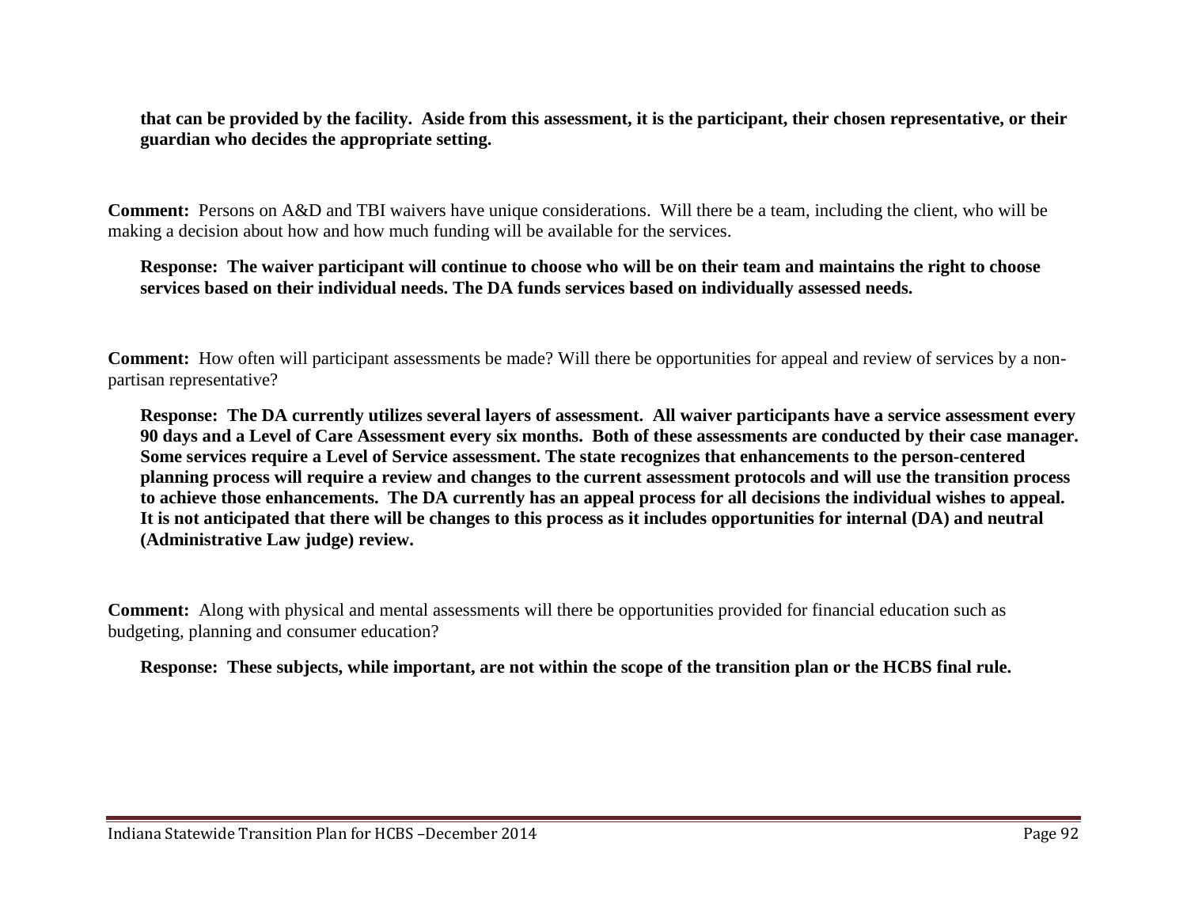**that can be provided by the facility. Aside from this assessment, it is the participant, their chosen representative, or their guardian who decides the appropriate setting.**

**Comment:** Persons on A&D and TBI waivers have unique considerations. Will there be a team, including the client, who will be making a decision about how and how much funding will be available for the services.

**Response: The waiver participant will continue to choose who will be on their team and maintains the right to choose services based on their individual needs. The DA funds services based on individually assessed needs.**

**Comment:** How often will participant assessments be made? Will there be opportunities for appeal and review of services by a non-partisan representative?

**Response: The DA currently utilizes several layers of assessment. All waiver participants have a service assessment every 90 days and a Level of Care Assessment every six months. Both of these assessments are conducted by their case manager. Some services require a Level of Service assessment. The state recognizes that enhancements to the person-centered planning process will require a review and changes to the current assessment protocols and will use the transition process to achieve those enhancements. The DA currently has an appeal process for all decisions the individual wishes to appeal. It is not anticipated that there will be changes to this process as it includes opportunities for internal (DA) and neutral (Administrative Law judge) review.**

**Comment:** Along with physical and mental assessments will there be opportunities provided for financial education such as budgeting, planning and consumer education?

**Response: These subjects, while important, are not within the scope of the transition plan or the HCBS final rule.**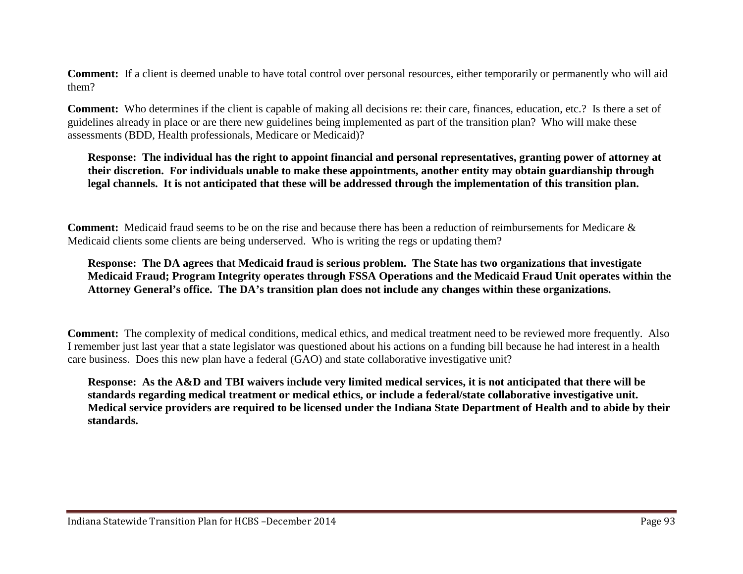**Comment:** If a client is deemed unable to have total control over personal resources, either temporarily or permanently who will aid them?

**Comment:** Who determines if the client is capable of making all decisions re: their care, finances, education, etc.? Is there a set of guidelines already in place or are there new guidelines being implemented as part of the transition plan? Who will make these assessments (BDD, Health professionals, Medicare or Medicaid)?

> **Response: The individual has the right to appoint financial and personal representatives, granting power of attorney at their discretion. For individuals unable to make these appointments, another entity may obtain guardianship through legal channels. It is not anticipated that these will be addressed through the implementation of this transition plan.**

**Comment:** Medicaid fraud seems to be on the rise and because there has been a reduction of reimbursements for Medicare & Medicaid clients some clients are being underserved. Who is writing the regs or updating them?

> **Response: The DA agrees that Medicaid fraud is serious problem. The State has two organizations that investigate Medicaid Fraud; Program Integrity operates through FSSA Operations and the Medicaid Fraud Unit operates within the Attorney General's office. The DA's transition plan does not include any changes within these organizations.**

**Comment:** The complexity of medical conditions, medical ethics, and medical treatment need to be reviewed more frequently. Also I remember just last year that a state legislator was questioned about his actions on a funding bill because he had interest in a health care business. Does this new plan have a federal (GAO) and state collaborative investigative unit?

> **Response: As the A&D and TBI waivers include very limited medical services, it is not anticipated that there will be standards regarding medical treatment or medical ethics, or include a federal/state collaborative investigative unit. Medical service providers are required to be licensed under the Indiana State Department of Health and to abide by their standards.**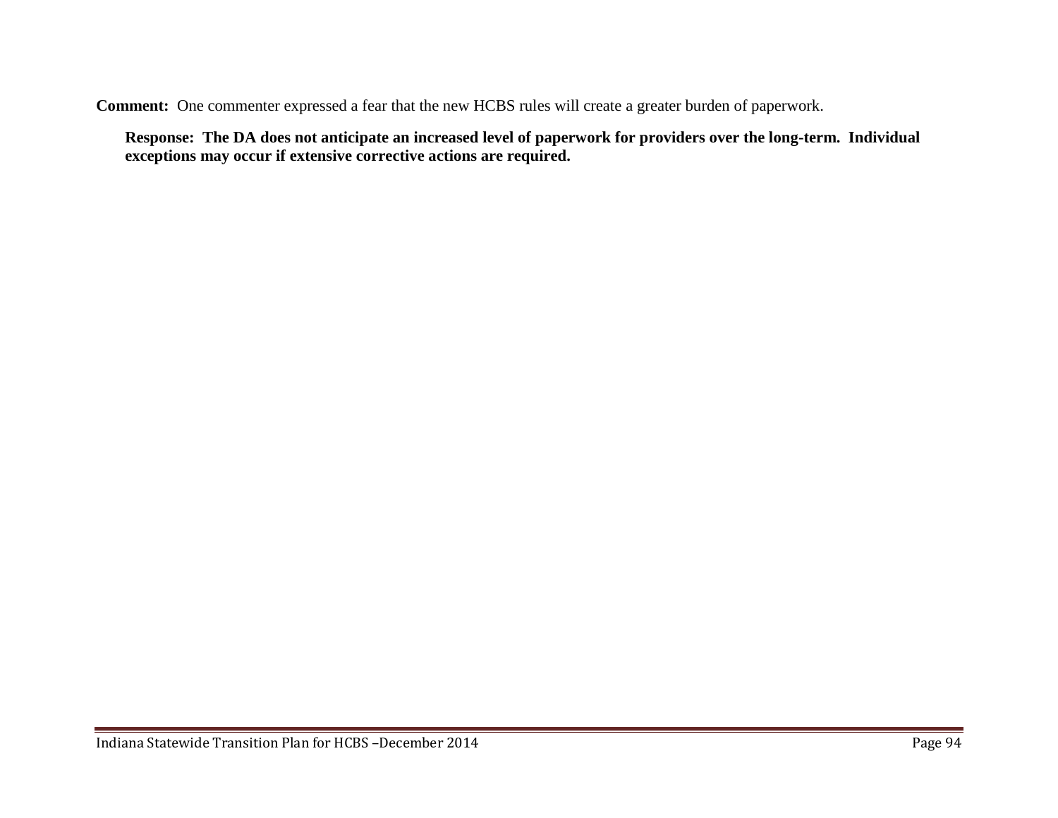**Comment:** One commenter expressed a fear that the new HCBS rules will create a greater burden of paperwork.

> **Response: The DA does not anticipate an increased level of paperwork for providers over the long-term. Individual exceptions may occur if extensive corrective actions are required.**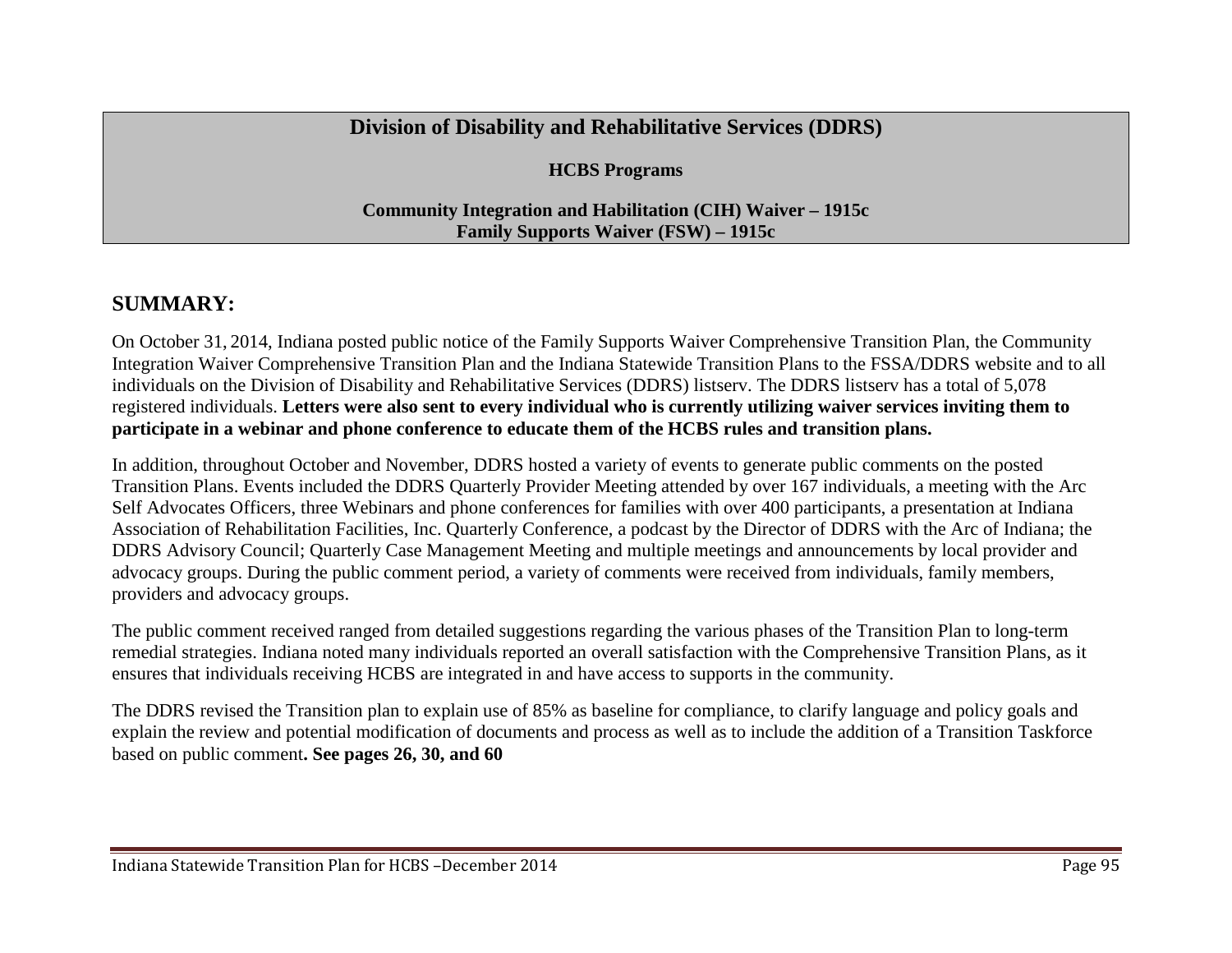## Division of Disability and Rehabilitative Services (DDRS)

**HCBS Programs**

**Community Integration and Habilitation (CIH) Waiver – 1915c**
**Family Supports Waiver (FSW) – 1915c**

## SUMMARY:

On October 31, 2014, Indiana posted public notice of the Family Supports Waiver Comprehensive Transition Plan, the Community Integration Waiver Comprehensive Transition Plan and the Indiana Statewide Transition Plans to the FSSA/DDRS website and to all individuals on the Division of Disability and Rehabilitative Services (DDRS) listserv. The DDRS listserv has a total of 5,078 registered individuals. **Letters were also sent to every individual who is currently utilizing waiver services inviting them to participate in a webinar and phone conference to educate them of the HCBS rules and transition plans.**

In addition, throughout October and November, DDRS hosted a variety of events to generate public comments on the posted Transition Plans. Events included the DDRS Quarterly Provider Meeting attended by over 167 individuals, a meeting with the Arc Self Advocates Officers, three Webinars and phone conferences for families with over 400 participants, a presentation at Indiana Association of Rehabilitation Facilities, Inc. Quarterly Conference, a podcast by the Director of DDRS with the Arc of Indiana; the DDRS Advisory Council; Quarterly Case Management Meeting and multiple meetings and announcements by local provider and advocacy groups. During the public comment period, a variety of comments were received from individuals, family members, providers and advocacy groups.

The public comment received ranged from detailed suggestions regarding the various phases of the Transition Plan to long-term remedial strategies. Indiana noted many individuals reported an overall satisfaction with the Comprehensive Transition Plans, as it ensures that individuals receiving HCBS are integrated in and have access to supports in the community.

The DDRS revised the Transition plan to explain use of 85% as baseline for compliance, to clarify language and policy goals and explain the review and potential modification of documents and process as well as to include the addition of a Transition Taskforce based on public comment**. See pages 26, 30, and 60**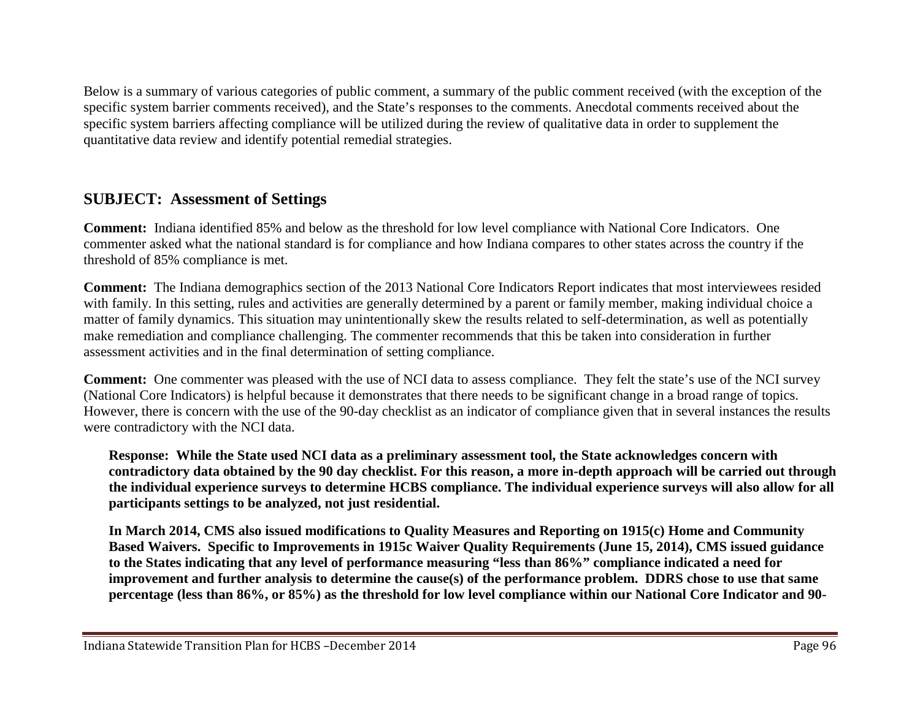Below is a summary of various categories of public comment, a summary of the public comment received (with the exception of the specific system barrier comments received), and the State's responses to the comments. Anecdotal comments received about the specific system barriers affecting compliance will be utilized during the review of qualitative data in order to supplement the quantitative data review and identify potential remedial strategies.

## SUBJECT: Assessment of Settings

**Comment:** Indiana identified 85% and below as the threshold for low level compliance with National Core Indicators. One commenter asked what the national standard is for compliance and how Indiana compares to other states across the country if the threshold of 85% compliance is met.

**Comment:** The Indiana demographics section of the 2013 National Core Indicators Report indicates that most interviewees resided with family. In this setting, rules and activities are generally determined by a parent or family member, making individual choice a matter of family dynamics. This situation may unintentionally skew the results related to self-determination, as well as potentially make remediation and compliance challenging. The commenter recommends that this be taken into consideration in further assessment activities and in the final determination of setting compliance.

**Comment:** One commenter was pleased with the use of NCI data to assess compliance. They felt the state's use of the NCI survey (National Core Indicators) is helpful because it demonstrates that there needs to be significant change in a broad range of topics. However, there is concern with the use of the 90-day checklist as an indicator of compliance given that in several instances the results were contradictory with the NCI data.

**Response: While the State used NCI data as a preliminary assessment tool, the State acknowledges concern with contradictory data obtained by the 90 day checklist. For this reason, a more in-depth approach will be carried out through the individual experience surveys to determine HCBS compliance. The individual experience surveys will also allow for all participants settings to be analyzed, not just residential.**

**In March 2014, CMS also issued modifications to Quality Measures and Reporting on 1915(c) Home and Community Based Waivers. Specific to Improvements in 1915c Waiver Quality Requirements (June 15, 2014), CMS issued guidance to the States indicating that any level of performance measuring "less than 86%" compliance indicated a need for improvement and further analysis to determine the cause(s) of the performance problem. DDRS chose to use that same percentage (less than 86%, or 85%) as the threshold for low level compliance within our National Core Indicator and 90-**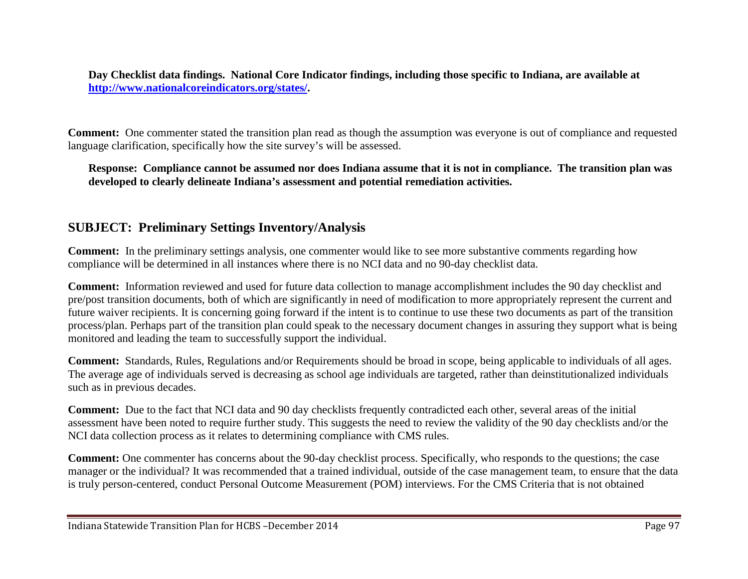**Day Checklist data findings. National Core Indicator findings, including those specific to Indiana, are available at [http://www.nationalcoreindicators.org/states/](http://www.nationalcoreindicators.org/states/).**

**Comment:** One commenter stated the transition plan read as though the assumption was everyone is out of compliance and requested language clarification, specifically how the site survey's will be assessed.

**Response: Compliance cannot be assumed nor does Indiana assume that it is not in compliance. The transition plan was developed to clearly delineate Indiana's assessment and potential remediation activities.**

## SUBJECT: Preliminary Settings Inventory/Analysis

**Comment:** In the preliminary settings analysis, one commenter would like to see more substantive comments regarding how compliance will be determined in all instances where there is no NCI data and no 90-day checklist data.

**Comment:** Information reviewed and used for future data collection to manage accomplishment includes the 90 day checklist and pre/post transition documents, both of which are significantly in need of modification to more appropriately represent the current and future waiver recipients. It is concerning going forward if the intent is to continue to use these two documents as part of the transition process/plan. Perhaps part of the transition plan could speak to the necessary document changes in assuring they support what is being monitored and leading the team to successfully support the individual.

**Comment:** Standards, Rules, Regulations and/or Requirements should be broad in scope, being applicable to individuals of all ages. The average age of individuals served is decreasing as school age individuals are targeted, rather than deinstitutionalized individuals such as in previous decades.

**Comment:** Due to the fact that NCI data and 90 day checklists frequently contradicted each other, several areas of the initial assessment have been noted to require further study. This suggests the need to review the validity of the 90 day checklists and/or the NCI data collection process as it relates to determining compliance with CMS rules.

**Comment:** One commenter has concerns about the 90-day checklist process. Specifically, who responds to the questions; the case manager or the individual? It was recommended that a trained individual, outside of the case management team, to ensure that the data is truly person-centered, conduct Personal Outcome Measurement (POM) interviews. For the CMS Criteria that is not obtained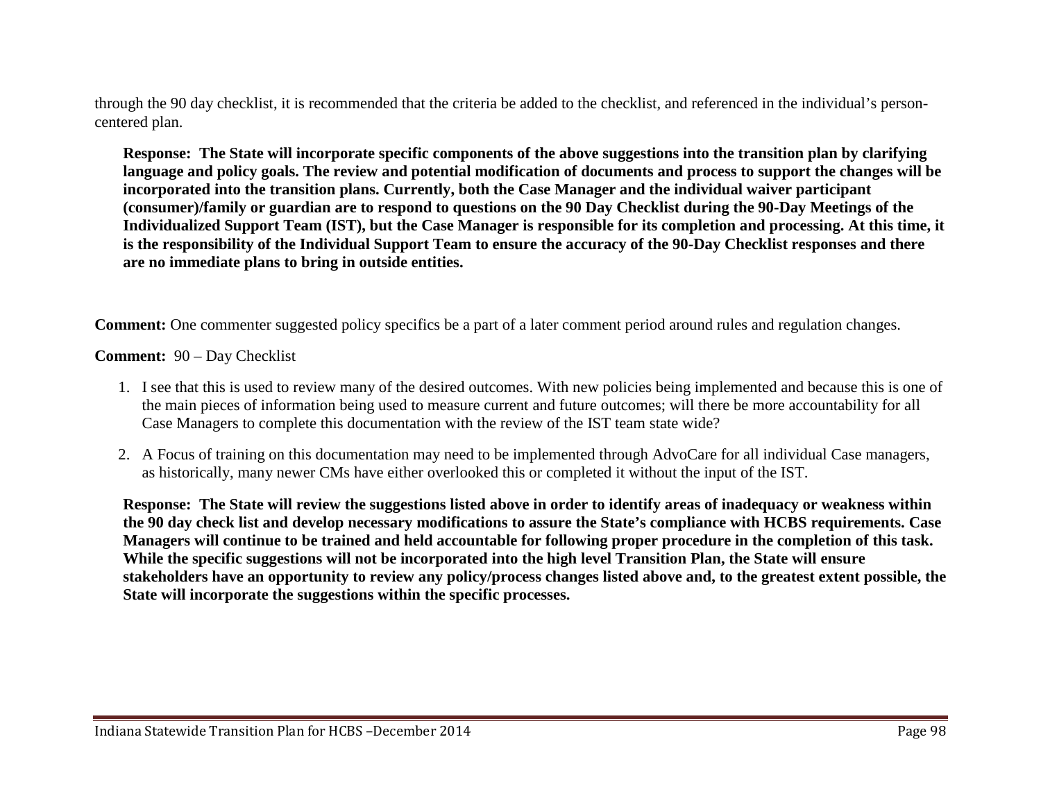through the 90 day checklist, it is recommended that the criteria be added to the checklist, and referenced in the individual's person-centered plan.

**Response: The State will incorporate specific components of the above suggestions into the transition plan by clarifying language and policy goals. The review and potential modification of documents and process to support the changes will be incorporated into the transition plans. Currently, both the Case Manager and the individual waiver participant (consumer)/family or guardian are to respond to questions on the 90 Day Checklist during the 90-Day Meetings of the Individualized Support Team (IST), but the Case Manager is responsible for its completion and processing. At this time, it is the responsibility of the Individual Support Team to ensure the accuracy of the 90-Day Checklist responses and there are no immediate plans to bring in outside entities.**

**Comment:** One commenter suggested policy specifics be a part of a later comment period around rules and regulation changes.

**Comment:** 90 – Day Checklist

1. I see that this is used to review many of the desired outcomes. With new policies being implemented and because this is one of the main pieces of information being used to measure current and future outcomes; will there be more accountability for all Case Managers to complete this documentation with the review of the IST team state wide?
2. A Focus of training on this documentation may need to be implemented through AdvoCare for all individual Case managers, as historically, many newer CMs have either overlooked this or completed it without the input of the IST.

**Response: The State will review the suggestions listed above in order to identify areas of inadequacy or weakness within the 90 day check list and develop necessary modifications to assure the State's compliance with HCBS requirements. Case Managers will continue to be trained and held accountable for following proper procedure in the completion of this task. While the specific suggestions will not be incorporated into the high level Transition Plan, the State will ensure stakeholders have an opportunity to review any policy/process changes listed above and, to the greatest extent possible, the State will incorporate the suggestions within the specific processes.**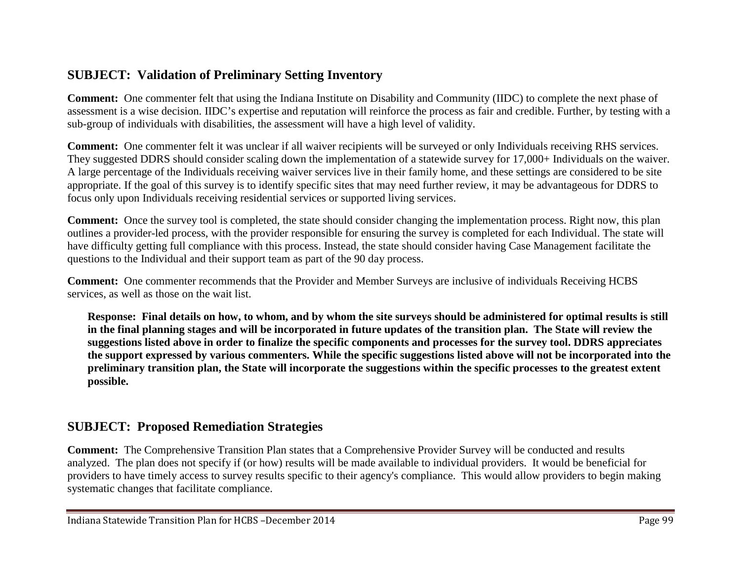## SUBJECT: Validation of Preliminary Setting Inventory

**Comment:** One commenter felt that using the Indiana Institute on Disability and Community (IIDC) to complete the next phase of assessment is a wise decision. IIDC's expertise and reputation will reinforce the process as fair and credible. Further, by testing with a sub-group of individuals with disabilities, the assessment will have a high level of validity.

**Comment:** One commenter felt it was unclear if all waiver recipients will be surveyed or only Individuals receiving RHS services. They suggested DDRS should consider scaling down the implementation of a statewide survey for 17,000+ Individuals on the waiver. A large percentage of the Individuals receiving waiver services live in their family home, and these settings are considered to be site appropriate. If the goal of this survey is to identify specific sites that may need further review, it may be advantageous for DDRS to focus only upon Individuals receiving residential services or supported living services.

**Comment:** Once the survey tool is completed, the state should consider changing the implementation process. Right now, this plan outlines a provider-led process, with the provider responsible for ensuring the survey is completed for each Individual. The state will have difficulty getting full compliance with this process. Instead, the state should consider having Case Management facilitate the questions to the Individual and their support team as part of the 90 day process.

**Comment:** One commenter recommends that the Provider and Member Surveys are inclusive of individuals Receiving HCBS services, as well as those on the wait list.

> **Response: Final details on how, to whom, and by whom the site surveys should be administered for optimal results is still in the final planning stages and will be incorporated in future updates of the transition plan. The State will review the suggestions listed above in order to finalize the specific components and processes for the survey tool. DDRS appreciates the support expressed by various commenters. While the specific suggestions listed above will not be incorporated into the preliminary transition plan, the State will incorporate the suggestions within the specific processes to the greatest extent possible.**

## SUBJECT: Proposed Remediation Strategies

**Comment:** The Comprehensive Transition Plan states that a Comprehensive Provider Survey will be conducted and results analyzed. The plan does not specify if (or how) results will be made available to individual providers. It would be beneficial for providers to have timely access to survey results specific to their agency's compliance. This would allow providers to begin making systematic changes that facilitate compliance.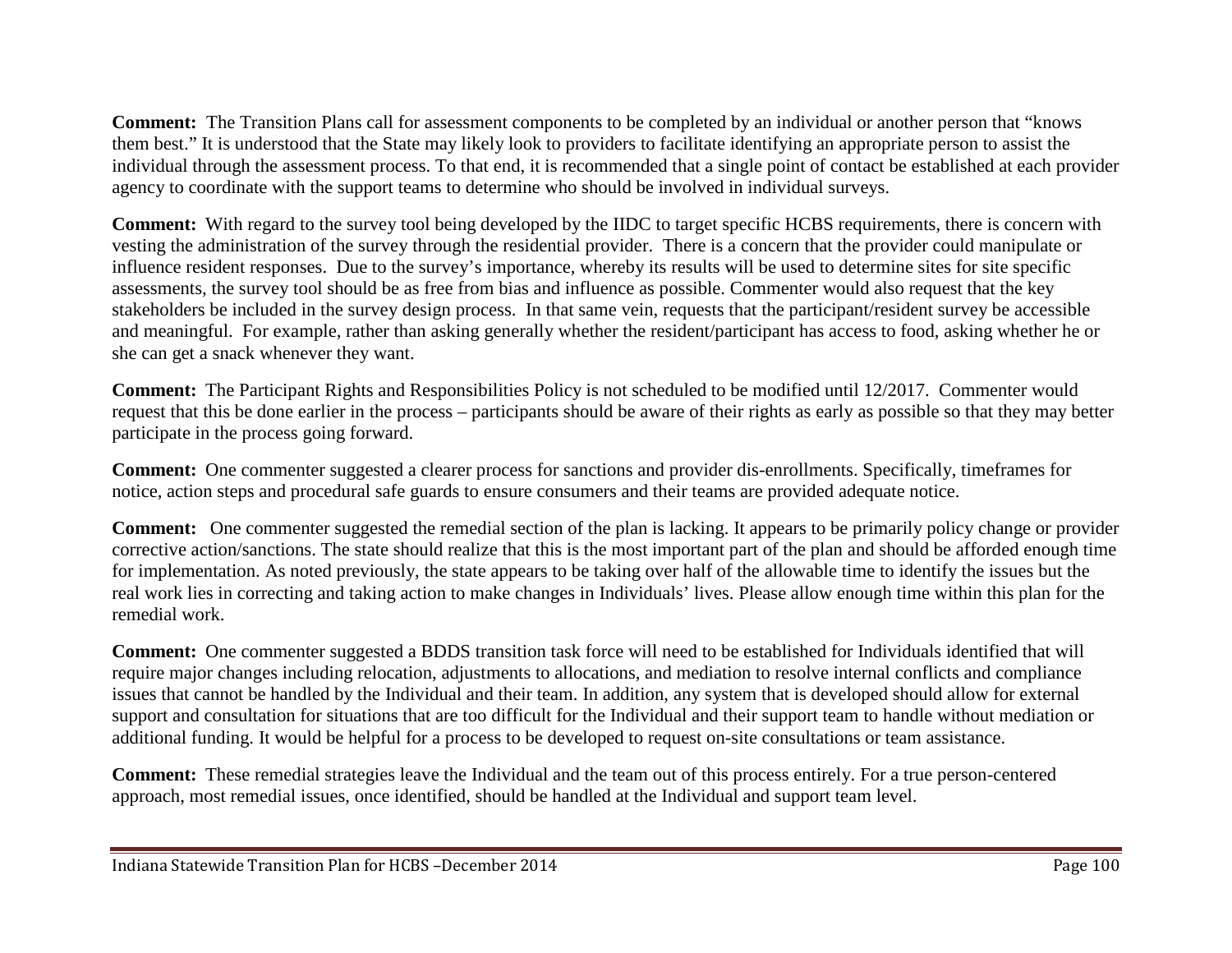**Comment:** The Transition Plans call for assessment components to be completed by an individual or another person that "knows them best." It is understood that the State may likely look to providers to facilitate identifying an appropriate person to assist the individual through the assessment process. To that end, it is recommended that a single point of contact be established at each provider agency to coordinate with the support teams to determine who should be involved in individual surveys.

**Comment:** With regard to the survey tool being developed by the IIDC to target specific HCBS requirements, there is concern with vesting the administration of the survey through the residential provider. There is a concern that the provider could manipulate or influence resident responses. Due to the survey's importance, whereby its results will be used to determine sites for site specific assessments, the survey tool should be as free from bias and influence as possible. Commenter would also request that the key stakeholders be included in the survey design process. In that same vein, requests that the participant/resident survey be accessible and meaningful. For example, rather than asking generally whether the resident/participant has access to food, asking whether he or she can get a snack whenever they want.

**Comment:** The Participant Rights and Responsibilities Policy is not scheduled to be modified until 12/2017. Commenter would request that this be done earlier in the process – participants should be aware of their rights as early as possible so that they may better participate in the process going forward.

**Comment:** One commenter suggested a clearer process for sanctions and provider dis-enrollments. Specifically, timeframes for notice, action steps and procedural safe guards to ensure consumers and their teams are provided adequate notice.

**Comment:** One commenter suggested the remedial section of the plan is lacking. It appears to be primarily policy change or provider corrective action/sanctions. The state should realize that this is the most important part of the plan and should be afforded enough time for implementation. As noted previously, the state appears to be taking over half of the allowable time to identify the issues but the real work lies in correcting and taking action to make changes in Individuals' lives. Please allow enough time within this plan for the remedial work.

**Comment:** One commenter suggested a BDDS transition task force will need to be established for Individuals identified that will require major changes including relocation, adjustments to allocations, and mediation to resolve internal conflicts and compliance issues that cannot be handled by the Individual and their team. In addition, any system that is developed should allow for external support and consultation for situations that are too difficult for the Individual and their support team to handle without mediation or additional funding. It would be helpful for a process to be developed to request on-site consultations or team assistance.

**Comment:** These remedial strategies leave the Individual and the team out of this process entirely. For a true person-centered approach, most remedial issues, once identified, should be handled at the Individual and support team level.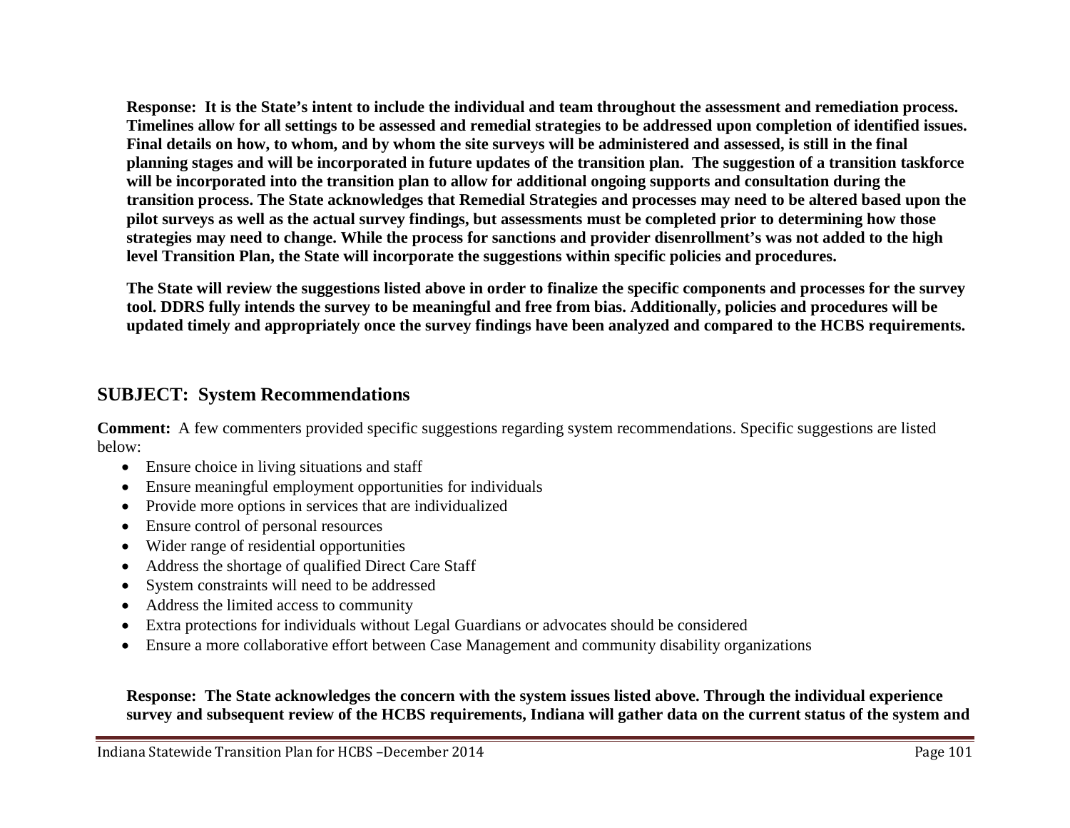**Response: It is the State's intent to include the individual and team throughout the assessment and remediation process. Timelines allow for all settings to be assessed and remedial strategies to be addressed upon completion of identified issues. Final details on how, to whom, and by whom the site surveys will be administered and assessed, is still in the final planning stages and will be incorporated in future updates of the transition plan. The suggestion of a transition taskforce will be incorporated into the transition plan to allow for additional ongoing supports and consultation during the transition process. The State acknowledges that Remedial Strategies and processes may need to be altered based upon the pilot surveys as well as the actual survey findings, but assessments must be completed prior to determining how those strategies may need to change. While the process for sanctions and provider disenrollment's was not added to the high level Transition Plan, the State will incorporate the suggestions within specific policies and procedures.**

**The State will review the suggestions listed above in order to finalize the specific components and processes for the survey tool. DDRS fully intends the survey to be meaningful and free from bias. Additionally, policies and procedures will be updated timely and appropriately once the survey findings have been analyzed and compared to the HCBS requirements.**

## SUBJECT: System Recommendations

**Comment:** A few commenters provided specific suggestions regarding system recommendations. Specific suggestions are listed below:

- Ensure choice in living situations and staff
- Ensure meaningful employment opportunities for individuals
- Provide more options in services that are individualized
- Ensure control of personal resources
- Wider range of residential opportunities
- Address the shortage of qualified Direct Care Staff
- System constraints will need to be addressed
- Address the limited access to community
- Extra protections for individuals without Legal Guardians or advocates should be considered
- Ensure a more collaborative effort between Case Management and community disability organizations

**Response: The State acknowledges the concern with the system issues listed above. Through the individual experience survey and subsequent review of the HCBS requirements, Indiana will gather data on the current status of the system and**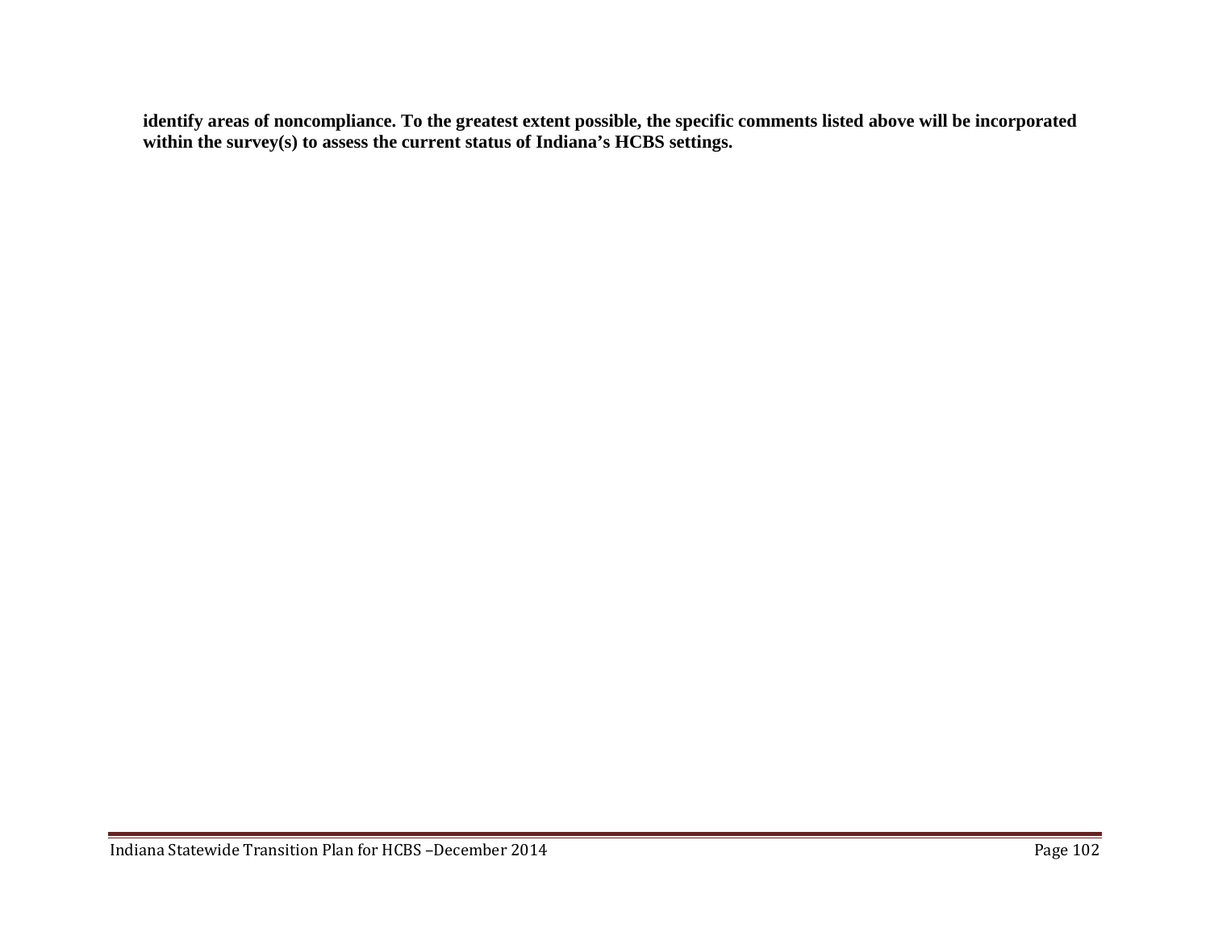**identify areas of noncompliance. To the greatest extent possible, the specific comments listed above will be incorporated within the survey(s) to assess the current status of Indiana's HCBS settings.**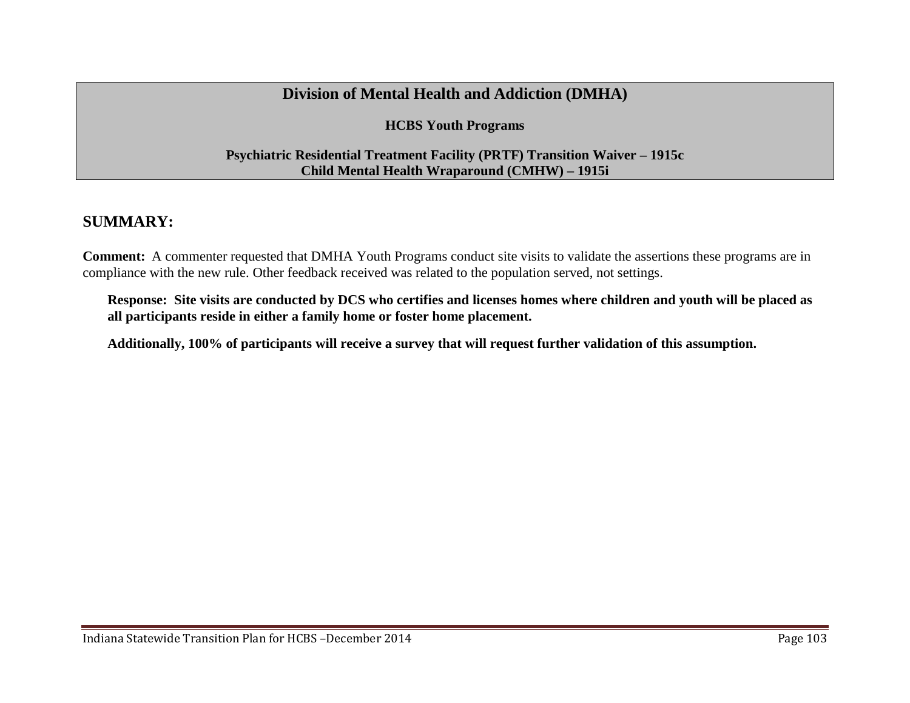## Division of Mental Health and Addiction (DMHA)

**HCBS Youth Programs**

**Psychiatric Residential Treatment Facility (PRTF) Transition Waiver – 1915c**
**Child Mental Health Wraparound (CMHW) – 1915i**

## SUMMARY:

**Comment:** A commenter requested that DMHA Youth Programs conduct site visits to validate the assertions these programs are in compliance with the new rule. Other feedback received was related to the population served, not settings.

**Response: Site visits are conducted by DCS who certifies and licenses homes where children and youth will be placed as all participants reside in either a family home or foster home placement.**

**Additionally, 100% of participants will receive a survey that will request further validation of this assumption.**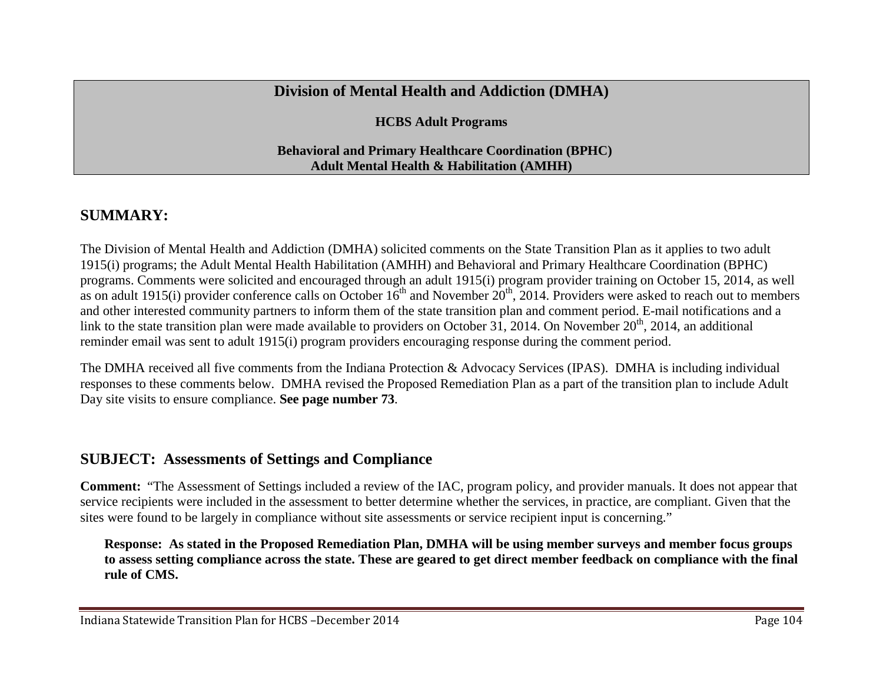# Division of Mental Health and Addiction (DMHA)

**HCBS Adult Programs**

**Behavioral and Primary Healthcare Coordination (BPHC)**
**Adult Mental Health & Habilitation (AMHH)**

## SUMMARY:

The Division of Mental Health and Addiction (DMHA) solicited comments on the State Transition Plan as it applies to two adult 1915(i) programs; the Adult Mental Health Habilitation (AMHH) and Behavioral and Primary Healthcare Coordination (BPHC) programs. Comments were solicited and encouraged through an adult 1915(i) program provider training on October 15, 2014, as well as on adult 1915(i) provider conference calls on October 16[th] and November 20[th], 2014. Providers were asked to reach out to members and other interested community partners to inform them of the state transition plan and comment period. E-mail notifications and a link to the state transition plan were made available to providers on October 31, 2014. On November 20[th], 2014, an additional reminder email was sent to adult 1915(i) program providers encouraging response during the comment period.

The DMHA received all five comments from the Indiana Protection & Advocacy Services (IPAS). DMHA is including individual responses to these comments below. DMHA revised the Proposed Remediation Plan as a part of the transition plan to include Adult Day site visits to ensure compliance. **See page number 73**.

## SUBJECT: Assessments of Settings and Compliance

**Comment:** "The Assessment of Settings included a review of the IAC, program policy, and provider manuals. It does not appear that service recipients were included in the assessment to better determine whether the services, in practice, are compliant. Given that the sites were found to be largely in compliance without site assessments or service recipient input is concerning."

**Response: As stated in the Proposed Remediation Plan, DMHA will be using member surveys and member focus groups to assess setting compliance across the state. These are geared to get direct member feedback on compliance with the final rule of CMS.**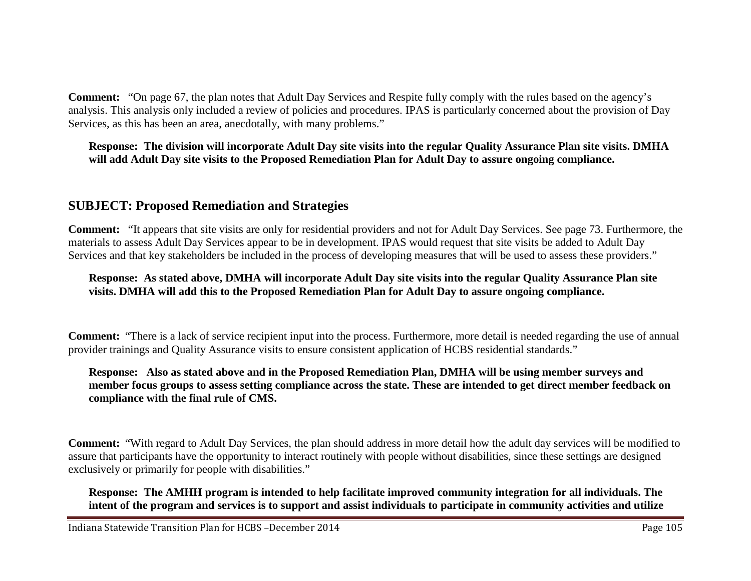**Comment:** "On page 67, the plan notes that Adult Day Services and Respite fully comply with the rules based on the agency's analysis. This analysis only included a review of policies and procedures. IPAS is particularly concerned about the provision of Day Services, as this has been an area, anecdotally, with many problems."

**Response: The division will incorporate Adult Day site visits into the regular Quality Assurance Plan site visits. DMHA will add Adult Day site visits to the Proposed Remediation Plan for Adult Day to assure ongoing compliance.**

## SUBJECT: Proposed Remediation and Strategies

**Comment:** "It appears that site visits are only for residential providers and not for Adult Day Services. See page 73. Furthermore, the materials to assess Adult Day Services appear to be in development. IPAS would request that site visits be added to Adult Day Services and that key stakeholders be included in the process of developing measures that will be used to assess these providers."

**Response: As stated above, DMHA will incorporate Adult Day site visits into the regular Quality Assurance Plan site visits. DMHA will add this to the Proposed Remediation Plan for Adult Day to assure ongoing compliance.**

**Comment:** "There is a lack of service recipient input into the process. Furthermore, more detail is needed regarding the use of annual provider trainings and Quality Assurance visits to ensure consistent application of HCBS residential standards."

**Response: Also as stated above and in the Proposed Remediation Plan, DMHA will be using member surveys and member focus groups to assess setting compliance across the state. These are intended to get direct member feedback on compliance with the final rule of CMS.**

**Comment:** "With regard to Adult Day Services, the plan should address in more detail how the adult day services will be modified to assure that participants have the opportunity to interact routinely with people without disabilities, since these settings are designed exclusively or primarily for people with disabilities."

**Response: The AMHH program is intended to help facilitate improved community integration for all individuals. The intent of the program and services is to support and assist individuals to participate in community activities and utilize**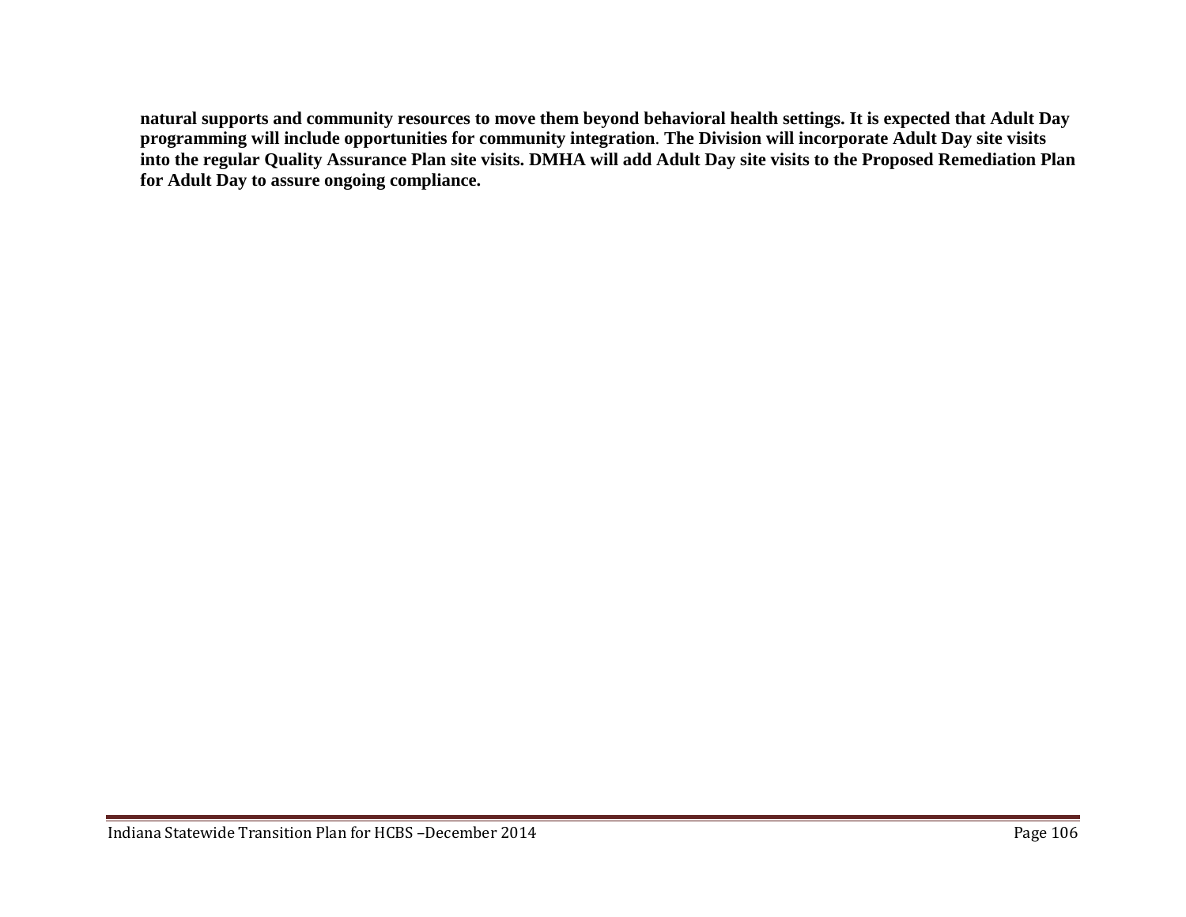**natural supports and community resources to move them beyond behavioral health settings. It is expected that Adult Day programming will include opportunities for community integration. The Division will incorporate Adult Day site visits into the regular Quality Assurance Plan site visits. DMHA will add Adult Day site visits to the Proposed Remediation Plan for Adult Day to assure ongoing compliance.**